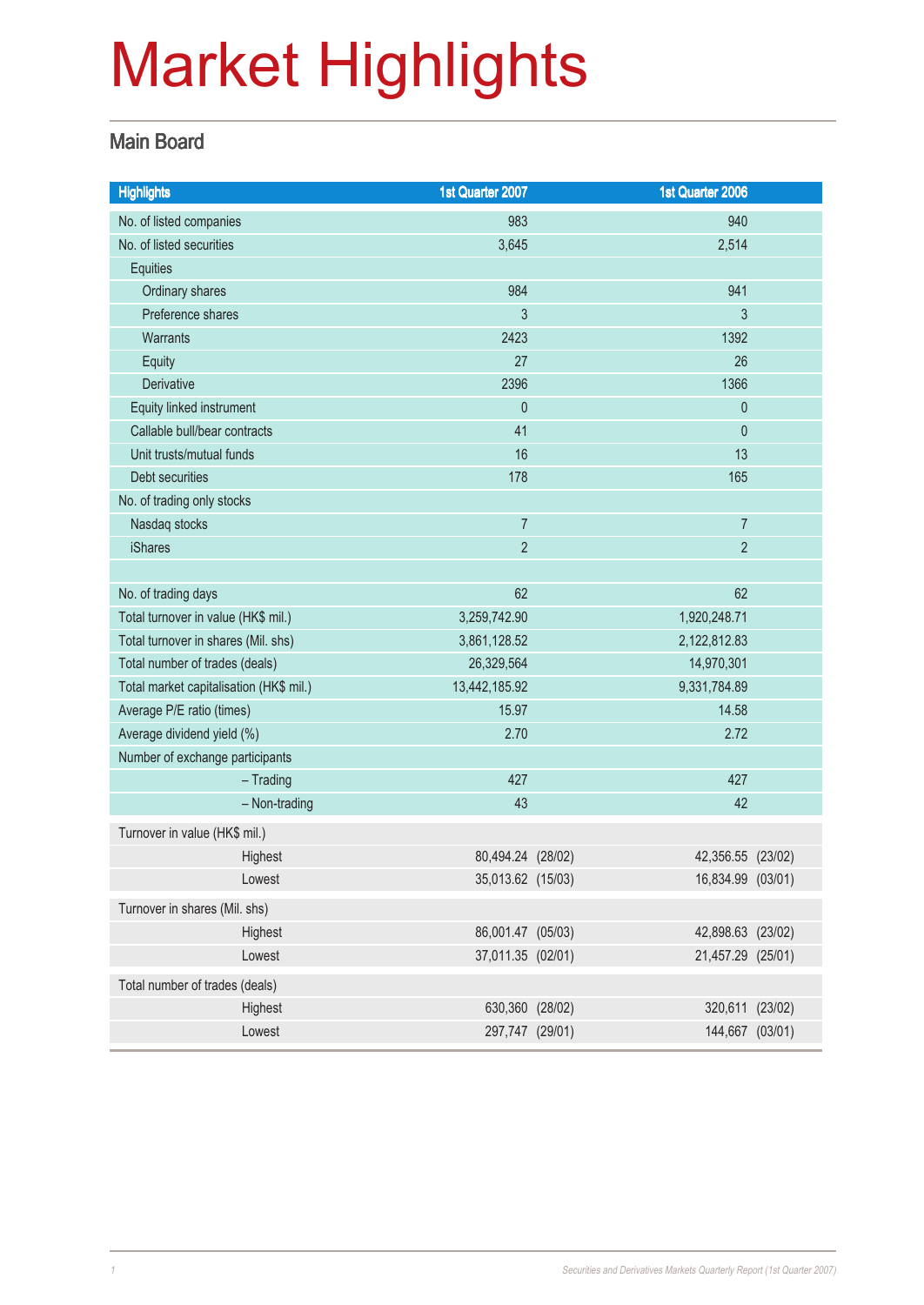# Market Highlights

## Main Board

| Highlights | 1st Quarter 2007 | 1st Quarter 2006 |
|---|---|---|
| No. of listed companies | 983 | 940 |
| No. of listed securities | 3,645 | 2,514 |
| Equities | | |
| Ordinary shares | 984 | 941 |
| Preference shares | 3 | 3 |
| Warrants | 2423 | 1392 |
| Equity | 27 | 26 |
| Derivative | 2396 | 1366 |
| Equity linked instrument | 0 | 0 |
| Callable bull/bear contracts | 41 | 0 |
| Unit trusts/mutual funds | 16 | 13 |
| Debt securities | 178 | 165 |
| No. of trading only stocks | | |
| Nasdaq stocks | 7 | 7 |
| iShares | 2 | 2 |
| | | |
| No. of trading days | 62 | 62 |
| Total turnover in value (HK$ mil.) | 3,259,742.90 | 1,920,248.71 |
| Total turnover in shares (Mil. shs) | 3,861,128.52 | 2,122,812.83 |
| Total number of trades (deals) | 26,329,564 | 14,970,301 |
| Total market capitalisation (HK$ mil.) | 13,442,185.92 | 9,331,784.89 |
| Average P/E ratio (times) | 15.97 | 14.58 |
| Average dividend yield (%) | 2.70 | 2.72 |
| Number of exchange participants | | |
| – Trading | 427 | 427 |
| – Non-trading | 43 | 42 |
| Turnover in value (HK$ mil.) | | |
| Highest | 80,494.24 (28/02) | 42,356.55 (23/02) |
| Lowest | 35,013.62 (15/03) | 16,834.99 (03/01) |
| Turnover in shares (Mil. shs) | | |
| Highest | 86,001.47 (05/03) | 42,898.63 (23/02) |
| Lowest | 37,011.35 (02/01) | 21,457.29 (25/01) |
| Total number of trades (deals) | | |
| Highest | 630,360 (28/02) | 320,611 (23/02) |
| Lowest | 297,747 (29/01) | 144,667 (03/01) |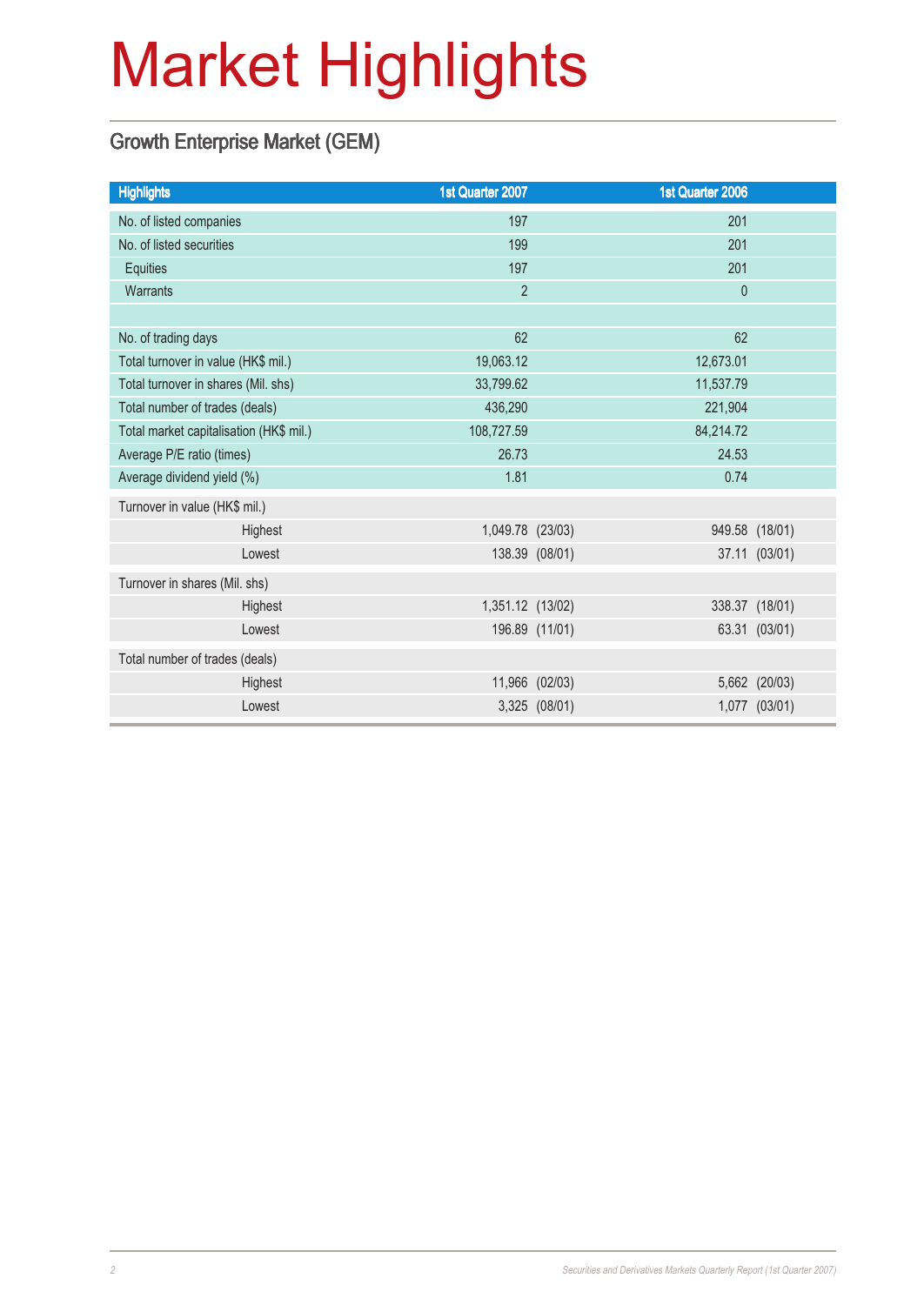# Market Highlights

## Growth Enterprise Market (GEM)

| Highlights | 1st Quarter 2007 | 1st Quarter 2006 |
|---|---|---|
| No. of listed companies | 197 | 201 |
| No. of listed securities | 199 | 201 |
| Equities | 197 | 201 |
| Warrants | 2 | 0 |
| | | |
| No. of trading days | 62 | 62 |
| Total turnover in value (HK$ mil.) | 19,063.12 | 12,673.01 |
| Total turnover in shares (Mil. shs) | 33,799.62 | 11,537.79 |
| Total number of trades (deals) | 436,290 | 221,904 |
| Total market capitalisation (HK$ mil.) | 108,727.59 | 84,214.72 |
| Average P/E ratio (times) | 26.73 | 24.53 |
| Average dividend yield (%) | 1.81 | 0.74 |
| Turnover in value (HK$ mil.) | | |
| Highest | 1,049.78 (23/03) | 949.58 (18/01) |
| Lowest | 138.39 (08/01) | 37.11 (03/01) |
| Turnover in shares (Mil. shs) | | |
| Highest | 1,351.12 (13/02) | 338.37 (18/01) |
| Lowest | 196.89 (11/01) | 63.31 (03/01) |
| Total number of trades (deals) | | |
| Highest | 11,966 (02/03) | 5,662 (20/03) |
| Lowest | 3,325 (08/01) | 1,077 (03/01) |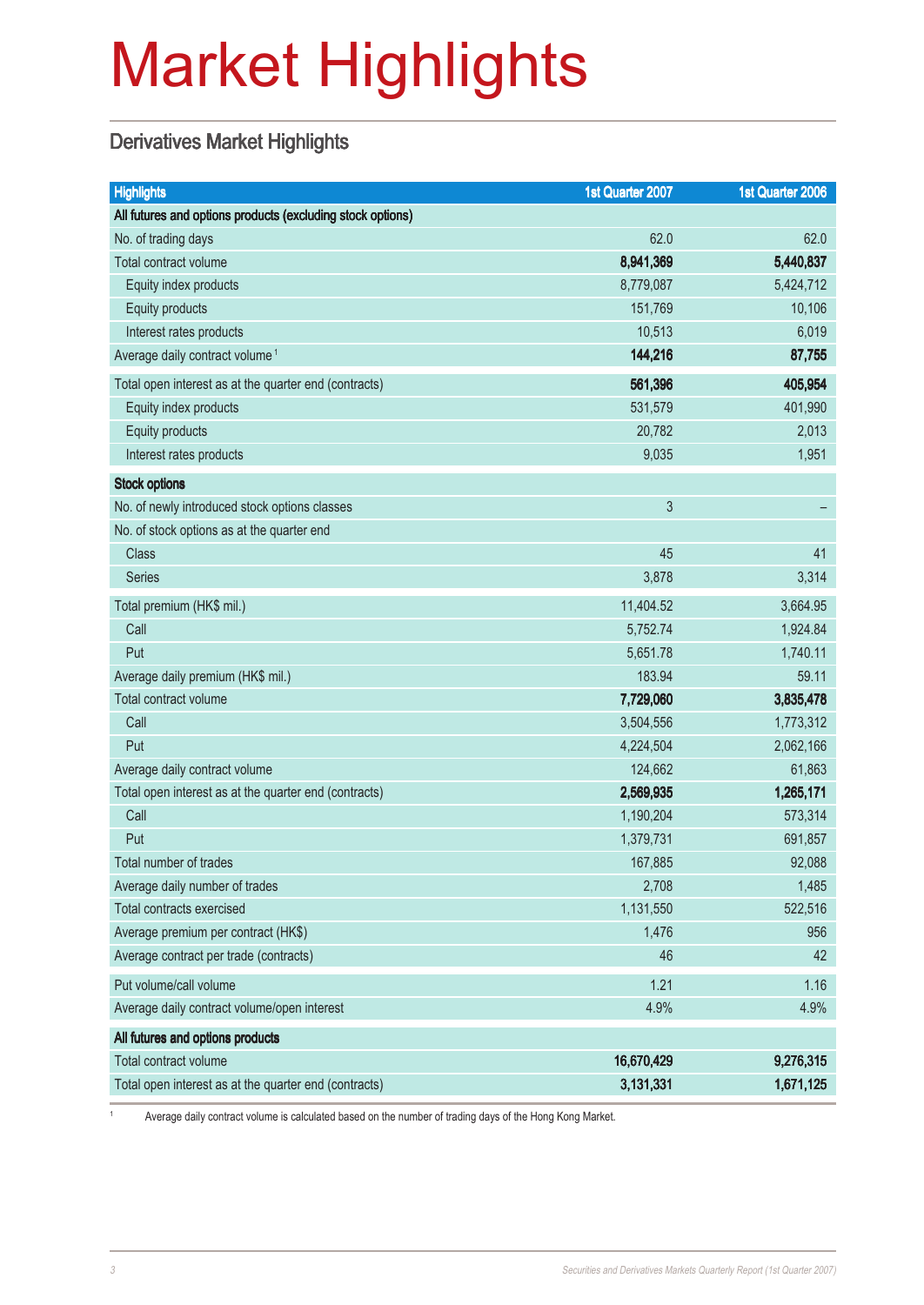# Market Highlights

## Derivatives Market Highlights

| Highlights | 1st Quarter 2007 | 1st Quarter 2006 |
|---|---|---|
| **All futures and options products (excluding stock options)** | | |
| No. of trading days | 62.0 | 62.0 |
| Total contract volume | **8,941,369** | **5,440,837** |
| Equity index products | 8,779,087 | 5,424,712 |
| Equity products | 151,769 | 10,106 |
| Interest rates products | 10,513 | 6,019 |
| Average daily contract volume [1] | **144,216** | **87,755** |
| Total open interest as at the quarter end (contracts) | **561,396** | **405,954** |
| Equity index products | 531,579 | 401,990 |
| Equity products | 20,782 | 2,013 |
| Interest rates products | 9,035 | 1,951 |
| **Stock options** | | |
| No. of newly introduced stock options classes | 3 | – |
| No. of stock options as at the quarter end | | |
| Class | 45 | 41 |
| Series | 3,878 | 3,314 |
| Total premium (HK$ mil.) | 11,404.52 | 3,664.95 |
| Call | 5,752.74 | 1,924.84 |
| Put | 5,651.78 | 1,740.11 |
| Average daily premium (HK$ mil.) | 183.94 | 59.11 |
| Total contract volume | **7,729,060** | **3,835,478** |
| Call | 3,504,556 | 1,773,312 |
| Put | 4,224,504 | 2,062,166 |
| Average daily contract volume | 124,662 | 61,863 |
| Total open interest as at the quarter end (contracts) | **2,569,935** | **1,265,171** |
| Call | 1,190,204 | 573,314 |
| Put | 1,379,731 | 691,857 |
| Total number of trades | 167,885 | 92,088 |
| Average daily number of trades | 2,708 | 1,485 |
| Total contracts exercised | 1,131,550 | 522,516 |
| Average premium per contract (HK$) | 1,476 | 956 |
| Average contract per trade (contracts) | 46 | 42 |
| Put volume/call volume | 1.21 | 1.16 |
| Average daily contract volume/open interest | 4.9% | 4.9% |
| **All futures and options products** | | |
| Total contract volume | **16,670,429** | **9,276,315** |
| Total open interest as at the quarter end (contracts) | **3,131,331** | **1,671,125** |

[1] Average daily contract volume is calculated based on the number of trading days of the Hong Kong Market.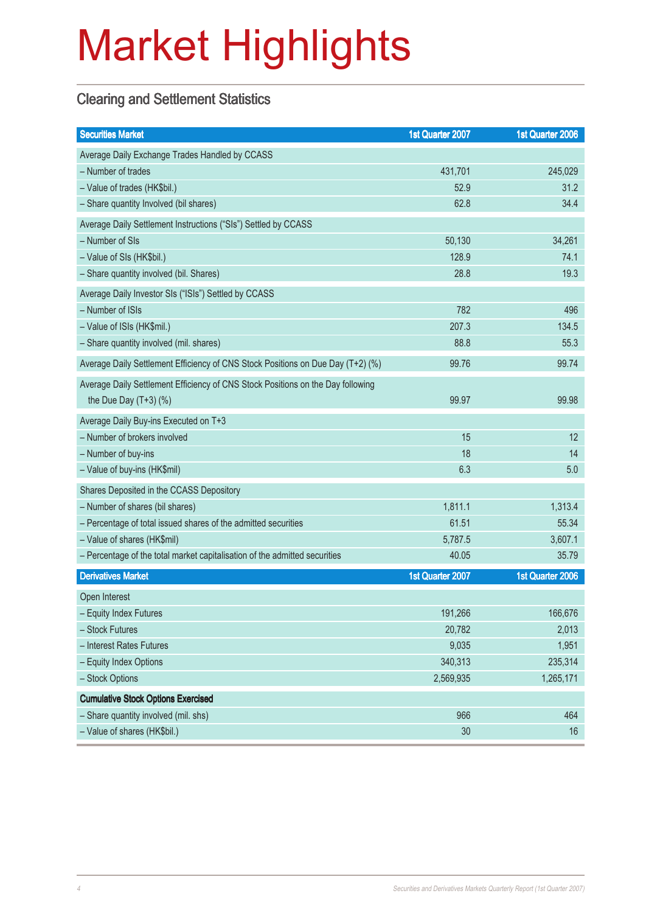# Market Highlights

## Clearing and Settlement Statistics

| Securities Market | 1st Quarter 2007 | 1st Quarter 2006 |
|---|---|---|
| Average Daily Exchange Trades Handled by CCASS | | |
| – Number of trades | 431,701 | 245,029 |
| – Value of trades (HK$bil.) | 52.9 | 31.2 |
| – Share quantity Involved (bil shares) | 62.8 | 34.4 |
| Average Daily Settlement Instructions ("SIs") Settled by CCASS | | |
| – Number of SIs | 50,130 | 34,261 |
| – Value of SIs (HK$bil.) | 128.9 | 74.1 |
| – Share quantity involved (bil. Shares) | 28.8 | 19.3 |
| Average Daily Investor SIs ("ISIs") Settled by CCASS | | |
| – Number of ISIs | 782 | 496 |
| – Value of ISIs (HK$mil.) | 207.3 | 134.5 |
| – Share quantity involved (mil. shares) | 88.8 | 55.3 |
| Average Daily Settlement Efficiency of CNS Stock Positions on Due Day (T+2) (%) | 99.76 | 99.74 |
| Average Daily Settlement Efficiency of CNS Stock Positions on the Day following the Due Day (T+3) (%) | 99.97 | 99.98 |
| Average Daily Buy-ins Executed on T+3 | | |
| – Number of brokers involved | 15 | 12 |
| – Number of buy-ins | 18 | 14 |
| – Value of buy-ins (HK$mil) | 6.3 | 5.0 |
| Shares Deposited in the CCASS Depository | | |
| – Number of shares (bil shares) | 1,811.1 | 1,313.4 |
| – Percentage of total issued shares of the admitted securities | 61.51 | 55.34 |
| – Value of shares (HK$mil) | 5,787.5 | 3,607.1 |
| – Percentage of the total market capitalisation of the admitted securities | 40.05 | 35.79 |

| Derivatives Market | 1st Quarter 2007 | 1st Quarter 2006 |
|---|---|---|
| Open Interest | | |
| – Equity Index Futures | 191,266 | 166,676 |
| – Stock Futures | 20,782 | 2,013 |
| – Interest Rates Futures | 9,035 | 1,951 |
| – Equity Index Options | 340,313 | 235,314 |
| – Stock Options | 2,569,935 | 1,265,171 |
| **Cumulative Stock Options Exercised** | | |
| – Share quantity involved (mil. shs) | 966 | 464 |
| – Value of shares (HK$bil.) | 30 | 16 |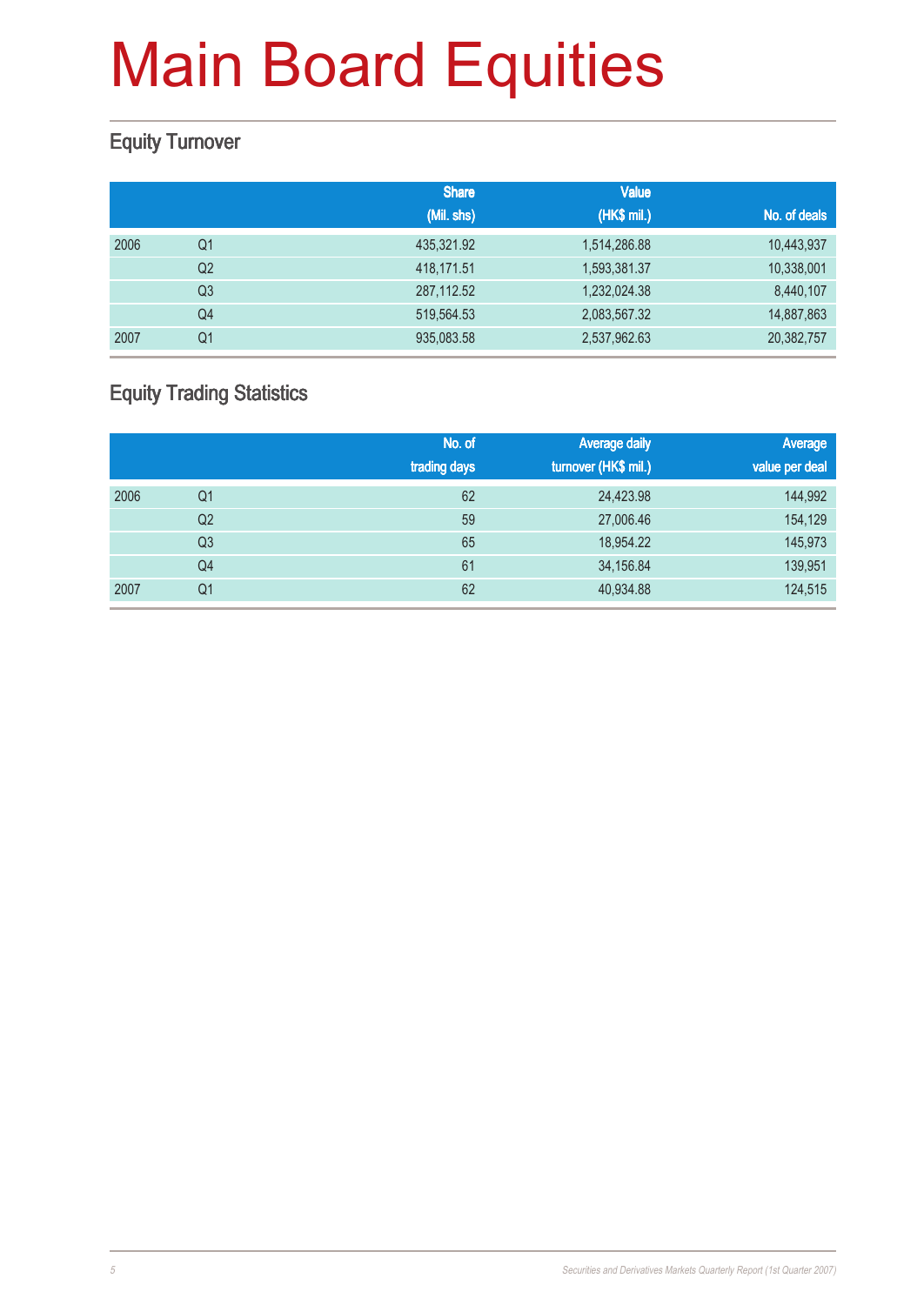# Main Board Equities

## Equity Turnover

| | | Share (Mil. shs) | Value (HK$ mil.) | No. of deals |
|---|---|---|---|---|
| 2006 | Q1 | 435,321.92 | 1,514,286.88 | 10,443,937 |
| | Q2 | 418,171.51 | 1,593,381.37 | 10,338,001 |
| | Q3 | 287,112.52 | 1,232,024.38 | 8,440,107 |
| | Q4 | 519,564.53 | 2,083,567.32 | 14,887,863 |
| 2007 | Q1 | 935,083.58 | 2,537,962.63 | 20,382,757 |

## Equity Trading Statistics

| | | No. of trading days | Average daily turnover (HK$ mil.) | Average value per deal |
|---|---|---|---|---|
| 2006 | Q1 | 62 | 24,423.98 | 144,992 |
| | Q2 | 59 | 27,006.46 | 154,129 |
| | Q3 | 65 | 18,954.22 | 145,973 |
| | Q4 | 61 | 34,156.84 | 139,951 |
| 2007 | Q1 | 62 | 40,934.88 | 124,515 |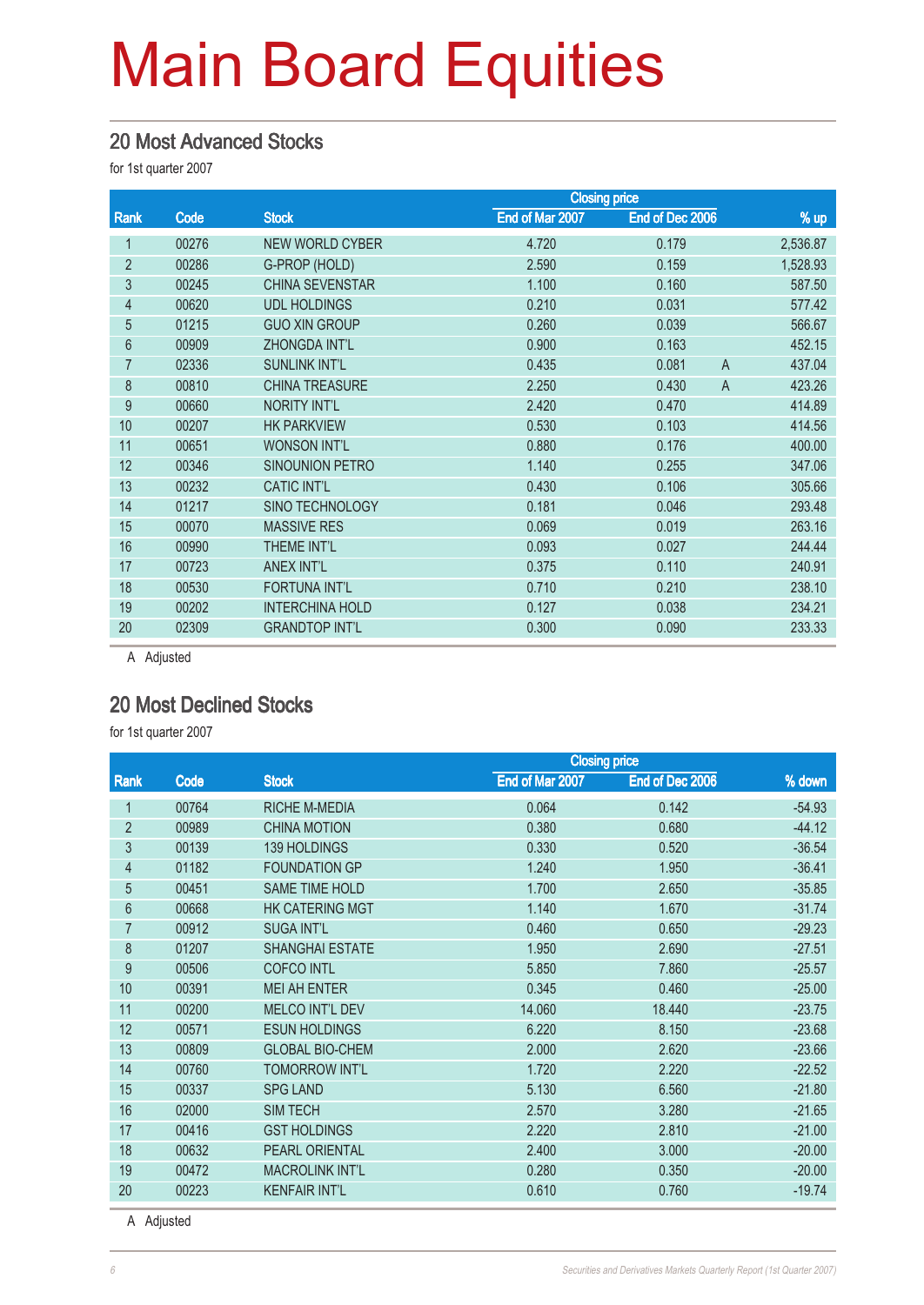# Main Board Equities

## 20 Most Advanced Stocks

for 1st quarter 2007

| Rank | Code | Stock | Closing price | | | % up |
|---|---|---|---|---|---|---|
| | | | End of Mar 2007 | End of Dec 2006 | | |
| 1 | 00276 | NEW WORLD CYBER | 4.720 | 0.179 | | 2,536.87 |
| 2 | 00286 | G-PROP (HOLD) | 2.590 | 0.159 | | 1,528.93 |
| 3 | 00245 | CHINA SEVENSTAR | 1.100 | 0.160 | | 587.50 |
| 4 | 00620 | UDL HOLDINGS | 0.210 | 0.031 | | 577.42 |
| 5 | 01215 | GUO XIN GROUP | 0.260 | 0.039 | | 566.67 |
| 6 | 00909 | ZHONGDA INT'L | 0.900 | 0.163 | | 452.15 |
| 7 | 02336 | SUNLINK INT'L | 0.435 | 0.081 | A | 437.04 |
| 8 | 00810 | CHINA TREASURE | 2.250 | 0.430 | A | 423.26 |
| 9 | 00660 | NORITY INT'L | 2.420 | 0.470 | | 414.89 |
| 10 | 00207 | HK PARKVIEW | 0.530 | 0.103 | | 414.56 |
| 11 | 00651 | WONSON INT'L | 0.880 | 0.176 | | 400.00 |
| 12 | 00346 | SINOUNION PETRO | 1.140 | 0.255 | | 347.06 |
| 13 | 00232 | CATIC INT'L | 0.430 | 0.106 | | 305.66 |
| 14 | 01217 | SINO TECHNOLOGY | 0.181 | 0.046 | | 293.48 |
| 15 | 00070 | MASSIVE RES | 0.069 | 0.019 | | 263.16 |
| 16 | 00990 | THEME INT'L | 0.093 | 0.027 | | 244.44 |
| 17 | 00723 | ANEX INT'L | 0.375 | 0.110 | | 240.91 |
| 18 | 00530 | FORTUNA INT'L | 0.710 | 0.210 | | 238.10 |
| 19 | 00202 | INTERCHINA HOLD | 0.127 | 0.038 | | 234.21 |
| 20 | 02309 | GRANDTOP INT'L | 0.300 | 0.090 | | 233.33 |

A Adjusted

## 20 Most Declined Stocks

for 1st quarter 2007

| Rank | Code | Stock | Closing price | | | % down |
|---|---|---|---|---|---|---|
| | | | End of Mar 2007 | End of Dec 2006 | | |
| 1 | 00764 | RICHE M-MEDIA | 0.064 | 0.142 | | -54.93 |
| 2 | 00989 | CHINA MOTION | 0.380 | 0.680 | | -44.12 |
| 3 | 00139 | 139 HOLDINGS | 0.330 | 0.520 | | -36.54 |
| 4 | 01182 | FOUNDATION GP | 1.240 | 1.950 | | -36.41 |
| 5 | 00451 | SAME TIME HOLD | 1.700 | 2.650 | | -35.85 |
| 6 | 00668 | HK CATERING MGT | 1.140 | 1.670 | | -31.74 |
| 7 | 00912 | SUGA INT'L | 0.460 | 0.650 | | -29.23 |
| 8 | 01207 | SHANGHAI ESTATE | 1.950 | 2.690 | | -27.51 |
| 9 | 00506 | COFCO INTL | 5.850 | 7.860 | | -25.57 |
| 10 | 00391 | MEI AH ENTER | 0.345 | 0.460 | | -25.00 |
| 11 | 00200 | MELCO INT'L DEV | 14.060 | 18.440 | | -23.75 |
| 12 | 00571 | ESUN HOLDINGS | 6.220 | 8.150 | | -23.68 |
| 13 | 00809 | GLOBAL BIO-CHEM | 2.000 | 2.620 | | -23.66 |
| 14 | 00760 | TOMORROW INT'L | 1.720 | 2.220 | | -22.52 |
| 15 | 00337 | SPG LAND | 5.130 | 6.560 | | -21.80 |
| 16 | 02000 | SIM TECH | 2.570 | 3.280 | | -21.65 |
| 17 | 00416 | GST HOLDINGS | 2.220 | 2.810 | | -21.00 |
| 18 | 00632 | PEARL ORIENTAL | 2.400 | 3.000 | | -20.00 |
| 19 | 00472 | MACROLINK INT'L | 0.280 | 0.350 | | -20.00 |
| 20 | 00223 | KENFAIR INT'L | 0.610 | 0.760 | | -19.74 |

A Adjusted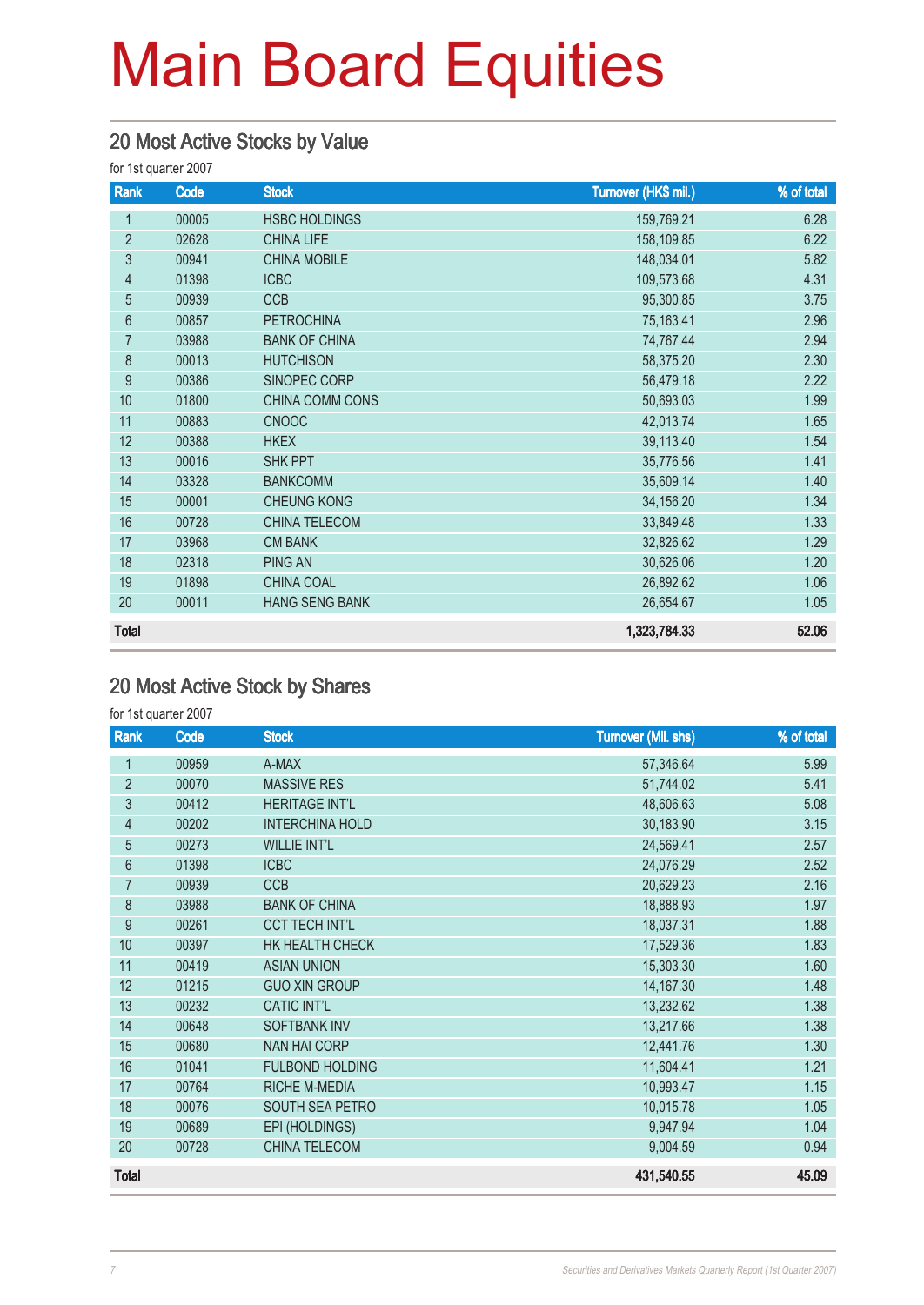# Main Board Equities

## 20 Most Active Stocks by Value

for 1st quarter 2007

| Rank | Code | Stock | Turnover (HK$ mil.) | % of total |
|---|---|---|---|---|
| 1 | 00005 | HSBC HOLDINGS | 159,769.21 | 6.28 |
| 2 | 02628 | CHINA LIFE | 158,109.85 | 6.22 |
| 3 | 00941 | CHINA MOBILE | 148,034.01 | 5.82 |
| 4 | 01398 | ICBC | 109,573.68 | 4.31 |
| 5 | 00939 | CCB | 95,300.85 | 3.75 |
| 6 | 00857 | PETROCHINA | 75,163.41 | 2.96 |
| 7 | 03988 | BANK OF CHINA | 74,767.44 | 2.94 |
| 8 | 00013 | HUTCHISON | 58,375.20 | 2.30 |
| 9 | 00386 | SINOPEC CORP | 56,479.18 | 2.22 |
| 10 | 01800 | CHINA COMM CONS | 50,693.03 | 1.99 |
| 11 | 00883 | CNOOC | 42,013.74 | 1.65 |
| 12 | 00388 | HKEX | 39,113.40 | 1.54 |
| 13 | 00016 | SHK PPT | 35,776.56 | 1.41 |
| 14 | 03328 | BANKCOMM | 35,609.14 | 1.40 |
| 15 | 00001 | CHEUNG KONG | 34,156.20 | 1.34 |
| 16 | 00728 | CHINA TELECOM | 33,849.48 | 1.33 |
| 17 | 03968 | CM BANK | 32,826.62 | 1.29 |
| 18 | 02318 | PING AN | 30,626.06 | 1.20 |
| 19 | 01898 | CHINA COAL | 26,892.62 | 1.06 |
| 20 | 00011 | HANG SENG BANK | 26,654.67 | 1.05 |
| **Total** | | | **1,323,784.33** | **52.06** |

## 20 Most Active Stock by Shares

for 1st quarter 2007

| Rank | Code | Stock | Turnover (Mil. shs) | % of total |
|---|---|---|---|---|
| 1 | 00959 | A-MAX | 57,346.64 | 5.99 |
| 2 | 00070 | MASSIVE RES | 51,744.02 | 5.41 |
| 3 | 00412 | HERITAGE INT'L | 48,606.63 | 5.08 |
| 4 | 00202 | INTERCHINA HOLD | 30,183.90 | 3.15 |
| 5 | 00273 | WILLIE INT'L | 24,569.41 | 2.57 |
| 6 | 01398 | ICBC | 24,076.29 | 2.52 |
| 7 | 00939 | CCB | 20,629.23 | 2.16 |
| 8 | 03988 | BANK OF CHINA | 18,888.93 | 1.97 |
| 9 | 00261 | CCT TECH INT'L | 18,037.31 | 1.88 |
| 10 | 00397 | HK HEALTH CHECK | 17,529.36 | 1.83 |
| 11 | 00419 | ASIAN UNION | 15,303.30 | 1.60 |
| 12 | 01215 | GUO XIN GROUP | 14,167.30 | 1.48 |
| 13 | 00232 | CATIC INT'L | 13,232.62 | 1.38 |
| 14 | 00648 | SOFTBANK INV | 13,217.66 | 1.38 |
| 15 | 00680 | NAN HAI CORP | 12,441.76 | 1.30 |
| 16 | 01041 | FULBOND HOLDING | 11,604.41 | 1.21 |
| 17 | 00764 | RICHE M-MEDIA | 10,993.47 | 1.15 |
| 18 | 00076 | SOUTH SEA PETRO | 10,015.78 | 1.05 |
| 19 | 00689 | EPI (HOLDINGS) | 9,947.94 | 1.04 |
| 20 | 00728 | CHINA TELECOM | 9,004.59 | 0.94 |
| **Total** | | | **431,540.55** | **45.09** |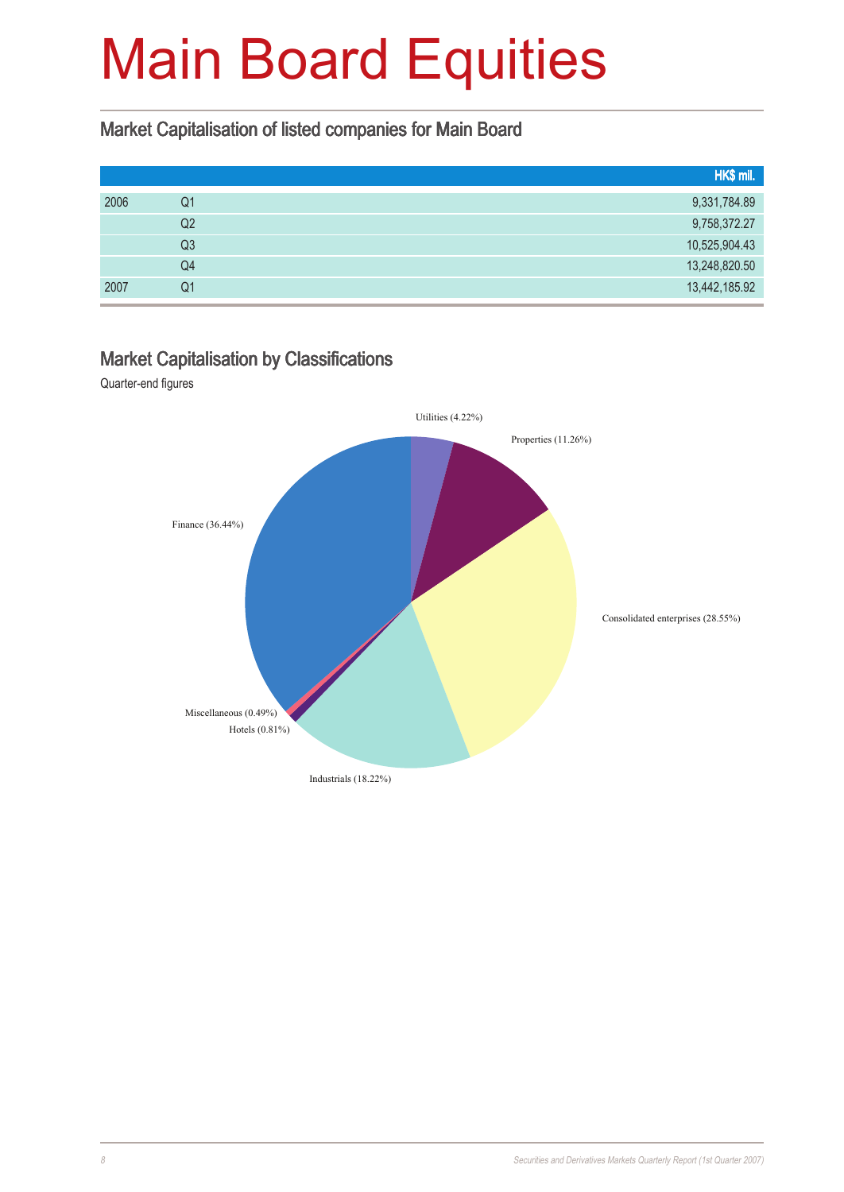# Main Board Equities

## Market Capitalisation of listed companies for Main Board

| | | HK$ mil. |
|---|---|---|
| 2006 | Q1 | 9,331,784.89 |
| | Q2 | 9,758,372.27 |
| | Q3 | 10,525,904.43 |
| | Q4 | 13,248,820.50 |
| 2007 | Q1 | 13,442,185.92 |

## Market Capitalisation by Classifications

Quarter-end figures

Utilities (4.22%)

Properties (11.26%)

Consolidated enterprises (28.55%)

Industrials (18.22%)

Hotels (0.81%)

Miscellaneous (0.49%)

Finance (36.44%)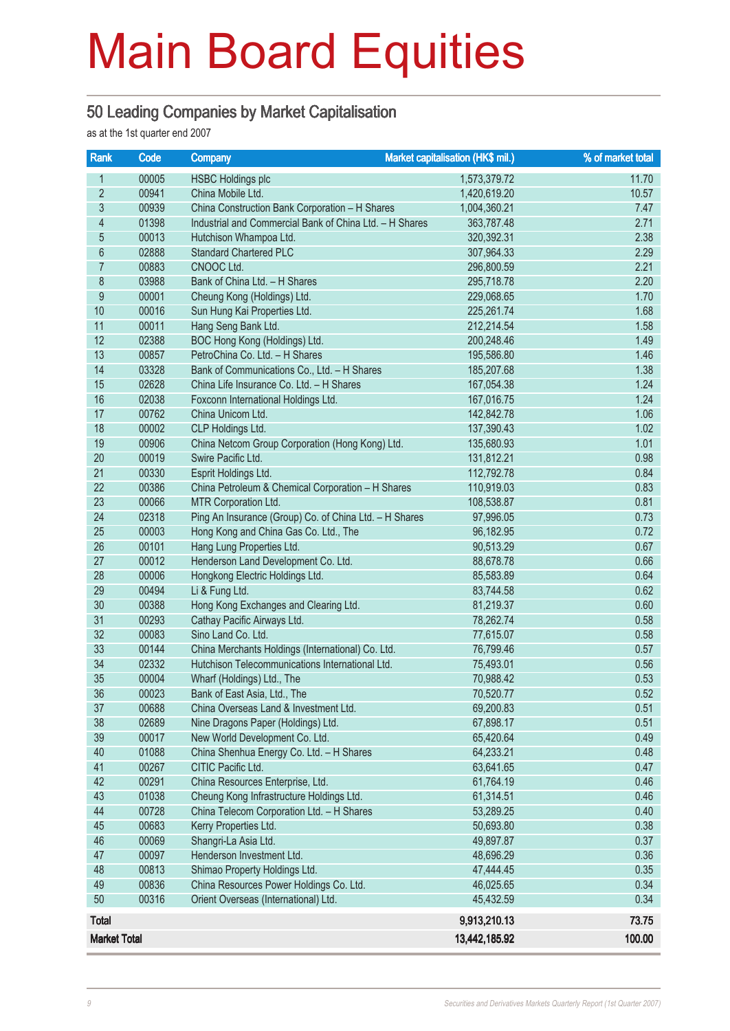# Main Board Equities

## 50 Leading Companies by Market Capitalisation

as at the 1st quarter end 2007

| Rank | Code | Company | Market capitalisation (HK$ mil.) | % of market total |
|---|---|---|---|---|
| 1 | 00005 | HSBC Holdings plc | 1,573,379.72 | 11.70 |
| 2 | 00941 | China Mobile Ltd. | 1,420,619.20 | 10.57 |
| 3 | 00939 | China Construction Bank Corporation – H Shares | 1,004,360.21 | 7.47 |
| 4 | 01398 | Industrial and Commercial Bank of China Ltd. – H Shares | 363,787.48 | 2.71 |
| 5 | 00013 | Hutchison Whampoa Ltd. | 320,392.31 | 2.38 |
| 6 | 02888 | Standard Chartered PLC | 307,964.33 | 2.29 |
| 7 | 00883 | CNOOC Ltd. | 296,800.59 | 2.21 |
| 8 | 03988 | Bank of China Ltd. – H Shares | 295,718.78 | 2.20 |
| 9 | 00001 | Cheung Kong (Holdings) Ltd. | 229,068.65 | 1.70 |
| 10 | 00016 | Sun Hung Kai Properties Ltd. | 225,261.74 | 1.68 |
| 11 | 00011 | Hang Seng Bank Ltd. | 212,214.54 | 1.58 |
| 12 | 02388 | BOC Hong Kong (Holdings) Ltd. | 200,248.46 | 1.49 |
| 13 | 00857 | PetroChina Co. Ltd. – H Shares | 195,586.80 | 1.46 |
| 14 | 03328 | Bank of Communications Co., Ltd. – H Shares | 185,207.68 | 1.38 |
| 15 | 02628 | China Life Insurance Co. Ltd. – H Shares | 167,054.38 | 1.24 |
| 16 | 02038 | Foxconn International Holdings Ltd. | 167,016.75 | 1.24 |
| 17 | 00762 | China Unicom Ltd. | 142,842.78 | 1.06 |
| 18 | 00002 | CLP Holdings Ltd. | 137,390.43 | 1.02 |
| 19 | 00906 | China Netcom Group Corporation (Hong Kong) Ltd. | 135,680.93 | 1.01 |
| 20 | 00019 | Swire Pacific Ltd. | 131,812.21 | 0.98 |
| 21 | 00330 | Esprit Holdings Ltd. | 112,792.78 | 0.84 |
| 22 | 00386 | China Petroleum & Chemical Corporation – H Shares | 110,919.03 | 0.83 |
| 23 | 00066 | MTR Corporation Ltd. | 108,538.87 | 0.81 |
| 24 | 02318 | Ping An Insurance (Group) Co. of China Ltd. – H Shares | 97,996.05 | 0.73 |
| 25 | 00003 | Hong Kong and China Gas Co. Ltd., The | 96,182.95 | 0.72 |
| 26 | 00101 | Hang Lung Properties Ltd. | 90,513.29 | 0.67 |
| 27 | 00012 | Henderson Land Development Co. Ltd. | 88,678.78 | 0.66 |
| 28 | 00006 | Hongkong Electric Holdings Ltd. | 85,583.89 | 0.64 |
| 29 | 00494 | Li & Fung Ltd. | 83,744.58 | 0.62 |
| 30 | 00388 | Hong Kong Exchanges and Clearing Ltd. | 81,219.37 | 0.60 |
| 31 | 00293 | Cathay Pacific Airways Ltd. | 78,262.74 | 0.58 |
| 32 | 00083 | Sino Land Co. Ltd. | 77,615.07 | 0.58 |
| 33 | 00144 | China Merchants Holdings (International) Co. Ltd. | 76,799.46 | 0.57 |
| 34 | 02332 | Hutchison Telecommunications International Ltd. | 75,493.01 | 0.56 |
| 35 | 00004 | Wharf (Holdings) Ltd., The | 70,988.42 | 0.53 |
| 36 | 00023 | Bank of East Asia, Ltd., The | 70,520.77 | 0.52 |
| 37 | 00688 | China Overseas Land & Investment Ltd. | 69,200.83 | 0.51 |
| 38 | 02689 | Nine Dragons Paper (Holdings) Ltd. | 67,898.17 | 0.51 |
| 39 | 00017 | New World Development Co. Ltd. | 65,420.64 | 0.49 |
| 40 | 01088 | China Shenhua Energy Co. Ltd. – H Shares | 64,233.21 | 0.48 |
| 41 | 00267 | CITIC Pacific Ltd. | 63,641.65 | 0.47 |
| 42 | 00291 | China Resources Enterprise, Ltd. | 61,764.19 | 0.46 |
| 43 | 01038 | Cheung Kong Infrastructure Holdings Ltd. | 61,314.51 | 0.46 |
| 44 | 00728 | China Telecom Corporation Ltd. – H Shares | 53,289.25 | 0.40 |
| 45 | 00683 | Kerry Properties Ltd. | 50,693.80 | 0.38 |
| 46 | 00069 | Shangri-La Asia Ltd. | 49,897.87 | 0.37 |
| 47 | 00097 | Henderson Investment Ltd. | 48,696.29 | 0.36 |
| 48 | 00813 | Shimao Property Holdings Ltd. | 47,444.45 | 0.35 |
| 49 | 00836 | China Resources Power Holdings Co. Ltd. | 46,025.65 | 0.34 |
| 50 | 00316 | Orient Overseas (International) Ltd. | 45,432.59 | 0.34 |
| **Total** | | | **9,913,210.13** | **73.75** |
| **Market Total** | | | **13,442,185.92** | **100.00** |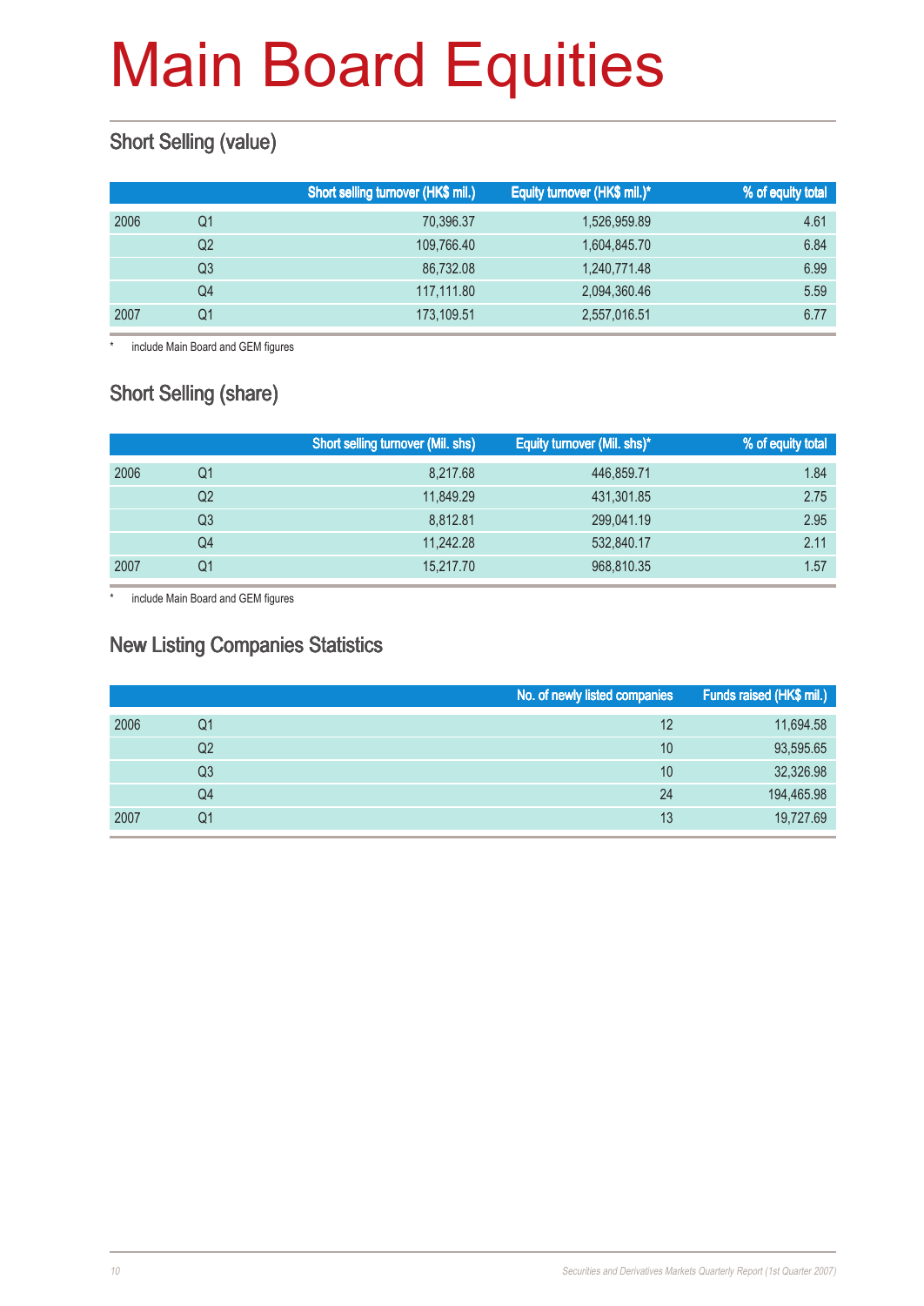# Main Board Equities

## Short Selling (value)

| | | Short selling turnover (HK$ mil.) | Equity turnover (HK$ mil.)* | % of equity total |
|---|---|---|---|---|
| 2006 | Q1 | 70,396.37 | 1,526,959.89 | 4.61 |
| | Q2 | 109,766.40 | 1,604,845.70 | 6.84 |
| | Q3 | 86,732.08 | 1,240,771.48 | 6.99 |
| | Q4 | 117,111.80 | 2,094,360.46 | 5.59 |
| 2007 | Q1 | 173,109.51 | 2,557,016.51 | 6.77 |

\* include Main Board and GEM figures

## Short Selling (share)

| | | Short selling turnover (Mil. shs) | Equity turnover (Mil. shs)* | % of equity total |
|---|---|---|---|---|
| 2006 | Q1 | 8,217.68 | 446,859.71 | 1.84 |
| | Q2 | 11,849.29 | 431,301.85 | 2.75 |
| | Q3 | 8,812.81 | 299,041.19 | 2.95 |
| | Q4 | 11,242.28 | 532,840.17 | 2.11 |
| 2007 | Q1 | 15,217.70 | 968,810.35 | 1.57 |

\* include Main Board and GEM figures

## New Listing Companies Statistics

| | | No. of newly listed companies | Funds raised (HK$ mil.) |
|---|---|---|---|
| 2006 | Q1 | 12 | 11,694.58 |
| | Q2 | 10 | 93,595.65 |
| | Q3 | 10 | 32,326.98 |
| | Q4 | 24 | 194,465.98 |
| 2007 | Q1 | 13 | 19,727.69 |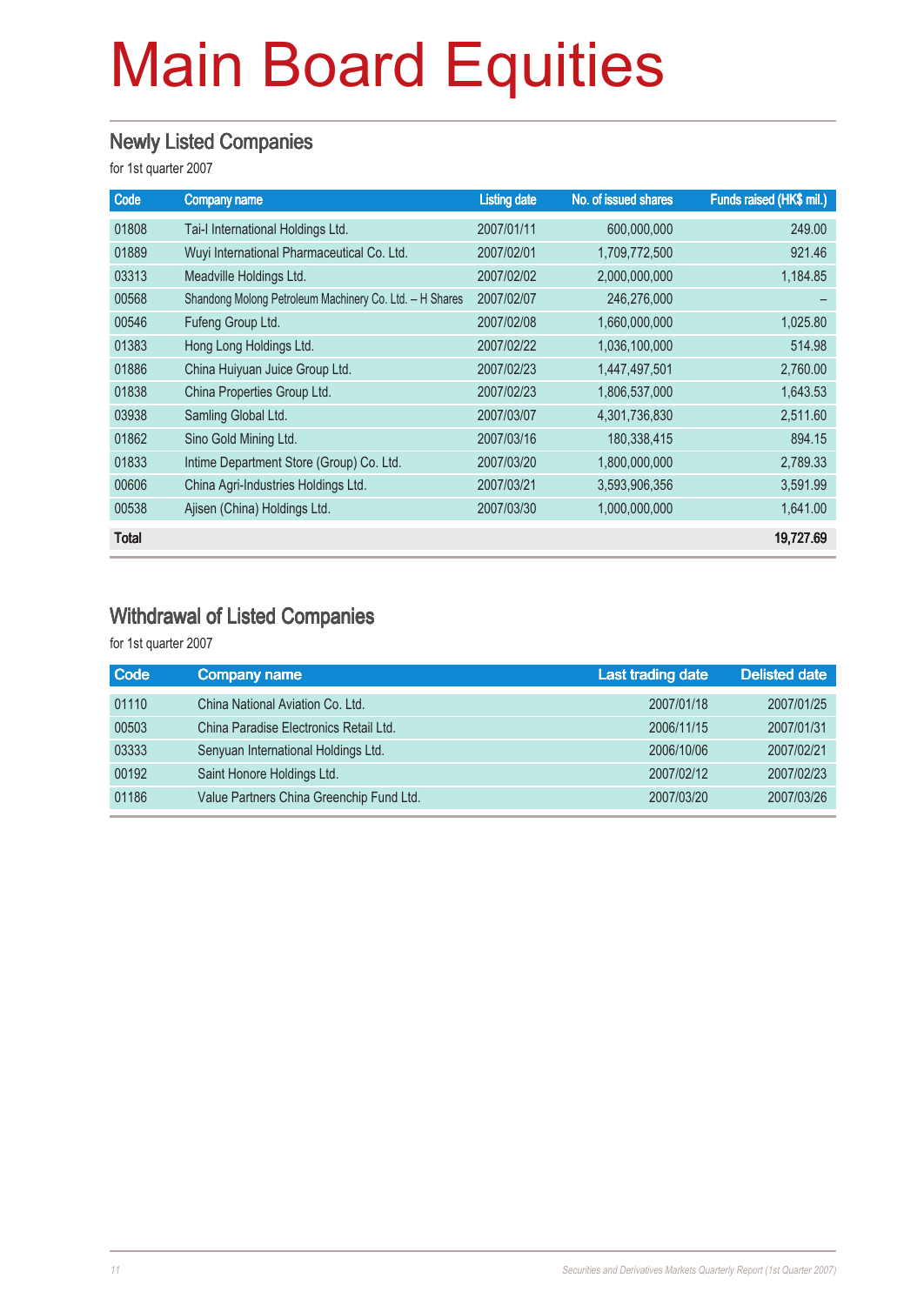# Main Board Equities

## Newly Listed Companies

for 1st quarter 2007

| Code | Company name | Listing date | No. of issued shares | Funds raised (HK$ mil.) |
|---|---|---|---|---|
| 01808 | Tai-I International Holdings Ltd. | 2007/01/11 | 600,000,000 | 249.00 |
| 01889 | Wuyi International Pharmaceutical Co. Ltd. | 2007/02/01 | 1,709,772,500 | 921.46 |
| 03313 | Meadville Holdings Ltd. | 2007/02/02 | 2,000,000,000 | 1,184.85 |
| 00568 | Shandong Molong Petroleum Machinery Co. Ltd. – H Shares | 2007/02/07 | 246,276,000 | – |
| 00546 | Fufeng Group Ltd. | 2007/02/08 | 1,660,000,000 | 1,025.80 |
| 01383 | Hong Long Holdings Ltd. | 2007/02/22 | 1,036,100,000 | 514.98 |
| 01886 | China Huiyuan Juice Group Ltd. | 2007/02/23 | 1,447,497,501 | 2,760.00 |
| 01838 | China Properties Group Ltd. | 2007/02/23 | 1,806,537,000 | 1,643.53 |
| 03938 | Samling Global Ltd. | 2007/03/07 | 4,301,736,830 | 2,511.60 |
| 01862 | Sino Gold Mining Ltd. | 2007/03/16 | 180,338,415 | 894.15 |
| 01833 | Intime Department Store (Group) Co. Ltd. | 2007/03/20 | 1,800,000,000 | 2,789.33 |
| 00606 | China Agri-Industries Holdings Ltd. | 2007/03/21 | 3,593,906,356 | 3,591.99 |
| 00538 | Ajisen (China) Holdings Ltd. | 2007/03/30 | 1,000,000,000 | 1,641.00 |
| **Total** | | | | **19,727.69** |

## Withdrawal of Listed Companies

for 1st quarter 2007

| Code | Company name | Last trading date | Delisted date |
|---|---|---|---|
| 01110 | China National Aviation Co. Ltd. | 2007/01/18 | 2007/01/25 |
| 00503 | China Paradise Electronics Retail Ltd. | 2006/11/15 | 2007/01/31 |
| 03333 | Senyuan International Holdings Ltd. | 2006/10/06 | 2007/02/21 |
| 00192 | Saint Honore Holdings Ltd. | 2007/02/12 | 2007/02/23 |
| 01186 | Value Partners China Greenchip Fund Ltd. | 2007/03/20 | 2007/03/26 |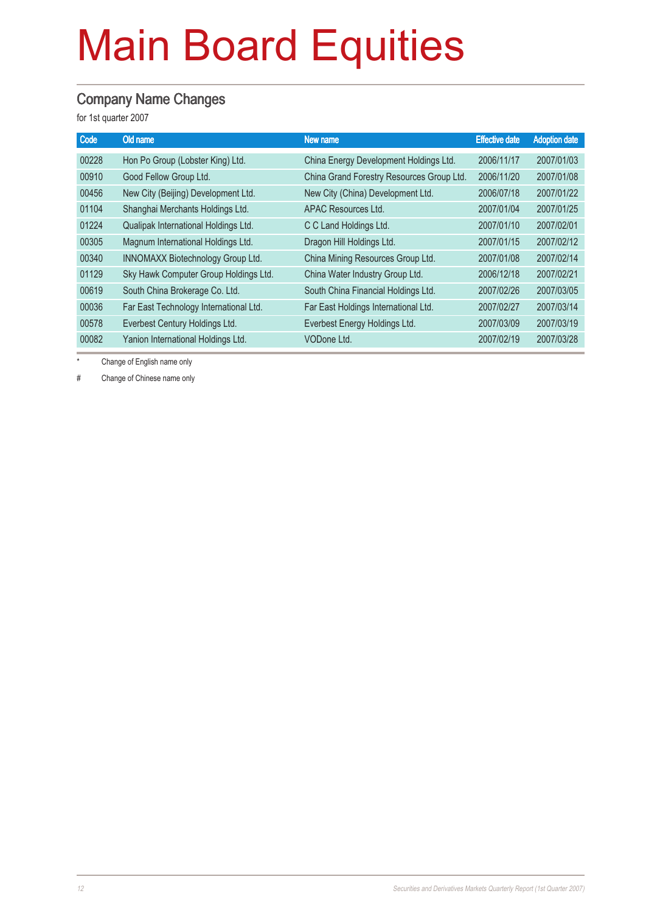# Main Board Equities

## Company Name Changes

for 1st quarter 2007

| Code | Old name | New name | Effective date | Adoption date |
|---|---|---|---|---|
| 00228 | Hon Po Group (Lobster King) Ltd. | China Energy Development Holdings Ltd. | 2006/11/17 | 2007/01/03 |
| 00910 | Good Fellow Group Ltd. | China Grand Forestry Resources Group Ltd. | 2006/11/20 | 2007/01/08 |
| 00456 | New City (Beijing) Development Ltd. | New City (China) Development Ltd. | 2006/07/18 | 2007/01/22 |
| 01104 | Shanghai Merchants Holdings Ltd. | APAC Resources Ltd. | 2007/01/04 | 2007/01/25 |
| 01224 | Qualipak International Holdings Ltd. | C C Land Holdings Ltd. | 2007/01/10 | 2007/02/01 |
| 00305 | Magnum International Holdings Ltd. | Dragon Hill Holdings Ltd. | 2007/01/15 | 2007/02/12 |
| 00340 | INNOMAXX Biotechnology Group Ltd. | China Mining Resources Group Ltd. | 2007/01/08 | 2007/02/14 |
| 01129 | Sky Hawk Computer Group Holdings Ltd. | China Water Industry Group Ltd. | 2006/12/18 | 2007/02/21 |
| 00619 | South China Brokerage Co. Ltd. | South China Financial Holdings Ltd. | 2007/02/26 | 2007/03/05 |
| 00036 | Far East Technology International Ltd. | Far East Holdings International Ltd. | 2007/02/27 | 2007/03/14 |
| 00578 | Everbest Century Holdings Ltd. | Everbest Energy Holdings Ltd. | 2007/03/09 | 2007/03/19 |
| 00082 | Yanion International Holdings Ltd. | VODone Ltd. | 2007/02/19 | 2007/03/28 |

\* Change of English name only

\# Change of Chinese name only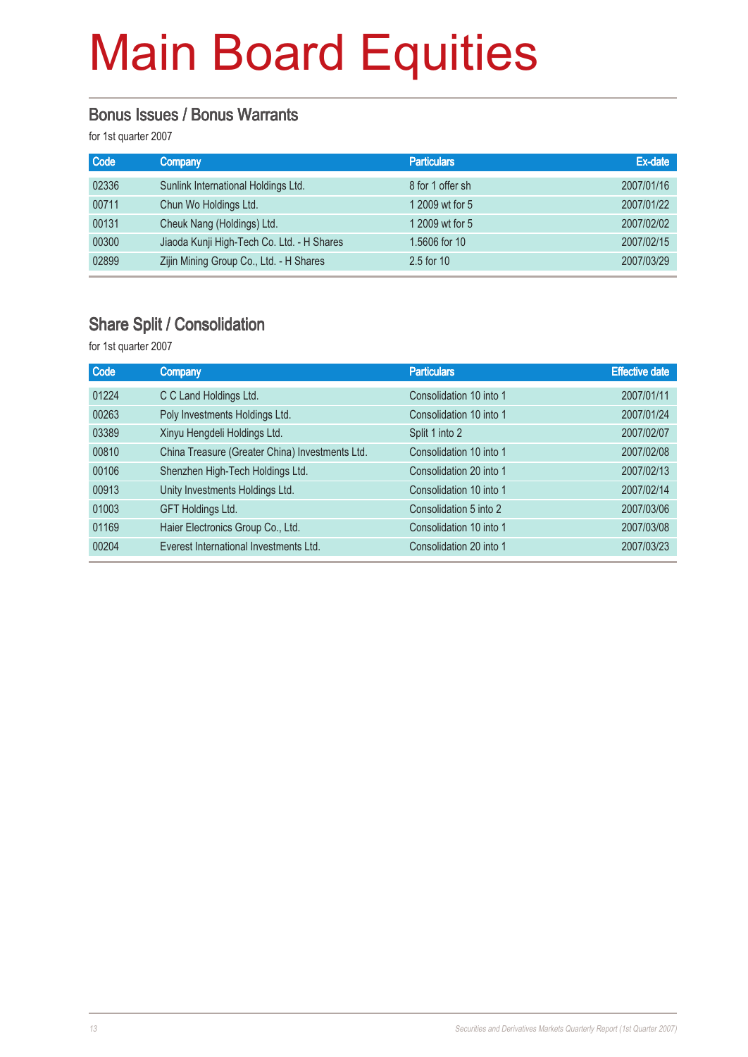# Main Board Equities

## Bonus Issues / Bonus Warrants

for 1st quarter 2007

| Code | Company | Particulars | Ex-date |
|---|---|---|---|
| 02336 | Sunlink International Holdings Ltd. | 8 for 1 offer sh | 2007/01/16 |
| 00711 | Chun Wo Holdings Ltd. | 1 2009 wt for 5 | 2007/01/22 |
| 00131 | Cheuk Nang (Holdings) Ltd. | 1 2009 wt for 5 | 2007/02/02 |
| 00300 | Jiaoda Kunji High-Tech Co. Ltd. - H Shares | 1.5606 for 10 | 2007/02/15 |
| 02899 | Zijin Mining Group Co., Ltd. - H Shares | 2.5 for 10 | 2007/03/29 |

## Share Split / Consolidation

for 1st quarter 2007

| Code | Company | Particulars | Effective date |
|---|---|---|---|
| 01224 | C C Land Holdings Ltd. | Consolidation 10 into 1 | 2007/01/11 |
| 00263 | Poly Investments Holdings Ltd. | Consolidation 10 into 1 | 2007/01/24 |
| 03389 | Xinyu Hengdeli Holdings Ltd. | Split 1 into 2 | 2007/02/07 |
| 00810 | China Treasure (Greater China) Investments Ltd. | Consolidation 10 into 1 | 2007/02/08 |
| 00106 | Shenzhen High-Tech Holdings Ltd. | Consolidation 20 into 1 | 2007/02/13 |
| 00913 | Unity Investments Holdings Ltd. | Consolidation 10 into 1 | 2007/02/14 |
| 01003 | GFT Holdings Ltd. | Consolidation 5 into 2 | 2007/03/06 |
| 01169 | Haier Electronics Group Co., Ltd. | Consolidation 10 into 1 | 2007/03/08 |
| 00204 | Everest International Investments Ltd. | Consolidation 20 into 1 | 2007/03/23 |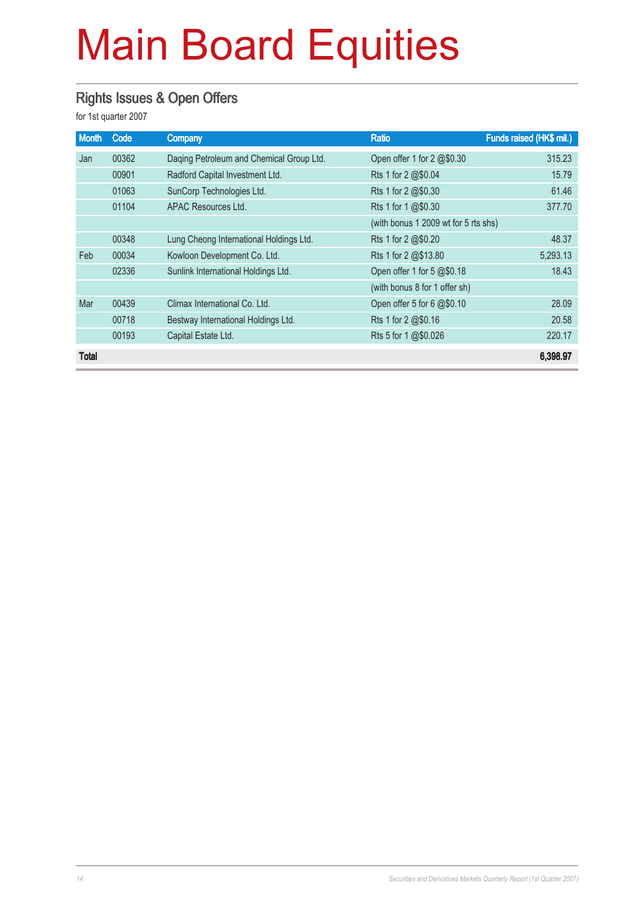# Main Board Equities

## Rights Issues & Open Offers

for 1st quarter 2007

| Month | Code | Company | Ratio | Funds raised (HK$ mil.) |
|---|---|---|---|---|
| Jan | 00362 | Daqing Petroleum and Chemical Group Ltd. | Open offer 1 for 2 @$0.30 | 315.23 |
| | 00901 | Radford Capital Investment Ltd. | Rts 1 for 2 @$0.04 | 15.79 |
| | 01063 | SunCorp Technologies Ltd. | Rts 1 for 2 @$0.30 | 61.46 |
| | 01104 | APAC Resources Ltd. | Rts 1 for 1 @$0.30 | 377.70 |
| | | | (with bonus 1 2009 wt for 5 rts shs) | |
| | 00348 | Lung Cheong International Holdings Ltd. | Rts 1 for 2 @$0.20 | 48.37 |
| Feb | 00034 | Kowloon Development Co. Ltd. | Rts 1 for 2 @$13.80 | 5,293.13 |
| | 02336 | Sunlink International Holdings Ltd. | Open offer 1 for 5 @$0.18 | 18.43 |
| | | | (with bonus 8 for 1 offer sh) | |
| Mar | 00439 | Climax International Co. Ltd. | Open offer 5 for 6 @$0.10 | 28.09 |
| | 00718 | Bestway International Holdings Ltd. | Rts 1 for 2 @$0.16 | 20.58 |
| | 00193 | Capital Estate Ltd. | Rts 5 for 1 @$0.026 | 220.17 |
| **Total** | | | | **6,398.97** |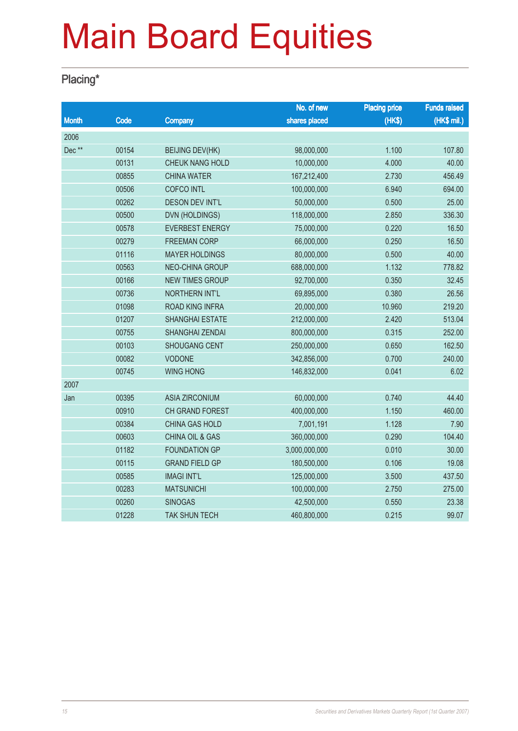# Main Board Equities

## Placing*

| Month | Code | Company | No. of new shares placed | Placing price (HK$) | Funds raised (HK$ mil.) |
|---|---|---|---|---|---|
| 2006 | | | | | |
| Dec ** | 00154 | BEIJING DEV(HK) | 98,000,000 | 1.100 | 107.80 |
| | 00131 | CHEUK NANG HOLD | 10,000,000 | 4.000 | 40.00 |
| | 00855 | CHINA WATER | 167,212,400 | 2.730 | 456.49 |
| | 00506 | COFCO INTL | 100,000,000 | 6.940 | 694.00 |
| | 00262 | DESON DEV INT'L | 50,000,000 | 0.500 | 25.00 |
| | 00500 | DVN (HOLDINGS) | 118,000,000 | 2.850 | 336.30 |
| | 00578 | EVERBEST ENERGY | 75,000,000 | 0.220 | 16.50 |
| | 00279 | FREEMAN CORP | 66,000,000 | 0.250 | 16.50 |
| | 01116 | MAYER HOLDINGS | 80,000,000 | 0.500 | 40.00 |
| | 00563 | NEO-CHINA GROUP | 688,000,000 | 1.132 | 778.82 |
| | 00166 | NEW TIMES GROUP | 92,700,000 | 0.350 | 32.45 |
| | 00736 | NORTHERN INT'L | 69,895,000 | 0.380 | 26.56 |
| | 01098 | ROAD KING INFRA | 20,000,000 | 10.960 | 219.20 |
| | 01207 | SHANGHAI ESTATE | 212,000,000 | 2.420 | 513.04 |
| | 00755 | SHANGHAI ZENDAI | 800,000,000 | 0.315 | 252.00 |
| | 00103 | SHOUGANG CENT | 250,000,000 | 0.650 | 162.50 |
| | 00082 | VODONE | 342,856,000 | 0.700 | 240.00 |
| | 00745 | WING HONG | 146,832,000 | 0.041 | 6.02 |
| 2007 | | | | | |
| Jan | 00395 | ASIA ZIRCONIUM | 60,000,000 | 0.740 | 44.40 |
| | 00910 | CH GRAND FOREST | 400,000,000 | 1.150 | 460.00 |
| | 00384 | CHINA GAS HOLD | 7,001,191 | 1.128 | 7.90 |
| | 00603 | CHINA OIL & GAS | 360,000,000 | 0.290 | 104.40 |
| | 01182 | FOUNDATION GP | 3,000,000,000 | 0.010 | 30.00 |
| | 00115 | GRAND FIELD GP | 180,500,000 | 0.106 | 19.08 |
| | 00585 | IMAGI INT'L | 125,000,000 | 3.500 | 437.50 |
| | 00283 | MATSUNICHI | 100,000,000 | 2.750 | 275.00 |
| | 00260 | SINOGAS | 42,500,000 | 0.550 | 23.38 |
| | 01228 | TAK SHUN TECH | 460,800,000 | 0.215 | 99.07 |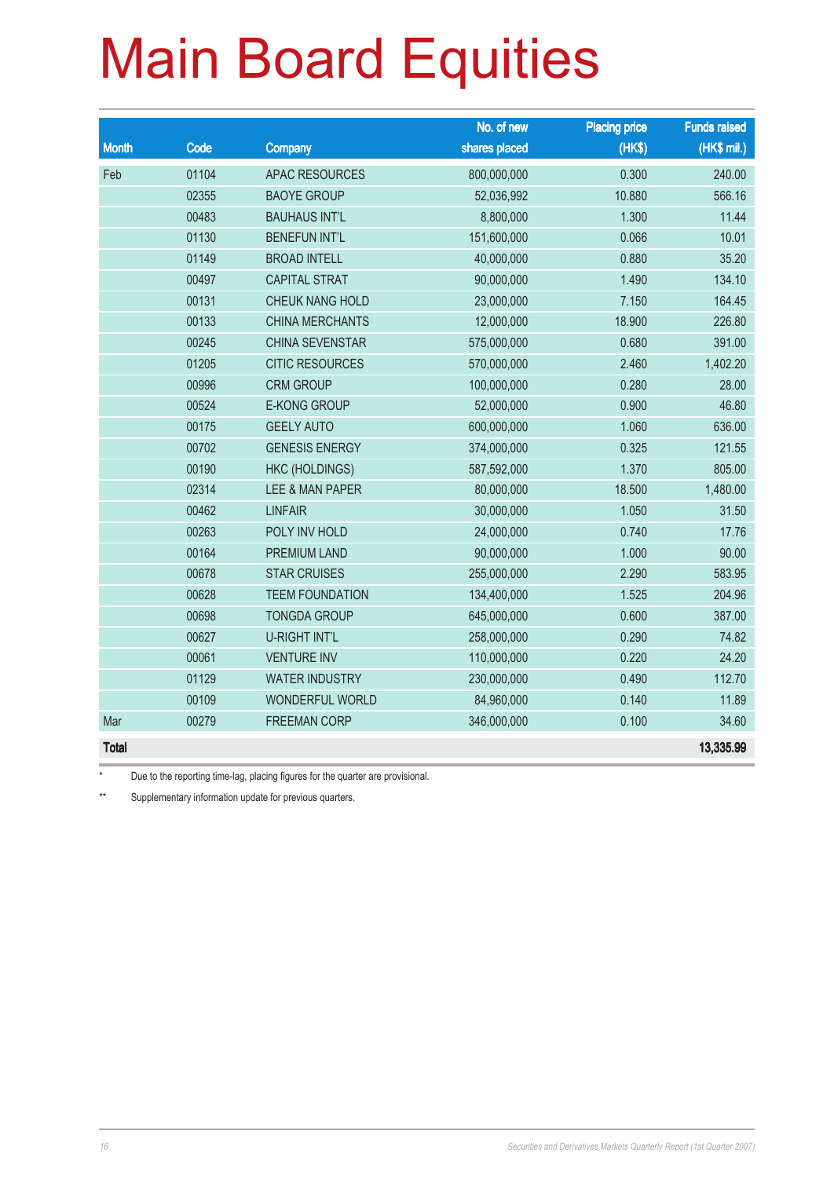# Main Board Equities

| Month | Code | Company | No. of new shares placed | Placing price (HK$) | Funds raised (HK$ mil.) |
|---|---|---|---|---|---|
| Feb | 01104 | APAC RESOURCES | 800,000,000 | 0.300 | 240.00 |
| | 02355 | BAOYE GROUP | 52,036,992 | 10.880 | 566.16 |
| | 00483 | BAUHAUS INT'L | 8,800,000 | 1.300 | 11.44 |
| | 01130 | BENEFUN INT'L | 151,600,000 | 0.066 | 10.01 |
| | 01149 | BROAD INTELL | 40,000,000 | 0.880 | 35.20 |
| | 00497 | CAPITAL STRAT | 90,000,000 | 1.490 | 134.10 |
| | 00131 | CHEUK NANG HOLD | 23,000,000 | 7.150 | 164.45 |
| | 00133 | CHINA MERCHANTS | 12,000,000 | 18.900 | 226.80 |
| | 00245 | CHINA SEVENSTAR | 575,000,000 | 0.680 | 391.00 |
| | 01205 | CITIC RESOURCES | 570,000,000 | 2.460 | 1,402.20 |
| | 00996 | CRM GROUP | 100,000,000 | 0.280 | 28.00 |
| | 00524 | E-KONG GROUP | 52,000,000 | 0.900 | 46.80 |
| | 00175 | GEELY AUTO | 600,000,000 | 1.060 | 636.00 |
| | 00702 | GENESIS ENERGY | 374,000,000 | 0.325 | 121.55 |
| | 00190 | HKC (HOLDINGS) | 587,592,000 | 1.370 | 805.00 |
| | 02314 | LEE & MAN PAPER | 80,000,000 | 18.500 | 1,480.00 |
| | 00462 | LINFAIR | 30,000,000 | 1.050 | 31.50 |
| | 00263 | POLY INV HOLD | 24,000,000 | 0.740 | 17.76 |
| | 00164 | PREMIUM LAND | 90,000,000 | 1.000 | 90.00 |
| | 00678 | STAR CRUISES | 255,000,000 | 2.290 | 583.95 |
| | 00628 | TEEM FOUNDATION | 134,400,000 | 1.525 | 204.96 |
| | 00698 | TONGDA GROUP | 645,000,000 | 0.600 | 387.00 |
| | 00627 | U-RIGHT INT'L | 258,000,000 | 0.290 | 74.82 |
| | 00061 | VENTURE INV | 110,000,000 | 0.220 | 24.20 |
| | 01129 | WATER INDUSTRY | 230,000,000 | 0.490 | 112.70 |
| | 00109 | WONDERFUL WORLD | 84,960,000 | 0.140 | 11.89 |
| Mar | 00279 | FREEMAN CORP | 346,000,000 | 0.100 | 34.60 |
| **Total** | | | | | **13,335.99** |

\* Due to the reporting time-lag, placing figures for the quarter are provisional.

\*\* Supplementary information update for previous quarters.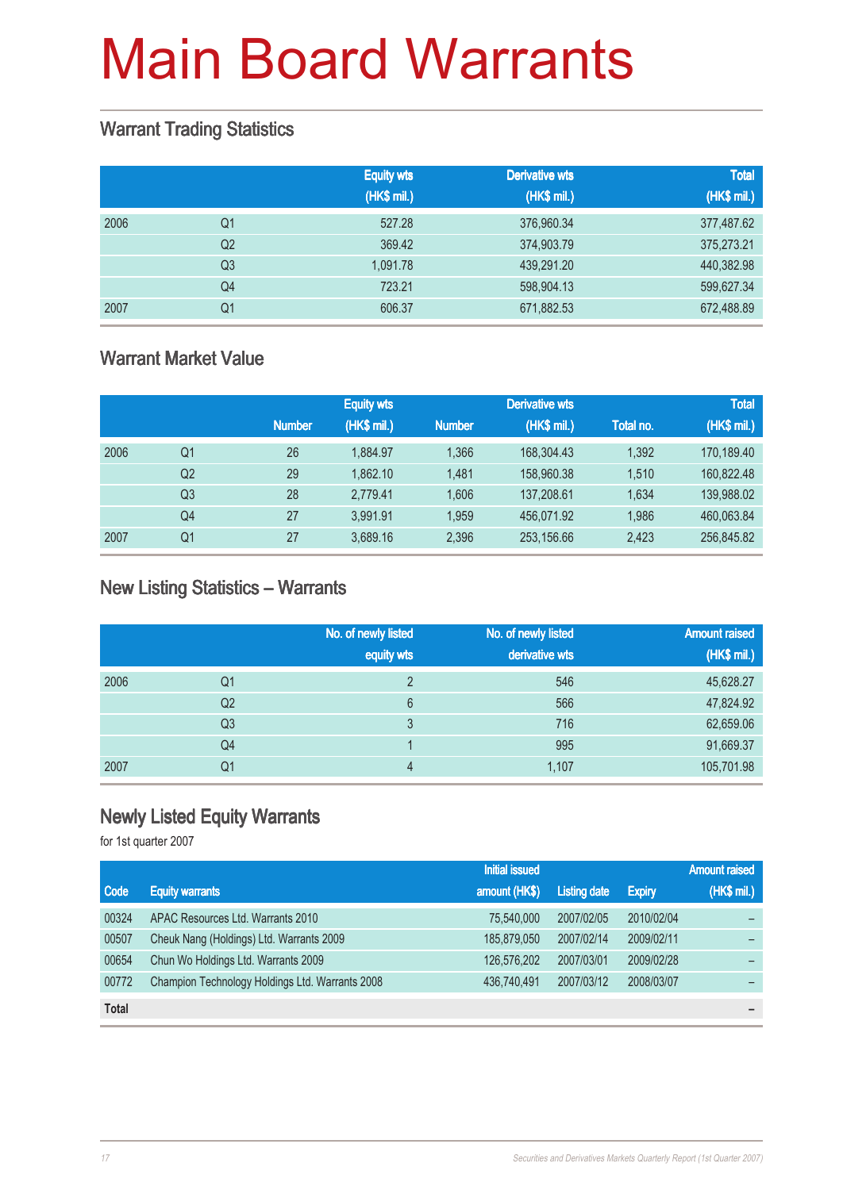# Main Board Warrants

## Warrant Trading Statistics

| | | Equity wts (HK$ mil.) | Derivative wts (HK$ mil.) | Total (HK$ mil.) |
|---|---|---|---|---|
| 2006 | Q1 | 527.28 | 376,960.34 | 377,487.62 |
| | Q2 | 369.42 | 374,903.79 | 375,273.21 |
| | Q3 | 1,091.78 | 439,291.20 | 440,382.98 |
| | Q4 | 723.21 | 598,904.13 | 599,627.34 |
| 2007 | Q1 | 606.37 | 671,882.53 | 672,488.89 |

## Warrant Market Value

| | | Equity wts | | Derivative wts | | Total | |
|---|---|---|---|---|---|---|---|
| | | Number | (HK$ mil.) | Number | (HK$ mil.) | Total no. | (HK$ mil.) |
| 2006 | Q1 | 26 | 1,884.97 | 1,366 | 168,304.43 | 1,392 | 170,189.40 |
| | Q2 | 29 | 1,862.10 | 1,481 | 158,960.38 | 1,510 | 160,822.48 |
| | Q3 | 28 | 2,779.41 | 1,606 | 137,208.61 | 1,634 | 139,988.02 |
| | Q4 | 27 | 3,991.91 | 1,959 | 456,071.92 | 1,986 | 460,063.84 |
| 2007 | Q1 | 27 | 3,689.16 | 2,396 | 253,156.66 | 2,423 | 256,845.82 |

## New Listing Statistics – Warrants

| | | No. of newly listed equity wts | No. of newly listed derivative wts | Amount raised (HK$ mil.) |
|---|---|---|---|---|
| 2006 | Q1 | 2 | 546 | 45,628.27 |
| | Q2 | 6 | 566 | 47,824.92 |
| | Q3 | 3 | 716 | 62,659.06 |
| | Q4 | 1 | 995 | 91,669.37 |
| 2007 | Q1 | 4 | 1,107 | 105,701.98 |

## Newly Listed Equity Warrants

for 1st quarter 2007

| Code | Equity warrants | Initial issued amount (HK$) | Listing date | Expiry | Amount raised (HK$ mil.) |
|---|---|---|---|---|---|
| 00324 | APAC Resources Ltd. Warrants 2010 | 75,540,000 | 2007/02/05 | 2010/02/04 | – |
| 00507 | Cheuk Nang (Holdings) Ltd. Warrants 2009 | 185,879,050 | 2007/02/14 | 2009/02/11 | – |
| 00654 | Chun Wo Holdings Ltd. Warrants 2009 | 126,576,202 | 2007/03/01 | 2009/02/28 | – |
| 00772 | Champion Technology Holdings Ltd. Warrants 2008 | 436,740,491 | 2007/03/12 | 2008/03/07 | – |
| **Total** | | | | | – |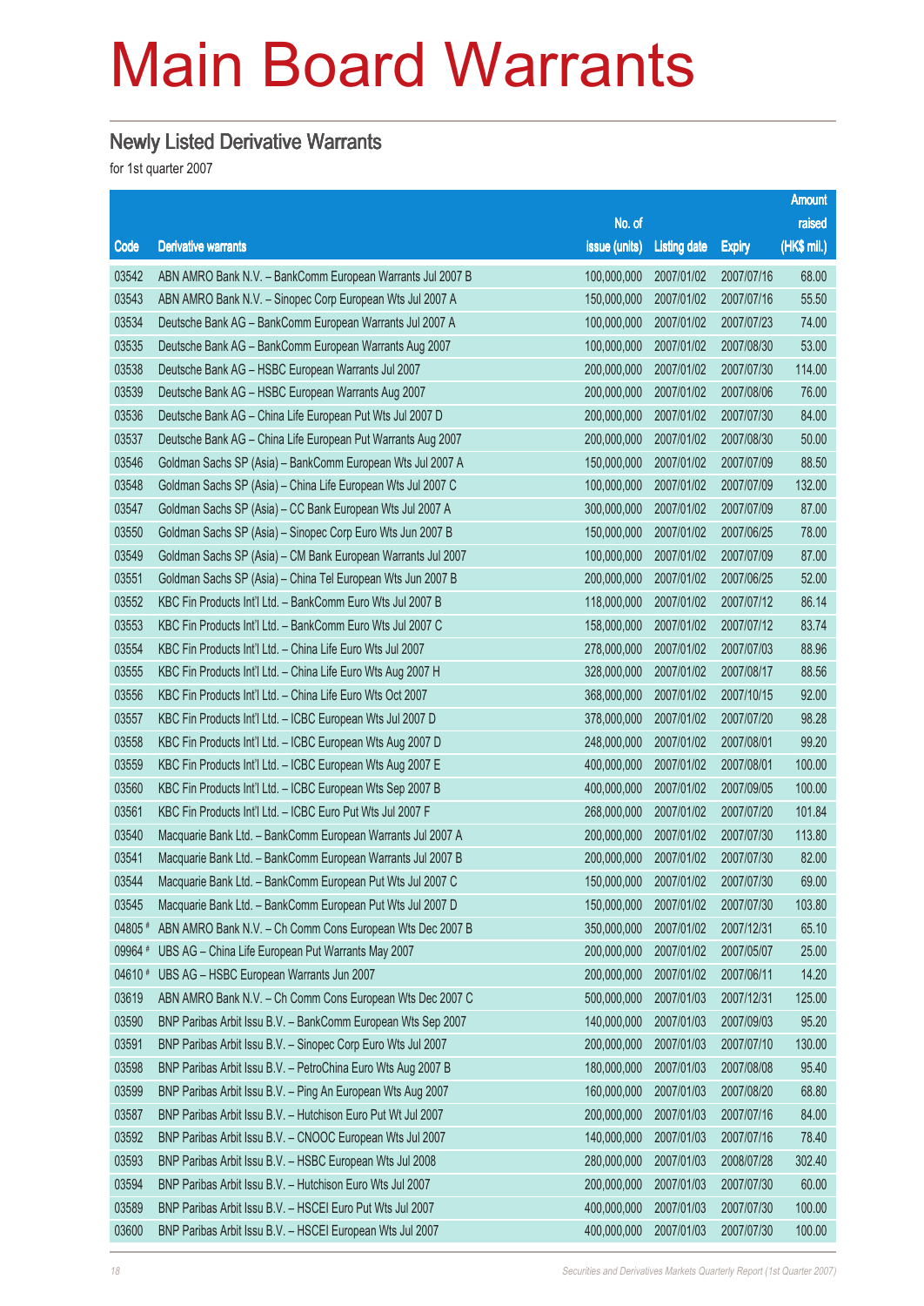# Main Board Warrants

## Newly Listed Derivative Warrants

for 1st quarter 2007

| Code | Derivative warrants | No. of issue (units) | Listing date | Expiry | Amount raised (HK$ mil.) |
|---|---|---|---|---|---|
| 03542 | ABN AMRO Bank N.V. – BankComm European Warrants Jul 2007 B | 100,000,000 | 2007/01/02 | 2007/07/16 | 68.00 |
| 03543 | ABN AMRO Bank N.V. – Sinopec Corp European Wts Jul 2007 A | 150,000,000 | 2007/01/02 | 2007/07/16 | 55.50 |
| 03534 | Deutsche Bank AG – BankComm European Warrants Jul 2007 A | 100,000,000 | 2007/01/02 | 2007/07/23 | 74.00 |
| 03535 | Deutsche Bank AG – BankComm European Warrants Aug 2007 | 100,000,000 | 2007/01/02 | 2007/08/30 | 53.00 |
| 03538 | Deutsche Bank AG – HSBC European Warrants Jul 2007 | 200,000,000 | 2007/01/02 | 2007/07/30 | 114.00 |
| 03539 | Deutsche Bank AG – HSBC European Warrants Aug 2007 | 200,000,000 | 2007/01/02 | 2007/08/06 | 76.00 |
| 03536 | Deutsche Bank AG – China Life European Put Wts Jul 2007 D | 200,000,000 | 2007/01/02 | 2007/07/30 | 84.00 |
| 03537 | Deutsche Bank AG – China Life European Put Warrants Aug 2007 | 200,000,000 | 2007/01/02 | 2007/08/30 | 50.00 |
| 03546 | Goldman Sachs SP (Asia) – BankComm European Wts Jul 2007 A | 150,000,000 | 2007/01/02 | 2007/07/09 | 88.50 |
| 03548 | Goldman Sachs SP (Asia) – China Life European Wts Jul 2007 C | 100,000,000 | 2007/01/02 | 2007/07/09 | 132.00 |
| 03547 | Goldman Sachs SP (Asia) – CC Bank European Wts Jul 2007 A | 300,000,000 | 2007/01/02 | 2007/07/09 | 87.00 |
| 03550 | Goldman Sachs SP (Asia) – Sinopec Corp Euro Wts Jun 2007 B | 150,000,000 | 2007/01/02 | 2007/06/25 | 78.00 |
| 03549 | Goldman Sachs SP (Asia) – CM Bank European Warrants Jul 2007 | 100,000,000 | 2007/01/02 | 2007/07/09 | 87.00 |
| 03551 | Goldman Sachs SP (Asia) – China Tel European Wts Jun 2007 B | 200,000,000 | 2007/01/02 | 2007/06/25 | 52.00 |
| 03552 | KBC Fin Products Int'l Ltd. – BankComm Euro Wts Jul 2007 B | 118,000,000 | 2007/01/02 | 2007/07/12 | 86.14 |
| 03553 | KBC Fin Products Int'l Ltd. – BankComm Euro Wts Jul 2007 C | 158,000,000 | 2007/01/02 | 2007/07/12 | 83.74 |
| 03554 | KBC Fin Products Int'l Ltd. – China Life Euro Wts Jul 2007 | 278,000,000 | 2007/01/02 | 2007/07/03 | 88.96 |
| 03555 | KBC Fin Products Int'l Ltd. – China Life Euro Wts Aug 2007 H | 328,000,000 | 2007/01/02 | 2007/08/17 | 88.56 |
| 03556 | KBC Fin Products Int'l Ltd. – China Life Euro Wts Oct 2007 | 368,000,000 | 2007/01/02 | 2007/10/15 | 92.00 |
| 03557 | KBC Fin Products Int'l Ltd. – ICBC European Wts Jul 2007 D | 378,000,000 | 2007/01/02 | 2007/07/20 | 98.28 |
| 03558 | KBC Fin Products Int'l Ltd. – ICBC European Wts Aug 2007 D | 248,000,000 | 2007/01/02 | 2007/08/01 | 99.20 |
| 03559 | KBC Fin Products Int'l Ltd. – ICBC European Wts Aug 2007 E | 400,000,000 | 2007/01/02 | 2007/08/01 | 100.00 |
| 03560 | KBC Fin Products Int'l Ltd. – ICBC European Wts Sep 2007 B | 400,000,000 | 2007/01/02 | 2007/09/05 | 100.00 |
| 03561 | KBC Fin Products Int'l Ltd. – ICBC Euro Put Wts Jul 2007 F | 268,000,000 | 2007/01/02 | 2007/07/20 | 101.84 |
| 03540 | Macquarie Bank Ltd. – BankComm European Warrants Jul 2007 A | 200,000,000 | 2007/01/02 | 2007/07/30 | 113.80 |
| 03541 | Macquarie Bank Ltd. – BankComm European Warrants Jul 2007 B | 200,000,000 | 2007/01/02 | 2007/07/30 | 82.00 |
| 03544 | Macquarie Bank Ltd. – BankComm European Put Wts Jul 2007 C | 150,000,000 | 2007/01/02 | 2007/07/30 | 69.00 |
| 03545 | Macquarie Bank Ltd. – BankComm European Put Wts Jul 2007 D | 150,000,000 | 2007/01/02 | 2007/07/30 | 103.80 |
| 04805 # | ABN AMRO Bank N.V. – Ch Comm Cons European Wts Dec 2007 B | 350,000,000 | 2007/01/02 | 2007/12/31 | 65.10 |
| 09964 # | UBS AG – China Life European Put Warrants May 2007 | 200,000,000 | 2007/01/02 | 2007/05/07 | 25.00 |
| 04610 # | UBS AG – HSBC European Warrants Jun 2007 | 200,000,000 | 2007/01/02 | 2007/06/11 | 14.20 |
| 03619 | ABN AMRO Bank N.V. – Ch Comm Cons European Wts Dec 2007 C | 500,000,000 | 2007/01/03 | 2007/12/31 | 125.00 |
| 03590 | BNP Paribas Arbit Issu B.V. – BankComm European Wts Sep 2007 | 140,000,000 | 2007/01/03 | 2007/09/03 | 95.20 |
| 03591 | BNP Paribas Arbit Issu B.V. – Sinopec Corp Euro Wts Jul 2007 | 200,000,000 | 2007/01/03 | 2007/07/10 | 130.00 |
| 03598 | BNP Paribas Arbit Issu B.V. – PetroChina Euro Wts Aug 2007 B | 180,000,000 | 2007/01/03 | 2007/08/08 | 95.40 |
| 03599 | BNP Paribas Arbit Issu B.V. – Ping An European Wts Aug 2007 | 160,000,000 | 2007/01/03 | 2007/08/20 | 68.80 |
| 03587 | BNP Paribas Arbit Issu B.V. – Hutchison Euro Put Wt Jul 2007 | 200,000,000 | 2007/01/03 | 2007/07/16 | 84.00 |
| 03592 | BNP Paribas Arbit Issu B.V. – CNOOC European Wts Jul 2007 | 140,000,000 | 2007/01/03 | 2007/07/16 | 78.40 |
| 03593 | BNP Paribas Arbit Issu B.V. – HSBC European Wts Jul 2008 | 280,000,000 | 2007/01/03 | 2008/07/28 | 302.40 |
| 03594 | BNP Paribas Arbit Issu B.V. – Hutchison Euro Wts Jul 2007 | 200,000,000 | 2007/01/03 | 2007/07/30 | 60.00 |
| 03589 | BNP Paribas Arbit Issu B.V. – HSCEI Euro Put Wts Jul 2007 | 400,000,000 | 2007/01/03 | 2007/07/30 | 100.00 |
| 03600 | BNP Paribas Arbit Issu B.V. – HSCEI European Wts Jul 2007 | 400,000,000 | 2007/01/03 | 2007/07/30 | 100.00 |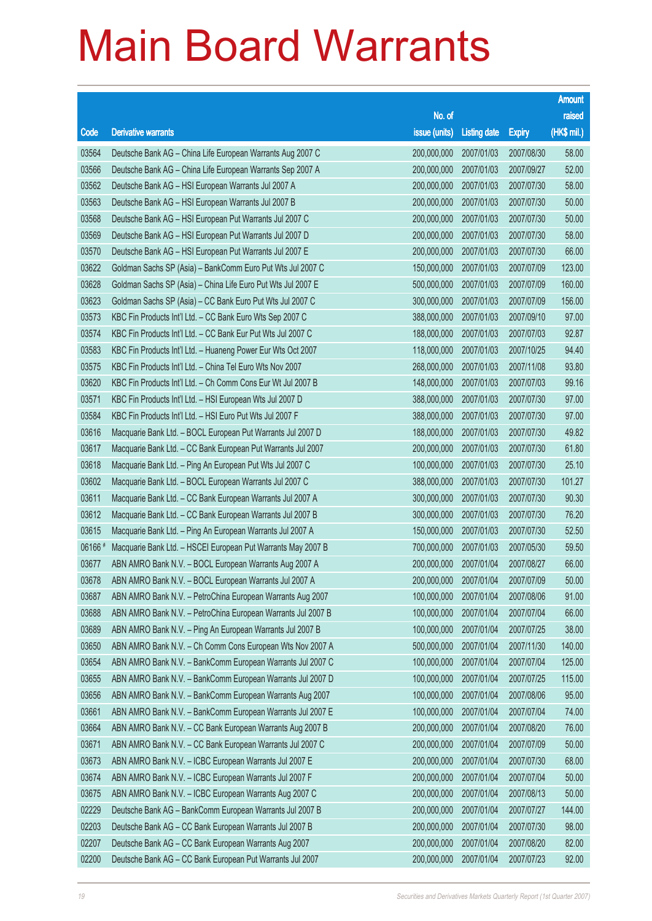# Main Board Warrants

| Code | Derivative warrants | No. of issue (units) | Listing date | Expiry | Amount raised (HK$ mil.) |
|---|---|---|---|---|---|
| 03564 | Deutsche Bank AG – China Life European Warrants Aug 2007 C | 200,000,000 | 2007/01/03 | 2007/08/30 | 58.00 |
| 03566 | Deutsche Bank AG – China Life European Warrants Sep 2007 A | 200,000,000 | 2007/01/03 | 2007/09/27 | 52.00 |
| 03562 | Deutsche Bank AG – HSI European Warrants Jul 2007 A | 200,000,000 | 2007/01/03 | 2007/07/30 | 58.00 |
| 03563 | Deutsche Bank AG – HSI European Warrants Jul 2007 B | 200,000,000 | 2007/01/03 | 2007/07/30 | 50.00 |
| 03568 | Deutsche Bank AG – HSI European Put Warrants Jul 2007 C | 200,000,000 | 2007/01/03 | 2007/07/30 | 50.00 |
| 03569 | Deutsche Bank AG – HSI European Put Warrants Jul 2007 D | 200,000,000 | 2007/01/03 | 2007/07/30 | 58.00 |
| 03570 | Deutsche Bank AG – HSI European Put Warrants Jul 2007 E | 200,000,000 | 2007/01/03 | 2007/07/30 | 66.00 |
| 03622 | Goldman Sachs SP (Asia) – BankComm Euro Put Wts Jul 2007 C | 150,000,000 | 2007/01/03 | 2007/07/09 | 123.00 |
| 03628 | Goldman Sachs SP (Asia) – China Life Euro Put Wts Jul 2007 E | 500,000,000 | 2007/01/03 | 2007/07/09 | 160.00 |
| 03623 | Goldman Sachs SP (Asia) – CC Bank Euro Put Wts Jul 2007 C | 300,000,000 | 2007/01/03 | 2007/07/09 | 156.00 |
| 03573 | KBC Fin Products Int'l Ltd. – CC Bank Euro Wts Sep 2007 C | 388,000,000 | 2007/01/03 | 2007/09/10 | 97.00 |
| 03574 | KBC Fin Products Int'l Ltd. – CC Bank Eur Put Wts Jul 2007 C | 188,000,000 | 2007/01/03 | 2007/07/03 | 92.87 |
| 03583 | KBC Fin Products Int'l Ltd. – Huaneng Power Eur Wts Oct 2007 | 118,000,000 | 2007/01/03 | 2007/10/25 | 94.40 |
| 03575 | KBC Fin Products Int'l Ltd. – China Tel Euro Wts Nov 2007 | 268,000,000 | 2007/01/03 | 2007/11/08 | 93.80 |
| 03620 | KBC Fin Products Int'l Ltd. – Ch Comm Cons Eur Wt Jul 2007 B | 148,000,000 | 2007/01/03 | 2007/07/03 | 99.16 |
| 03571 | KBC Fin Products Int'l Ltd. – HSI European Wts Jul 2007 D | 388,000,000 | 2007/01/03 | 2007/07/30 | 97.00 |
| 03584 | KBC Fin Products Int'l Ltd. – HSI Euro Put Wts Jul 2007 F | 388,000,000 | 2007/01/03 | 2007/07/30 | 97.00 |
| 03616 | Macquarie Bank Ltd. – BOCL European Put Warrants Jul 2007 D | 188,000,000 | 2007/01/03 | 2007/07/30 | 49.82 |
| 03617 | Macquarie Bank Ltd. – CC Bank European Put Warrants Jul 2007 | 200,000,000 | 2007/01/03 | 2007/07/30 | 61.80 |
| 03618 | Macquarie Bank Ltd. – Ping An European Put Wts Jul 2007 C | 100,000,000 | 2007/01/03 | 2007/07/30 | 25.10 |
| 03602 | Macquarie Bank Ltd. – BOCL European Warrants Jul 2007 C | 388,000,000 | 2007/01/03 | 2007/07/30 | 101.27 |
| 03611 | Macquarie Bank Ltd. – CC Bank European Warrants Jul 2007 A | 300,000,000 | 2007/01/03 | 2007/07/30 | 90.30 |
| 03612 | Macquarie Bank Ltd. – CC Bank European Warrants Jul 2007 B | 300,000,000 | 2007/01/03 | 2007/07/30 | 76.20 |
| 03615 | Macquarie Bank Ltd. – Ping An European Warrants Jul 2007 A | 150,000,000 | 2007/01/03 | 2007/07/30 | 52.50 |
| 06166 # | Macquarie Bank Ltd. – HSCEI European Put Warrants May 2007 B | 700,000,000 | 2007/01/03 | 2007/05/30 | 59.50 |
| 03677 | ABN AMRO Bank N.V. – BOCL European Warrants Aug 2007 A | 200,000,000 | 2007/01/04 | 2007/08/27 | 66.00 |
| 03678 | ABN AMRO Bank N.V. – BOCL European Warrants Jul 2007 A | 200,000,000 | 2007/01/04 | 2007/07/09 | 50.00 |
| 03687 | ABN AMRO Bank N.V. – PetroChina European Warrants Aug 2007 | 100,000,000 | 2007/01/04 | 2007/08/06 | 91.00 |
| 03688 | ABN AMRO Bank N.V. – PetroChina European Warrants Jul 2007 B | 100,000,000 | 2007/01/04 | 2007/07/04 | 66.00 |
| 03689 | ABN AMRO Bank N.V. – Ping An European Warrants Jul 2007 B | 100,000,000 | 2007/01/04 | 2007/07/25 | 38.00 |
| 03650 | ABN AMRO Bank N.V. – Ch Comm Cons European Wts Nov 2007 A | 500,000,000 | 2007/01/04 | 2007/11/30 | 140.00 |
| 03654 | ABN AMRO Bank N.V. – BankComm European Warrants Jul 2007 C | 100,000,000 | 2007/01/04 | 2007/07/04 | 125.00 |
| 03655 | ABN AMRO Bank N.V. – BankComm European Warrants Jul 2007 D | 100,000,000 | 2007/01/04 | 2007/07/25 | 115.00 |
| 03656 | ABN AMRO Bank N.V. – BankComm European Warrants Aug 2007 | 100,000,000 | 2007/01/04 | 2007/08/06 | 95.00 |
| 03661 | ABN AMRO Bank N.V. – BankComm European Warrants Jul 2007 E | 100,000,000 | 2007/01/04 | 2007/07/04 | 74.00 |
| 03664 | ABN AMRO Bank N.V. – CC Bank European Warrants Aug 2007 B | 200,000,000 | 2007/01/04 | 2007/08/20 | 76.00 |
| 03671 | ABN AMRO Bank N.V. – CC Bank European Warrants Jul 2007 C | 200,000,000 | 2007/01/04 | 2007/07/09 | 50.00 |
| 03673 | ABN AMRO Bank N.V. – ICBC European Warrants Jul 2007 E | 200,000,000 | 2007/01/04 | 2007/07/30 | 68.00 |
| 03674 | ABN AMRO Bank N.V. – ICBC European Warrants Jul 2007 F | 200,000,000 | 2007/01/04 | 2007/07/04 | 50.00 |
| 03675 | ABN AMRO Bank N.V. – ICBC European Warrants Aug 2007 C | 200,000,000 | 2007/01/04 | 2007/08/13 | 50.00 |
| 02229 | Deutsche Bank AG – BankComm European Warrants Jul 2007 B | 200,000,000 | 2007/01/04 | 2007/07/27 | 144.00 |
| 02203 | Deutsche Bank AG – CC Bank European Warrants Jul 2007 B | 200,000,000 | 2007/01/04 | 2007/07/30 | 98.00 |
| 02207 | Deutsche Bank AG – CC Bank European Warrants Aug 2007 | 200,000,000 | 2007/01/04 | 2007/08/20 | 82.00 |
| 02200 | Deutsche Bank AG – CC Bank European Put Warrants Jul 2007 | 200,000,000 | 2007/01/04 | 2007/07/23 | 92.00 |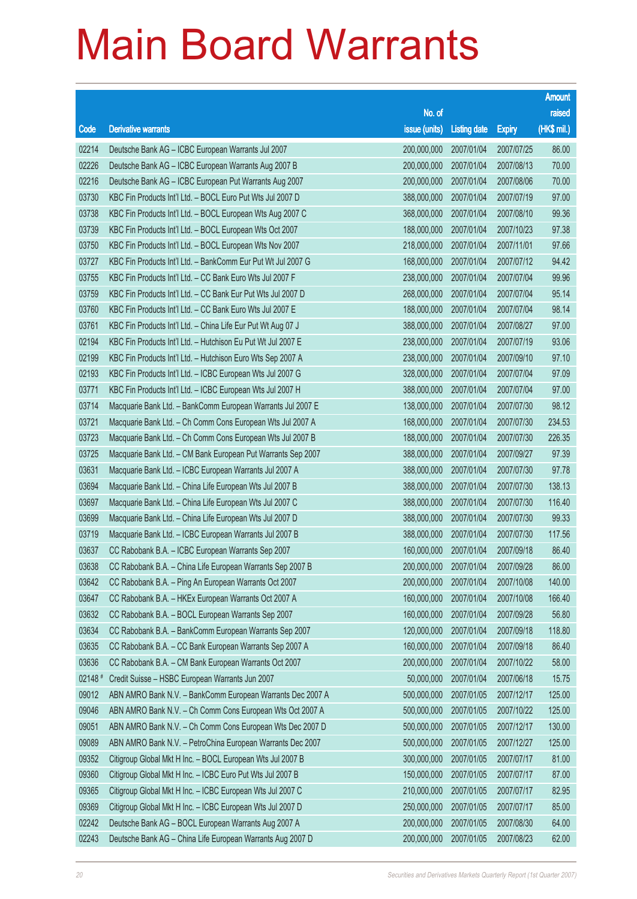# Main Board Warrants

| Code | Derivative warrants | No. of issue (units) | Listing date | Expiry | Amount raised (HK$ mil.) |
|---|---|---|---|---|---|
| 02214 | Deutsche Bank AG – ICBC European Warrants Jul 2007 | 200,000,000 | 2007/01/04 | 2007/07/25 | 86.00 |
| 02226 | Deutsche Bank AG – ICBC European Warrants Aug 2007 B | 200,000,000 | 2007/01/04 | 2007/08/13 | 70.00 |
| 02216 | Deutsche Bank AG – ICBC European Put Warrants Aug 2007 | 200,000,000 | 2007/01/04 | 2007/08/06 | 70.00 |
| 03730 | KBC Fin Products Int'l Ltd. – BOCL Euro Put Wts Jul 2007 D | 388,000,000 | 2007/01/04 | 2007/07/19 | 97.00 |
| 03738 | KBC Fin Products Int'l Ltd. – BOCL European Wts Aug 2007 C | 368,000,000 | 2007/01/04 | 2007/08/10 | 99.36 |
| 03739 | KBC Fin Products Int'l Ltd. – BOCL European Wts Oct 2007 | 188,000,000 | 2007/01/04 | 2007/10/23 | 97.38 |
| 03750 | KBC Fin Products Int'l Ltd. – BOCL European Wts Nov 2007 | 218,000,000 | 2007/01/04 | 2007/11/01 | 97.66 |
| 03727 | KBC Fin Products Int'l Ltd. – BankComm Eur Put Wt Jul 2007 G | 168,000,000 | 2007/01/04 | 2007/07/12 | 94.42 |
| 03755 | KBC Fin Products Int'l Ltd. – CC Bank Euro Wts Jul 2007 F | 238,000,000 | 2007/01/04 | 2007/07/04 | 99.96 |
| 03759 | KBC Fin Products Int'l Ltd. – CC Bank Eur Put Wts Jul 2007 D | 268,000,000 | 2007/01/04 | 2007/07/04 | 95.14 |
| 03760 | KBC Fin Products Int'l Ltd. – CC Bank Euro Wts Jul 2007 E | 188,000,000 | 2007/01/04 | 2007/07/04 | 98.14 |
| 03761 | KBC Fin Products Int'l Ltd. – China Life Eur Put Wt Aug 07 J | 388,000,000 | 2007/01/04 | 2007/08/27 | 97.00 |
| 02194 | KBC Fin Products Int'l Ltd. – Hutchison Eu Put Wt Jul 2007 E | 238,000,000 | 2007/01/04 | 2007/07/19 | 93.06 |
| 02199 | KBC Fin Products Int'l Ltd. – Hutchison Euro Wts Sep 2007 A | 238,000,000 | 2007/01/04 | 2007/09/10 | 97.10 |
| 02193 | KBC Fin Products Int'l Ltd. – ICBC European Wts Jul 2007 G | 328,000,000 | 2007/01/04 | 2007/07/04 | 97.09 |
| 03771 | KBC Fin Products Int'l Ltd. – ICBC European Wts Jul 2007 H | 388,000,000 | 2007/01/04 | 2007/07/04 | 97.00 |
| 03714 | Macquarie Bank Ltd. – BankComm European Warrants Jul 2007 E | 138,000,000 | 2007/01/04 | 2007/07/30 | 98.12 |
| 03721 | Macquarie Bank Ltd. – Ch Comm Cons European Wts Jul 2007 A | 168,000,000 | 2007/01/04 | 2007/07/30 | 234.53 |
| 03723 | Macquarie Bank Ltd. – Ch Comm Cons European Wts Jul 2007 B | 188,000,000 | 2007/01/04 | 2007/07/30 | 226.35 |
| 03725 | Macquarie Bank Ltd. – CM Bank European Put Warrants Sep 2007 | 388,000,000 | 2007/01/04 | 2007/09/27 | 97.39 |
| 03631 | Macquarie Bank Ltd. – ICBC European Warrants Jul 2007 A | 388,000,000 | 2007/01/04 | 2007/07/30 | 97.78 |
| 03694 | Macquarie Bank Ltd. – China Life European Wts Jul 2007 B | 388,000,000 | 2007/01/04 | 2007/07/30 | 138.13 |
| 03697 | Macquarie Bank Ltd. – China Life European Wts Jul 2007 C | 388,000,000 | 2007/01/04 | 2007/07/30 | 116.40 |
| 03699 | Macquarie Bank Ltd. – China Life European Wts Jul 2007 D | 388,000,000 | 2007/01/04 | 2007/07/30 | 99.33 |
| 03719 | Macquarie Bank Ltd. – ICBC European Warrants Jul 2007 B | 388,000,000 | 2007/01/04 | 2007/07/30 | 117.56 |
| 03637 | CC Rabobank B.A. – ICBC European Warrants Sep 2007 | 160,000,000 | 2007/01/04 | 2007/09/18 | 86.40 |
| 03638 | CC Rabobank B.A. – China Life European Warrants Sep 2007 B | 200,000,000 | 2007/01/04 | 2007/09/28 | 86.00 |
| 03642 | CC Rabobank B.A. – Ping An European Warrants Oct 2007 | 200,000,000 | 2007/01/04 | 2007/10/08 | 140.00 |
| 03647 | CC Rabobank B.A. – HKEx European Warrants Oct 2007 A | 160,000,000 | 2007/01/04 | 2007/10/08 | 166.40 |
| 03632 | CC Rabobank B.A. – BOCL European Warrants Sep 2007 | 160,000,000 | 2007/01/04 | 2007/09/28 | 56.80 |
| 03634 | CC Rabobank B.A. – BankComm European Warrants Sep 2007 | 120,000,000 | 2007/01/04 | 2007/09/18 | 118.80 |
| 03635 | CC Rabobank B.A. – CC Bank European Warrants Sep 2007 A | 160,000,000 | 2007/01/04 | 2007/09/18 | 86.40 |
| 03636 | CC Rabobank B.A. – CM Bank European Warrants Oct 2007 | 200,000,000 | 2007/01/04 | 2007/10/22 | 58.00 |
| 02148 # | Credit Suisse – HSBC European Warrants Jun 2007 | 50,000,000 | 2007/01/04 | 2007/06/18 | 15.75 |
| 09012 | ABN AMRO Bank N.V. – BankComm European Warrants Dec 2007 A | 500,000,000 | 2007/01/05 | 2007/12/17 | 125.00 |
| 09046 | ABN AMRO Bank N.V. – Ch Comm Cons European Wts Oct 2007 A | 500,000,000 | 2007/01/05 | 2007/10/22 | 125.00 |
| 09051 | ABN AMRO Bank N.V. – Ch Comm Cons European Wts Dec 2007 D | 500,000,000 | 2007/01/05 | 2007/12/17 | 130.00 |
| 09089 | ABN AMRO Bank N.V. – PetroChina European Warrants Dec 2007 | 500,000,000 | 2007/01/05 | 2007/12/27 | 125.00 |
| 09352 | Citigroup Global Mkt H Inc. – BOCL European Wts Jul 2007 B | 300,000,000 | 2007/01/05 | 2007/07/17 | 81.00 |
| 09360 | Citigroup Global Mkt H Inc. – ICBC Euro Put Wts Jul 2007 B | 150,000,000 | 2007/01/05 | 2007/07/17 | 87.00 |
| 09365 | Citigroup Global Mkt H Inc. – ICBC European Wts Jul 2007 C | 210,000,000 | 2007/01/05 | 2007/07/17 | 82.95 |
| 09369 | Citigroup Global Mkt H Inc. – ICBC European Wts Jul 2007 D | 250,000,000 | 2007/01/05 | 2007/07/17 | 85.00 |
| 02242 | Deutsche Bank AG – BOCL European Warrants Aug 2007 A | 200,000,000 | 2007/01/05 | 2007/08/30 | 64.00 |
| 02243 | Deutsche Bank AG – China Life European Warrants Aug 2007 D | 200,000,000 | 2007/01/05 | 2007/08/23 | 62.00 |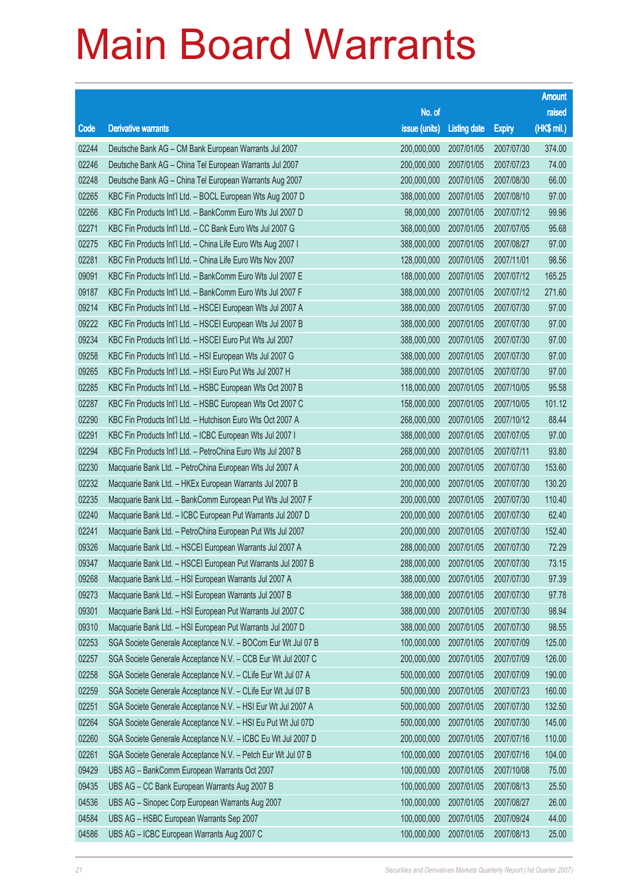# Main Board Warrants

| Code | Derivative warrants | No. of issue (units) | Listing date | Expiry | Amount raised (HK$ mil.) |
|---|---|---|---|---|---|
| 02244 | Deutsche Bank AG – CM Bank European Warrants Jul 2007 | 200,000,000 | 2007/01/05 | 2007/07/30 | 374.00 |
| 02246 | Deutsche Bank AG – China Tel European Warrants Jul 2007 | 200,000,000 | 2007/01/05 | 2007/07/23 | 74.00 |
| 02248 | Deutsche Bank AG – China Tel European Warrants Aug 2007 | 200,000,000 | 2007/01/05 | 2007/08/30 | 66.00 |
| 02265 | KBC Fin Products Int'l Ltd. – BOCL European Wts Aug 2007 D | 388,000,000 | 2007/01/05 | 2007/08/10 | 97.00 |
| 02266 | KBC Fin Products Int'l Ltd. – BankComm Euro Wts Jul 2007 D | 98,000,000 | 2007/01/05 | 2007/07/12 | 99.96 |
| 02271 | KBC Fin Products Int'l Ltd. – CC Bank Euro Wts Jul 2007 G | 368,000,000 | 2007/01/05 | 2007/07/05 | 95.68 |
| 02275 | KBC Fin Products Int'l Ltd. – China Life Euro Wts Aug 2007 I | 388,000,000 | 2007/01/05 | 2007/08/27 | 97.00 |
| 02281 | KBC Fin Products Int'l Ltd. – China Life Euro Wts Nov 2007 | 128,000,000 | 2007/01/05 | 2007/11/01 | 98.56 |
| 09091 | KBC Fin Products Int'l Ltd. – BankComm Euro Wts Jul 2007 E | 188,000,000 | 2007/01/05 | 2007/07/12 | 165.25 |
| 09187 | KBC Fin Products Int'l Ltd. – BankComm Euro Wts Jul 2007 F | 388,000,000 | 2007/01/05 | 2007/07/12 | 271.60 |
| 09214 | KBC Fin Products Int'l Ltd. – HSCEI European Wts Jul 2007 A | 388,000,000 | 2007/01/05 | 2007/07/30 | 97.00 |
| 09222 | KBC Fin Products Int'l Ltd. – HSCEI European Wts Jul 2007 B | 388,000,000 | 2007/01/05 | 2007/07/30 | 97.00 |
| 09234 | KBC Fin Products Int'l Ltd. – HSCEI Euro Put Wts Jul 2007 | 388,000,000 | 2007/01/05 | 2007/07/30 | 97.00 |
| 09258 | KBC Fin Products Int'l Ltd. – HSI European Wts Jul 2007 G | 388,000,000 | 2007/01/05 | 2007/07/30 | 97.00 |
| 09265 | KBC Fin Products Int'l Ltd. – HSI Euro Put Wts Jul 2007 H | 388,000,000 | 2007/01/05 | 2007/07/30 | 97.00 |
| 02285 | KBC Fin Products Int'l Ltd. – HSBC European Wts Oct 2007 B | 118,000,000 | 2007/01/05 | 2007/10/05 | 95.58 |
| 02287 | KBC Fin Products Int'l Ltd. – HSBC European Wts Oct 2007 C | 158,000,000 | 2007/01/05 | 2007/10/05 | 101.12 |
| 02290 | KBC Fin Products Int'l Ltd. – Hutchison Euro Wts Oct 2007 A | 268,000,000 | 2007/01/05 | 2007/10/12 | 88.44 |
| 02291 | KBC Fin Products Int'l Ltd. – ICBC European Wts Jul 2007 I | 388,000,000 | 2007/01/05 | 2007/07/05 | 97.00 |
| 02294 | KBC Fin Products Int'l Ltd. – PetroChina Euro Wts Jul 2007 B | 268,000,000 | 2007/01/05 | 2007/07/11 | 93.80 |
| 02230 | Macquarie Bank Ltd. – PetroChina European Wts Jul 2007 A | 200,000,000 | 2007/01/05 | 2007/07/30 | 153.60 |
| 02232 | Macquarie Bank Ltd. – HKEx European Warrants Jul 2007 B | 200,000,000 | 2007/01/05 | 2007/07/30 | 130.20 |
| 02235 | Macquarie Bank Ltd. – BankComm European Put Wts Jul 2007 F | 200,000,000 | 2007/01/05 | 2007/07/30 | 110.40 |
| 02240 | Macquarie Bank Ltd. – ICBC European Put Warrants Jul 2007 D | 200,000,000 | 2007/01/05 | 2007/07/30 | 62.40 |
| 02241 | Macquarie Bank Ltd. – PetroChina European Put Wts Jul 2007 | 200,000,000 | 2007/01/05 | 2007/07/30 | 152.40 |
| 09326 | Macquarie Bank Ltd. – HSCEI European Warrants Jul 2007 A | 288,000,000 | 2007/01/05 | 2007/07/30 | 72.29 |
| 09347 | Macquarie Bank Ltd. – HSCEI European Put Warrants Jul 2007 B | 288,000,000 | 2007/01/05 | 2007/07/30 | 73.15 |
| 09268 | Macquarie Bank Ltd. – HSI European Warrants Jul 2007 A | 388,000,000 | 2007/01/05 | 2007/07/30 | 97.39 |
| 09273 | Macquarie Bank Ltd. – HSI European Warrants Jul 2007 B | 388,000,000 | 2007/01/05 | 2007/07/30 | 97.78 |
| 09301 | Macquarie Bank Ltd. – HSI European Put Warrants Jul 2007 C | 388,000,000 | 2007/01/05 | 2007/07/30 | 98.94 |
| 09310 | Macquarie Bank Ltd. – HSI European Put Warrants Jul 2007 D | 388,000,000 | 2007/01/05 | 2007/07/30 | 98.55 |
| 02253 | SGA Societe Generale Acceptance N.V. – BOCom Eur Wt Jul 07 B | 100,000,000 | 2007/01/05 | 2007/07/09 | 125.00 |
| 02257 | SGA Societe Generale Acceptance N.V. – CCB Eur Wt Jul 2007 C | 200,000,000 | 2007/01/05 | 2007/07/09 | 126.00 |
| 02258 | SGA Societe Generale Acceptance N.V. – CLife Eur Wt Jul 07 A | 500,000,000 | 2007/01/05 | 2007/07/09 | 190.00 |
| 02259 | SGA Societe Generale Acceptance N.V. – CLife Eur Wt Jul 07 B | 500,000,000 | 2007/01/05 | 2007/07/23 | 160.00 |
| 02251 | SGA Societe Generale Acceptance N.V. – HSI Eur Wt Jul 2007 A | 500,000,000 | 2007/01/05 | 2007/07/30 | 132.50 |
| 02264 | SGA Societe Generale Acceptance N.V. – HSI Eu Put Wt Jul 07D | 500,000,000 | 2007/01/05 | 2007/07/30 | 145.00 |
| 02260 | SGA Societe Generale Acceptance N.V. – ICBC Eu Wt Jul 2007 D | 200,000,000 | 2007/01/05 | 2007/07/16 | 110.00 |
| 02261 | SGA Societe Generale Acceptance N.V. – Petch Eur Wt Jul 07 B | 100,000,000 | 2007/01/05 | 2007/07/16 | 104.00 |
| 09429 | UBS AG – BankComm European Warrants Oct 2007 | 100,000,000 | 2007/01/05 | 2007/10/08 | 75.00 |
| 09435 | UBS AG – CC Bank European Warrants Aug 2007 B | 100,000,000 | 2007/01/05 | 2007/08/13 | 25.50 |
| 04536 | UBS AG – Sinopec Corp European Warrants Aug 2007 | 100,000,000 | 2007/01/05 | 2007/08/27 | 26.00 |
| 04584 | UBS AG – HSBC European Warrants Sep 2007 | 100,000,000 | 2007/01/05 | 2007/09/24 | 44.00 |
| 04586 | UBS AG – ICBC European Warrants Aug 2007 C | 100,000,000 | 2007/01/05 | 2007/08/13 | 25.00 |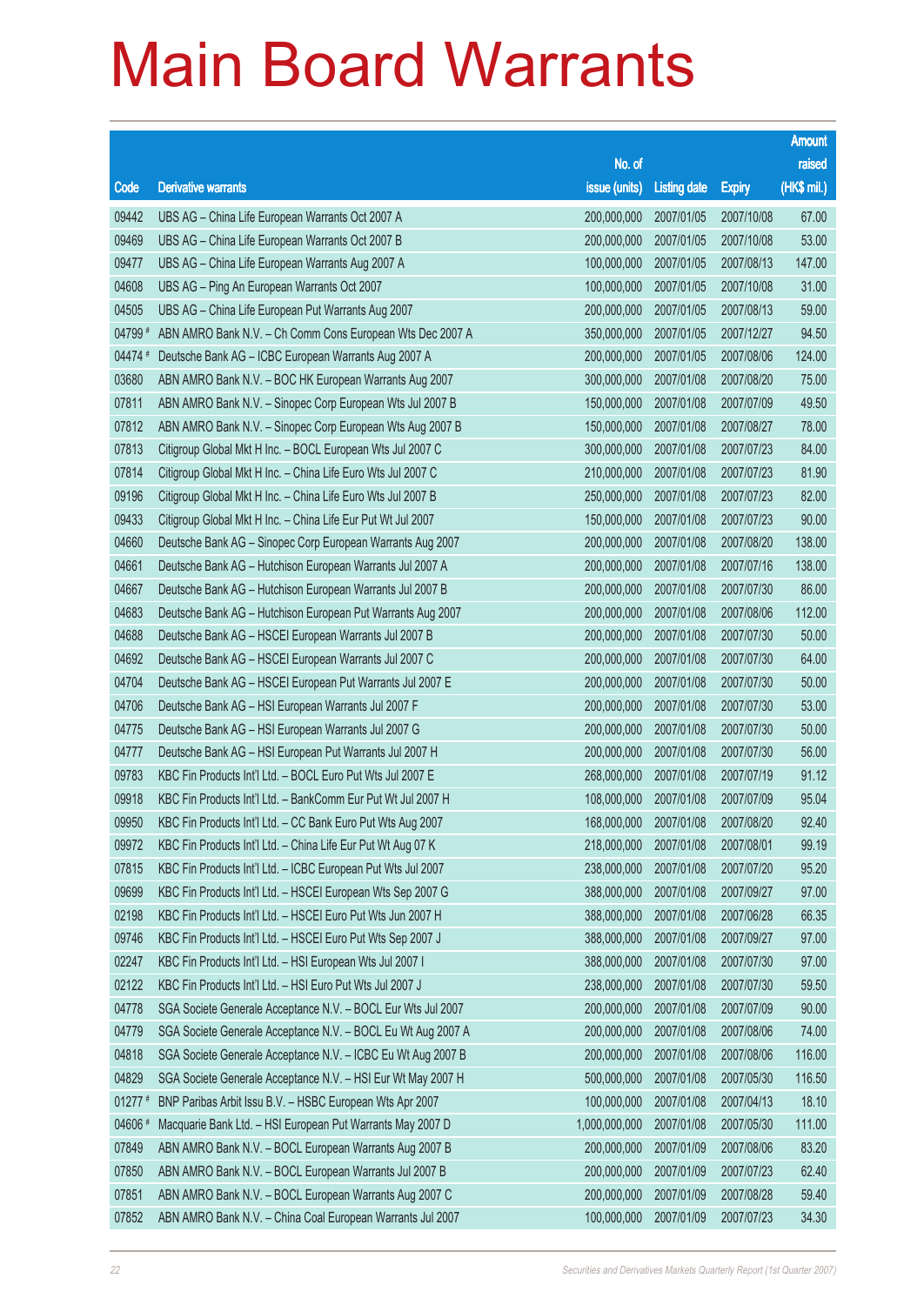# Main Board Warrants

| Code | Derivative warrants | No. of issue (units) | Listing date | Expiry | Amount raised (HK$ mil.) |
|---|---|---|---|---|---|
| 09442 | UBS AG – China Life European Warrants Oct 2007 A | 200,000,000 | 2007/01/05 | 2007/10/08 | 67.00 |
| 09469 | UBS AG – China Life European Warrants Oct 2007 B | 200,000,000 | 2007/01/05 | 2007/10/08 | 53.00 |
| 09477 | UBS AG – China Life European Warrants Aug 2007 A | 100,000,000 | 2007/01/05 | 2007/08/13 | 147.00 |
| 04608 | UBS AG – Ping An European Warrants Oct 2007 | 100,000,000 | 2007/01/05 | 2007/10/08 | 31.00 |
| 04505 | UBS AG – China Life European Put Warrants Aug 2007 | 200,000,000 | 2007/01/05 | 2007/08/13 | 59.00 |
| 04799 # | ABN AMRO Bank N.V. – Ch Comm Cons European Wts Dec 2007 A | 350,000,000 | 2007/01/05 | 2007/12/27 | 94.50 |
| 04474 # | Deutsche Bank AG – ICBC European Warrants Aug 2007 A | 200,000,000 | 2007/01/05 | 2007/08/06 | 124.00 |
| 03680 | ABN AMRO Bank N.V. – BOC HK European Warrants Aug 2007 | 300,000,000 | 2007/01/08 | 2007/08/20 | 75.00 |
| 07811 | ABN AMRO Bank N.V. – Sinopec Corp European Wts Jul 2007 B | 150,000,000 | 2007/01/08 | 2007/07/09 | 49.50 |
| 07812 | ABN AMRO Bank N.V. – Sinopec Corp European Wts Aug 2007 B | 150,000,000 | 2007/01/08 | 2007/08/27 | 78.00 |
| 07813 | Citigroup Global Mkt H Inc. – BOCL European Wts Jul 2007 C | 300,000,000 | 2007/01/08 | 2007/07/23 | 84.00 |
| 07814 | Citigroup Global Mkt H Inc. – China Life Euro Wts Jul 2007 C | 210,000,000 | 2007/01/08 | 2007/07/23 | 81.90 |
| 09196 | Citigroup Global Mkt H Inc. – China Life Euro Wts Jul 2007 B | 250,000,000 | 2007/01/08 | 2007/07/23 | 82.00 |
| 09433 | Citigroup Global Mkt H Inc. – China Life Eur Put Wt Jul 2007 | 150,000,000 | 2007/01/08 | 2007/07/23 | 90.00 |
| 04660 | Deutsche Bank AG – Sinopec Corp European Warrants Aug 2007 | 200,000,000 | 2007/01/08 | 2007/08/20 | 138.00 |
| 04661 | Deutsche Bank AG – Hutchison European Warrants Jul 2007 A | 200,000,000 | 2007/01/08 | 2007/07/16 | 138.00 |
| 04667 | Deutsche Bank AG – Hutchison European Warrants Jul 2007 B | 200,000,000 | 2007/01/08 | 2007/07/30 | 86.00 |
| 04683 | Deutsche Bank AG – Hutchison European Put Warrants Aug 2007 | 200,000,000 | 2007/01/08 | 2007/08/06 | 112.00 |
| 04688 | Deutsche Bank AG – HSCEI European Warrants Jul 2007 B | 200,000,000 | 2007/01/08 | 2007/07/30 | 50.00 |
| 04692 | Deutsche Bank AG – HSCEI European Warrants Jul 2007 C | 200,000,000 | 2007/01/08 | 2007/07/30 | 64.00 |
| 04704 | Deutsche Bank AG – HSCEI European Put Warrants Jul 2007 E | 200,000,000 | 2007/01/08 | 2007/07/30 | 50.00 |
| 04706 | Deutsche Bank AG – HSI European Warrants Jul 2007 F | 200,000,000 | 2007/01/08 | 2007/07/30 | 53.00 |
| 04775 | Deutsche Bank AG – HSI European Warrants Jul 2007 G | 200,000,000 | 2007/01/08 | 2007/07/30 | 50.00 |
| 04777 | Deutsche Bank AG – HSI European Put Warrants Jul 2007 H | 200,000,000 | 2007/01/08 | 2007/07/30 | 56.00 |
| 09783 | KBC Fin Products Int'l Ltd. – BOCL Euro Put Wts Jul 2007 E | 268,000,000 | 2007/01/08 | 2007/07/19 | 91.12 |
| 09918 | KBC Fin Products Int'l Ltd. – BankComm Eur Put Wt Jul 2007 H | 108,000,000 | 2007/01/08 | 2007/07/09 | 95.04 |
| 09950 | KBC Fin Products Int'l Ltd. – CC Bank Euro Put Wts Aug 2007 | 168,000,000 | 2007/01/08 | 2007/08/20 | 92.40 |
| 09972 | KBC Fin Products Int'l Ltd. – China Life Eur Put Wt Aug 07 K | 218,000,000 | 2007/01/08 | 2007/08/01 | 99.19 |
| 07815 | KBC Fin Products Int'l Ltd. – ICBC European Put Wts Jul 2007 | 238,000,000 | 2007/01/08 | 2007/07/20 | 95.20 |
| 09699 | KBC Fin Products Int'l Ltd. – HSCEI European Wts Sep 2007 G | 388,000,000 | 2007/01/08 | 2007/09/27 | 97.00 |
| 02198 | KBC Fin Products Int'l Ltd. – HSCEI Euro Put Wts Jun 2007 H | 388,000,000 | 2007/01/08 | 2007/06/28 | 66.35 |
| 09746 | KBC Fin Products Int'l Ltd. – HSCEI Euro Put Wts Sep 2007 J | 388,000,000 | 2007/01/08 | 2007/09/27 | 97.00 |
| 02247 | KBC Fin Products Int'l Ltd. – HSI European Wts Jul 2007 I | 388,000,000 | 2007/01/08 | 2007/07/30 | 97.00 |
| 02122 | KBC Fin Products Int'l Ltd. – HSI Euro Put Wts Jul 2007 J | 238,000,000 | 2007/01/08 | 2007/07/30 | 59.50 |
| 04778 | SGA Societe Generale Acceptance N.V. – BOCL Eur Wts Jul 2007 | 200,000,000 | 2007/01/08 | 2007/07/09 | 90.00 |
| 04779 | SGA Societe Generale Acceptance N.V. – BOCL Eu Wt Aug 2007 A | 200,000,000 | 2007/01/08 | 2007/08/06 | 74.00 |
| 04818 | SGA Societe Generale Acceptance N.V. – ICBC Eu Wt Aug 2007 B | 200,000,000 | 2007/01/08 | 2007/08/06 | 116.00 |
| 04829 | SGA Societe Generale Acceptance N.V. – HSI Eur Wt May 2007 H | 500,000,000 | 2007/01/08 | 2007/05/30 | 116.50 |
| 01277 # | BNP Paribas Arbit Issu B.V. – HSBC European Wts Apr 2007 | 100,000,000 | 2007/01/08 | 2007/04/13 | 18.10 |
| 04606 # | Macquarie Bank Ltd. – HSI European Put Warrants May 2007 D | 1,000,000,000 | 2007/01/08 | 2007/05/30 | 111.00 |
| 07849 | ABN AMRO Bank N.V. – BOCL European Warrants Aug 2007 B | 200,000,000 | 2007/01/09 | 2007/08/06 | 83.20 |
| 07850 | ABN AMRO Bank N.V. – BOCL European Warrants Jul 2007 B | 200,000,000 | 2007/01/09 | 2007/07/23 | 62.40 |
| 07851 | ABN AMRO Bank N.V. – BOCL European Warrants Aug 2007 C | 200,000,000 | 2007/01/09 | 2007/08/28 | 59.40 |
| 07852 | ABN AMRO Bank N.V. – China Coal European Warrants Jul 2007 | 100,000,000 | 2007/01/09 | 2007/07/23 | 34.30 |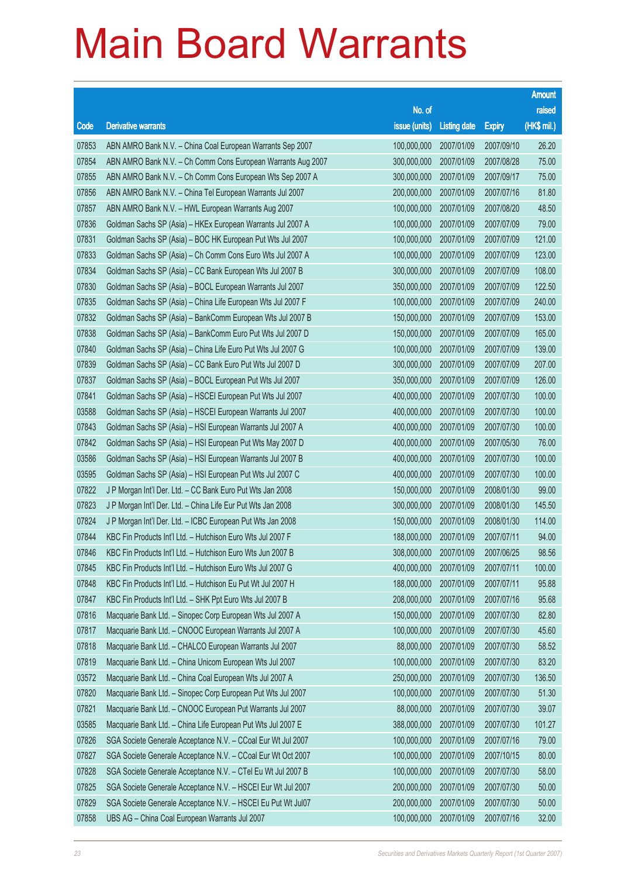# Main Board Warrants

| Code | Derivative warrants | No. of issue (units) | Listing date | Expiry | Amount raised (HK$ mil.) |
|---|---|---|---|---|---|
| 07853 | ABN AMRO Bank N.V. – China Coal European Warrants Sep 2007 | 100,000,000 | 2007/01/09 | 2007/09/10 | 26.20 |
| 07854 | ABN AMRO Bank N.V. – Ch Comm Cons European Warrants Aug 2007 | 300,000,000 | 2007/01/09 | 2007/08/28 | 75.00 |
| 07855 | ABN AMRO Bank N.V. – Ch Comm Cons European Wts Sep 2007 A | 300,000,000 | 2007/01/09 | 2007/09/17 | 75.00 |
| 07856 | ABN AMRO Bank N.V. – China Tel European Warrants Jul 2007 | 200,000,000 | 2007/01/09 | 2007/07/16 | 81.80 |
| 07857 | ABN AMRO Bank N.V. – HWL European Warrants Aug 2007 | 100,000,000 | 2007/01/09 | 2007/08/20 | 48.50 |
| 07836 | Goldman Sachs SP (Asia) – HKEx European Warrants Jul 2007 A | 100,000,000 | 2007/01/09 | 2007/07/09 | 79.00 |
| 07831 | Goldman Sachs SP (Asia) – BOC HK European Put Wts Jul 2007 | 100,000,000 | 2007/01/09 | 2007/07/09 | 121.00 |
| 07833 | Goldman Sachs SP (Asia) – Ch Comm Cons Euro Wts Jul 2007 A | 100,000,000 | 2007/01/09 | 2007/07/09 | 123.00 |
| 07834 | Goldman Sachs SP (Asia) – CC Bank European Wts Jul 2007 B | 300,000,000 | 2007/01/09 | 2007/07/09 | 108.00 |
| 07830 | Goldman Sachs SP (Asia) – BOCL European Warrants Jul 2007 | 350,000,000 | 2007/01/09 | 2007/07/09 | 122.50 |
| 07835 | Goldman Sachs SP (Asia) – China Life European Wts Jul 2007 F | 100,000,000 | 2007/01/09 | 2007/07/09 | 240.00 |
| 07832 | Goldman Sachs SP (Asia) – BankComm European Wts Jul 2007 B | 150,000,000 | 2007/01/09 | 2007/07/09 | 153.00 |
| 07838 | Goldman Sachs SP (Asia) – BankComm Euro Put Wts Jul 2007 D | 150,000,000 | 2007/01/09 | 2007/07/09 | 165.00 |
| 07840 | Goldman Sachs SP (Asia) – China Life Euro Put Wts Jul 2007 G | 100,000,000 | 2007/01/09 | 2007/07/09 | 139.00 |
| 07839 | Goldman Sachs SP (Asia) – CC Bank Euro Put Wts Jul 2007 D | 300,000,000 | 2007/01/09 | 2007/07/09 | 207.00 |
| 07837 | Goldman Sachs SP (Asia) – BOCL European Put Wts Jul 2007 | 350,000,000 | 2007/01/09 | 2007/07/09 | 126.00 |
| 07841 | Goldman Sachs SP (Asia) – HSCEI European Put Wts Jul 2007 | 400,000,000 | 2007/01/09 | 2007/07/30 | 100.00 |
| 03588 | Goldman Sachs SP (Asia) – HSCEI European Warrants Jul 2007 | 400,000,000 | 2007/01/09 | 2007/07/30 | 100.00 |
| 07843 | Goldman Sachs SP (Asia) – HSI European Warrants Jul 2007 A | 400,000,000 | 2007/01/09 | 2007/07/30 | 100.00 |
| 07842 | Goldman Sachs SP (Asia) – HSI European Put Wts May 2007 D | 400,000,000 | 2007/01/09 | 2007/05/30 | 76.00 |
| 03586 | Goldman Sachs SP (Asia) – HSI European Warrants Jul 2007 B | 400,000,000 | 2007/01/09 | 2007/07/30 | 100.00 |
| 03595 | Goldman Sachs SP (Asia) – HSI European Put Wts Jul 2007 C | 400,000,000 | 2007/01/09 | 2007/07/30 | 100.00 |
| 07822 | J P Morgan Int'l Der. Ltd. – CC Bank Euro Put Wts Jan 2008 | 150,000,000 | 2007/01/09 | 2008/01/30 | 99.00 |
| 07823 | J P Morgan Int'l Der. Ltd. – China Life Eur Put Wts Jan 2008 | 300,000,000 | 2007/01/09 | 2008/01/30 | 145.50 |
| 07824 | J P Morgan Int'l Der. Ltd. – ICBC European Put Wts Jan 2008 | 150,000,000 | 2007/01/09 | 2008/01/30 | 114.00 |
| 07844 | KBC Fin Products Int'l Ltd. – Hutchison Euro Wts Jul 2007 F | 188,000,000 | 2007/01/09 | 2007/07/11 | 94.00 |
| 07846 | KBC Fin Products Int'l Ltd. – Hutchison Euro Wts Jun 2007 B | 308,000,000 | 2007/01/09 | 2007/06/25 | 98.56 |
| 07845 | KBC Fin Products Int'l Ltd. – Hutchison Euro Wts Jul 2007 G | 400,000,000 | 2007/01/09 | 2007/07/11 | 100.00 |
| 07848 | KBC Fin Products Int'l Ltd. – Hutchison Eu Put Wt Jul 2007 H | 188,000,000 | 2007/01/09 | 2007/07/11 | 95.88 |
| 07847 | KBC Fin Products Int'l Ltd. – SHK Ppt Euro Wts Jul 2007 B | 208,000,000 | 2007/01/09 | 2007/07/16 | 95.68 |
| 07816 | Macquarie Bank Ltd. – Sinopec Corp European Wts Jul 2007 A | 150,000,000 | 2007/01/09 | 2007/07/30 | 82.80 |
| 07817 | Macquarie Bank Ltd. – CNOOC European Warrants Jul 2007 A | 100,000,000 | 2007/01/09 | 2007/07/30 | 45.60 |
| 07818 | Macquarie Bank Ltd. – CHALCO European Warrants Jul 2007 | 88,000,000 | 2007/01/09 | 2007/07/30 | 58.52 |
| 07819 | Macquarie Bank Ltd. – China Unicom European Wts Jul 2007 | 100,000,000 | 2007/01/09 | 2007/07/30 | 83.20 |
| 03572 | Macquarie Bank Ltd. – China Coal European Wts Jul 2007 A | 250,000,000 | 2007/01/09 | 2007/07/30 | 136.50 |
| 07820 | Macquarie Bank Ltd. – Sinopec Corp European Put Wts Jul 2007 | 100,000,000 | 2007/01/09 | 2007/07/30 | 51.30 |
| 07821 | Macquarie Bank Ltd. – CNOOC European Put Warrants Jul 2007 | 88,000,000 | 2007/01/09 | 2007/07/30 | 39.07 |
| 03585 | Macquarie Bank Ltd. – China Life European Put Wts Jul 2007 E | 388,000,000 | 2007/01/09 | 2007/07/30 | 101.27 |
| 07826 | SGA Societe Generale Acceptance N.V. – CCoal Eur Wt Jul 2007 | 100,000,000 | 2007/01/09 | 2007/07/16 | 79.00 |
| 07827 | SGA Societe Generale Acceptance N.V. – CCoal Eur Wt Oct 2007 | 100,000,000 | 2007/01/09 | 2007/10/15 | 80.00 |
| 07828 | SGA Societe Generale Acceptance N.V. – CTel Eu Wt Jul 2007 B | 100,000,000 | 2007/01/09 | 2007/07/30 | 58.00 |
| 07825 | SGA Societe Generale Acceptance N.V. – HSCEI Eur Wt Jul 2007 | 200,000,000 | 2007/01/09 | 2007/07/30 | 50.00 |
| 07829 | SGA Societe Generale Acceptance N.V. – HSCEI Eu Put Wt Jul07 | 200,000,000 | 2007/01/09 | 2007/07/30 | 50.00 |
| 07858 | UBS AG – China Coal European Warrants Jul 2007 | 100,000,000 | 2007/01/09 | 2007/07/16 | 32.00 |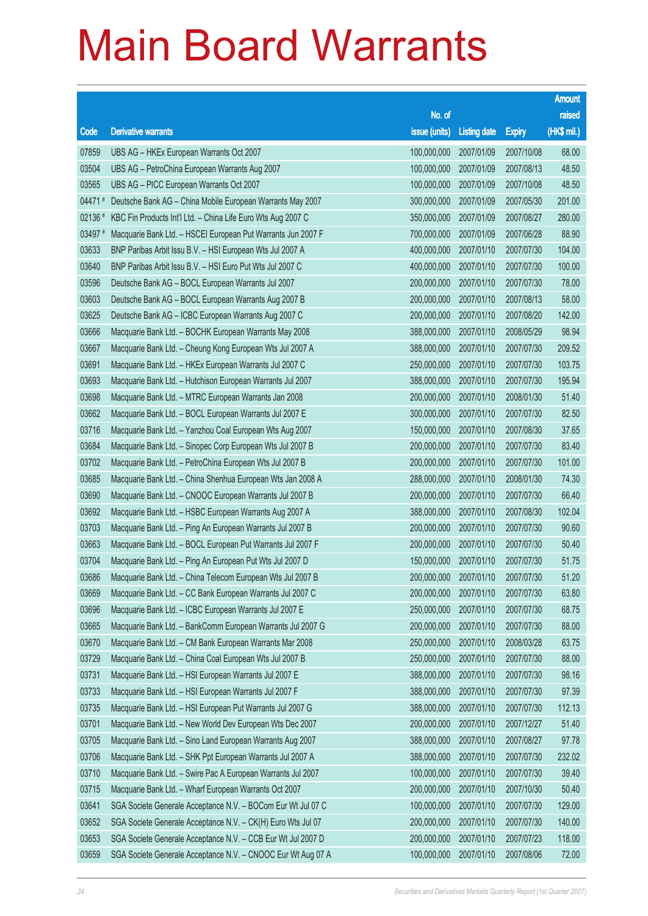# Main Board Warrants

| Code | Derivative warrants | No. of issue (units) | Listing date | Expiry | Amount raised (HK$ mil.) |
|---|---|---|---|---|---|
| 07859 | UBS AG – HKEx European Warrants Oct 2007 | 100,000,000 | 2007/01/09 | 2007/10/08 | 68.00 |
| 03504 | UBS AG – PetroChina European Warrants Aug 2007 | 100,000,000 | 2007/01/09 | 2007/08/13 | 48.50 |
| 03565 | UBS AG – PICC European Warrants Oct 2007 | 100,000,000 | 2007/01/09 | 2007/10/08 | 48.50 |
| 04471 # | Deutsche Bank AG – China Mobile European Warrants May 2007 | 300,000,000 | 2007/01/09 | 2007/05/30 | 201.00 |
| 02136 # | KBC Fin Products Int'l Ltd. – China Life Euro Wts Aug 2007 C | 350,000,000 | 2007/01/09 | 2007/08/27 | 280.00 |
| 03497 # | Macquarie Bank Ltd. – HSCEI European Put Warrants Jun 2007 F | 700,000,000 | 2007/01/09 | 2007/06/28 | 88.90 |
| 03633 | BNP Paribas Arbit Issu B.V. – HSI European Wts Jul 2007 A | 400,000,000 | 2007/01/10 | 2007/07/30 | 104.00 |
| 03640 | BNP Paribas Arbit Issu B.V. – HSI Euro Put Wts Jul 2007 C | 400,000,000 | 2007/01/10 | 2007/07/30 | 100.00 |
| 03596 | Deutsche Bank AG – BOCL European Warrants Jul 2007 | 200,000,000 | 2007/01/10 | 2007/07/30 | 78.00 |
| 03603 | Deutsche Bank AG – BOCL European Warrants Aug 2007 B | 200,000,000 | 2007/01/10 | 2007/08/13 | 58.00 |
| 03625 | Deutsche Bank AG – ICBC European Warrants Aug 2007 C | 200,000,000 | 2007/01/10 | 2007/08/20 | 142.00 |
| 03666 | Macquarie Bank Ltd. – BOCHK European Warrants May 2008 | 388,000,000 | 2007/01/10 | 2008/05/29 | 98.94 |
| 03667 | Macquarie Bank Ltd. – Cheung Kong European Wts Jul 2007 A | 388,000,000 | 2007/01/10 | 2007/07/30 | 209.52 |
| 03691 | Macquarie Bank Ltd. – HKEx European Warrants Jul 2007 C | 250,000,000 | 2007/01/10 | 2007/07/30 | 103.75 |
| 03693 | Macquarie Bank Ltd. – Hutchison European Warrants Jul 2007 | 388,000,000 | 2007/01/10 | 2007/07/30 | 195.94 |
| 03698 | Macquarie Bank Ltd. – MTRC European Warrants Jan 2008 | 200,000,000 | 2007/01/10 | 2008/01/30 | 51.40 |
| 03662 | Macquarie Bank Ltd. – BOCL European Warrants Jul 2007 E | 300,000,000 | 2007/01/10 | 2007/07/30 | 82.50 |
| 03716 | Macquarie Bank Ltd. – Yanzhou Coal European Wts Aug 2007 | 150,000,000 | 2007/01/10 | 2007/08/30 | 37.65 |
| 03684 | Macquarie Bank Ltd. – Sinopec Corp European Wts Jul 2007 B | 200,000,000 | 2007/01/10 | 2007/07/30 | 83.40 |
| 03702 | Macquarie Bank Ltd. – PetroChina European Wts Jul 2007 B | 200,000,000 | 2007/01/10 | 2007/07/30 | 101.00 |
| 03685 | Macquarie Bank Ltd. – China Shenhua European Wts Jan 2008 A | 288,000,000 | 2007/01/10 | 2008/01/30 | 74.30 |
| 03690 | Macquarie Bank Ltd. – CNOOC European Warrants Jul 2007 B | 200,000,000 | 2007/01/10 | 2007/07/30 | 66.40 |
| 03692 | Macquarie Bank Ltd. – HSBC European Warrants Aug 2007 A | 388,000,000 | 2007/01/10 | 2007/08/30 | 102.04 |
| 03703 | Macquarie Bank Ltd. – Ping An European Warrants Jul 2007 B | 200,000,000 | 2007/01/10 | 2007/07/30 | 90.60 |
| 03663 | Macquarie Bank Ltd. – BOCL European Put Warrants Jul 2007 F | 200,000,000 | 2007/01/10 | 2007/07/30 | 50.40 |
| 03704 | Macquarie Bank Ltd. – Ping An European Put Wts Jul 2007 D | 150,000,000 | 2007/01/10 | 2007/07/30 | 51.75 |
| 03686 | Macquarie Bank Ltd. – China Telecom European Wts Jul 2007 B | 200,000,000 | 2007/01/10 | 2007/07/30 | 51.20 |
| 03669 | Macquarie Bank Ltd. – CC Bank European Warrants Jul 2007 C | 200,000,000 | 2007/01/10 | 2007/07/30 | 63.80 |
| 03696 | Macquarie Bank Ltd. – ICBC European Warrants Jul 2007 E | 250,000,000 | 2007/01/10 | 2007/07/30 | 68.75 |
| 03665 | Macquarie Bank Ltd. – BankComm European Warrants Jul 2007 G | 200,000,000 | 2007/01/10 | 2007/07/30 | 88.00 |
| 03670 | Macquarie Bank Ltd. – CM Bank European Warrants Mar 2008 | 250,000,000 | 2007/01/10 | 2008/03/28 | 63.75 |
| 03729 | Macquarie Bank Ltd. – China Coal European Wts Jul 2007 B | 250,000,000 | 2007/01/10 | 2007/07/30 | 88.00 |
| 03731 | Macquarie Bank Ltd. – HSI European Warrants Jul 2007 E | 388,000,000 | 2007/01/10 | 2007/07/30 | 98.16 |
| 03733 | Macquarie Bank Ltd. – HSI European Warrants Jul 2007 F | 388,000,000 | 2007/01/10 | 2007/07/30 | 97.39 |
| 03735 | Macquarie Bank Ltd. – HSI European Put Warrants Jul 2007 G | 388,000,000 | 2007/01/10 | 2007/07/30 | 112.13 |
| 03701 | Macquarie Bank Ltd. – New World Dev European Wts Dec 2007 | 200,000,000 | 2007/01/10 | 2007/12/27 | 51.40 |
| 03705 | Macquarie Bank Ltd. – Sino Land European Warrants Aug 2007 | 388,000,000 | 2007/01/10 | 2007/08/27 | 97.78 |
| 03706 | Macquarie Bank Ltd. – SHK Ppt European Warrants Jul 2007 A | 388,000,000 | 2007/01/10 | 2007/07/30 | 232.02 |
| 03710 | Macquarie Bank Ltd. – Swire Pac A European Warrants Jul 2007 | 100,000,000 | 2007/01/10 | 2007/07/30 | 39.40 |
| 03715 | Macquarie Bank Ltd. – Wharf European Warrants Oct 2007 | 200,000,000 | 2007/01/10 | 2007/10/30 | 50.40 |
| 03641 | SGA Societe Generale Acceptance N.V. – BOCom Eur Wt Jul 07 C | 100,000,000 | 2007/01/10 | 2007/07/30 | 129.00 |
| 03652 | SGA Societe Generale Acceptance N.V. – CK(H) Euro Wts Jul 07 | 200,000,000 | 2007/01/10 | 2007/07/30 | 140.00 |
| 03653 | SGA Societe Generale Acceptance N.V. – CCB Eur Wt Jul 2007 D | 200,000,000 | 2007/01/10 | 2007/07/23 | 118.00 |
| 03659 | SGA Societe Generale Acceptance N.V. – CNOOC Eur Wt Aug 07 A | 100,000,000 | 2007/01/10 | 2007/08/06 | 72.00 |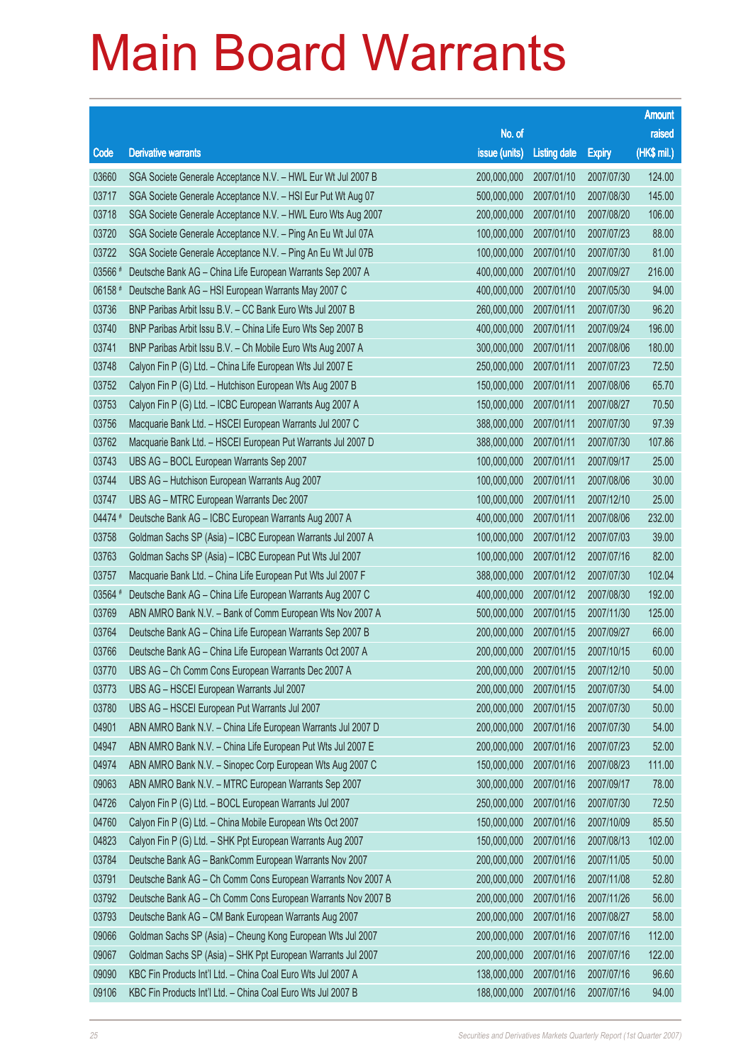# Main Board Warrants

| Code | Derivative warrants | No. of issue (units) | Listing date | Expiry | Amount raised (HK$ mil.) |
|---|---|---|---|---|---|
| 03660 | SGA Societe Generale Acceptance N.V. – HWL Eur Wt Jul 2007 B | 200,000,000 | 2007/01/10 | 2007/07/30 | 124.00 |
| 03717 | SGA Societe Generale Acceptance N.V. – HSI Eur Put Wt Aug 07 | 500,000,000 | 2007/01/10 | 2007/08/30 | 145.00 |
| 03718 | SGA Societe Generale Acceptance N.V. – HWL Euro Wts Aug 2007 | 200,000,000 | 2007/01/10 | 2007/08/20 | 106.00 |
| 03720 | SGA Societe Generale Acceptance N.V. – Ping An Eu Wt Jul 07A | 100,000,000 | 2007/01/10 | 2007/07/23 | 88.00 |
| 03722 | SGA Societe Generale Acceptance N.V. – Ping An Eu Wt Jul 07B | 100,000,000 | 2007/01/10 | 2007/07/30 | 81.00 |
| 03566 # | Deutsche Bank AG – China Life European Warrants Sep 2007 A | 400,000,000 | 2007/01/10 | 2007/09/27 | 216.00 |
| 06158 # | Deutsche Bank AG – HSI European Warrants May 2007 C | 400,000,000 | 2007/01/10 | 2007/05/30 | 94.00 |
| 03736 | BNP Paribas Arbit Issu B.V. – CC Bank Euro Wts Jul 2007 B | 260,000,000 | 2007/01/11 | 2007/07/30 | 96.20 |
| 03740 | BNP Paribas Arbit Issu B.V. – China Life Euro Wts Sep 2007 B | 400,000,000 | 2007/01/11 | 2007/09/24 | 196.00 |
| 03741 | BNP Paribas Arbit Issu B.V. – Ch Mobile Euro Wts Aug 2007 A | 300,000,000 | 2007/01/11 | 2007/08/06 | 180.00 |
| 03748 | Calyon Fin P (G) Ltd. – China Life European Wts Jul 2007 E | 250,000,000 | 2007/01/11 | 2007/07/23 | 72.50 |
| 03752 | Calyon Fin P (G) Ltd. – Hutchison European Wts Aug 2007 B | 150,000,000 | 2007/01/11 | 2007/08/06 | 65.70 |
| 03753 | Calyon Fin P (G) Ltd. – ICBC European Warrants Aug 2007 A | 150,000,000 | 2007/01/11 | 2007/08/27 | 70.50 |
| 03756 | Macquarie Bank Ltd. – HSCEI European Warrants Jul 2007 C | 388,000,000 | 2007/01/11 | 2007/07/30 | 97.39 |
| 03762 | Macquarie Bank Ltd. – HSCEI European Put Warrants Jul 2007 D | 388,000,000 | 2007/01/11 | 2007/07/30 | 107.86 |
| 03743 | UBS AG – BOCL European Warrants Sep 2007 | 100,000,000 | 2007/01/11 | 2007/09/17 | 25.00 |
| 03744 | UBS AG – Hutchison European Warrants Aug 2007 | 100,000,000 | 2007/01/11 | 2007/08/06 | 30.00 |
| 03747 | UBS AG – MTRC European Warrants Dec 2007 | 100,000,000 | 2007/01/11 | 2007/12/10 | 25.00 |
| 04474 # | Deutsche Bank AG – ICBC European Warrants Aug 2007 A | 400,000,000 | 2007/01/11 | 2007/08/06 | 232.00 |
| 03758 | Goldman Sachs SP (Asia) – ICBC European Warrants Jul 2007 A | 100,000,000 | 2007/01/12 | 2007/07/03 | 39.00 |
| 03763 | Goldman Sachs SP (Asia) – ICBC European Put Wts Jul 2007 | 100,000,000 | 2007/01/12 | 2007/07/16 | 82.00 |
| 03757 | Macquarie Bank Ltd. – China Life European Put Wts Jul 2007 F | 388,000,000 | 2007/01/12 | 2007/07/30 | 102.04 |
| 03564 # | Deutsche Bank AG – China Life European Warrants Aug 2007 C | 400,000,000 | 2007/01/12 | 2007/08/30 | 192.00 |
| 03769 | ABN AMRO Bank N.V. – Bank of Comm European Wts Nov 2007 A | 500,000,000 | 2007/01/15 | 2007/11/30 | 125.00 |
| 03764 | Deutsche Bank AG – China Life European Warrants Sep 2007 B | 200,000,000 | 2007/01/15 | 2007/09/27 | 66.00 |
| 03766 | Deutsche Bank AG – China Life European Warrants Oct 2007 A | 200,000,000 | 2007/01/15 | 2007/10/15 | 60.00 |
| 03770 | UBS AG – Ch Comm Cons European Warrants Dec 2007 A | 200,000,000 | 2007/01/15 | 2007/12/10 | 50.00 |
| 03773 | UBS AG – HSCEI European Warrants Jul 2007 | 200,000,000 | 2007/01/15 | 2007/07/30 | 54.00 |
| 03780 | UBS AG – HSCEI European Put Warrants Jul 2007 | 200,000,000 | 2007/01/15 | 2007/07/30 | 50.00 |
| 04901 | ABN AMRO Bank N.V. – China Life European Warrants Jul 2007 D | 200,000,000 | 2007/01/16 | 2007/07/30 | 54.00 |
| 04947 | ABN AMRO Bank N.V. – China Life European Put Wts Jul 2007 E | 200,000,000 | 2007/01/16 | 2007/07/23 | 52.00 |
| 04974 | ABN AMRO Bank N.V. – Sinopec Corp European Wts Aug 2007 C | 150,000,000 | 2007/01/16 | 2007/08/23 | 111.00 |
| 09063 | ABN AMRO Bank N.V. – MTRC European Warrants Sep 2007 | 300,000,000 | 2007/01/16 | 2007/09/17 | 78.00 |
| 04726 | Calyon Fin P (G) Ltd. – BOCL European Warrants Jul 2007 | 250,000,000 | 2007/01/16 | 2007/07/30 | 72.50 |
| 04760 | Calyon Fin P (G) Ltd. – China Mobile European Wts Oct 2007 | 150,000,000 | 2007/01/16 | 2007/10/09 | 85.50 |
| 04823 | Calyon Fin P (G) Ltd. – SHK Ppt European Warrants Aug 2007 | 150,000,000 | 2007/01/16 | 2007/08/13 | 102.00 |
| 03784 | Deutsche Bank AG – BankComm European Warrants Nov 2007 | 200,000,000 | 2007/01/16 | 2007/11/05 | 50.00 |
| 03791 | Deutsche Bank AG – Ch Comm Cons European Warrants Nov 2007 A | 200,000,000 | 2007/01/16 | 2007/11/08 | 52.80 |
| 03792 | Deutsche Bank AG – Ch Comm Cons European Warrants Nov 2007 B | 200,000,000 | 2007/01/16 | 2007/11/26 | 56.00 |
| 03793 | Deutsche Bank AG – CM Bank European Warrants Aug 2007 | 200,000,000 | 2007/01/16 | 2007/08/27 | 58.00 |
| 09066 | Goldman Sachs SP (Asia) – Cheung Kong European Wts Jul 2007 | 200,000,000 | 2007/01/16 | 2007/07/16 | 112.00 |
| 09067 | Goldman Sachs SP (Asia) – SHK Ppt European Warrants Jul 2007 | 200,000,000 | 2007/01/16 | 2007/07/16 | 122.00 |
| 09090 | KBC Fin Products Int'l Ltd. – China Coal Euro Wts Jul 2007 A | 138,000,000 | 2007/01/16 | 2007/07/16 | 96.60 |
| 09106 | KBC Fin Products Int'l Ltd. – China Coal Euro Wts Jul 2007 B | 188,000,000 | 2007/01/16 | 2007/07/16 | 94.00 |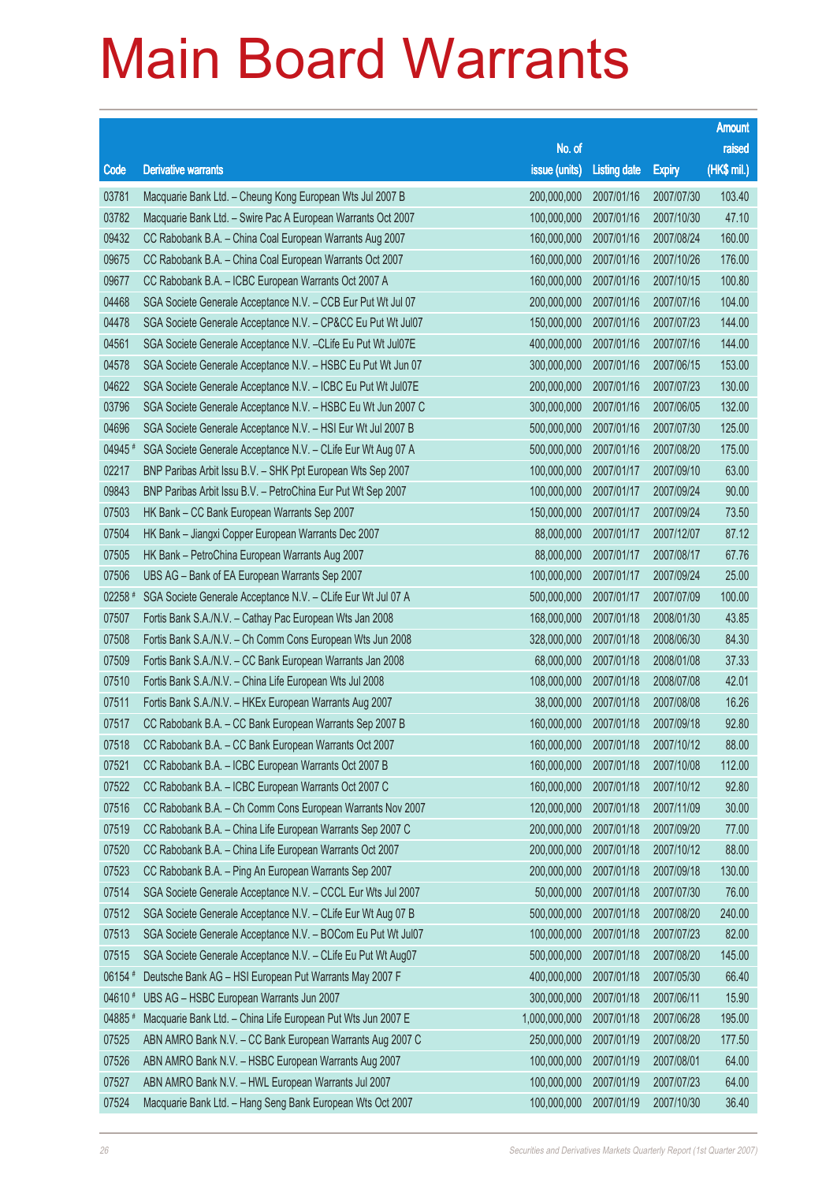# Main Board Warrants

| Code | Derivative warrants | No. of issue (units) | Listing date | Expiry | Amount raised (HK$ mil.) |
|---|---|---|---|---|---|
| 03781 | Macquarie Bank Ltd. – Cheung Kong European Wts Jul 2007 B | 200,000,000 | 2007/01/16 | 2007/07/30 | 103.40 |
| 03782 | Macquarie Bank Ltd. – Swire Pac A European Warrants Oct 2007 | 100,000,000 | 2007/01/16 | 2007/10/30 | 47.10 |
| 09432 | CC Rabobank B.A. – China Coal European Warrants Aug 2007 | 160,000,000 | 2007/01/16 | 2007/08/24 | 160.00 |
| 09675 | CC Rabobank B.A. – China Coal European Warrants Oct 2007 | 160,000,000 | 2007/01/16 | 2007/10/26 | 176.00 |
| 09677 | CC Rabobank B.A. – ICBC European Warrants Oct 2007 A | 160,000,000 | 2007/01/16 | 2007/10/15 | 100.80 |
| 04468 | SGA Societe Generale Acceptance N.V. – CCB Eur Put Wt Jul 07 | 200,000,000 | 2007/01/16 | 2007/07/16 | 104.00 |
| 04478 | SGA Societe Generale Acceptance N.V. – CP&CC Eu Put Wt Jul07 | 150,000,000 | 2007/01/16 | 2007/07/23 | 144.00 |
| 04561 | SGA Societe Generale Acceptance N.V. –CLife Eu Put Wt Jul07E | 400,000,000 | 2007/01/16 | 2007/07/16 | 144.00 |
| 04578 | SGA Societe Generale Acceptance N.V. – HSBC Eu Put Wt Jun 07 | 300,000,000 | 2007/01/16 | 2007/06/15 | 153.00 |
| 04622 | SGA Societe Generale Acceptance N.V. – ICBC Eu Put Wt Jul07E | 200,000,000 | 2007/01/16 | 2007/07/23 | 130.00 |
| 03796 | SGA Societe Generale Acceptance N.V. – HSBC Eu Wt Jun 2007 C | 300,000,000 | 2007/01/16 | 2007/06/05 | 132.00 |
| 04696 | SGA Societe Generale Acceptance N.V. – HSI Eur Wt Jul 2007 B | 500,000,000 | 2007/01/16 | 2007/07/30 | 125.00 |
| 04945 # | SGA Societe Generale Acceptance N.V. – CLife Eur Wt Aug 07 A | 500,000,000 | 2007/01/16 | 2007/08/20 | 175.00 |
| 02217 | BNP Paribas Arbit Issu B.V. – SHK Ppt European Wts Sep 2007 | 100,000,000 | 2007/01/17 | 2007/09/10 | 63.00 |
| 09843 | BNP Paribas Arbit Issu B.V. – PetroChina Eur Put Wt Sep 2007 | 100,000,000 | 2007/01/17 | 2007/09/24 | 90.00 |
| 07503 | HK Bank – CC Bank European Warrants Sep 2007 | 150,000,000 | 2007/01/17 | 2007/09/24 | 73.50 |
| 07504 | HK Bank – Jiangxi Copper European Warrants Dec 2007 | 88,000,000 | 2007/01/17 | 2007/12/07 | 87.12 |
| 07505 | HK Bank – PetroChina European Warrants Aug 2007 | 88,000,000 | 2007/01/17 | 2007/08/17 | 67.76 |
| 07506 | UBS AG – Bank of EA European Warrants Sep 2007 | 100,000,000 | 2007/01/17 | 2007/09/24 | 25.00 |
| 02258 # | SGA Societe Generale Acceptance N.V. – CLife Eur Wt Jul 07 A | 500,000,000 | 2007/01/17 | 2007/07/09 | 100.00 |
| 07507 | Fortis Bank S.A./N.V. – Cathay Pac European Wts Jan 2008 | 168,000,000 | 2007/01/18 | 2008/01/30 | 43.85 |
| 07508 | Fortis Bank S.A./N.V. – Ch Comm Cons European Wts Jun 2008 | 328,000,000 | 2007/01/18 | 2008/06/30 | 84.30 |
| 07509 | Fortis Bank S.A./N.V. – CC Bank European Warrants Jan 2008 | 68,000,000 | 2007/01/18 | 2008/01/08 | 37.33 |
| 07510 | Fortis Bank S.A./N.V. – China Life European Wts Jul 2008 | 108,000,000 | 2007/01/18 | 2008/07/08 | 42.01 |
| 07511 | Fortis Bank S.A./N.V. – HKEx European Warrants Aug 2007 | 38,000,000 | 2007/01/18 | 2007/08/08 | 16.26 |
| 07517 | CC Rabobank B.A. – CC Bank European Warrants Sep 2007 B | 160,000,000 | 2007/01/18 | 2007/09/18 | 92.80 |
| 07518 | CC Rabobank B.A. – CC Bank European Warrants Oct 2007 | 160,000,000 | 2007/01/18 | 2007/10/12 | 88.00 |
| 07521 | CC Rabobank B.A. – ICBC European Warrants Oct 2007 B | 160,000,000 | 2007/01/18 | 2007/10/08 | 112.00 |
| 07522 | CC Rabobank B.A. – ICBC European Warrants Oct 2007 C | 160,000,000 | 2007/01/18 | 2007/10/12 | 92.80 |
| 07516 | CC Rabobank B.A. – Ch Comm Cons European Warrants Nov 2007 | 120,000,000 | 2007/01/18 | 2007/11/09 | 30.00 |
| 07519 | CC Rabobank B.A. – China Life European Warrants Sep 2007 C | 200,000,000 | 2007/01/18 | 2007/09/20 | 77.00 |
| 07520 | CC Rabobank B.A. – China Life European Warrants Oct 2007 | 200,000,000 | 2007/01/18 | 2007/10/12 | 88.00 |
| 07523 | CC Rabobank B.A. – Ping An European Warrants Sep 2007 | 200,000,000 | 2007/01/18 | 2007/09/18 | 130.00 |
| 07514 | SGA Societe Generale Acceptance N.V. – CCCL Eur Wts Jul 2007 | 50,000,000 | 2007/01/18 | 2007/07/30 | 76.00 |
| 07512 | SGA Societe Generale Acceptance N.V. – CLife Eur Wt Aug 07 B | 500,000,000 | 2007/01/18 | 2007/08/20 | 240.00 |
| 07513 | SGA Societe Generale Acceptance N.V. – BOCom Eu Put Wt Jul07 | 100,000,000 | 2007/01/18 | 2007/07/23 | 82.00 |
| 07515 | SGA Societe Generale Acceptance N.V. – CLife Eu Put Wt Aug07 | 500,000,000 | 2007/01/18 | 2007/08/20 | 145.00 |
| 06154 # | Deutsche Bank AG – HSI European Put Warrants May 2007 F | 400,000,000 | 2007/01/18 | 2007/05/30 | 66.40 |
| 04610 # | UBS AG – HSBC European Warrants Jun 2007 | 300,000,000 | 2007/01/18 | 2007/06/11 | 15.90 |
| 04885 # | Macquarie Bank Ltd. – China Life European Put Wts Jun 2007 E | 1,000,000,000 | 2007/01/18 | 2007/06/28 | 195.00 |
| 07525 | ABN AMRO Bank N.V. – CC Bank European Warrants Aug 2007 C | 250,000,000 | 2007/01/19 | 2007/08/20 | 177.50 |
| 07526 | ABN AMRO Bank N.V. – HSBC European Warrants Aug 2007 | 100,000,000 | 2007/01/19 | 2007/08/01 | 64.00 |
| 07527 | ABN AMRO Bank N.V. – HWL European Warrants Jul 2007 | 100,000,000 | 2007/01/19 | 2007/07/23 | 64.00 |
| 07524 | Macquarie Bank Ltd. – Hang Seng Bank European Wts Oct 2007 | 100,000,000 | 2007/01/19 | 2007/10/30 | 36.40 |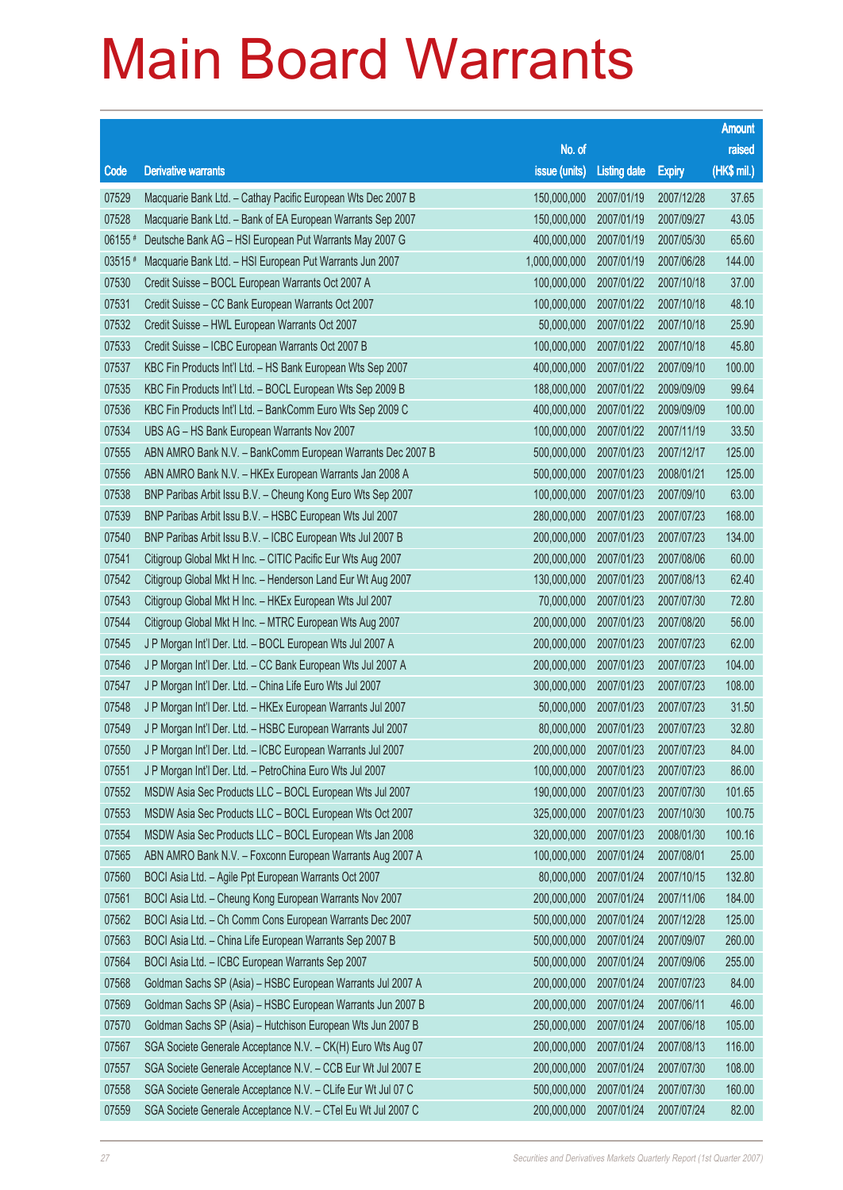# Main Board Warrants

| Code | Derivative warrants | No. of issue (units) | Listing date | Expiry | Amount raised (HK$ mil.) |
|---|---|---|---|---|---|
| 07529 | Macquarie Bank Ltd. – Cathay Pacific European Wts Dec 2007 B | 150,000,000 | 2007/01/19 | 2007/12/28 | 37.65 |
| 07528 | Macquarie Bank Ltd. – Bank of EA European Warrants Sep 2007 | 150,000,000 | 2007/01/19 | 2007/09/27 | 43.05 |
| 06155 # | Deutsche Bank AG – HSI European Put Warrants May 2007 G | 400,000,000 | 2007/01/19 | 2007/05/30 | 65.60 |
| 03515 # | Macquarie Bank Ltd. – HSI European Put Warrants Jun 2007 | 1,000,000,000 | 2007/01/19 | 2007/06/28 | 144.00 |
| 07530 | Credit Suisse – BOCL European Warrants Oct 2007 A | 100,000,000 | 2007/01/22 | 2007/10/18 | 37.00 |
| 07531 | Credit Suisse – CC Bank European Warrants Oct 2007 | 100,000,000 | 2007/01/22 | 2007/10/18 | 48.10 |
| 07532 | Credit Suisse – HWL European Warrants Oct 2007 | 50,000,000 | 2007/01/22 | 2007/10/18 | 25.90 |
| 07533 | Credit Suisse – ICBC European Warrants Oct 2007 B | 100,000,000 | 2007/01/22 | 2007/10/18 | 45.80 |
| 07537 | KBC Fin Products Int'l Ltd. – HS Bank European Wts Sep 2007 | 400,000,000 | 2007/01/22 | 2007/09/10 | 100.00 |
| 07535 | KBC Fin Products Int'l Ltd. – BOCL European Wts Sep 2009 B | 188,000,000 | 2007/01/22 | 2009/09/09 | 99.64 |
| 07536 | KBC Fin Products Int'l Ltd. – BankComm Euro Wts Sep 2009 C | 400,000,000 | 2007/01/22 | 2009/09/09 | 100.00 |
| 07534 | UBS AG – HS Bank European Warrants Nov 2007 | 100,000,000 | 2007/01/22 | 2007/11/19 | 33.50 |
| 07555 | ABN AMRO Bank N.V. – BankComm European Warrants Dec 2007 B | 500,000,000 | 2007/01/23 | 2007/12/17 | 125.00 |
| 07556 | ABN AMRO Bank N.V. – HKEx European Warrants Jan 2008 A | 500,000,000 | 2007/01/23 | 2008/01/21 | 125.00 |
| 07538 | BNP Paribas Arbit Issu B.V. – Cheung Kong Euro Wts Sep 2007 | 100,000,000 | 2007/01/23 | 2007/09/10 | 63.00 |
| 07539 | BNP Paribas Arbit Issu B.V. – HSBC European Wts Jul 2007 | 280,000,000 | 2007/01/23 | 2007/07/23 | 168.00 |
| 07540 | BNP Paribas Arbit Issu B.V. – ICBC European Wts Jul 2007 B | 200,000,000 | 2007/01/23 | 2007/07/23 | 134.00 |
| 07541 | Citigroup Global Mkt H Inc. – CITIC Pacific Eur Wts Aug 2007 | 200,000,000 | 2007/01/23 | 2007/08/06 | 60.00 |
| 07542 | Citigroup Global Mkt H Inc. – Henderson Land Eur Wt Aug 2007 | 130,000,000 | 2007/01/23 | 2007/08/13 | 62.40 |
| 07543 | Citigroup Global Mkt H Inc. – HKEx European Wts Jul 2007 | 70,000,000 | 2007/01/23 | 2007/07/30 | 72.80 |
| 07544 | Citigroup Global Mkt H Inc. – MTRC European Wts Aug 2007 | 200,000,000 | 2007/01/23 | 2007/08/20 | 56.00 |
| 07545 | J P Morgan Int'l Der. Ltd. – BOCL European Wts Jul 2007 A | 200,000,000 | 2007/01/23 | 2007/07/23 | 62.00 |
| 07546 | J P Morgan Int'l Der. Ltd. – CC Bank European Wts Jul 2007 A | 200,000,000 | 2007/01/23 | 2007/07/23 | 104.00 |
| 07547 | J P Morgan Int'l Der. Ltd. – China Life Euro Wts Jul 2007 | 300,000,000 | 2007/01/23 | 2007/07/23 | 108.00 |
| 07548 | J P Morgan Int'l Der. Ltd. – HKEx European Warrants Jul 2007 | 50,000,000 | 2007/01/23 | 2007/07/23 | 31.50 |
| 07549 | J P Morgan Int'l Der. Ltd. – HSBC European Warrants Jul 2007 | 80,000,000 | 2007/01/23 | 2007/07/23 | 32.80 |
| 07550 | J P Morgan Int'l Der. Ltd. – ICBC European Warrants Jul 2007 | 200,000,000 | 2007/01/23 | 2007/07/23 | 84.00 |
| 07551 | J P Morgan Int'l Der. Ltd. – PetroChina Euro Wts Jul 2007 | 100,000,000 | 2007/01/23 | 2007/07/23 | 86.00 |
| 07552 | MSDW Asia Sec Products LLC – BOCL European Wts Jul 2007 | 190,000,000 | 2007/01/23 | 2007/07/30 | 101.65 |
| 07553 | MSDW Asia Sec Products LLC – BOCL European Wts Oct 2007 | 325,000,000 | 2007/01/23 | 2007/10/30 | 100.75 |
| 07554 | MSDW Asia Sec Products LLC – BOCL European Wts Jan 2008 | 320,000,000 | 2007/01/23 | 2008/01/30 | 100.16 |
| 07565 | ABN AMRO Bank N.V. – Foxconn European Warrants Aug 2007 A | 100,000,000 | 2007/01/24 | 2007/08/01 | 25.00 |
| 07560 | BOCI Asia Ltd. – Agile Ppt European Warrants Oct 2007 | 80,000,000 | 2007/01/24 | 2007/10/15 | 132.80 |
| 07561 | BOCI Asia Ltd. – Cheung Kong European Warrants Nov 2007 | 200,000,000 | 2007/01/24 | 2007/11/06 | 184.00 |
| 07562 | BOCI Asia Ltd. – Ch Comm Cons European Warrants Dec 2007 | 500,000,000 | 2007/01/24 | 2007/12/28 | 125.00 |
| 07563 | BOCI Asia Ltd. – China Life European Warrants Sep 2007 B | 500,000,000 | 2007/01/24 | 2007/09/07 | 260.00 |
| 07564 | BOCI Asia Ltd. – ICBC European Warrants Sep 2007 | 500,000,000 | 2007/01/24 | 2007/09/06 | 255.00 |
| 07568 | Goldman Sachs SP (Asia) – HSBC European Warrants Jul 2007 A | 200,000,000 | 2007/01/24 | 2007/07/23 | 84.00 |
| 07569 | Goldman Sachs SP (Asia) – HSBC European Warrants Jun 2007 B | 200,000,000 | 2007/01/24 | 2007/06/11 | 46.00 |
| 07570 | Goldman Sachs SP (Asia) – Hutchison European Wts Jun 2007 B | 250,000,000 | 2007/01/24 | 2007/06/18 | 105.00 |
| 07567 | SGA Societe Generale Acceptance N.V. – CK(H) Euro Wts Aug 07 | 200,000,000 | 2007/01/24 | 2007/08/13 | 116.00 |
| 07557 | SGA Societe Generale Acceptance N.V. – CCB Eur Wt Jul 2007 E | 200,000,000 | 2007/01/24 | 2007/07/30 | 108.00 |
| 07558 | SGA Societe Generale Acceptance N.V. – CLife Eur Wt Jul 07 C | 500,000,000 | 2007/01/24 | 2007/07/30 | 160.00 |
| 07559 | SGA Societe Generale Acceptance N.V. – CTel Eu Wt Jul 2007 C | 200,000,000 | 2007/01/24 | 2007/07/24 | 82.00 |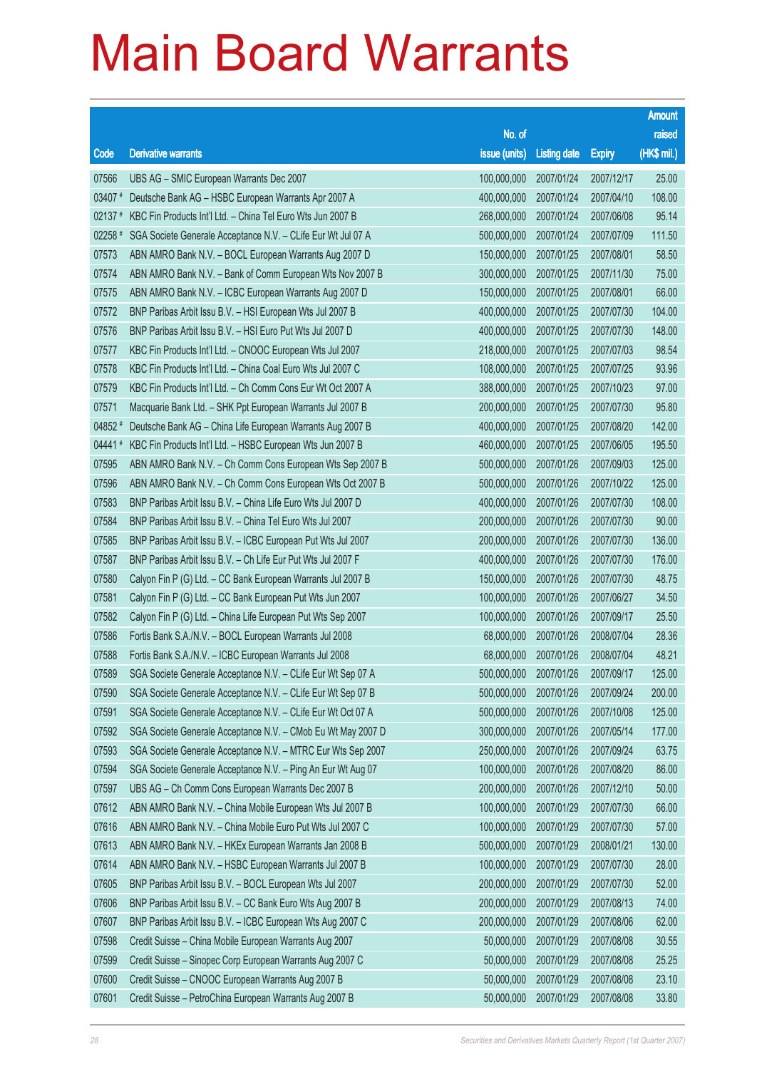# Main Board Warrants

| Code | Derivative warrants | No. of issue (units) | Listing date | Expiry | Amount raised (HK$ mil.) |
|---|---|---|---|---|---|
| 07566 | UBS AG – SMIC European Warrants Dec 2007 | 100,000,000 | 2007/01/24 | 2007/12/17 | 25.00 |
| 03407 # | Deutsche Bank AG – HSBC European Warrants Apr 2007 A | 400,000,000 | 2007/01/24 | 2007/04/10 | 108.00 |
| 02137 # | KBC Fin Products Int'l Ltd. – China Tel Euro Wts Jun 2007 B | 268,000,000 | 2007/01/24 | 2007/06/08 | 95.14 |
| 02258 # | SGA Societe Generale Acceptance N.V. – CLife Eur Wt Jul 07 A | 500,000,000 | 2007/01/24 | 2007/07/09 | 111.50 |
| 07573 | ABN AMRO Bank N.V. – BOCL European Warrants Aug 2007 D | 150,000,000 | 2007/01/25 | 2007/08/01 | 58.50 |
| 07574 | ABN AMRO Bank N.V. – Bank of Comm European Wts Nov 2007 B | 300,000,000 | 2007/01/25 | 2007/11/30 | 75.00 |
| 07575 | ABN AMRO Bank N.V. – ICBC European Warrants Aug 2007 D | 150,000,000 | 2007/01/25 | 2007/08/01 | 66.00 |
| 07572 | BNP Paribas Arbit Issu B.V. – HSI European Wts Jul 2007 B | 400,000,000 | 2007/01/25 | 2007/07/30 | 104.00 |
| 07576 | BNP Paribas Arbit Issu B.V. – HSI Euro Put Wts Jul 2007 D | 400,000,000 | 2007/01/25 | 2007/07/30 | 148.00 |
| 07577 | KBC Fin Products Int'l Ltd. – CNOOC European Wts Jul 2007 | 218,000,000 | 2007/01/25 | 2007/07/03 | 98.54 |
| 07578 | KBC Fin Products Int'l Ltd. – China Coal Euro Wts Jul 2007 C | 108,000,000 | 2007/01/25 | 2007/07/25 | 93.96 |
| 07579 | KBC Fin Products Int'l Ltd. – Ch Comm Cons Eur Wt Oct 2007 A | 388,000,000 | 2007/01/25 | 2007/10/23 | 97.00 |
| 07571 | Macquarie Bank Ltd. – SHK Ppt European Warrants Jul 2007 B | 200,000,000 | 2007/01/25 | 2007/07/30 | 95.80 |
| 04852 # | Deutsche Bank AG – China Life European Warrants Aug 2007 B | 400,000,000 | 2007/01/25 | 2007/08/20 | 142.00 |
| 04441 # | KBC Fin Products Int'l Ltd. – HSBC European Wts Jun 2007 B | 460,000,000 | 2007/01/25 | 2007/06/05 | 195.50 |
| 07595 | ABN AMRO Bank N.V. – Ch Comm Cons European Wts Sep 2007 B | 500,000,000 | 2007/01/26 | 2007/09/03 | 125.00 |
| 07596 | ABN AMRO Bank N.V. – Ch Comm Cons European Wts Oct 2007 B | 500,000,000 | 2007/01/26 | 2007/10/22 | 125.00 |
| 07583 | BNP Paribas Arbit Issu B.V. – China Life Euro Wts Jul 2007 D | 400,000,000 | 2007/01/26 | 2007/07/30 | 108.00 |
| 07584 | BNP Paribas Arbit Issu B.V. – China Tel Euro Wts Jul 2007 | 200,000,000 | 2007/01/26 | 2007/07/30 | 90.00 |
| 07585 | BNP Paribas Arbit Issu B.V. – ICBC European Put Wts Jul 2007 | 200,000,000 | 2007/01/26 | 2007/07/30 | 136.00 |
| 07587 | BNP Paribas Arbit Issu B.V. – Ch Life Eur Put Wts Jul 2007 F | 400,000,000 | 2007/01/26 | 2007/07/30 | 176.00 |
| 07580 | Calyon Fin P (G) Ltd. – CC Bank European Warrants Jul 2007 B | 150,000,000 | 2007/01/26 | 2007/07/30 | 48.75 |
| 07581 | Calyon Fin P (G) Ltd. – CC Bank European Put Wts Jun 2007 | 100,000,000 | 2007/01/26 | 2007/06/27 | 34.50 |
| 07582 | Calyon Fin P (G) Ltd. – China Life European Put Wts Sep 2007 | 100,000,000 | 2007/01/26 | 2007/09/17 | 25.50 |
| 07586 | Fortis Bank S.A./N.V. – BOCL European Warrants Jul 2008 | 68,000,000 | 2007/01/26 | 2008/07/04 | 28.36 |
| 07588 | Fortis Bank S.A./N.V. – ICBC European Warrants Jul 2008 | 68,000,000 | 2007/01/26 | 2008/07/04 | 48.21 |
| 07589 | SGA Societe Generale Acceptance N.V. – CLife Eur Wt Sep 07 A | 500,000,000 | 2007/01/26 | 2007/09/17 | 125.00 |
| 07590 | SGA Societe Generale Acceptance N.V. – CLife Eur Wt Sep 07 B | 500,000,000 | 2007/01/26 | 2007/09/24 | 200.00 |
| 07591 | SGA Societe Generale Acceptance N.V. – CLife Eur Wt Oct 07 A | 500,000,000 | 2007/01/26 | 2007/10/08 | 125.00 |
| 07592 | SGA Societe Generale Acceptance N.V. – CMob Eu Wt May 2007 D | 300,000,000 | 2007/01/26 | 2007/05/14 | 177.00 |
| 07593 | SGA Societe Generale Acceptance N.V. – MTRC Eur Wts Sep 2007 | 250,000,000 | 2007/01/26 | 2007/09/24 | 63.75 |
| 07594 | SGA Societe Generale Acceptance N.V. – Ping An Eur Wt Aug 07 | 100,000,000 | 2007/01/26 | 2007/08/20 | 86.00 |
| 07597 | UBS AG – Ch Comm Cons European Warrants Dec 2007 B | 200,000,000 | 2007/01/26 | 2007/12/10 | 50.00 |
| 07612 | ABN AMRO Bank N.V. – China Mobile European Wts Jul 2007 B | 100,000,000 | 2007/01/29 | 2007/07/30 | 66.00 |
| 07616 | ABN AMRO Bank N.V. – China Mobile Euro Put Wts Jul 2007 C | 100,000,000 | 2007/01/29 | 2007/07/30 | 57.00 |
| 07613 | ABN AMRO Bank N.V. – HKEx European Warrants Jan 2008 B | 500,000,000 | 2007/01/29 | 2008/01/21 | 130.00 |
| 07614 | ABN AMRO Bank N.V. – HSBC European Warrants Jul 2007 B | 100,000,000 | 2007/01/29 | 2007/07/30 | 28.00 |
| 07605 | BNP Paribas Arbit Issu B.V. – BOCL European Wts Jul 2007 | 200,000,000 | 2007/01/29 | 2007/07/30 | 52.00 |
| 07606 | BNP Paribas Arbit Issu B.V. – CC Bank Euro Wts Aug 2007 B | 200,000,000 | 2007/01/29 | 2007/08/13 | 74.00 |
| 07607 | BNP Paribas Arbit Issu B.V. – ICBC European Wts Aug 2007 C | 200,000,000 | 2007/01/29 | 2007/08/06 | 62.00 |
| 07598 | Credit Suisse – China Mobile European Warrants Aug 2007 | 50,000,000 | 2007/01/29 | 2007/08/08 | 30.55 |
| 07599 | Credit Suisse – Sinopec Corp European Warrants Aug 2007 C | 50,000,000 | 2007/01/29 | 2007/08/08 | 25.25 |
| 07600 | Credit Suisse – CNOOC European Warrants Aug 2007 B | 50,000,000 | 2007/01/29 | 2007/08/08 | 23.10 |
| 07601 | Credit Suisse – PetroChina European Warrants Aug 2007 B | 50,000,000 | 2007/01/29 | 2007/08/08 | 33.80 |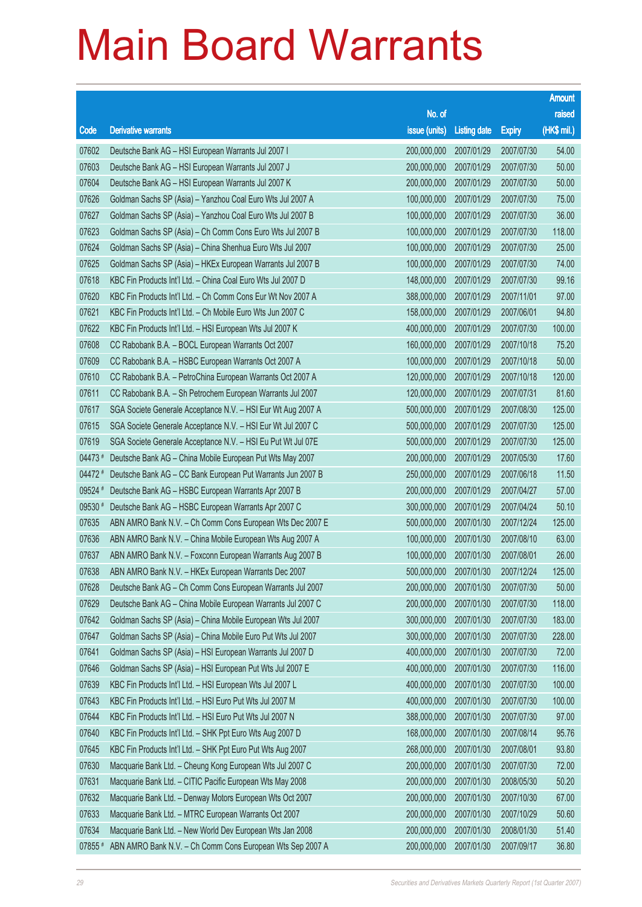# Main Board Warrants

| Code | Derivative warrants | No. of issue (units) | Listing date | Expiry | Amount raised (HK$ mil.) |
|---|---|---|---|---|---|
| 07602 | Deutsche Bank AG – HSI European Warrants Jul 2007 I | 200,000,000 | 2007/01/29 | 2007/07/30 | 54.00 |
| 07603 | Deutsche Bank AG – HSI European Warrants Jul 2007 J | 200,000,000 | 2007/01/29 | 2007/07/30 | 50.00 |
| 07604 | Deutsche Bank AG – HSI European Warrants Jul 2007 K | 200,000,000 | 2007/01/29 | 2007/07/30 | 50.00 |
| 07626 | Goldman Sachs SP (Asia) – Yanzhou Coal Euro Wts Jul 2007 A | 100,000,000 | 2007/01/29 | 2007/07/30 | 75.00 |
| 07627 | Goldman Sachs SP (Asia) – Yanzhou Coal Euro Wts Jul 2007 B | 100,000,000 | 2007/01/29 | 2007/07/30 | 36.00 |
| 07623 | Goldman Sachs SP (Asia) – Ch Comm Cons Euro Wts Jul 2007 B | 100,000,000 | 2007/01/29 | 2007/07/30 | 118.00 |
| 07624 | Goldman Sachs SP (Asia) – China Shenhua Euro Wts Jul 2007 | 100,000,000 | 2007/01/29 | 2007/07/30 | 25.00 |
| 07625 | Goldman Sachs SP (Asia) – HKEx European Warrants Jul 2007 B | 100,000,000 | 2007/01/29 | 2007/07/30 | 74.00 |
| 07618 | KBC Fin Products Int'l Ltd. – China Coal Euro Wts Jul 2007 D | 148,000,000 | 2007/01/29 | 2007/07/30 | 99.16 |
| 07620 | KBC Fin Products Int'l Ltd. – Ch Comm Cons Eur Wt Nov 2007 A | 388,000,000 | 2007/01/29 | 2007/11/01 | 97.00 |
| 07621 | KBC Fin Products Int'l Ltd. – Ch Mobile Euro Wts Jun 2007 C | 158,000,000 | 2007/01/29 | 2007/06/01 | 94.80 |
| 07622 | KBC Fin Products Int'l Ltd. – HSI European Wts Jul 2007 K | 400,000,000 | 2007/01/29 | 2007/07/30 | 100.00 |
| 07608 | CC Rabobank B.A. – BOCL European Warrants Oct 2007 | 160,000,000 | 2007/01/29 | 2007/10/18 | 75.20 |
| 07609 | CC Rabobank B.A. – HSBC European Warrants Oct 2007 A | 100,000,000 | 2007/01/29 | 2007/10/18 | 50.00 |
| 07610 | CC Rabobank B.A. – PetroChina European Warrants Oct 2007 A | 120,000,000 | 2007/01/29 | 2007/10/18 | 120.00 |
| 07611 | CC Rabobank B.A. – Sh Petrochem European Warrants Jul 2007 | 120,000,000 | 2007/01/29 | 2007/07/31 | 81.60 |
| 07617 | SGA Societe Generale Acceptance N.V. – HSI Eur Wt Aug 2007 A | 500,000,000 | 2007/01/29 | 2007/08/30 | 125.00 |
| 07615 | SGA Societe Generale Acceptance N.V. – HSI Eur Wt Jul 2007 C | 500,000,000 | 2007/01/29 | 2007/07/30 | 125.00 |
| 07619 | SGA Societe Generale Acceptance N.V. – HSI Eu Put Wt Jul 07E | 500,000,000 | 2007/01/29 | 2007/07/30 | 125.00 |
| 04473 # | Deutsche Bank AG – China Mobile European Put Wts May 2007 | 200,000,000 | 2007/01/29 | 2007/05/30 | 17.60 |
| 04472 # | Deutsche Bank AG – CC Bank European Put Warrants Jun 2007 B | 250,000,000 | 2007/01/29 | 2007/06/18 | 11.50 |
| 09524 # | Deutsche Bank AG – HSBC European Warrants Apr 2007 B | 200,000,000 | 2007/01/29 | 2007/04/27 | 57.00 |
| 09530 # | Deutsche Bank AG – HSBC European Warrants Apr 2007 C | 300,000,000 | 2007/01/29 | 2007/04/24 | 50.10 |
| 07635 | ABN AMRO Bank N.V. – Ch Comm Cons European Wts Dec 2007 E | 500,000,000 | 2007/01/30 | 2007/12/24 | 125.00 |
| 07636 | ABN AMRO Bank N.V. – China Mobile European Wts Aug 2007 A | 100,000,000 | 2007/01/30 | 2007/08/10 | 63.00 |
| 07637 | ABN AMRO Bank N.V. – Foxconn European Warrants Aug 2007 B | 100,000,000 | 2007/01/30 | 2007/08/01 | 26.00 |
| 07638 | ABN AMRO Bank N.V. – HKEx European Warrants Dec 2007 | 500,000,000 | 2007/01/30 | 2007/12/24 | 125.00 |
| 07628 | Deutsche Bank AG – Ch Comm Cons European Warrants Jul 2007 | 200,000,000 | 2007/01/30 | 2007/07/30 | 50.00 |
| 07629 | Deutsche Bank AG – China Mobile European Warrants Jul 2007 C | 200,000,000 | 2007/01/30 | 2007/07/30 | 118.00 |
| 07642 | Goldman Sachs SP (Asia) – China Mobile European Wts Jul 2007 | 300,000,000 | 2007/01/30 | 2007/07/30 | 183.00 |
| 07647 | Goldman Sachs SP (Asia) – China Mobile Euro Put Wts Jul 2007 | 300,000,000 | 2007/01/30 | 2007/07/30 | 228.00 |
| 07641 | Goldman Sachs SP (Asia) – HSI European Warrants Jul 2007 D | 400,000,000 | 2007/01/30 | 2007/07/30 | 72.00 |
| 07646 | Goldman Sachs SP (Asia) – HSI European Put Wts Jul 2007 E | 400,000,000 | 2007/01/30 | 2007/07/30 | 116.00 |
| 07639 | KBC Fin Products Int'l Ltd. – HSI European Wts Jul 2007 L | 400,000,000 | 2007/01/30 | 2007/07/30 | 100.00 |
| 07643 | KBC Fin Products Int'l Ltd. – HSI Euro Put Wts Jul 2007 M | 400,000,000 | 2007/01/30 | 2007/07/30 | 100.00 |
| 07644 | KBC Fin Products Int'l Ltd. – HSI Euro Put Wts Jul 2007 N | 388,000,000 | 2007/01/30 | 2007/07/30 | 97.00 |
| 07640 | KBC Fin Products Int'l Ltd. – SHK Ppt Euro Wts Aug 2007 D | 168,000,000 | 2007/01/30 | 2007/08/14 | 95.76 |
| 07645 | KBC Fin Products Int'l Ltd. – SHK Ppt Euro Put Wts Aug 2007 | 268,000,000 | 2007/01/30 | 2007/08/01 | 93.80 |
| 07630 | Macquarie Bank Ltd. – Cheung Kong European Wts Jul 2007 C | 200,000,000 | 2007/01/30 | 2007/07/30 | 72.00 |
| 07631 | Macquarie Bank Ltd. – CITIC Pacific European Wts May 2008 | 200,000,000 | 2007/01/30 | 2008/05/30 | 50.20 |
| 07632 | Macquarie Bank Ltd. – Denway Motors European Wts Oct 2007 | 200,000,000 | 2007/01/30 | 2007/10/30 | 67.00 |
| 07633 | Macquarie Bank Ltd. – MTRC European Warrants Oct 2007 | 200,000,000 | 2007/01/30 | 2007/10/29 | 50.60 |
| 07634 | Macquarie Bank Ltd. – New World Dev European Wts Jan 2008 | 200,000,000 | 2007/01/30 | 2008/01/30 | 51.40 |
| 07855 # | ABN AMRO Bank N.V. – Ch Comm Cons European Wts Sep 2007 A | 200,000,000 | 2007/01/30 | 2007/09/17 | 36.80 |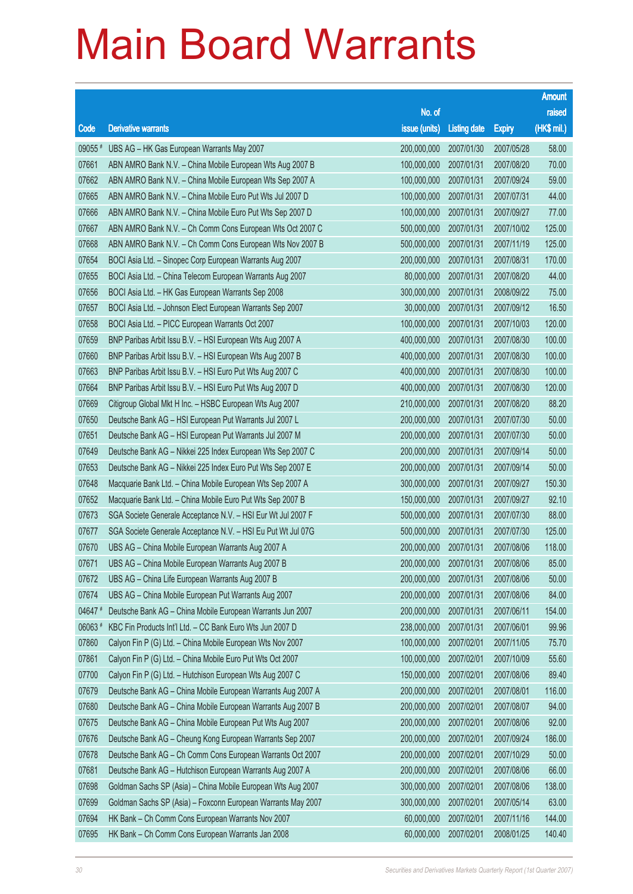# Main Board Warrants

| Code | Derivative warrants | No. of issue (units) | Listing date | Expiry | Amount raised (HK$ mil.) |
|---|---|---|---|---|---|
| 09055 # | UBS AG – HK Gas European Warrants May 2007 | 200,000,000 | 2007/01/30 | 2007/05/28 | 58.00 |
| 07661 | ABN AMRO Bank N.V. – China Mobile European Wts Aug 2007 B | 100,000,000 | 2007/01/31 | 2007/08/20 | 70.00 |
| 07662 | ABN AMRO Bank N.V. – China Mobile European Wts Sep 2007 A | 100,000,000 | 2007/01/31 | 2007/09/24 | 59.00 |
| 07665 | ABN AMRO Bank N.V. – China Mobile Euro Put Wts Jul 2007 D | 100,000,000 | 2007/01/31 | 2007/07/31 | 44.00 |
| 07666 | ABN AMRO Bank N.V. – China Mobile Euro Put Wts Sep 2007 D | 100,000,000 | 2007/01/31 | 2007/09/27 | 77.00 |
| 07667 | ABN AMRO Bank N.V. – Ch Comm Cons European Wts Oct 2007 C | 500,000,000 | 2007/01/31 | 2007/10/02 | 125.00 |
| 07668 | ABN AMRO Bank N.V. – Ch Comm Cons European Wts Nov 2007 B | 500,000,000 | 2007/01/31 | 2007/11/19 | 125.00 |
| 07654 | BOCI Asia Ltd. – Sinopec Corp European Warrants Aug 2007 | 200,000,000 | 2007/01/31 | 2007/08/31 | 170.00 |
| 07655 | BOCI Asia Ltd. – China Telecom European Warrants Aug 2007 | 80,000,000 | 2007/01/31 | 2007/08/20 | 44.00 |
| 07656 | BOCI Asia Ltd. – HK Gas European Warrants Sep 2008 | 300,000,000 | 2007/01/31 | 2008/09/22 | 75.00 |
| 07657 | BOCI Asia Ltd. – Johnson Elect European Warrants Sep 2007 | 30,000,000 | 2007/01/31 | 2007/09/12 | 16.50 |
| 07658 | BOCI Asia Ltd. – PICC European Warrants Oct 2007 | 100,000,000 | 2007/01/31 | 2007/10/03 | 120.00 |
| 07659 | BNP Paribas Arbit Issu B.V. – HSI European Wts Aug 2007 A | 400,000,000 | 2007/01/31 | 2007/08/30 | 100.00 |
| 07660 | BNP Paribas Arbit Issu B.V. – HSI European Wts Aug 2007 B | 400,000,000 | 2007/01/31 | 2007/08/30 | 100.00 |
| 07663 | BNP Paribas Arbit Issu B.V. – HSI Euro Put Wts Aug 2007 C | 400,000,000 | 2007/01/31 | 2007/08/30 | 100.00 |
| 07664 | BNP Paribas Arbit Issu B.V. – HSI Euro Put Wts Aug 2007 D | 400,000,000 | 2007/01/31 | 2007/08/30 | 120.00 |
| 07669 | Citigroup Global Mkt H Inc. – HSBC European Wts Aug 2007 | 210,000,000 | 2007/01/31 | 2007/08/20 | 88.20 |
| 07650 | Deutsche Bank AG – HSI European Put Warrants Jul 2007 L | 200,000,000 | 2007/01/31 | 2007/07/30 | 50.00 |
| 07651 | Deutsche Bank AG – HSI European Put Warrants Jul 2007 M | 200,000,000 | 2007/01/31 | 2007/07/30 | 50.00 |
| 07649 | Deutsche Bank AG – Nikkei 225 Index European Wts Sep 2007 C | 200,000,000 | 2007/01/31 | 2007/09/14 | 50.00 |
| 07653 | Deutsche Bank AG – Nikkei 225 Index Euro Put Wts Sep 2007 E | 200,000,000 | 2007/01/31 | 2007/09/14 | 50.00 |
| 07648 | Macquarie Bank Ltd. – China Mobile European Wts Sep 2007 A | 300,000,000 | 2007/01/31 | 2007/09/27 | 150.30 |
| 07652 | Macquarie Bank Ltd. – China Mobile Euro Put Wts Sep 2007 B | 150,000,000 | 2007/01/31 | 2007/09/27 | 92.10 |
| 07673 | SGA Societe Generale Acceptance N.V. – HSI Eur Wt Jul 2007 F | 500,000,000 | 2007/01/31 | 2007/07/30 | 88.00 |
| 07677 | SGA Societe Generale Acceptance N.V. – HSI Eu Put Wt Jul 07G | 500,000,000 | 2007/01/31 | 2007/07/30 | 125.00 |
| 07670 | UBS AG – China Mobile European Warrants Aug 2007 A | 200,000,000 | 2007/01/31 | 2007/08/06 | 118.00 |
| 07671 | UBS AG – China Mobile European Warrants Aug 2007 B | 200,000,000 | 2007/01/31 | 2007/08/06 | 85.00 |
| 07672 | UBS AG – China Life European Warrants Aug 2007 B | 200,000,000 | 2007/01/31 | 2007/08/06 | 50.00 |
| 07674 | UBS AG – China Mobile European Put Warrants Aug 2007 | 200,000,000 | 2007/01/31 | 2007/08/06 | 84.00 |
| 04647 # | Deutsche Bank AG – China Mobile European Warrants Jun 2007 | 200,000,000 | 2007/01/31 | 2007/06/11 | 154.00 |
| 06063 # | KBC Fin Products Int'l Ltd. – CC Bank Euro Wts Jun 2007 D | 238,000,000 | 2007/01/31 | 2007/06/01 | 99.96 |
| 07860 | Calyon Fin P (G) Ltd. – China Mobile European Wts Nov 2007 | 100,000,000 | 2007/02/01 | 2007/11/05 | 75.70 |
| 07861 | Calyon Fin P (G) Ltd. – China Mobile Euro Put Wts Oct 2007 | 100,000,000 | 2007/02/01 | 2007/10/09 | 55.60 |
| 07700 | Calyon Fin P (G) Ltd. – Hutchison European Wts Aug 2007 C | 150,000,000 | 2007/02/01 | 2007/08/06 | 89.40 |
| 07679 | Deutsche Bank AG – China Mobile European Warrants Aug 2007 A | 200,000,000 | 2007/02/01 | 2007/08/01 | 116.00 |
| 07680 | Deutsche Bank AG – China Mobile European Warrants Aug 2007 B | 200,000,000 | 2007/02/01 | 2007/08/07 | 94.00 |
| 07675 | Deutsche Bank AG – China Mobile European Put Wts Aug 2007 | 200,000,000 | 2007/02/01 | 2007/08/06 | 92.00 |
| 07676 | Deutsche Bank AG – Cheung Kong European Warrants Sep 2007 | 200,000,000 | 2007/02/01 | 2007/09/24 | 186.00 |
| 07678 | Deutsche Bank AG – Ch Comm Cons European Warrants Oct 2007 | 200,000,000 | 2007/02/01 | 2007/10/29 | 50.00 |
| 07681 | Deutsche Bank AG – Hutchison European Warrants Aug 2007 A | 200,000,000 | 2007/02/01 | 2007/08/06 | 66.00 |
| 07698 | Goldman Sachs SP (Asia) – China Mobile European Wts Aug 2007 | 300,000,000 | 2007/02/01 | 2007/08/06 | 138.00 |
| 07699 | Goldman Sachs SP (Asia) – Foxconn European Warrants May 2007 | 300,000,000 | 2007/02/01 | 2007/05/14 | 63.00 |
| 07694 | HK Bank – Ch Comm Cons European Warrants Nov 2007 | 60,000,000 | 2007/02/01 | 2007/11/16 | 144.00 |
| 07695 | HK Bank – Ch Comm Cons European Warrants Jan 2008 | 60,000,000 | 2007/02/01 | 2008/01/25 | 140.40 |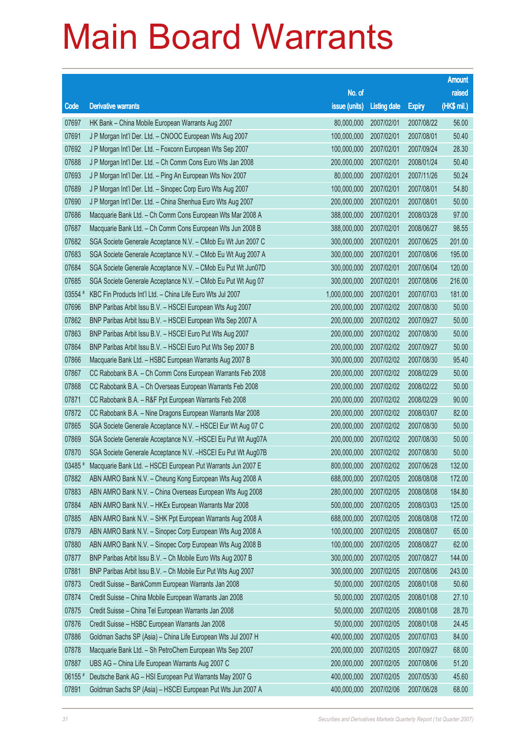# Main Board Warrants

| Code | Derivative warrants | No. of issue (units) | Listing date | Expiry | Amount raised (HK$ mil.) |
|---|---|---|---|---|---|
| 07697 | HK Bank – China Mobile European Warrants Aug 2007 | 80,000,000 | 2007/02/01 | 2007/08/22 | 56.00 |
| 07691 | J P Morgan Int'l Der. Ltd. – CNOOC European Wts Aug 2007 | 100,000,000 | 2007/02/01 | 2007/08/01 | 50.40 |
| 07692 | J P Morgan Int'l Der. Ltd. – Foxconn European Wts Sep 2007 | 100,000,000 | 2007/02/01 | 2007/09/24 | 28.30 |
| 07688 | J P Morgan Int'l Der. Ltd. – Ch Comm Cons Euro Wts Jan 2008 | 200,000,000 | 2007/02/01 | 2008/01/24 | 50.40 |
| 07693 | J P Morgan Int'l Der. Ltd. – Ping An European Wts Nov 2007 | 80,000,000 | 2007/02/01 | 2007/11/26 | 50.24 |
| 07689 | J P Morgan Int'l Der. Ltd. – Sinopec Corp Euro Wts Aug 2007 | 100,000,000 | 2007/02/01 | 2007/08/01 | 54.80 |
| 07690 | J P Morgan Int'l Der. Ltd. – China Shenhua Euro Wts Aug 2007 | 200,000,000 | 2007/02/01 | 2007/08/01 | 50.00 |
| 07686 | Macquarie Bank Ltd. – Ch Comm Cons European Wts Mar 2008 A | 388,000,000 | 2007/02/01 | 2008/03/28 | 97.00 |
| 07687 | Macquarie Bank Ltd. – Ch Comm Cons European Wts Jun 2008 B | 388,000,000 | 2007/02/01 | 2008/06/27 | 98.55 |
| 07682 | SGA Societe Generale Acceptance N.V. – CMob Eu Wt Jun 2007 C | 300,000,000 | 2007/02/01 | 2007/06/25 | 201.00 |
| 07683 | SGA Societe Generale Acceptance N.V. – CMob Eu Wt Aug 2007 A | 300,000,000 | 2007/02/01 | 2007/08/06 | 195.00 |
| 07684 | SGA Societe Generale Acceptance N.V. – CMob Eu Put Wt Jun07D | 300,000,000 | 2007/02/01 | 2007/06/04 | 120.00 |
| 07685 | SGA Societe Generale Acceptance N.V. – CMob Eu Put Wt Aug 07 | 300,000,000 | 2007/02/01 | 2007/08/06 | 216.00 |
| 03554 # | KBC Fin Products Int'l Ltd. – China Life Euro Wts Jul 2007 | 1,000,000,000 | 2007/02/01 | 2007/07/03 | 181.00 |
| 07696 | BNP Paribas Arbit Issu B.V. – HSCEI European Wts Aug 2007 | 200,000,000 | 2007/02/02 | 2007/08/30 | 50.00 |
| 07862 | BNP Paribas Arbit Issu B.V. – HSCEI European Wts Sep 2007 A | 200,000,000 | 2007/02/02 | 2007/09/27 | 50.00 |
| 07863 | BNP Paribas Arbit Issu B.V. – HSCEI Euro Put Wts Aug 2007 | 200,000,000 | 2007/02/02 | 2007/08/30 | 50.00 |
| 07864 | BNP Paribas Arbit Issu B.V. – HSCEI Euro Put Wts Sep 2007 B | 200,000,000 | 2007/02/02 | 2007/09/27 | 50.00 |
| 07866 | Macquarie Bank Ltd. – HSBC European Warrants Aug 2007 B | 300,000,000 | 2007/02/02 | 2007/08/30 | 95.40 |
| 07867 | CC Rabobank B.A. – Ch Comm Cons European Warrants Feb 2008 | 200,000,000 | 2007/02/02 | 2008/02/29 | 50.00 |
| 07868 | CC Rabobank B.A. – Ch Overseas European Warrants Feb 2008 | 200,000,000 | 2007/02/02 | 2008/02/22 | 50.00 |
| 07871 | CC Rabobank B.A. – R&F Ppt European Warrants Feb 2008 | 200,000,000 | 2007/02/02 | 2008/02/29 | 90.00 |
| 07872 | CC Rabobank B.A. – Nine Dragons European Warrants Mar 2008 | 200,000,000 | 2007/02/02 | 2008/03/07 | 82.00 |
| 07865 | SGA Societe Generale Acceptance N.V. – HSCEI Eur Wt Aug 07 C | 200,000,000 | 2007/02/02 | 2007/08/30 | 50.00 |
| 07869 | SGA Societe Generale Acceptance N.V. –HSCEI Eu Put Wt Aug07A | 200,000,000 | 2007/02/02 | 2007/08/30 | 50.00 |
| 07870 | SGA Societe Generale Acceptance N.V. –HSCEI Eu Put Wt Aug07B | 200,000,000 | 2007/02/02 | 2007/08/30 | 50.00 |
| 03485 # | Macquarie Bank Ltd. – HSCEI European Put Warrants Jun 2007 E | 800,000,000 | 2007/02/02 | 2007/06/28 | 132.00 |
| 07882 | ABN AMRO Bank N.V. – Cheung Kong European Wts Aug 2008 A | 688,000,000 | 2007/02/05 | 2008/08/08 | 172.00 |
| 07883 | ABN AMRO Bank N.V. – China Overseas European Wts Aug 2008 | 280,000,000 | 2007/02/05 | 2008/08/08 | 184.80 |
| 07884 | ABN AMRO Bank N.V. – HKEx European Warrants Mar 2008 | 500,000,000 | 2007/02/05 | 2008/03/03 | 125.00 |
| 07885 | ABN AMRO Bank N.V. – SHK Ppt European Warrants Aug 2008 A | 688,000,000 | 2007/02/05 | 2008/08/08 | 172.00 |
| 07879 | ABN AMRO Bank N.V. – Sinopec Corp European Wts Aug 2008 A | 100,000,000 | 2007/02/05 | 2008/08/07 | 65.00 |
| 07880 | ABN AMRO Bank N.V. – Sinopec Corp European Wts Aug 2008 B | 100,000,000 | 2007/02/05 | 2008/08/27 | 62.00 |
| 07877 | BNP Paribas Arbit Issu B.V. – Ch Mobile Euro Wts Aug 2007 B | 300,000,000 | 2007/02/05 | 2007/08/27 | 144.00 |
| 07881 | BNP Paribas Arbit Issu B.V. – Ch Mobile Eur Put Wts Aug 2007 | 300,000,000 | 2007/02/05 | 2007/08/06 | 243.00 |
| 07873 | Credit Suisse – BankComm European Warrants Jan 2008 | 50,000,000 | 2007/02/05 | 2008/01/08 | 50.60 |
| 07874 | Credit Suisse – China Mobile European Warrants Jan 2008 | 50,000,000 | 2007/02/05 | 2008/01/08 | 27.10 |
| 07875 | Credit Suisse – China Tel European Warrants Jan 2008 | 50,000,000 | 2007/02/05 | 2008/01/08 | 28.70 |
| 07876 | Credit Suisse – HSBC European Warrants Jan 2008 | 50,000,000 | 2007/02/05 | 2008/01/08 | 24.45 |
| 07886 | Goldman Sachs SP (Asia) – China Life European Wts Jul 2007 H | 400,000,000 | 2007/02/05 | 2007/07/03 | 84.00 |
| 07878 | Macquarie Bank Ltd. – Sh PetroChem European Wts Sep 2007 | 200,000,000 | 2007/02/05 | 2007/09/27 | 68.00 |
| 07887 | UBS AG – China Life European Warrants Aug 2007 C | 200,000,000 | 2007/02/05 | 2007/08/06 | 51.20 |
| 06155 # | Deutsche Bank AG – HSI European Put Warrants May 2007 G | 400,000,000 | 2007/02/05 | 2007/05/30 | 45.60 |
| 07891 | Goldman Sachs SP (Asia) – HSCEI European Put Wts Jun 2007 A | 400,000,000 | 2007/02/06 | 2007/06/28 | 68.00 |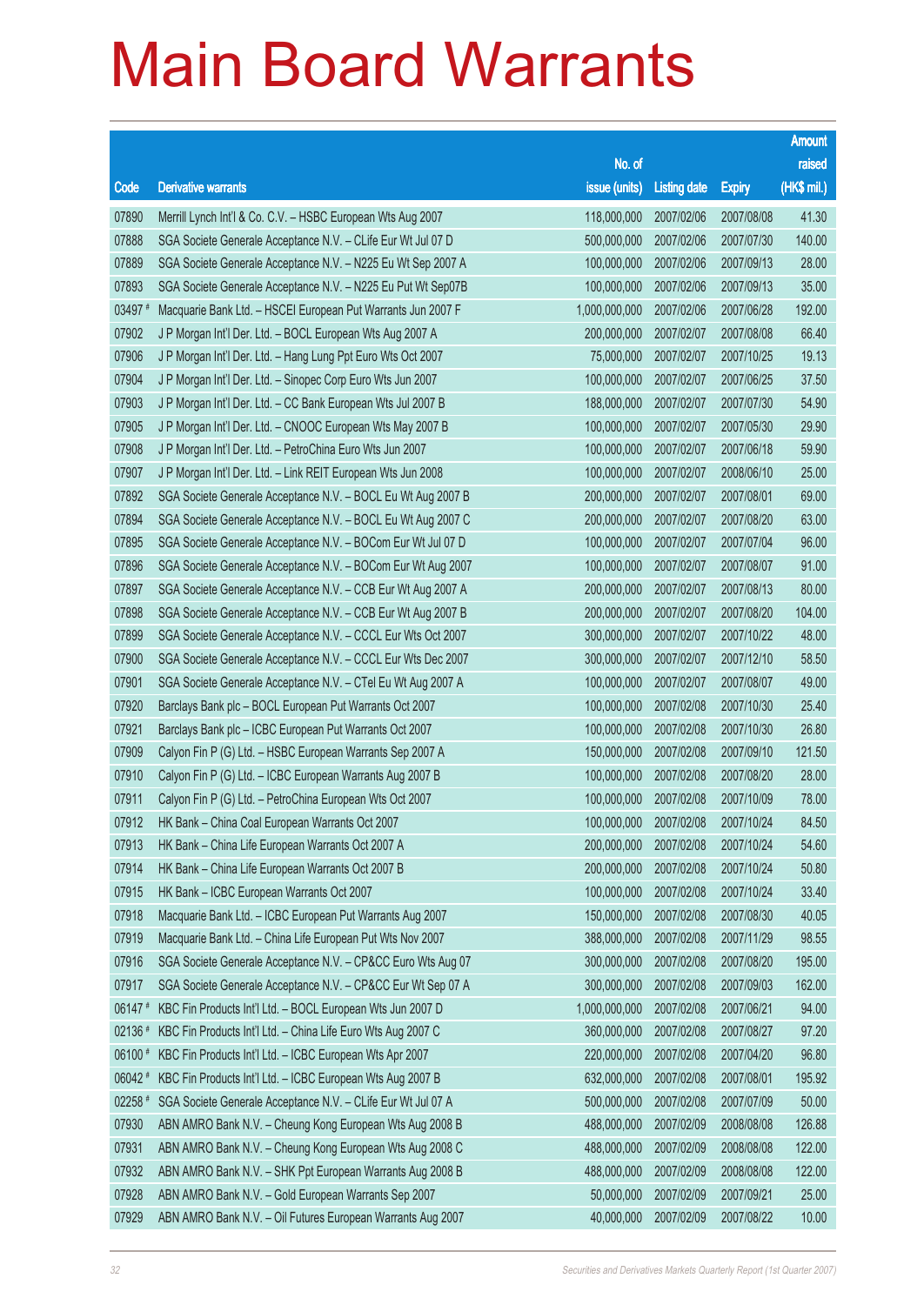# Main Board Warrants

| Code | Derivative warrants | No. of issue (units) | Listing date | Expiry | Amount raised (HK$ mil.) |
|---|---|---|---|---|---|
| 07890 | Merrill Lynch Int'l & Co. C.V. – HSBC European Wts Aug 2007 | 118,000,000 | 2007/02/06 | 2007/08/08 | 41.30 |
| 07888 | SGA Societe Generale Acceptance N.V. – CLife Eur Wt Jul 07 D | 500,000,000 | 2007/02/06 | 2007/07/30 | 140.00 |
| 07889 | SGA Societe Generale Acceptance N.V. – N225 Eu Wt Sep 2007 A | 100,000,000 | 2007/02/06 | 2007/09/13 | 28.00 |
| 07893 | SGA Societe Generale Acceptance N.V. – N225 Eu Put Wt Sep07B | 100,000,000 | 2007/02/06 | 2007/09/13 | 35.00 |
| 03497 # | Macquarie Bank Ltd. – HSCEI European Put Warrants Jun 2007 F | 1,000,000,000 | 2007/02/06 | 2007/06/28 | 192.00 |
| 07902 | J P Morgan Int'l Der. Ltd. – BOCL European Wts Aug 2007 A | 200,000,000 | 2007/02/07 | 2007/08/08 | 66.40 |
| 07906 | J P Morgan Int'l Der. Ltd. – Hang Lung Ppt Euro Wts Oct 2007 | 75,000,000 | 2007/02/07 | 2007/10/25 | 19.13 |
| 07904 | J P Morgan Int'l Der. Ltd. – Sinopec Corp Euro Wts Jun 2007 | 100,000,000 | 2007/02/07 | 2007/06/25 | 37.50 |
| 07903 | J P Morgan Int'l Der. Ltd. – CC Bank European Wts Jul 2007 B | 188,000,000 | 2007/02/07 | 2007/07/30 | 54.90 |
| 07905 | J P Morgan Int'l Der. Ltd. – CNOOC European Wts May 2007 B | 100,000,000 | 2007/02/07 | 2007/05/30 | 29.90 |
| 07908 | J P Morgan Int'l Der. Ltd. – PetroChina Euro Wts Jun 2007 | 100,000,000 | 2007/02/07 | 2007/06/18 | 59.90 |
| 07907 | J P Morgan Int'l Der. Ltd. – Link REIT European Wts Jun 2008 | 100,000,000 | 2007/02/07 | 2008/06/10 | 25.00 |
| 07892 | SGA Societe Generale Acceptance N.V. – BOCL Eu Wt Aug 2007 B | 200,000,000 | 2007/02/07 | 2007/08/01 | 69.00 |
| 07894 | SGA Societe Generale Acceptance N.V. – BOCL Eu Wt Aug 2007 C | 200,000,000 | 2007/02/07 | 2007/08/20 | 63.00 |
| 07895 | SGA Societe Generale Acceptance N.V. – BOCom Eur Wt Jul 07 D | 100,000,000 | 2007/02/07 | 2007/07/04 | 96.00 |
| 07896 | SGA Societe Generale Acceptance N.V. – BOCom Eur Wt Aug 2007 | 100,000,000 | 2007/02/07 | 2007/08/07 | 91.00 |
| 07897 | SGA Societe Generale Acceptance N.V. – CCB Eur Wt Aug 2007 A | 200,000,000 | 2007/02/07 | 2007/08/13 | 80.00 |
| 07898 | SGA Societe Generale Acceptance N.V. – CCB Eur Wt Aug 2007 B | 200,000,000 | 2007/02/07 | 2007/08/20 | 104.00 |
| 07899 | SGA Societe Generale Acceptance N.V. – CCCL Eur Wts Oct 2007 | 300,000,000 | 2007/02/07 | 2007/10/22 | 48.00 |
| 07900 | SGA Societe Generale Acceptance N.V. – CCCL Eur Wts Dec 2007 | 300,000,000 | 2007/02/07 | 2007/12/10 | 58.50 |
| 07901 | SGA Societe Generale Acceptance N.V. – CTel Eu Wt Aug 2007 A | 100,000,000 | 2007/02/07 | 2007/08/07 | 49.00 |
| 07920 | Barclays Bank plc – BOCL European Put Warrants Oct 2007 | 100,000,000 | 2007/02/08 | 2007/10/30 | 25.40 |
| 07921 | Barclays Bank plc – ICBC European Put Warrants Oct 2007 | 100,000,000 | 2007/02/08 | 2007/10/30 | 26.80 |
| 07909 | Calyon Fin P (G) Ltd. – HSBC European Warrants Sep 2007 A | 150,000,000 | 2007/02/08 | 2007/09/10 | 121.50 |
| 07910 | Calyon Fin P (G) Ltd. – ICBC European Warrants Aug 2007 B | 100,000,000 | 2007/02/08 | 2007/08/20 | 28.00 |
| 07911 | Calyon Fin P (G) Ltd. – PetroChina European Wts Oct 2007 | 100,000,000 | 2007/02/08 | 2007/10/09 | 78.00 |
| 07912 | HK Bank – China Coal European Warrants Oct 2007 | 100,000,000 | 2007/02/08 | 2007/10/24 | 84.50 |
| 07913 | HK Bank – China Life European Warrants Oct 2007 A | 200,000,000 | 2007/02/08 | 2007/10/24 | 54.60 |
| 07914 | HK Bank – China Life European Warrants Oct 2007 B | 200,000,000 | 2007/02/08 | 2007/10/24 | 50.80 |
| 07915 | HK Bank – ICBC European Warrants Oct 2007 | 100,000,000 | 2007/02/08 | 2007/10/24 | 33.40 |
| 07918 | Macquarie Bank Ltd. – ICBC European Put Warrants Aug 2007 | 150,000,000 | 2007/02/08 | 2007/08/30 | 40.05 |
| 07919 | Macquarie Bank Ltd. – China Life European Put Wts Nov 2007 | 388,000,000 | 2007/02/08 | 2007/11/29 | 98.55 |
| 07916 | SGA Societe Generale Acceptance N.V. – CP&CC Euro Wts Aug 07 | 300,000,000 | 2007/02/08 | 2007/08/20 | 195.00 |
| 07917 | SGA Societe Generale Acceptance N.V. – CP&CC Eur Wt Sep 07 A | 300,000,000 | 2007/02/08 | 2007/09/03 | 162.00 |
| 06147 # | KBC Fin Products Int'l Ltd. – BOCL European Wts Jun 2007 D | 1,000,000,000 | 2007/02/08 | 2007/06/21 | 94.00 |
| 02136 # | KBC Fin Products Int'l Ltd. – China Life Euro Wts Aug 2007 C | 360,000,000 | 2007/02/08 | 2007/08/27 | 97.20 |
| 06100 # | KBC Fin Products Int'l Ltd. – ICBC European Wts Apr 2007 | 220,000,000 | 2007/02/08 | 2007/04/20 | 96.80 |
| 06042 # | KBC Fin Products Int'l Ltd. – ICBC European Wts Aug 2007 B | 632,000,000 | 2007/02/08 | 2007/08/01 | 195.92 |
| 02258 # | SGA Societe Generale Acceptance N.V. – CLife Eur Wt Jul 07 A | 500,000,000 | 2007/02/08 | 2007/07/09 | 50.00 |
| 07930 | ABN AMRO Bank N.V. – Cheung Kong European Wts Aug 2008 B | 488,000,000 | 2007/02/09 | 2008/08/08 | 126.88 |
| 07931 | ABN AMRO Bank N.V. – Cheung Kong European Wts Aug 2008 C | 488,000,000 | 2007/02/09 | 2008/08/08 | 122.00 |
| 07932 | ABN AMRO Bank N.V. – SHK Ppt European Warrants Aug 2008 B | 488,000,000 | 2007/02/09 | 2008/08/08 | 122.00 |
| 07928 | ABN AMRO Bank N.V. – Gold European Warrants Sep 2007 | 50,000,000 | 2007/02/09 | 2007/09/21 | 25.00 |
| 07929 | ABN AMRO Bank N.V. – Oil Futures European Warrants Aug 2007 | 40,000,000 | 2007/02/09 | 2007/08/22 | 10.00 |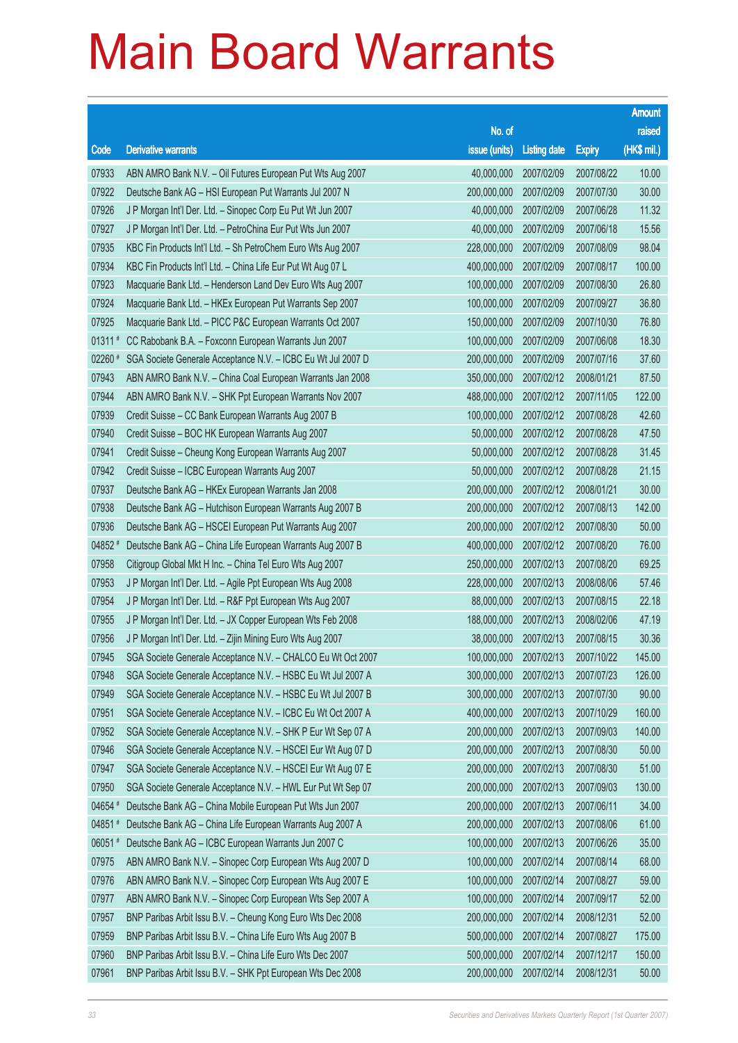# Main Board Warrants

| Code | Derivative warrants | No. of issue (units) | Listing date | Expiry | Amount raised (HK$ mil.) |
|---|---|---|---|---|---|
| 07933 | ABN AMRO Bank N.V. – Oil Futures European Put Wts Aug 2007 | 40,000,000 | 2007/02/09 | 2007/08/22 | 10.00 |
| 07922 | Deutsche Bank AG – HSI European Put Warrants Jul 2007 N | 200,000,000 | 2007/02/09 | 2007/07/30 | 30.00 |
| 07926 | J P Morgan Int'l Der. Ltd. – Sinopec Corp Eu Put Wt Jun 2007 | 40,000,000 | 2007/02/09 | 2007/06/28 | 11.32 |
| 07927 | J P Morgan Int'l Der. Ltd. – PetroChina Eur Put Wts Jun 2007 | 40,000,000 | 2007/02/09 | 2007/06/18 | 15.56 |
| 07935 | KBC Fin Products Int'l Ltd. – Sh PetroChem Euro Wts Aug 2007 | 228,000,000 | 2007/02/09 | 2007/08/09 | 98.04 |
| 07934 | KBC Fin Products Int'l Ltd. – China Life Eur Put Wt Aug 07 L | 400,000,000 | 2007/02/09 | 2007/08/17 | 100.00 |
| 07923 | Macquarie Bank Ltd. – Henderson Land Dev Euro Wts Aug 2007 | 100,000,000 | 2007/02/09 | 2007/08/30 | 26.80 |
| 07924 | Macquarie Bank Ltd. – HKEx European Put Warrants Sep 2007 | 100,000,000 | 2007/02/09 | 2007/09/27 | 36.80 |
| 07925 | Macquarie Bank Ltd. – PICC P&C European Warrants Oct 2007 | 150,000,000 | 2007/02/09 | 2007/10/30 | 76.80 |
| 01311 # | CC Rabobank B.A. – Foxconn European Warrants Jun 2007 | 100,000,000 | 2007/02/09 | 2007/06/08 | 18.30 |
| 02260 # | SGA Societe Generale Acceptance N.V. – ICBC Eu Wt Jul 2007 D | 200,000,000 | 2007/02/09 | 2007/07/16 | 37.60 |
| 07943 | ABN AMRO Bank N.V. – China Coal European Warrants Jan 2008 | 350,000,000 | 2007/02/12 | 2008/01/21 | 87.50 |
| 07944 | ABN AMRO Bank N.V. – SHK Ppt European Warrants Nov 2007 | 488,000,000 | 2007/02/12 | 2007/11/05 | 122.00 |
| 07939 | Credit Suisse – CC Bank European Warrants Aug 2007 B | 100,000,000 | 2007/02/12 | 2007/08/28 | 42.60 |
| 07940 | Credit Suisse – BOC HK European Warrants Aug 2007 | 50,000,000 | 2007/02/12 | 2007/08/28 | 47.50 |
| 07941 | Credit Suisse – Cheung Kong European Warrants Aug 2007 | 50,000,000 | 2007/02/12 | 2007/08/28 | 31.45 |
| 07942 | Credit Suisse – ICBC European Warrants Aug 2007 | 50,000,000 | 2007/02/12 | 2007/08/28 | 21.15 |
| 07937 | Deutsche Bank AG – HKEx European Warrants Jan 2008 | 200,000,000 | 2007/02/12 | 2008/01/21 | 30.00 |
| 07938 | Deutsche Bank AG – Hutchison European Warrants Aug 2007 B | 200,000,000 | 2007/02/12 | 2007/08/13 | 142.00 |
| 07936 | Deutsche Bank AG – HSCEI European Put Warrants Aug 2007 | 200,000,000 | 2007/02/12 | 2007/08/30 | 50.00 |
| 04852 # | Deutsche Bank AG – China Life European Warrants Aug 2007 B | 400,000,000 | 2007/02/12 | 2007/08/20 | 76.00 |
| 07958 | Citigroup Global Mkt H Inc. – China Tel Euro Wts Aug 2007 | 250,000,000 | 2007/02/13 | 2007/08/20 | 69.25 |
| 07953 | J P Morgan Int'l Der. Ltd. – Agile Ppt European Wts Aug 2008 | 228,000,000 | 2007/02/13 | 2008/08/06 | 57.46 |
| 07954 | J P Morgan Int'l Der. Ltd. – R&F Ppt European Wts Aug 2007 | 88,000,000 | 2007/02/13 | 2007/08/15 | 22.18 |
| 07955 | J P Morgan Int'l Der. Ltd. – JX Copper European Wts Feb 2008 | 188,000,000 | 2007/02/13 | 2008/02/06 | 47.19 |
| 07956 | J P Morgan Int'l Der. Ltd. – Zijin Mining Euro Wts Aug 2007 | 38,000,000 | 2007/02/13 | 2007/08/15 | 30.36 |
| 07945 | SGA Societe Generale Acceptance N.V. – CHALCO Eu Wt Oct 2007 | 100,000,000 | 2007/02/13 | 2007/10/22 | 145.00 |
| 07948 | SGA Societe Generale Acceptance N.V. – HSBC Eu Wt Jul 2007 A | 300,000,000 | 2007/02/13 | 2007/07/23 | 126.00 |
| 07949 | SGA Societe Generale Acceptance N.V. – HSBC Eu Wt Jul 2007 B | 300,000,000 | 2007/02/13 | 2007/07/30 | 90.00 |
| 07951 | SGA Societe Generale Acceptance N.V. – ICBC Eu Wt Oct 2007 A | 400,000,000 | 2007/02/13 | 2007/10/29 | 160.00 |
| 07952 | SGA Societe Generale Acceptance N.V. – SHK P Eur Wt Sep 07 A | 200,000,000 | 2007/02/13 | 2007/09/03 | 140.00 |
| 07946 | SGA Societe Generale Acceptance N.V. – HSCEI Eur Wt Aug 07 D | 200,000,000 | 2007/02/13 | 2007/08/30 | 50.00 |
| 07947 | SGA Societe Generale Acceptance N.V. – HSCEI Eur Wt Aug 07 E | 200,000,000 | 2007/02/13 | 2007/08/30 | 51.00 |
| 07950 | SGA Societe Generale Acceptance N.V. – HWL Eur Put Wt Sep 07 | 200,000,000 | 2007/02/13 | 2007/09/03 | 130.00 |
| 04654 # | Deutsche Bank AG – China Mobile European Put Wts Jun 2007 | 200,000,000 | 2007/02/13 | 2007/06/11 | 34.00 |
| 04851 # | Deutsche Bank AG – China Life European Warrants Aug 2007 A | 200,000,000 | 2007/02/13 | 2007/08/06 | 61.00 |
| 06051 # | Deutsche Bank AG – ICBC European Warrants Jun 2007 C | 100,000,000 | 2007/02/13 | 2007/06/26 | 35.00 |
| 07975 | ABN AMRO Bank N.V. – Sinopec Corp European Wts Aug 2007 D | 100,000,000 | 2007/02/14 | 2007/08/14 | 68.00 |
| 07976 | ABN AMRO Bank N.V. – Sinopec Corp European Wts Aug 2007 E | 100,000,000 | 2007/02/14 | 2007/08/27 | 59.00 |
| 07977 | ABN AMRO Bank N.V. – Sinopec Corp European Wts Sep 2007 A | 100,000,000 | 2007/02/14 | 2007/09/17 | 52.00 |
| 07957 | BNP Paribas Arbit Issu B.V. – Cheung Kong Euro Wts Dec 2008 | 200,000,000 | 2007/02/14 | 2008/12/31 | 52.00 |
| 07959 | BNP Paribas Arbit Issu B.V. – China Life Euro Wts Aug 2007 B | 500,000,000 | 2007/02/14 | 2007/08/27 | 175.00 |
| 07960 | BNP Paribas Arbit Issu B.V. – China Life Euro Wts Dec 2007 | 500,000,000 | 2007/02/14 | 2007/12/17 | 150.00 |
| 07961 | BNP Paribas Arbit Issu B.V. – SHK Ppt European Wts Dec 2008 | 200,000,000 | 2007/02/14 | 2008/12/31 | 50.00 |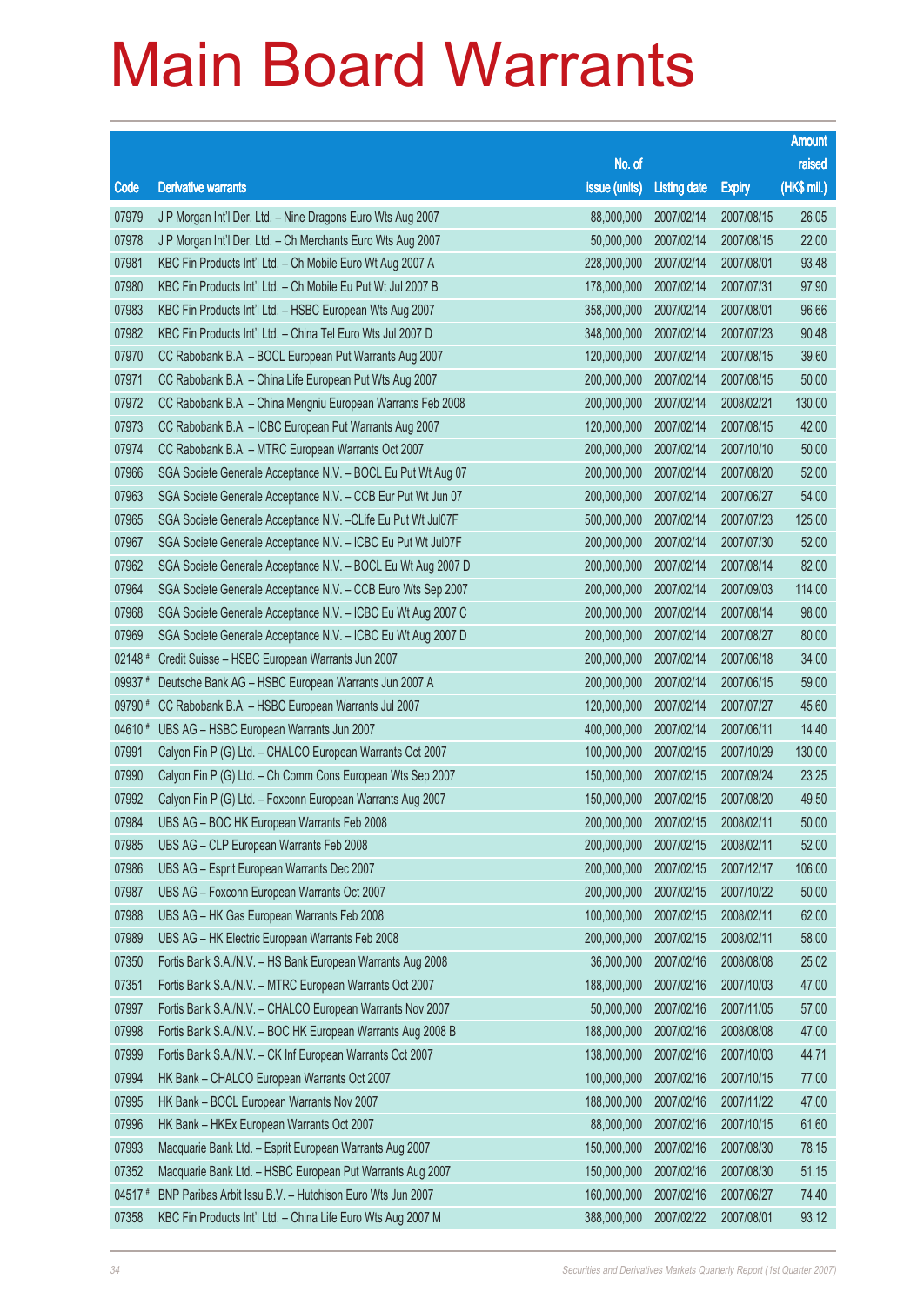# Main Board Warrants

| Code | Derivative warrants | No. of issue (units) | Listing date | Expiry | Amount raised (HK$ mil.) |
|---|---|---|---|---|---|
| 07979 | J P Morgan Int'l Der. Ltd. – Nine Dragons Euro Wts Aug 2007 | 88,000,000 | 2007/02/14 | 2007/08/15 | 26.05 |
| 07978 | J P Morgan Int'l Der. Ltd. – Ch Merchants Euro Wts Aug 2007 | 50,000,000 | 2007/02/14 | 2007/08/15 | 22.00 |
| 07981 | KBC Fin Products Int'l Ltd. – Ch Mobile Euro Wt Aug 2007 A | 228,000,000 | 2007/02/14 | 2007/08/01 | 93.48 |
| 07980 | KBC Fin Products Int'l Ltd. – Ch Mobile Eu Put Wt Jul 2007 B | 178,000,000 | 2007/02/14 | 2007/07/31 | 97.90 |
| 07983 | KBC Fin Products Int'l Ltd. – HSBC European Wts Aug 2007 | 358,000,000 | 2007/02/14 | 2007/08/01 | 96.66 |
| 07982 | KBC Fin Products Int'l Ltd. – China Tel Euro Wts Jul 2007 D | 348,000,000 | 2007/02/14 | 2007/07/23 | 90.48 |
| 07970 | CC Rabobank B.A. – BOCL European Put Warrants Aug 2007 | 120,000,000 | 2007/02/14 | 2007/08/15 | 39.60 |
| 07971 | CC Rabobank B.A. – China Life European Put Wts Aug 2007 | 200,000,000 | 2007/02/14 | 2007/08/15 | 50.00 |
| 07972 | CC Rabobank B.A. – China Mengniu European Warrants Feb 2008 | 200,000,000 | 2007/02/14 | 2008/02/21 | 130.00 |
| 07973 | CC Rabobank B.A. – ICBC European Put Warrants Aug 2007 | 120,000,000 | 2007/02/14 | 2007/08/15 | 42.00 |
| 07974 | CC Rabobank B.A. – MTRC European Warrants Oct 2007 | 200,000,000 | 2007/02/14 | 2007/10/10 | 50.00 |
| 07966 | SGA Societe Generale Acceptance N.V. – BOCL Eu Put Wt Aug 07 | 200,000,000 | 2007/02/14 | 2007/08/20 | 52.00 |
| 07963 | SGA Societe Generale Acceptance N.V. – CCB Eur Put Wt Jun 07 | 200,000,000 | 2007/02/14 | 2007/06/27 | 54.00 |
| 07965 | SGA Societe Generale Acceptance N.V. –CLife Eu Put Wt Jul07F | 500,000,000 | 2007/02/14 | 2007/07/23 | 125.00 |
| 07967 | SGA Societe Generale Acceptance N.V. – ICBC Eu Put Wt Jul07F | 200,000,000 | 2007/02/14 | 2007/07/30 | 52.00 |
| 07962 | SGA Societe Generale Acceptance N.V. – BOCL Eu Wt Aug 2007 D | 200,000,000 | 2007/02/14 | 2007/08/14 | 82.00 |
| 07964 | SGA Societe Generale Acceptance N.V. – CCB Euro Wts Sep 2007 | 200,000,000 | 2007/02/14 | 2007/09/03 | 114.00 |
| 07968 | SGA Societe Generale Acceptance N.V. – ICBC Eu Wt Aug 2007 C | 200,000,000 | 2007/02/14 | 2007/08/14 | 98.00 |
| 07969 | SGA Societe Generale Acceptance N.V. – ICBC Eu Wt Aug 2007 D | 200,000,000 | 2007/02/14 | 2007/08/27 | 80.00 |
| 02148 # | Credit Suisse – HSBC European Warrants Jun 2007 | 200,000,000 | 2007/02/14 | 2007/06/18 | 34.00 |
| 09937 # | Deutsche Bank AG – HSBC European Warrants Jun 2007 A | 200,000,000 | 2007/02/14 | 2007/06/15 | 59.00 |
| 09790 # | CC Rabobank B.A. – HSBC European Warrants Jul 2007 | 120,000,000 | 2007/02/14 | 2007/07/27 | 45.60 |
| 04610 # | UBS AG – HSBC European Warrants Jun 2007 | 400,000,000 | 2007/02/14 | 2007/06/11 | 14.40 |
| 07991 | Calyon Fin P (G) Ltd. – CHALCO European Warrants Oct 2007 | 100,000,000 | 2007/02/15 | 2007/10/29 | 130.00 |
| 07990 | Calyon Fin P (G) Ltd. – Ch Comm Cons European Wts Sep 2007 | 150,000,000 | 2007/02/15 | 2007/09/24 | 23.25 |
| 07992 | Calyon Fin P (G) Ltd. – Foxconn European Warrants Aug 2007 | 150,000,000 | 2007/02/15 | 2007/08/20 | 49.50 |
| 07984 | UBS AG – BOC HK European Warrants Feb 2008 | 200,000,000 | 2007/02/15 | 2008/02/11 | 50.00 |
| 07985 | UBS AG – CLP European Warrants Feb 2008 | 200,000,000 | 2007/02/15 | 2008/02/11 | 52.00 |
| 07986 | UBS AG – Esprit European Warrants Dec 2007 | 200,000,000 | 2007/02/15 | 2007/12/17 | 106.00 |
| 07987 | UBS AG – Foxconn European Warrants Oct 2007 | 200,000,000 | 2007/02/15 | 2007/10/22 | 50.00 |
| 07988 | UBS AG – HK Gas European Warrants Feb 2008 | 100,000,000 | 2007/02/15 | 2008/02/11 | 62.00 |
| 07989 | UBS AG – HK Electric European Warrants Feb 2008 | 200,000,000 | 2007/02/15 | 2008/02/11 | 58.00 |
| 07350 | Fortis Bank S.A./N.V. – HS Bank European Warrants Aug 2008 | 36,000,000 | 2007/02/16 | 2008/08/08 | 25.02 |
| 07351 | Fortis Bank S.A./N.V. – MTRC European Warrants Oct 2007 | 188,000,000 | 2007/02/16 | 2007/10/03 | 47.00 |
| 07997 | Fortis Bank S.A./N.V. – CHALCO European Warrants Nov 2007 | 50,000,000 | 2007/02/16 | 2007/11/05 | 57.00 |
| 07998 | Fortis Bank S.A./N.V. – BOC HK European Warrants Aug 2008 B | 188,000,000 | 2007/02/16 | 2008/08/08 | 47.00 |
| 07999 | Fortis Bank S.A./N.V. – CK Inf European Warrants Oct 2007 | 138,000,000 | 2007/02/16 | 2007/10/03 | 44.71 |
| 07994 | HK Bank – CHALCO European Warrants Oct 2007 | 100,000,000 | 2007/02/16 | 2007/10/15 | 77.00 |
| 07995 | HK Bank – BOCL European Warrants Nov 2007 | 188,000,000 | 2007/02/16 | 2007/11/22 | 47.00 |
| 07996 | HK Bank – HKEx European Warrants Oct 2007 | 88,000,000 | 2007/02/16 | 2007/10/15 | 61.60 |
| 07993 | Macquarie Bank Ltd. – Esprit European Warrants Aug 2007 | 150,000,000 | 2007/02/16 | 2007/08/30 | 78.15 |
| 07352 | Macquarie Bank Ltd. – HSBC European Put Warrants Aug 2007 | 150,000,000 | 2007/02/16 | 2007/08/30 | 51.15 |
| 04517 # | BNP Paribas Arbit Issu B.V. – Hutchison Euro Wts Jun 2007 | 160,000,000 | 2007/02/16 | 2007/06/27 | 74.40 |
| 07358 | KBC Fin Products Int'l Ltd. – China Life Euro Wts Aug 2007 M | 388,000,000 | 2007/02/22 | 2007/08/01 | 93.12 |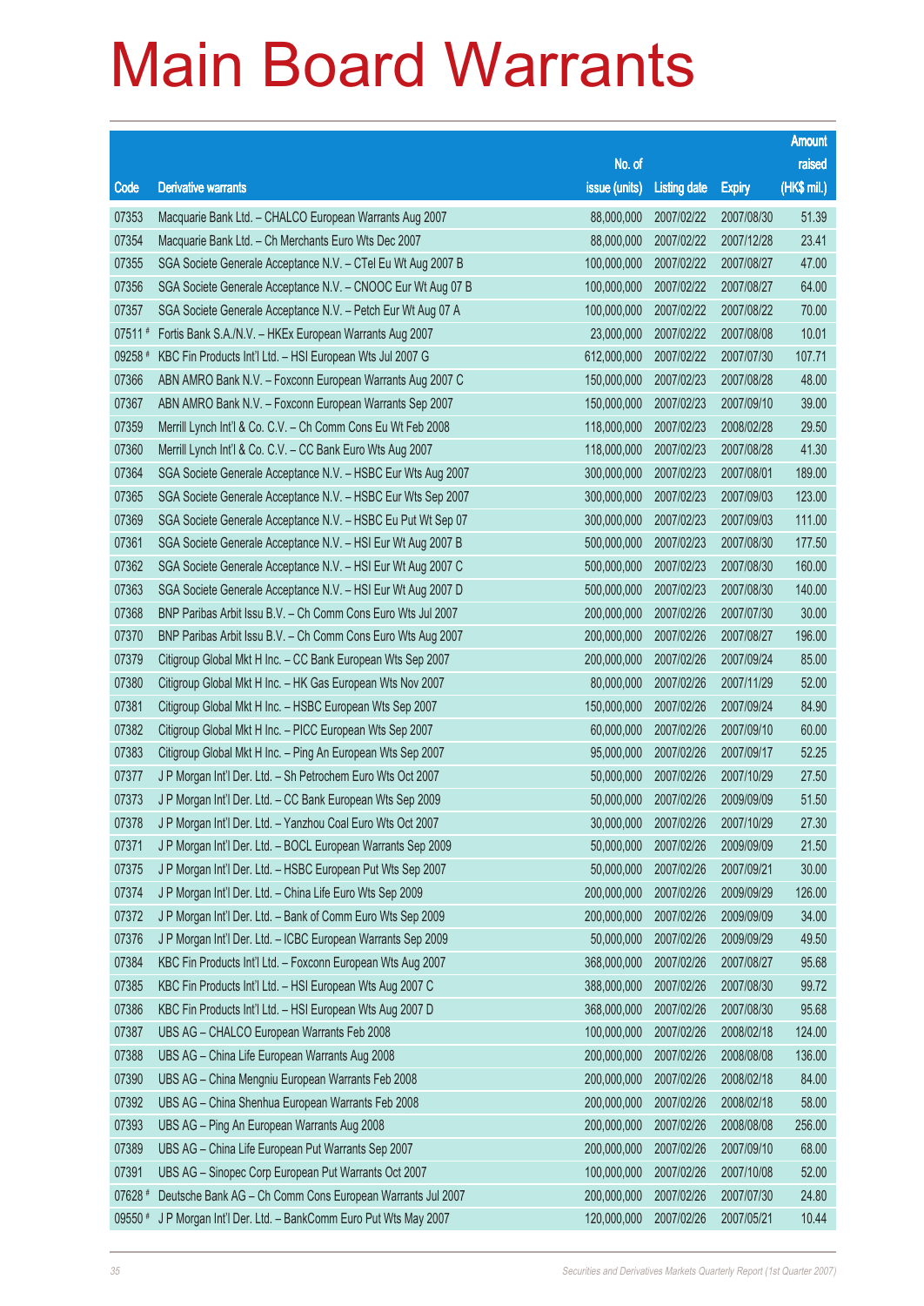# Main Board Warrants

| Code | Derivative warrants | No. of issue (units) | Listing date | Expiry | Amount raised (HK$ mil.) |
|---|---|---|---|---|---|
| 07353 | Macquarie Bank Ltd. – CHALCO European Warrants Aug 2007 | 88,000,000 | 2007/02/22 | 2007/08/30 | 51.39 |
| 07354 | Macquarie Bank Ltd. – Ch Merchants Euro Wts Dec 2007 | 88,000,000 | 2007/02/22 | 2007/12/28 | 23.41 |
| 07355 | SGA Societe Generale Acceptance N.V. – CTel Eu Wt Aug 2007 B | 100,000,000 | 2007/02/22 | 2007/08/27 | 47.00 |
| 07356 | SGA Societe Generale Acceptance N.V. – CNOOC Eur Wt Aug 07 B | 100,000,000 | 2007/02/22 | 2007/08/27 | 64.00 |
| 07357 | SGA Societe Generale Acceptance N.V. – Petch Eur Wt Aug 07 A | 100,000,000 | 2007/02/22 | 2007/08/22 | 70.00 |
| 07511 # | Fortis Bank S.A./N.V. – HKEx European Warrants Aug 2007 | 23,000,000 | 2007/02/22 | 2007/08/08 | 10.01 |
| 09258 # | KBC Fin Products Int'l Ltd. – HSI European Wts Jul 2007 G | 612,000,000 | 2007/02/22 | 2007/07/30 | 107.71 |
| 07366 | ABN AMRO Bank N.V. – Foxconn European Warrants Aug 2007 C | 150,000,000 | 2007/02/23 | 2007/08/28 | 48.00 |
| 07367 | ABN AMRO Bank N.V. – Foxconn European Warrants Sep 2007 | 150,000,000 | 2007/02/23 | 2007/09/10 | 39.00 |
| 07359 | Merrill Lynch Int'l & Co. C.V. – Ch Comm Cons Eu Wt Feb 2008 | 118,000,000 | 2007/02/23 | 2008/02/28 | 29.50 |
| 07360 | Merrill Lynch Int'l & Co. C.V. – CC Bank Euro Wts Aug 2007 | 118,000,000 | 2007/02/23 | 2007/08/28 | 41.30 |
| 07364 | SGA Societe Generale Acceptance N.V. – HSBC Eur Wts Aug 2007 | 300,000,000 | 2007/02/23 | 2007/08/01 | 189.00 |
| 07365 | SGA Societe Generale Acceptance N.V. – HSBC Eur Wts Sep 2007 | 300,000,000 | 2007/02/23 | 2007/09/03 | 123.00 |
| 07369 | SGA Societe Generale Acceptance N.V. – HSBC Eu Put Wt Sep 07 | 300,000,000 | 2007/02/23 | 2007/09/03 | 111.00 |
| 07361 | SGA Societe Generale Acceptance N.V. – HSI Eur Wt Aug 2007 B | 500,000,000 | 2007/02/23 | 2007/08/30 | 177.50 |
| 07362 | SGA Societe Generale Acceptance N.V. – HSI Eur Wt Aug 2007 C | 500,000,000 | 2007/02/23 | 2007/08/30 | 160.00 |
| 07363 | SGA Societe Generale Acceptance N.V. – HSI Eur Wt Aug 2007 D | 500,000,000 | 2007/02/23 | 2007/08/30 | 140.00 |
| 07368 | BNP Paribas Arbit Issu B.V. – Ch Comm Cons Euro Wts Jul 2007 | 200,000,000 | 2007/02/26 | 2007/07/30 | 30.00 |
| 07370 | BNP Paribas Arbit Issu B.V. – Ch Comm Cons Euro Wts Aug 2007 | 200,000,000 | 2007/02/26 | 2007/08/27 | 196.00 |
| 07379 | Citigroup Global Mkt H Inc. – CC Bank European Wts Sep 2007 | 200,000,000 | 2007/02/26 | 2007/09/24 | 85.00 |
| 07380 | Citigroup Global Mkt H Inc. – HK Gas European Wts Nov 2007 | 80,000,000 | 2007/02/26 | 2007/11/29 | 52.00 |
| 07381 | Citigroup Global Mkt H Inc. – HSBC European Wts Sep 2007 | 150,000,000 | 2007/02/26 | 2007/09/24 | 84.90 |
| 07382 | Citigroup Global Mkt H Inc. – PICC European Wts Sep 2007 | 60,000,000 | 2007/02/26 | 2007/09/10 | 60.00 |
| 07383 | Citigroup Global Mkt H Inc. – Ping An European Wts Sep 2007 | 95,000,000 | 2007/02/26 | 2007/09/17 | 52.25 |
| 07377 | J P Morgan Int'l Der. Ltd. – Sh Petrochem Euro Wts Oct 2007 | 50,000,000 | 2007/02/26 | 2007/10/29 | 27.50 |
| 07373 | J P Morgan Int'l Der. Ltd. – CC Bank European Wts Sep 2009 | 50,000,000 | 2007/02/26 | 2009/09/09 | 51.50 |
| 07378 | J P Morgan Int'l Der. Ltd. – Yanzhou Coal Euro Wts Oct 2007 | 30,000,000 | 2007/02/26 | 2007/10/29 | 27.30 |
| 07371 | J P Morgan Int'l Der. Ltd. – BOCL European Warrants Sep 2009 | 50,000,000 | 2007/02/26 | 2009/09/09 | 21.50 |
| 07375 | J P Morgan Int'l Der. Ltd. – HSBC European Put Wts Sep 2007 | 50,000,000 | 2007/02/26 | 2007/09/21 | 30.00 |
| 07374 | J P Morgan Int'l Der. Ltd. – China Life Euro Wts Sep 2009 | 200,000,000 | 2007/02/26 | 2009/09/29 | 126.00 |
| 07372 | J P Morgan Int'l Der. Ltd. – Bank of Comm Euro Wts Sep 2009 | 200,000,000 | 2007/02/26 | 2009/09/09 | 34.00 |
| 07376 | J P Morgan Int'l Der. Ltd. – ICBC European Warrants Sep 2009 | 50,000,000 | 2007/02/26 | 2009/09/29 | 49.50 |
| 07384 | KBC Fin Products Int'l Ltd. – Foxconn European Wts Aug 2007 | 368,000,000 | 2007/02/26 | 2007/08/27 | 95.68 |
| 07385 | KBC Fin Products Int'l Ltd. – HSI European Wts Aug 2007 C | 388,000,000 | 2007/02/26 | 2007/08/30 | 99.72 |
| 07386 | KBC Fin Products Int'l Ltd. – HSI European Wts Aug 2007 D | 368,000,000 | 2007/02/26 | 2007/08/30 | 95.68 |
| 07387 | UBS AG – CHALCO European Warrants Feb 2008 | 100,000,000 | 2007/02/26 | 2008/02/18 | 124.00 |
| 07388 | UBS AG – China Life European Warrants Aug 2008 | 200,000,000 | 2007/02/26 | 2008/08/08 | 136.00 |
| 07390 | UBS AG – China Mengniu European Warrants Feb 2008 | 200,000,000 | 2007/02/26 | 2008/02/18 | 84.00 |
| 07392 | UBS AG – China Shenhua European Warrants Feb 2008 | 200,000,000 | 2007/02/26 | 2008/02/18 | 58.00 |
| 07393 | UBS AG – Ping An European Warrants Aug 2008 | 200,000,000 | 2007/02/26 | 2008/08/08 | 256.00 |
| 07389 | UBS AG – China Life European Put Warrants Sep 2007 | 200,000,000 | 2007/02/26 | 2007/09/10 | 68.00 |
| 07391 | UBS AG – Sinopec Corp European Put Warrants Oct 2007 | 100,000,000 | 2007/02/26 | 2007/10/08 | 52.00 |
| 07628 # | Deutsche Bank AG – Ch Comm Cons European Warrants Jul 2007 | 200,000,000 | 2007/02/26 | 2007/07/30 | 24.80 |
| 09550 # | J P Morgan Int'l Der. Ltd. – BankComm Euro Put Wts May 2007 | 120,000,000 | 2007/02/26 | 2007/05/21 | 10.44 |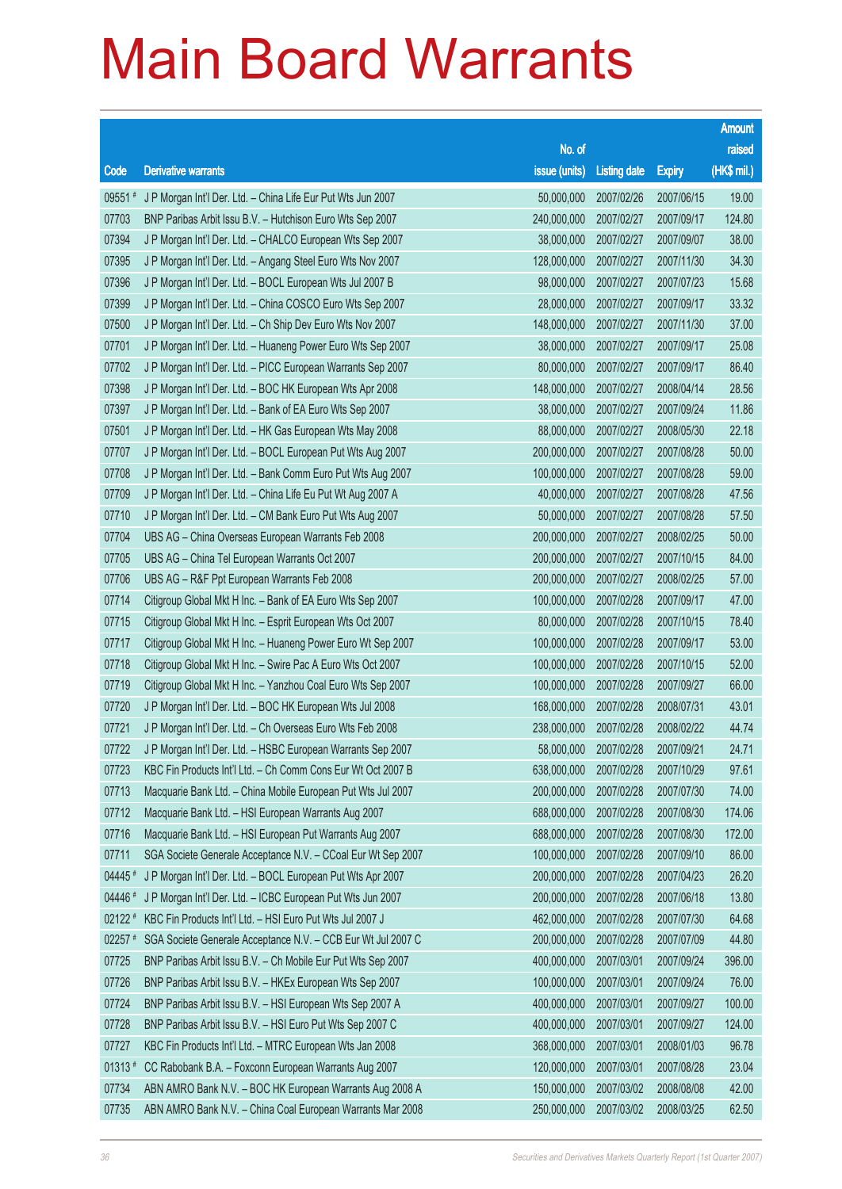# Main Board Warrants

| Code | Derivative warrants | No. of issue (units) | Listing date | Expiry | Amount raised (HK$ mil.) |
|---|---|---|---|---|---|
| 09551 # | J P Morgan Int'l Der. Ltd. – China Life Eur Put Wts Jun 2007 | 50,000,000 | 2007/02/26 | 2007/06/15 | 19.00 |
| 07703 | BNP Paribas Arbit Issu B.V. – Hutchison Euro Wts Sep 2007 | 240,000,000 | 2007/02/27 | 2007/09/17 | 124.80 |
| 07394 | J P Morgan Int'l Der. Ltd. – CHALCO European Wts Sep 2007 | 38,000,000 | 2007/02/27 | 2007/09/07 | 38.00 |
| 07395 | J P Morgan Int'l Der. Ltd. – Angang Steel Euro Wts Nov 2007 | 128,000,000 | 2007/02/27 | 2007/11/30 | 34.30 |
| 07396 | J P Morgan Int'l Der. Ltd. – BOCL European Wts Jul 2007 B | 98,000,000 | 2007/02/27 | 2007/07/23 | 15.68 |
| 07399 | J P Morgan Int'l Der. Ltd. – China COSCO Euro Wts Sep 2007 | 28,000,000 | 2007/02/27 | 2007/09/17 | 33.32 |
| 07500 | J P Morgan Int'l Der. Ltd. – Ch Ship Dev Euro Wts Nov 2007 | 148,000,000 | 2007/02/27 | 2007/11/30 | 37.00 |
| 07701 | J P Morgan Int'l Der. Ltd. – Huaneng Power Euro Wts Sep 2007 | 38,000,000 | 2007/02/27 | 2007/09/17 | 25.08 |
| 07702 | J P Morgan Int'l Der. Ltd. – PICC European Warrants Sep 2007 | 80,000,000 | 2007/02/27 | 2007/09/17 | 86.40 |
| 07398 | J P Morgan Int'l Der. Ltd. – BOC HK European Wts Apr 2008 | 148,000,000 | 2007/02/27 | 2008/04/14 | 28.56 |
| 07397 | J P Morgan Int'l Der. Ltd. – Bank of EA Euro Wts Sep 2007 | 38,000,000 | 2007/02/27 | 2007/09/24 | 11.86 |
| 07501 | J P Morgan Int'l Der. Ltd. – HK Gas European Wts May 2008 | 88,000,000 | 2007/02/27 | 2008/05/30 | 22.18 |
| 07707 | J P Morgan Int'l Der. Ltd. – BOCL European Put Wts Aug 2007 | 200,000,000 | 2007/02/27 | 2007/08/28 | 50.00 |
| 07708 | J P Morgan Int'l Der. Ltd. – Bank Comm Euro Put Wts Aug 2007 | 100,000,000 | 2007/02/27 | 2007/08/28 | 59.00 |
| 07709 | J P Morgan Int'l Der. Ltd. – China Life Eu Put Wt Aug 2007 A | 40,000,000 | 2007/02/27 | 2007/08/28 | 47.56 |
| 07710 | J P Morgan Int'l Der. Ltd. – CM Bank Euro Put Wts Aug 2007 | 50,000,000 | 2007/02/27 | 2007/08/28 | 57.50 |
| 07704 | UBS AG – China Overseas European Warrants Feb 2008 | 200,000,000 | 2007/02/27 | 2008/02/25 | 50.00 |
| 07705 | UBS AG – China Tel European Warrants Oct 2007 | 200,000,000 | 2007/02/27 | 2007/10/15 | 84.00 |
| 07706 | UBS AG – R&F Ppt European Warrants Feb 2008 | 200,000,000 | 2007/02/27 | 2008/02/25 | 57.00 |
| 07714 | Citigroup Global Mkt H Inc. – Bank of EA Euro Wts Sep 2007 | 100,000,000 | 2007/02/28 | 2007/09/17 | 47.00 |
| 07715 | Citigroup Global Mkt H Inc. – Esprit European Wts Oct 2007 | 80,000,000 | 2007/02/28 | 2007/10/15 | 78.40 |
| 07717 | Citigroup Global Mkt H Inc. – Huaneng Power Euro Wt Sep 2007 | 100,000,000 | 2007/02/28 | 2007/09/17 | 53.00 |
| 07718 | Citigroup Global Mkt H Inc. – Swire Pac A Euro Wts Oct 2007 | 100,000,000 | 2007/02/28 | 2007/10/15 | 52.00 |
| 07719 | Citigroup Global Mkt H Inc. – Yanzhou Coal Euro Wts Sep 2007 | 100,000,000 | 2007/02/28 | 2007/09/27 | 66.00 |
| 07720 | J P Morgan Int'l Der. Ltd. – BOC HK European Wts Jul 2008 | 168,000,000 | 2007/02/28 | 2008/07/31 | 43.01 |
| 07721 | J P Morgan Int'l Der. Ltd. – Ch Overseas Euro Wts Feb 2008 | 238,000,000 | 2007/02/28 | 2008/02/22 | 44.74 |
| 07722 | J P Morgan Int'l Der. Ltd. – HSBC European Warrants Sep 2007 | 58,000,000 | 2007/02/28 | 2007/09/21 | 24.71 |
| 07723 | KBC Fin Products Int'l Ltd. – Ch Comm Cons Eur Wt Oct 2007 B | 638,000,000 | 2007/02/28 | 2007/10/29 | 97.61 |
| 07713 | Macquarie Bank Ltd. – China Mobile European Put Wts Jul 2007 | 200,000,000 | 2007/02/28 | 2007/07/30 | 74.00 |
| 07712 | Macquarie Bank Ltd. – HSI European Warrants Aug 2007 | 688,000,000 | 2007/02/28 | 2007/08/30 | 174.06 |
| 07716 | Macquarie Bank Ltd. – HSI European Put Warrants Aug 2007 | 688,000,000 | 2007/02/28 | 2007/08/30 | 172.00 |
| 07711 | SGA Societe Generale Acceptance N.V. – CCoal Eur Wt Sep 2007 | 100,000,000 | 2007/02/28 | 2007/09/10 | 86.00 |
| 04445 # | J P Morgan Int'l Der. Ltd. – BOCL European Put Wts Apr 2007 | 200,000,000 | 2007/02/28 | 2007/04/23 | 26.20 |
| 04446 # | J P Morgan Int'l Der. Ltd. – ICBC European Put Wts Jun 2007 | 200,000,000 | 2007/02/28 | 2007/06/18 | 13.80 |
| 02122 # | KBC Fin Products Int'l Ltd. – HSI Euro Put Wts Jul 2007 J | 462,000,000 | 2007/02/28 | 2007/07/30 | 64.68 |
| 02257 # | SGA Societe Generale Acceptance N.V. – CCB Eur Wt Jul 2007 C | 200,000,000 | 2007/02/28 | 2007/07/09 | 44.80 |
| 07725 | BNP Paribas Arbit Issu B.V. – Ch Mobile Eur Put Wts Sep 2007 | 400,000,000 | 2007/03/01 | 2007/09/24 | 396.00 |
| 07726 | BNP Paribas Arbit Issu B.V. – HKEx European Wts Sep 2007 | 100,000,000 | 2007/03/01 | 2007/09/24 | 76.00 |
| 07724 | BNP Paribas Arbit Issu B.V. – HSI European Wts Sep 2007 A | 400,000,000 | 2007/03/01 | 2007/09/27 | 100.00 |
| 07728 | BNP Paribas Arbit Issu B.V. – HSI Euro Put Wts Sep 2007 C | 400,000,000 | 2007/03/01 | 2007/09/27 | 124.00 |
| 07727 | KBC Fin Products Int'l Ltd. – MTRC European Wts Jan 2008 | 368,000,000 | 2007/03/01 | 2008/01/03 | 96.78 |
| 01313 # | CC Rabobank B.A. – Foxconn European Warrants Aug 2007 | 120,000,000 | 2007/03/01 | 2007/08/28 | 23.04 |
| 07734 | ABN AMRO Bank N.V. – BOC HK European Warrants Aug 2008 A | 150,000,000 | 2007/03/02 | 2008/08/08 | 42.00 |
| 07735 | ABN AMRO Bank N.V. – China Coal European Warrants Mar 2008 | 250,000,000 | 2007/03/02 | 2008/03/25 | 62.50 |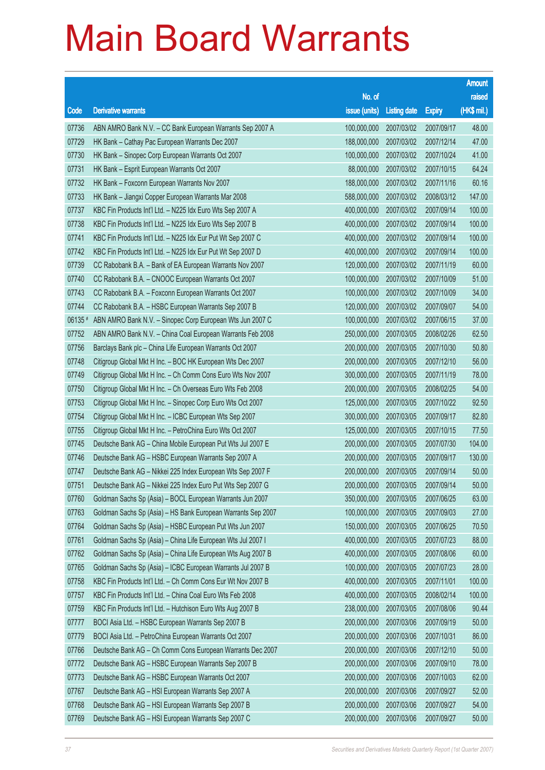# Main Board Warrants

| Code | Derivative warrants | No. of issue (units) | Listing date | Expiry | Amount raised (HK$ mil.) |
|---|---|---|---|---|---|
| 07736 | ABN AMRO Bank N.V. – CC Bank European Warrants Sep 2007 A | 100,000,000 | 2007/03/02 | 2007/09/17 | 48.00 |
| 07729 | HK Bank – Cathay Pac European Warrants Dec 2007 | 188,000,000 | 2007/03/02 | 2007/12/14 | 47.00 |
| 07730 | HK Bank – Sinopec Corp European Warrants Oct 2007 | 100,000,000 | 2007/03/02 | 2007/10/24 | 41.00 |
| 07731 | HK Bank – Esprit European Warrants Oct 2007 | 88,000,000 | 2007/03/02 | 2007/10/15 | 64.24 |
| 07732 | HK Bank – Foxconn European Warrants Nov 2007 | 188,000,000 | 2007/03/02 | 2007/11/16 | 60.16 |
| 07733 | HK Bank – Jiangxi Copper European Warrants Mar 2008 | 588,000,000 | 2007/03/02 | 2008/03/12 | 147.00 |
| 07737 | KBC Fin Products Int'l Ltd. – N225 Idx Euro Wts Sep 2007 A | 400,000,000 | 2007/03/02 | 2007/09/14 | 100.00 |
| 07738 | KBC Fin Products Int'l Ltd. – N225 Idx Euro Wts Sep 2007 B | 400,000,000 | 2007/03/02 | 2007/09/14 | 100.00 |
| 07741 | KBC Fin Products Int'l Ltd. – N225 Idx Eur Put Wt Sep 2007 C | 400,000,000 | 2007/03/02 | 2007/09/14 | 100.00 |
| 07742 | KBC Fin Products Int'l Ltd. – N225 Idx Eur Put Wt Sep 2007 D | 400,000,000 | 2007/03/02 | 2007/09/14 | 100.00 |
| 07739 | CC Rabobank B.A. – Bank of EA European Warrants Nov 2007 | 120,000,000 | 2007/03/02 | 2007/11/19 | 60.00 |
| 07740 | CC Rabobank B.A. – CNOOC European Warrants Oct 2007 | 100,000,000 | 2007/03/02 | 2007/10/09 | 51.00 |
| 07743 | CC Rabobank B.A. – Foxconn European Warrants Oct 2007 | 100,000,000 | 2007/03/02 | 2007/10/09 | 34.00 |
| 07744 | CC Rabobank B.A. – HSBC European Warrants Sep 2007 B | 120,000,000 | 2007/03/02 | 2007/09/07 | 54.00 |
| 06135 # | ABN AMRO Bank N.V. – Sinopec Corp European Wts Jun 2007 C | 100,000,000 | 2007/03/02 | 2007/06/15 | 37.00 |
| 07752 | ABN AMRO Bank N.V. – China Coal European Warrants Feb 2008 | 250,000,000 | 2007/03/05 | 2008/02/26 | 62.50 |
| 07756 | Barclays Bank plc – China Life European Warrants Oct 2007 | 200,000,000 | 2007/03/05 | 2007/10/30 | 50.80 |
| 07748 | Citigroup Global Mkt H Inc. – BOC HK European Wts Dec 2007 | 200,000,000 | 2007/03/05 | 2007/12/10 | 56.00 |
| 07749 | Citigroup Global Mkt H Inc. – Ch Comm Cons Euro Wts Nov 2007 | 300,000,000 | 2007/03/05 | 2007/11/19 | 78.00 |
| 07750 | Citigroup Global Mkt H Inc. – Ch Overseas Euro Wts Feb 2008 | 200,000,000 | 2007/03/05 | 2008/02/25 | 54.00 |
| 07753 | Citigroup Global Mkt H Inc. – Sinopec Corp Euro Wts Oct 2007 | 125,000,000 | 2007/03/05 | 2007/10/22 | 92.50 |
| 07754 | Citigroup Global Mkt H Inc. – ICBC European Wts Sep 2007 | 300,000,000 | 2007/03/05 | 2007/09/17 | 82.80 |
| 07755 | Citigroup Global Mkt H Inc. – PetroChina Euro Wts Oct 2007 | 125,000,000 | 2007/03/05 | 2007/10/15 | 77.50 |
| 07745 | Deutsche Bank AG – China Mobile European Put Wts Jul 2007 E | 200,000,000 | 2007/03/05 | 2007/07/30 | 104.00 |
| 07746 | Deutsche Bank AG – HSBC European Warrants Sep 2007 A | 200,000,000 | 2007/03/05 | 2007/09/17 | 130.00 |
| 07747 | Deutsche Bank AG – Nikkei 225 Index European Wts Sep 2007 F | 200,000,000 | 2007/03/05 | 2007/09/14 | 50.00 |
| 07751 | Deutsche Bank AG – Nikkei 225 Index Euro Put Wts Sep 2007 G | 200,000,000 | 2007/03/05 | 2007/09/14 | 50.00 |
| 07760 | Goldman Sachs Sp (Asia) – BOCL European Warrants Jun 2007 | 350,000,000 | 2007/03/05 | 2007/06/25 | 63.00 |
| 07763 | Goldman Sachs Sp (Asia) – HS Bank European Warrants Sep 2007 | 100,000,000 | 2007/03/05 | 2007/09/03 | 27.00 |
| 07764 | Goldman Sachs Sp (Asia) – HSBC European Put Wts Jun 2007 | 150,000,000 | 2007/03/05 | 2007/06/25 | 70.50 |
| 07761 | Goldman Sachs Sp (Asia) – China Life European Wts Jul 2007 I | 400,000,000 | 2007/03/05 | 2007/07/23 | 88.00 |
| 07762 | Goldman Sachs Sp (Asia) – China Life European Wts Aug 2007 B | 400,000,000 | 2007/03/05 | 2007/08/06 | 60.00 |
| 07765 | Goldman Sachs Sp (Asia) – ICBC European Warrants Jul 2007 B | 100,000,000 | 2007/03/05 | 2007/07/23 | 28.00 |
| 07758 | KBC Fin Products Int'l Ltd. – Ch Comm Cons Eur Wt Nov 2007 B | 400,000,000 | 2007/03/05 | 2007/11/01 | 100.00 |
| 07757 | KBC Fin Products Int'l Ltd. – China Coal Euro Wts Feb 2008 | 400,000,000 | 2007/03/05 | 2008/02/14 | 100.00 |
| 07759 | KBC Fin Products Int'l Ltd. – Hutchison Euro Wts Aug 2007 B | 238,000,000 | 2007/03/05 | 2007/08/06 | 90.44 |
| 07777 | BOCI Asia Ltd. – HSBC European Warrants Sep 2007 B | 200,000,000 | 2007/03/06 | 2007/09/19 | 50.00 |
| 07779 | BOCI Asia Ltd. – PetroChina European Warrants Oct 2007 | 200,000,000 | 2007/03/06 | 2007/10/31 | 86.00 |
| 07766 | Deutsche Bank AG – Ch Comm Cons European Warrants Dec 2007 | 200,000,000 | 2007/03/06 | 2007/12/10 | 50.00 |
| 07772 | Deutsche Bank AG – HSBC European Warrants Sep 2007 B | 200,000,000 | 2007/03/06 | 2007/09/10 | 78.00 |
| 07773 | Deutsche Bank AG – HSBC European Warrants Oct 2007 | 200,000,000 | 2007/03/06 | 2007/10/03 | 62.00 |
| 07767 | Deutsche Bank AG – HSI European Warrants Sep 2007 A | 200,000,000 | 2007/03/06 | 2007/09/27 | 52.00 |
| 07768 | Deutsche Bank AG – HSI European Warrants Sep 2007 B | 200,000,000 | 2007/03/06 | 2007/09/27 | 54.00 |
| 07769 | Deutsche Bank AG – HSI European Warrants Sep 2007 C | 200,000,000 | 2007/03/06 | 2007/09/27 | 50.00 |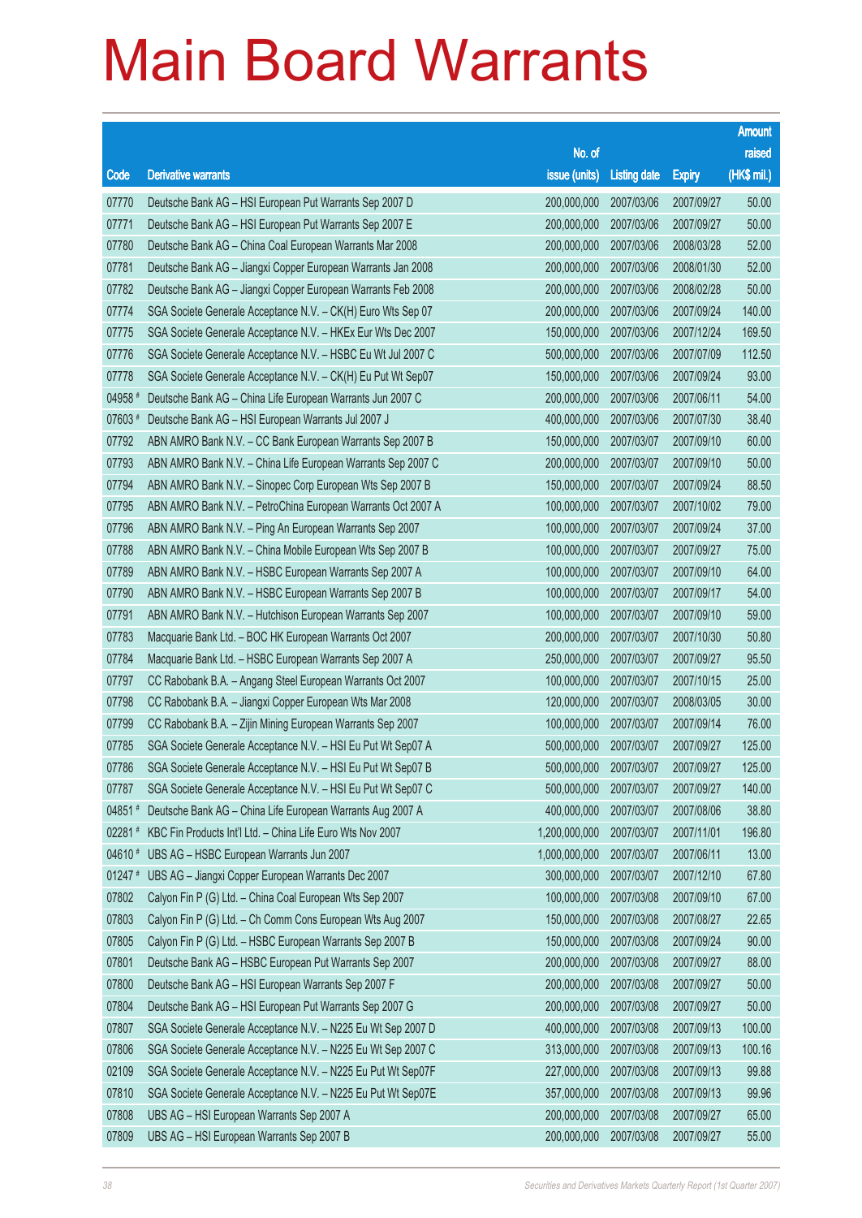# Main Board Warrants

| Code | Derivative warrants | No. of issue (units) | Listing date | Expiry | Amount raised (HK$ mil.) |
|---|---|---|---|---|---|
| 07770 | Deutsche Bank AG – HSI European Put Warrants Sep 2007 D | 200,000,000 | 2007/03/06 | 2007/09/27 | 50.00 |
| 07771 | Deutsche Bank AG – HSI European Put Warrants Sep 2007 E | 200,000,000 | 2007/03/06 | 2007/09/27 | 50.00 |
| 07780 | Deutsche Bank AG – China Coal European Warrants Mar 2008 | 200,000,000 | 2007/03/06 | 2008/03/28 | 52.00 |
| 07781 | Deutsche Bank AG – Jiangxi Copper European Warrants Jan 2008 | 200,000,000 | 2007/03/06 | 2008/01/30 | 52.00 |
| 07782 | Deutsche Bank AG – Jiangxi Copper European Warrants Feb 2008 | 200,000,000 | 2007/03/06 | 2008/02/28 | 50.00 |
| 07774 | SGA Societe Generale Acceptance N.V. – CK(H) Euro Wts Sep 07 | 200,000,000 | 2007/03/06 | 2007/09/24 | 140.00 |
| 07775 | SGA Societe Generale Acceptance N.V. – HKEx Eur Wts Dec 2007 | 150,000,000 | 2007/03/06 | 2007/12/24 | 169.50 |
| 07776 | SGA Societe Generale Acceptance N.V. – HSBC Eu Wt Jul 2007 C | 500,000,000 | 2007/03/06 | 2007/07/09 | 112.50 |
| 07778 | SGA Societe Generale Acceptance N.V. – CK(H) Eu Put Wt Sep07 | 150,000,000 | 2007/03/06 | 2007/09/24 | 93.00 |
| 04958 # | Deutsche Bank AG – China Life European Warrants Jun 2007 C | 200,000,000 | 2007/03/06 | 2007/06/11 | 54.00 |
| 07603 # | Deutsche Bank AG – HSI European Warrants Jul 2007 J | 400,000,000 | 2007/03/06 | 2007/07/30 | 38.40 |
| 07792 | ABN AMRO Bank N.V. – CC Bank European Warrants Sep 2007 B | 150,000,000 | 2007/03/07 | 2007/09/10 | 60.00 |
| 07793 | ABN AMRO Bank N.V. – China Life European Warrants Sep 2007 C | 200,000,000 | 2007/03/07 | 2007/09/10 | 50.00 |
| 07794 | ABN AMRO Bank N.V. – Sinopec Corp European Wts Sep 2007 B | 150,000,000 | 2007/03/07 | 2007/09/24 | 88.50 |
| 07795 | ABN AMRO Bank N.V. – PetroChina European Warrants Oct 2007 A | 100,000,000 | 2007/03/07 | 2007/10/02 | 79.00 |
| 07796 | ABN AMRO Bank N.V. – Ping An European Warrants Sep 2007 | 100,000,000 | 2007/03/07 | 2007/09/24 | 37.00 |
| 07788 | ABN AMRO Bank N.V. – China Mobile European Wts Sep 2007 B | 100,000,000 | 2007/03/07 | 2007/09/27 | 75.00 |
| 07789 | ABN AMRO Bank N.V. – HSBC European Warrants Sep 2007 A | 100,000,000 | 2007/03/07 | 2007/09/10 | 64.00 |
| 07790 | ABN AMRO Bank N.V. – HSBC European Warrants Sep 2007 B | 100,000,000 | 2007/03/07 | 2007/09/17 | 54.00 |
| 07791 | ABN AMRO Bank N.V. – Hutchison European Warrants Sep 2007 | 100,000,000 | 2007/03/07 | 2007/09/10 | 59.00 |
| 07783 | Macquarie Bank Ltd. – BOC HK European Warrants Oct 2007 | 200,000,000 | 2007/03/07 | 2007/10/30 | 50.80 |
| 07784 | Macquarie Bank Ltd. – HSBC European Warrants Sep 2007 A | 250,000,000 | 2007/03/07 | 2007/09/27 | 95.50 |
| 07797 | CC Rabobank B.A. – Angang Steel European Warrants Oct 2007 | 100,000,000 | 2007/03/07 | 2007/10/15 | 25.00 |
| 07798 | CC Rabobank B.A. – Jiangxi Copper European Wts Mar 2008 | 120,000,000 | 2007/03/07 | 2008/03/05 | 30.00 |
| 07799 | CC Rabobank B.A. – Zijin Mining European Warrants Sep 2007 | 100,000,000 | 2007/03/07 | 2007/09/14 | 76.00 |
| 07785 | SGA Societe Generale Acceptance N.V. – HSI Eu Put Wt Sep07 A | 500,000,000 | 2007/03/07 | 2007/09/27 | 125.00 |
| 07786 | SGA Societe Generale Acceptance N.V. – HSI Eu Put Wt Sep07 B | 500,000,000 | 2007/03/07 | 2007/09/27 | 125.00 |
| 07787 | SGA Societe Generale Acceptance N.V. – HSI Eu Put Wt Sep07 C | 500,000,000 | 2007/03/07 | 2007/09/27 | 140.00 |
| 04851 # | Deutsche Bank AG – China Life European Warrants Aug 2007 A | 400,000,000 | 2007/03/07 | 2007/08/06 | 38.80 |
| 02281 # | KBC Fin Products Int'l Ltd. – China Life Euro Wts Nov 2007 | 1,200,000,000 | 2007/03/07 | 2007/11/01 | 196.80 |
| 04610 # | UBS AG – HSBC European Warrants Jun 2007 | 1,000,000,000 | 2007/03/07 | 2007/06/11 | 13.00 |
| 01247 # | UBS AG – Jiangxi Copper European Warrants Dec 2007 | 300,000,000 | 2007/03/07 | 2007/12/10 | 67.80 |
| 07802 | Calyon Fin P (G) Ltd. – China Coal European Wts Sep 2007 | 100,000,000 | 2007/03/08 | 2007/09/10 | 67.00 |
| 07803 | Calyon Fin P (G) Ltd. – Ch Comm Cons European Wts Aug 2007 | 150,000,000 | 2007/03/08 | 2007/08/27 | 22.65 |
| 07805 | Calyon Fin P (G) Ltd. – HSBC European Warrants Sep 2007 B | 150,000,000 | 2007/03/08 | 2007/09/24 | 90.00 |
| 07801 | Deutsche Bank AG – HSBC European Put Warrants Sep 2007 | 200,000,000 | 2007/03/08 | 2007/09/27 | 88.00 |
| 07800 | Deutsche Bank AG – HSI European Warrants Sep 2007 F | 200,000,000 | 2007/03/08 | 2007/09/27 | 50.00 |
| 07804 | Deutsche Bank AG – HSI European Put Warrants Sep 2007 G | 200,000,000 | 2007/03/08 | 2007/09/27 | 50.00 |
| 07807 | SGA Societe Generale Acceptance N.V. – N225 Eu Wt Sep 2007 D | 400,000,000 | 2007/03/08 | 2007/09/13 | 100.00 |
| 07806 | SGA Societe Generale Acceptance N.V. – N225 Eu Wt Sep 2007 C | 313,000,000 | 2007/03/08 | 2007/09/13 | 100.16 |
| 02109 | SGA Societe Generale Acceptance N.V. – N225 Eu Put Wt Sep07F | 227,000,000 | 2007/03/08 | 2007/09/13 | 99.88 |
| 07810 | SGA Societe Generale Acceptance N.V. – N225 Eu Put Wt Sep07E | 357,000,000 | 2007/03/08 | 2007/09/13 | 99.96 |
| 07808 | UBS AG – HSI European Warrants Sep 2007 A | 200,000,000 | 2007/03/08 | 2007/09/27 | 65.00 |
| 07809 | UBS AG – HSI European Warrants Sep 2007 B | 200,000,000 | 2007/03/08 | 2007/09/27 | 55.00 |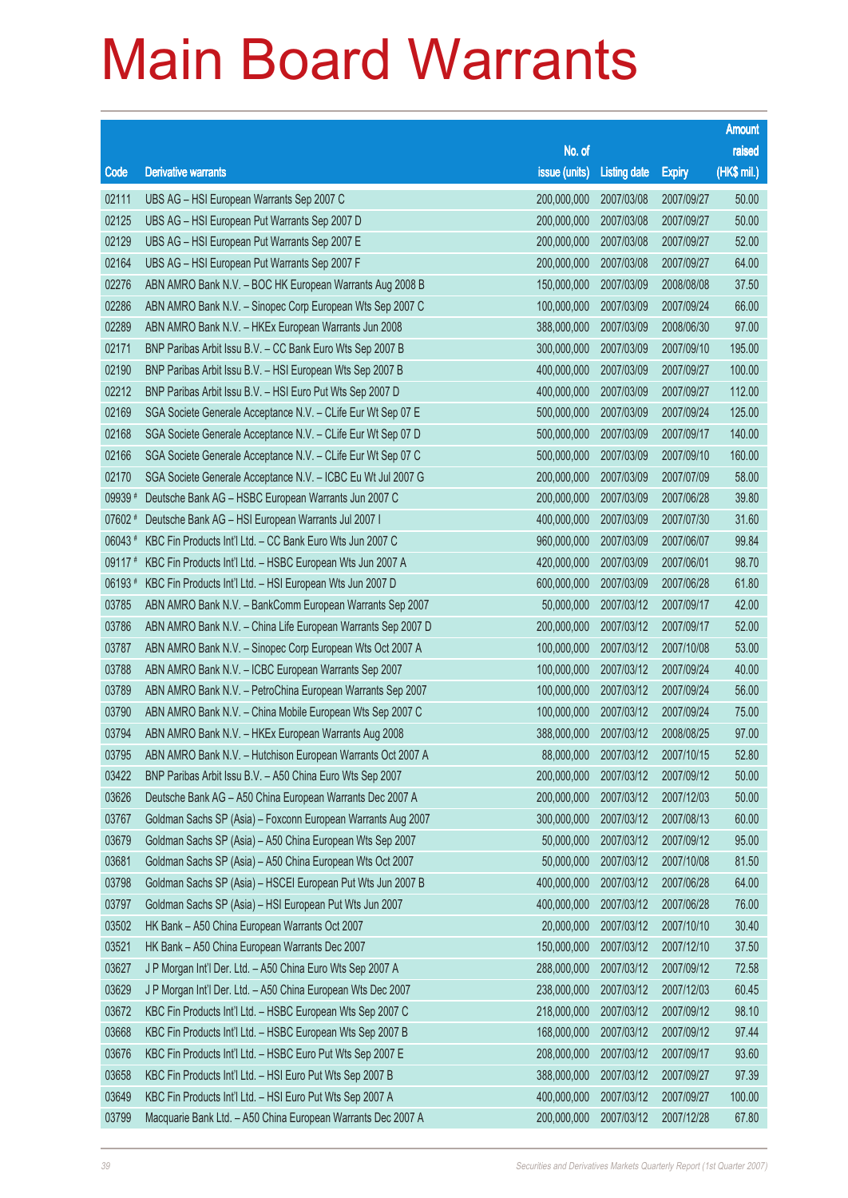# Main Board Warrants

| Code | Derivative warrants | No. of issue (units) | Listing date | Expiry | Amount raised (HK$ mil.) |
|---|---|---|---|---|---|
| 02111 | UBS AG – HSI European Warrants Sep 2007 C | 200,000,000 | 2007/03/08 | 2007/09/27 | 50.00 |
| 02125 | UBS AG – HSI European Put Warrants Sep 2007 D | 200,000,000 | 2007/03/08 | 2007/09/27 | 50.00 |
| 02129 | UBS AG – HSI European Put Warrants Sep 2007 E | 200,000,000 | 2007/03/08 | 2007/09/27 | 52.00 |
| 02164 | UBS AG – HSI European Put Warrants Sep 2007 F | 200,000,000 | 2007/03/08 | 2007/09/27 | 64.00 |
| 02276 | ABN AMRO Bank N.V. – BOC HK European Warrants Aug 2008 B | 150,000,000 | 2007/03/09 | 2008/08/08 | 37.50 |
| 02286 | ABN AMRO Bank N.V. – Sinopec Corp European Wts Sep 2007 C | 100,000,000 | 2007/03/09 | 2007/09/24 | 66.00 |
| 02289 | ABN AMRO Bank N.V. – HKEx European Warrants Jun 2008 | 388,000,000 | 2007/03/09 | 2008/06/30 | 97.00 |
| 02171 | BNP Paribas Arbit Issu B.V. – CC Bank Euro Wts Sep 2007 B | 300,000,000 | 2007/03/09 | 2007/09/10 | 195.00 |
| 02190 | BNP Paribas Arbit Issu B.V. – HSI European Wts Sep 2007 B | 400,000,000 | 2007/03/09 | 2007/09/27 | 100.00 |
| 02212 | BNP Paribas Arbit Issu B.V. – HSI Euro Put Wts Sep 2007 D | 400,000,000 | 2007/03/09 | 2007/09/27 | 112.00 |
| 02169 | SGA Societe Generale Acceptance N.V. – CLife Eur Wt Sep 07 E | 500,000,000 | 2007/03/09 | 2007/09/24 | 125.00 |
| 02168 | SGA Societe Generale Acceptance N.V. – CLife Eur Wt Sep 07 D | 500,000,000 | 2007/03/09 | 2007/09/17 | 140.00 |
| 02166 | SGA Societe Generale Acceptance N.V. – CLife Eur Wt Sep 07 C | 500,000,000 | 2007/03/09 | 2007/09/10 | 160.00 |
| 02170 | SGA Societe Generale Acceptance N.V. – ICBC Eu Wt Jul 2007 G | 200,000,000 | 2007/03/09 | 2007/07/09 | 58.00 |
| 09939 # | Deutsche Bank AG – HSBC European Warrants Jun 2007 C | 200,000,000 | 2007/03/09 | 2007/06/28 | 39.80 |
| 07602 # | Deutsche Bank AG – HSI European Warrants Jul 2007 I | 400,000,000 | 2007/03/09 | 2007/07/30 | 31.60 |
| 06043 # | KBC Fin Products Int'l Ltd. – CC Bank Euro Wts Jun 2007 C | 960,000,000 | 2007/03/09 | 2007/06/07 | 99.84 |
| 09117 # | KBC Fin Products Int'l Ltd. – HSBC European Wts Jun 2007 A | 420,000,000 | 2007/03/09 | 2007/06/01 | 98.70 |
| 06193 # | KBC Fin Products Int'l Ltd. – HSI European Wts Jun 2007 D | 600,000,000 | 2007/03/09 | 2007/06/28 | 61.80 |
| 03785 | ABN AMRO Bank N.V. – BankComm European Warrants Sep 2007 | 50,000,000 | 2007/03/12 | 2007/09/17 | 42.00 |
| 03786 | ABN AMRO Bank N.V. – China Life European Warrants Sep 2007 D | 200,000,000 | 2007/03/12 | 2007/09/17 | 52.00 |
| 03787 | ABN AMRO Bank N.V. – Sinopec Corp European Wts Oct 2007 A | 100,000,000 | 2007/03/12 | 2007/10/08 | 53.00 |
| 03788 | ABN AMRO Bank N.V. – ICBC European Warrants Sep 2007 | 100,000,000 | 2007/03/12 | 2007/09/24 | 40.00 |
| 03789 | ABN AMRO Bank N.V. – PetroChina European Warrants Sep 2007 | 100,000,000 | 2007/03/12 | 2007/09/24 | 56.00 |
| 03790 | ABN AMRO Bank N.V. – China Mobile European Wts Sep 2007 C | 100,000,000 | 2007/03/12 | 2007/09/24 | 75.00 |
| 03794 | ABN AMRO Bank N.V. – HKEx European Warrants Aug 2008 | 388,000,000 | 2007/03/12 | 2008/08/25 | 97.00 |
| 03795 | ABN AMRO Bank N.V. – Hutchison European Warrants Oct 2007 A | 88,000,000 | 2007/03/12 | 2007/10/15 | 52.80 |
| 03422 | BNP Paribas Arbit Issu B.V. – A50 China Euro Wts Sep 2007 | 200,000,000 | 2007/03/12 | 2007/09/12 | 50.00 |
| 03626 | Deutsche Bank AG – A50 China European Warrants Dec 2007 A | 200,000,000 | 2007/03/12 | 2007/12/03 | 50.00 |
| 03767 | Goldman Sachs SP (Asia) – Foxconn European Warrants Aug 2007 | 300,000,000 | 2007/03/12 | 2007/08/13 | 60.00 |
| 03679 | Goldman Sachs SP (Asia) – A50 China European Wts Sep 2007 | 50,000,000 | 2007/03/12 | 2007/09/12 | 95.00 |
| 03681 | Goldman Sachs SP (Asia) – A50 China European Wts Oct 2007 | 50,000,000 | 2007/03/12 | 2007/10/08 | 81.50 |
| 03798 | Goldman Sachs SP (Asia) – HSCEI European Put Wts Jun 2007 B | 400,000,000 | 2007/03/12 | 2007/06/28 | 64.00 |
| 03797 | Goldman Sachs SP (Asia) – HSI European Put Wts Jun 2007 | 400,000,000 | 2007/03/12 | 2007/06/28 | 76.00 |
| 03502 | HK Bank – A50 China European Warrants Oct 2007 | 20,000,000 | 2007/03/12 | 2007/10/10 | 30.40 |
| 03521 | HK Bank – A50 China European Warrants Dec 2007 | 150,000,000 | 2007/03/12 | 2007/12/10 | 37.50 |
| 03627 | J P Morgan Int'l Der. Ltd. – A50 China Euro Wts Sep 2007 A | 288,000,000 | 2007/03/12 | 2007/09/12 | 72.58 |
| 03629 | J P Morgan Int'l Der. Ltd. – A50 China European Wts Dec 2007 | 238,000,000 | 2007/03/12 | 2007/12/03 | 60.45 |
| 03672 | KBC Fin Products Int'l Ltd. – HSBC European Wts Sep 2007 C | 218,000,000 | 2007/03/12 | 2007/09/12 | 98.10 |
| 03668 | KBC Fin Products Int'l Ltd. – HSBC European Wts Sep 2007 B | 168,000,000 | 2007/03/12 | 2007/09/12 | 97.44 |
| 03676 | KBC Fin Products Int'l Ltd. – HSBC Euro Put Wts Sep 2007 E | 208,000,000 | 2007/03/12 | 2007/09/17 | 93.60 |
| 03658 | KBC Fin Products Int'l Ltd. – HSI Euro Put Wts Sep 2007 B | 388,000,000 | 2007/03/12 | 2007/09/27 | 97.39 |
| 03649 | KBC Fin Products Int'l Ltd. – HSI Euro Put Wts Sep 2007 A | 400,000,000 | 2007/03/12 | 2007/09/27 | 100.00 |
| 03799 | Macquarie Bank Ltd. – A50 China European Warrants Dec 2007 A | 200,000,000 | 2007/03/12 | 2007/12/28 | 67.80 |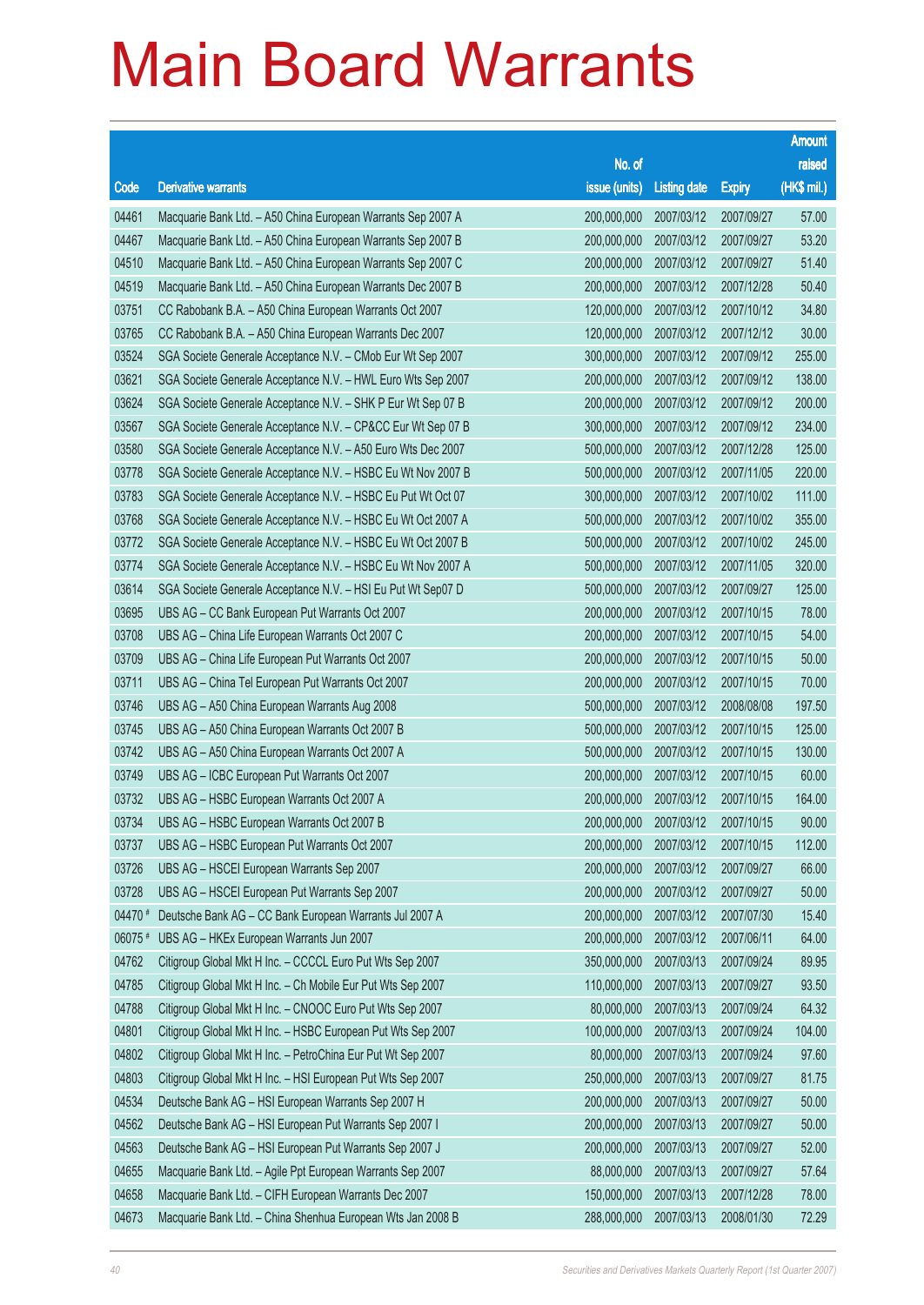# Main Board Warrants

| Code | Derivative warrants | No. of issue (units) | Listing date | Expiry | Amount raised (HK$ mil.) |
|---|---|---|---|---|---|
| 04461 | Macquarie Bank Ltd. – A50 China European Warrants Sep 2007 A | 200,000,000 | 2007/03/12 | 2007/09/27 | 57.00 |
| 04467 | Macquarie Bank Ltd. – A50 China European Warrants Sep 2007 B | 200,000,000 | 2007/03/12 | 2007/09/27 | 53.20 |
| 04510 | Macquarie Bank Ltd. – A50 China European Warrants Sep 2007 C | 200,000,000 | 2007/03/12 | 2007/09/27 | 51.40 |
| 04519 | Macquarie Bank Ltd. – A50 China European Warrants Dec 2007 B | 200,000,000 | 2007/03/12 | 2007/12/28 | 50.40 |
| 03751 | CC Rabobank B.A. – A50 China European Warrants Oct 2007 | 120,000,000 | 2007/03/12 | 2007/10/12 | 34.80 |
| 03765 | CC Rabobank B.A. – A50 China European Warrants Dec 2007 | 120,000,000 | 2007/03/12 | 2007/12/12 | 30.00 |
| 03524 | SGA Societe Generale Acceptance N.V. – CMob Eur Wt Sep 2007 | 300,000,000 | 2007/03/12 | 2007/09/12 | 255.00 |
| 03621 | SGA Societe Generale Acceptance N.V. – HWL Euro Wts Sep 2007 | 200,000,000 | 2007/03/12 | 2007/09/12 | 138.00 |
| 03624 | SGA Societe Generale Acceptance N.V. – SHK P Eur Wt Sep 07 B | 200,000,000 | 2007/03/12 | 2007/09/12 | 200.00 |
| 03567 | SGA Societe Generale Acceptance N.V. – CP&CC Eur Wt Sep 07 B | 300,000,000 | 2007/03/12 | 2007/09/12 | 234.00 |
| 03580 | SGA Societe Generale Acceptance N.V. – A50 Euro Wts Dec 2007 | 500,000,000 | 2007/03/12 | 2007/12/28 | 125.00 |
| 03778 | SGA Societe Generale Acceptance N.V. – HSBC Eu Wt Nov 2007 B | 500,000,000 | 2007/03/12 | 2007/11/05 | 220.00 |
| 03783 | SGA Societe Generale Acceptance N.V. – HSBC Eu Put Wt Oct 07 | 300,000,000 | 2007/03/12 | 2007/10/02 | 111.00 |
| 03768 | SGA Societe Generale Acceptance N.V. – HSBC Eu Wt Oct 2007 A | 500,000,000 | 2007/03/12 | 2007/10/02 | 355.00 |
| 03772 | SGA Societe Generale Acceptance N.V. – HSBC Eu Wt Oct 2007 B | 500,000,000 | 2007/03/12 | 2007/10/02 | 245.00 |
| 03774 | SGA Societe Generale Acceptance N.V. – HSBC Eu Wt Nov 2007 A | 500,000,000 | 2007/03/12 | 2007/11/05 | 320.00 |
| 03614 | SGA Societe Generale Acceptance N.V. – HSI Eu Put Wt Sep07 D | 500,000,000 | 2007/03/12 | 2007/09/27 | 125.00 |
| 03695 | UBS AG – CC Bank European Put Warrants Oct 2007 | 200,000,000 | 2007/03/12 | 2007/10/15 | 78.00 |
| 03708 | UBS AG – China Life European Warrants Oct 2007 C | 200,000,000 | 2007/03/12 | 2007/10/15 | 54.00 |
| 03709 | UBS AG – China Life European Put Warrants Oct 2007 | 200,000,000 | 2007/03/12 | 2007/10/15 | 50.00 |
| 03711 | UBS AG – China Tel European Put Warrants Oct 2007 | 200,000,000 | 2007/03/12 | 2007/10/15 | 70.00 |
| 03746 | UBS AG – A50 China European Warrants Aug 2008 | 500,000,000 | 2007/03/12 | 2008/08/08 | 197.50 |
| 03745 | UBS AG – A50 China European Warrants Oct 2007 B | 500,000,000 | 2007/03/12 | 2007/10/15 | 125.00 |
| 03742 | UBS AG – A50 China European Warrants Oct 2007 A | 500,000,000 | 2007/03/12 | 2007/10/15 | 130.00 |
| 03749 | UBS AG – ICBC European Put Warrants Oct 2007 | 200,000,000 | 2007/03/12 | 2007/10/15 | 60.00 |
| 03732 | UBS AG – HSBC European Warrants Oct 2007 A | 200,000,000 | 2007/03/12 | 2007/10/15 | 164.00 |
| 03734 | UBS AG – HSBC European Warrants Oct 2007 B | 200,000,000 | 2007/03/12 | 2007/10/15 | 90.00 |
| 03737 | UBS AG – HSBC European Put Warrants Oct 2007 | 200,000,000 | 2007/03/12 | 2007/10/15 | 112.00 |
| 03726 | UBS AG – HSCEI European Warrants Sep 2007 | 200,000,000 | 2007/03/12 | 2007/09/27 | 66.00 |
| 03728 | UBS AG – HSCEI European Put Warrants Sep 2007 | 200,000,000 | 2007/03/12 | 2007/09/27 | 50.00 |
| 04470 # | Deutsche Bank AG – CC Bank European Warrants Jul 2007 A | 200,000,000 | 2007/03/12 | 2007/07/30 | 15.40 |
| 06075 # | UBS AG – HKEx European Warrants Jun 2007 | 200,000,000 | 2007/03/12 | 2007/06/11 | 64.00 |
| 04762 | Citigroup Global Mkt H Inc. – CCCCL Euro Put Wts Sep 2007 | 350,000,000 | 2007/03/13 | 2007/09/24 | 89.95 |
| 04785 | Citigroup Global Mkt H Inc. – Ch Mobile Eur Put Wts Sep 2007 | 110,000,000 | 2007/03/13 | 2007/09/27 | 93.50 |
| 04788 | Citigroup Global Mkt H Inc. – CNOOC Euro Put Wts Sep 2007 | 80,000,000 | 2007/03/13 | 2007/09/24 | 64.32 |
| 04801 | Citigroup Global Mkt H Inc. – HSBC European Put Wts Sep 2007 | 100,000,000 | 2007/03/13 | 2007/09/24 | 104.00 |
| 04802 | Citigroup Global Mkt H Inc. – PetroChina Eur Put Wt Sep 2007 | 80,000,000 | 2007/03/13 | 2007/09/24 | 97.60 |
| 04803 | Citigroup Global Mkt H Inc. – HSI European Put Wts Sep 2007 | 250,000,000 | 2007/03/13 | 2007/09/27 | 81.75 |
| 04534 | Deutsche Bank AG – HSI European Warrants Sep 2007 H | 200,000,000 | 2007/03/13 | 2007/09/27 | 50.00 |
| 04562 | Deutsche Bank AG – HSI European Put Warrants Sep 2007 I | 200,000,000 | 2007/03/13 | 2007/09/27 | 50.00 |
| 04563 | Deutsche Bank AG – HSI European Put Warrants Sep 2007 J | 200,000,000 | 2007/03/13 | 2007/09/27 | 52.00 |
| 04655 | Macquarie Bank Ltd. – Agile Ppt European Warrants Sep 2007 | 88,000,000 | 2007/03/13 | 2007/09/27 | 57.64 |
| 04658 | Macquarie Bank Ltd. – CIFH European Warrants Dec 2007 | 150,000,000 | 2007/03/13 | 2007/12/28 | 78.00 |
| 04673 | Macquarie Bank Ltd. – China Shenhua European Wts Jan 2008 B | 288,000,000 | 2007/03/13 | 2008/01/30 | 72.29 |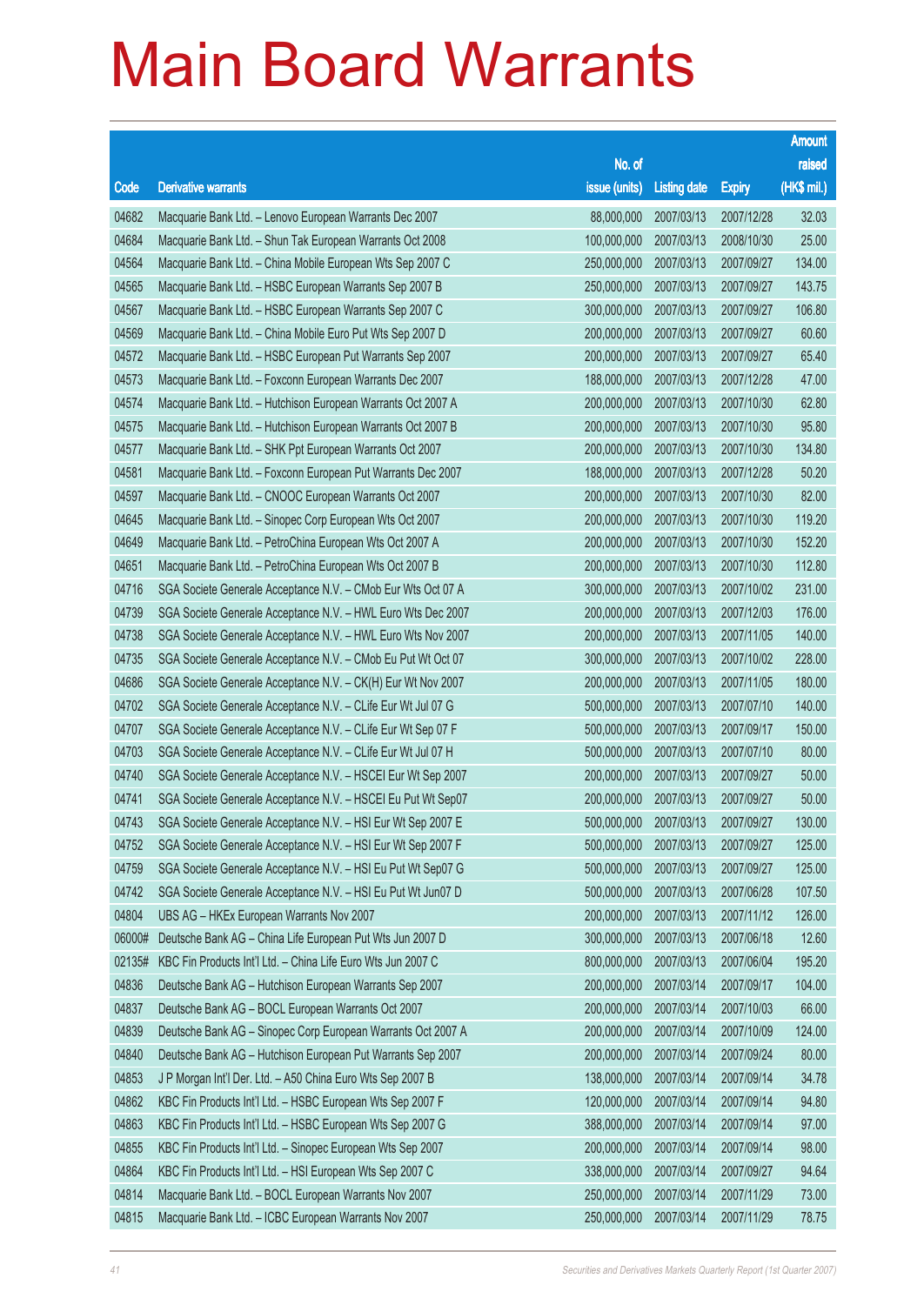# Main Board Warrants

| Code | Derivative warrants | No. of issue (units) | Listing date | Expiry | Amount raised (HK$ mil.) |
|---|---|---|---|---|---|
| 04682 | Macquarie Bank Ltd. – Lenovo European Warrants Dec 2007 | 88,000,000 | 2007/03/13 | 2007/12/28 | 32.03 |
| 04684 | Macquarie Bank Ltd. – Shun Tak European Warrants Oct 2008 | 100,000,000 | 2007/03/13 | 2008/10/30 | 25.00 |
| 04564 | Macquarie Bank Ltd. – China Mobile European Wts Sep 2007 C | 250,000,000 | 2007/03/13 | 2007/09/27 | 134.00 |
| 04565 | Macquarie Bank Ltd. – HSBC European Warrants Sep 2007 B | 250,000,000 | 2007/03/13 | 2007/09/27 | 143.75 |
| 04567 | Macquarie Bank Ltd. – HSBC European Warrants Sep 2007 C | 300,000,000 | 2007/03/13 | 2007/09/27 | 106.80 |
| 04569 | Macquarie Bank Ltd. – China Mobile Euro Put Wts Sep 2007 D | 200,000,000 | 2007/03/13 | 2007/09/27 | 60.60 |
| 04572 | Macquarie Bank Ltd. – HSBC European Put Warrants Sep 2007 | 200,000,000 | 2007/03/13 | 2007/09/27 | 65.40 |
| 04573 | Macquarie Bank Ltd. – Foxconn European Warrants Dec 2007 | 188,000,000 | 2007/03/13 | 2007/12/28 | 47.00 |
| 04574 | Macquarie Bank Ltd. – Hutchison European Warrants Oct 2007 A | 200,000,000 | 2007/03/13 | 2007/10/30 | 62.80 |
| 04575 | Macquarie Bank Ltd. – Hutchison European Warrants Oct 2007 B | 200,000,000 | 2007/03/13 | 2007/10/30 | 95.80 |
| 04577 | Macquarie Bank Ltd. – SHK Ppt European Warrants Oct 2007 | 200,000,000 | 2007/03/13 | 2007/10/30 | 134.80 |
| 04581 | Macquarie Bank Ltd. – Foxconn European Put Warrants Dec 2007 | 188,000,000 | 2007/03/13 | 2007/12/28 | 50.20 |
| 04597 | Macquarie Bank Ltd. – CNOOC European Warrants Oct 2007 | 200,000,000 | 2007/03/13 | 2007/10/30 | 82.00 |
| 04645 | Macquarie Bank Ltd. – Sinopec Corp European Wts Oct 2007 | 200,000,000 | 2007/03/13 | 2007/10/30 | 119.20 |
| 04649 | Macquarie Bank Ltd. – PetroChina European Wts Oct 2007 A | 200,000,000 | 2007/03/13 | 2007/10/30 | 152.20 |
| 04651 | Macquarie Bank Ltd. – PetroChina European Wts Oct 2007 B | 200,000,000 | 2007/03/13 | 2007/10/30 | 112.80 |
| 04716 | SGA Societe Generale Acceptance N.V. – CMob Eur Wts Oct 07 A | 300,000,000 | 2007/03/13 | 2007/10/02 | 231.00 |
| 04739 | SGA Societe Generale Acceptance N.V. – HWL Euro Wts Dec 2007 | 200,000,000 | 2007/03/13 | 2007/12/03 | 176.00 |
| 04738 | SGA Societe Generale Acceptance N.V. – HWL Euro Wts Nov 2007 | 200,000,000 | 2007/03/13 | 2007/11/05 | 140.00 |
| 04735 | SGA Societe Generale Acceptance N.V. – CMob Eu Put Wt Oct 07 | 300,000,000 | 2007/03/13 | 2007/10/02 | 228.00 |
| 04686 | SGA Societe Generale Acceptance N.V. – CK(H) Eur Wt Nov 2007 | 200,000,000 | 2007/03/13 | 2007/11/05 | 180.00 |
| 04702 | SGA Societe Generale Acceptance N.V. – CLife Eur Wt Jul 07 G | 500,000,000 | 2007/03/13 | 2007/07/10 | 140.00 |
| 04707 | SGA Societe Generale Acceptance N.V. – CLife Eur Wt Sep 07 F | 500,000,000 | 2007/03/13 | 2007/09/17 | 150.00 |
| 04703 | SGA Societe Generale Acceptance N.V. – CLife Eur Wt Jul 07 H | 500,000,000 | 2007/03/13 | 2007/07/10 | 80.00 |
| 04740 | SGA Societe Generale Acceptance N.V. – HSCEI Eur Wt Sep 2007 | 200,000,000 | 2007/03/13 | 2007/09/27 | 50.00 |
| 04741 | SGA Societe Generale Acceptance N.V. – HSCEI Eu Put Wt Sep07 | 200,000,000 | 2007/03/13 | 2007/09/27 | 50.00 |
| 04743 | SGA Societe Generale Acceptance N.V. – HSI Eur Wt Sep 2007 E | 500,000,000 | 2007/03/13 | 2007/09/27 | 130.00 |
| 04752 | SGA Societe Generale Acceptance N.V. – HSI Eur Wt Sep 2007 F | 500,000,000 | 2007/03/13 | 2007/09/27 | 125.00 |
| 04759 | SGA Societe Generale Acceptance N.V. – HSI Eu Put Wt Sep07 G | 500,000,000 | 2007/03/13 | 2007/09/27 | 125.00 |
| 04742 | SGA Societe Generale Acceptance N.V. – HSI Eu Put Wt Jun07 D | 500,000,000 | 2007/03/13 | 2007/06/28 | 107.50 |
| 04804 | UBS AG – HKEx European Warrants Nov 2007 | 200,000,000 | 2007/03/13 | 2007/11/12 | 126.00 |
| 06000# | Deutsche Bank AG – China Life European Put Wts Jun 2007 D | 300,000,000 | 2007/03/13 | 2007/06/18 | 12.60 |
| 02135# | KBC Fin Products Int'l Ltd. – China Life Euro Wts Jun 2007 C | 800,000,000 | 2007/03/13 | 2007/06/04 | 195.20 |
| 04836 | Deutsche Bank AG – Hutchison European Warrants Sep 2007 | 200,000,000 | 2007/03/14 | 2007/09/17 | 104.00 |
| 04837 | Deutsche Bank AG – BOCL European Warrants Oct 2007 | 200,000,000 | 2007/03/14 | 2007/10/03 | 66.00 |
| 04839 | Deutsche Bank AG – Sinopec Corp European Warrants Oct 2007 A | 200,000,000 | 2007/03/14 | 2007/10/09 | 124.00 |
| 04840 | Deutsche Bank AG – Hutchison European Put Warrants Sep 2007 | 200,000,000 | 2007/03/14 | 2007/09/24 | 80.00 |
| 04853 | J P Morgan Int'l Der. Ltd. – A50 China Euro Wts Sep 2007 B | 138,000,000 | 2007/03/14 | 2007/09/14 | 34.78 |
| 04862 | KBC Fin Products Int'l Ltd. – HSBC European Wts Sep 2007 F | 120,000,000 | 2007/03/14 | 2007/09/14 | 94.80 |
| 04863 | KBC Fin Products Int'l Ltd. – HSBC European Wts Sep 2007 G | 388,000,000 | 2007/03/14 | 2007/09/14 | 97.00 |
| 04855 | KBC Fin Products Int'l Ltd. – Sinopec European Wts Sep 2007 | 200,000,000 | 2007/03/14 | 2007/09/14 | 98.00 |
| 04864 | KBC Fin Products Int'l Ltd. – HSI European Wts Sep 2007 C | 338,000,000 | 2007/03/14 | 2007/09/27 | 94.64 |
| 04814 | Macquarie Bank Ltd. – BOCL European Warrants Nov 2007 | 250,000,000 | 2007/03/14 | 2007/11/29 | 73.00 |
| 04815 | Macquarie Bank Ltd. – ICBC European Warrants Nov 2007 | 250,000,000 | 2007/03/14 | 2007/11/29 | 78.75 |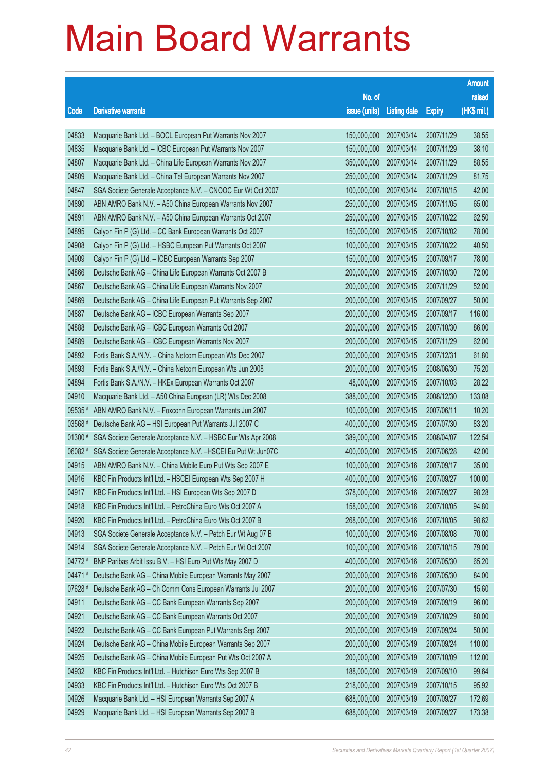# Main Board Warrants

| Code | Derivative warrants | No. of issue (units) | Listing date | Expiry | Amount raised (HK$ mil.) |
|---|---|---|---|---|---|
| 04833 | Macquarie Bank Ltd. – BOCL European Put Warrants Nov 2007 | 150,000,000 | 2007/03/14 | 2007/11/29 | 38.55 |
| 04835 | Macquarie Bank Ltd. – ICBC European Put Warrants Nov 2007 | 150,000,000 | 2007/03/14 | 2007/11/29 | 38.10 |
| 04807 | Macquarie Bank Ltd. – China Life European Warrants Nov 2007 | 350,000,000 | 2007/03/14 | 2007/11/29 | 88.55 |
| 04809 | Macquarie Bank Ltd. – China Tel European Warrants Nov 2007 | 250,000,000 | 2007/03/14 | 2007/11/29 | 81.75 |
| 04847 | SGA Societe Generale Acceptance N.V. – CNOOC Eur Wt Oct 2007 | 100,000,000 | 2007/03/14 | 2007/10/15 | 42.00 |
| 04890 | ABN AMRO Bank N.V. – A50 China European Warrants Nov 2007 | 250,000,000 | 2007/03/15 | 2007/11/05 | 65.00 |
| 04891 | ABN AMRO Bank N.V. – A50 China European Warrants Oct 2007 | 250,000,000 | 2007/03/15 | 2007/10/22 | 62.50 |
| 04895 | Calyon Fin P (G) Ltd. – CC Bank European Warrants Oct 2007 | 150,000,000 | 2007/03/15 | 2007/10/02 | 78.00 |
| 04908 | Calyon Fin P (G) Ltd. – HSBC European Put Warrants Oct 2007 | 100,000,000 | 2007/03/15 | 2007/10/22 | 40.50 |
| 04909 | Calyon Fin P (G) Ltd. – ICBC European Warrants Sep 2007 | 150,000,000 | 2007/03/15 | 2007/09/17 | 78.00 |
| 04866 | Deutsche Bank AG – China Life European Warrants Oct 2007 B | 200,000,000 | 2007/03/15 | 2007/10/30 | 72.00 |
| 04867 | Deutsche Bank AG – China Life European Warrants Nov 2007 | 200,000,000 | 2007/03/15 | 2007/11/29 | 52.00 |
| 04869 | Deutsche Bank AG – China Life European Put Warrants Sep 2007 | 200,000,000 | 2007/03/15 | 2007/09/27 | 50.00 |
| 04887 | Deutsche Bank AG – ICBC European Warrants Sep 2007 | 200,000,000 | 2007/03/15 | 2007/09/17 | 116.00 |
| 04888 | Deutsche Bank AG – ICBC European Warrants Oct 2007 | 200,000,000 | 2007/03/15 | 2007/10/30 | 86.00 |
| 04889 | Deutsche Bank AG – ICBC European Warrants Nov 2007 | 200,000,000 | 2007/03/15 | 2007/11/29 | 62.00 |
| 04892 | Fortis Bank S.A./N.V. – China Netcom European Wts Dec 2007 | 200,000,000 | 2007/03/15 | 2007/12/31 | 61.80 |
| 04893 | Fortis Bank S.A./N.V. – China Netcom European Wts Jun 2008 | 200,000,000 | 2007/03/15 | 2008/06/30 | 75.20 |
| 04894 | Fortis Bank S.A./N.V. – HKEx European Warrants Oct 2007 | 48,000,000 | 2007/03/15 | 2007/10/03 | 28.22 |
| 04910 | Macquarie Bank Ltd. – A50 China European (LR) Wts Dec 2008 | 388,000,000 | 2007/03/15 | 2008/12/30 | 133.08 |
| 09535 # | ABN AMRO Bank N.V. – Foxconn European Warrants Jun 2007 | 100,000,000 | 2007/03/15 | 2007/06/11 | 10.20 |
| 03568 # | Deutsche Bank AG – HSI European Put Warrants Jul 2007 C | 400,000,000 | 2007/03/15 | 2007/07/30 | 83.20 |
| 01300 # | SGA Societe Generale Acceptance N.V. – HSBC Eur Wts Apr 2008 | 389,000,000 | 2007/03/15 | 2008/04/07 | 122.54 |
| 06082 # | SGA Societe Generale Acceptance N.V. –HSCEI Eu Put Wt Jun07C | 400,000,000 | 2007/03/15 | 2007/06/28 | 42.00 |
| 04915 | ABN AMRO Bank N.V. – China Mobile Euro Put Wts Sep 2007 E | 100,000,000 | 2007/03/16 | 2007/09/17 | 35.00 |
| 04916 | KBC Fin Products Int'l Ltd. – HSCEI European Wts Sep 2007 H | 400,000,000 | 2007/03/16 | 2007/09/27 | 100.00 |
| 04917 | KBC Fin Products Int'l Ltd. – HSI European Wts Sep 2007 D | 378,000,000 | 2007/03/16 | 2007/09/27 | 98.28 |
| 04918 | KBC Fin Products Int'l Ltd. – PetroChina Euro Wts Oct 2007 A | 158,000,000 | 2007/03/16 | 2007/10/05 | 94.80 |
| 04920 | KBC Fin Products Int'l Ltd. – PetroChina Euro Wts Oct 2007 B | 268,000,000 | 2007/03/16 | 2007/10/05 | 98.62 |
| 04913 | SGA Societe Generale Acceptance N.V. – Petch Eur Wt Aug 07 B | 100,000,000 | 2007/03/16 | 2007/08/08 | 70.00 |
| 04914 | SGA Societe Generale Acceptance N.V. – Petch Eur Wt Oct 2007 | 100,000,000 | 2007/03/16 | 2007/10/15 | 79.00 |
| 04772 # | BNP Paribas Arbit Issu B.V. – HSI Euro Put Wts May 2007 D | 400,000,000 | 2007/03/16 | 2007/05/30 | 65.20 |
| 04471 # | Deutsche Bank AG – China Mobile European Warrants May 2007 | 200,000,000 | 2007/03/16 | 2007/05/30 | 84.00 |
| 07628 # | Deutsche Bank AG – Ch Comm Cons European Warrants Jul 2007 | 200,000,000 | 2007/03/16 | 2007/07/30 | 15.60 |
| 04911 | Deutsche Bank AG – CC Bank European Warrants Sep 2007 | 200,000,000 | 2007/03/19 | 2007/09/19 | 96.00 |
| 04921 | Deutsche Bank AG – CC Bank European Warrants Oct 2007 | 200,000,000 | 2007/03/19 | 2007/10/29 | 80.00 |
| 04922 | Deutsche Bank AG – CC Bank European Put Warrants Sep 2007 | 200,000,000 | 2007/03/19 | 2007/09/24 | 50.00 |
| 04924 | Deutsche Bank AG – China Mobile European Warrants Sep 2007 | 200,000,000 | 2007/03/19 | 2007/09/24 | 110.00 |
| 04925 | Deutsche Bank AG – China Mobile European Put Wts Oct 2007 A | 200,000,000 | 2007/03/19 | 2007/10/09 | 112.00 |
| 04932 | KBC Fin Products Int'l Ltd. – Hutchison Euro Wts Sep 2007 B | 188,000,000 | 2007/03/19 | 2007/09/10 | 99.64 |
| 04933 | KBC Fin Products Int'l Ltd. – Hutchison Euro Wts Oct 2007 B | 218,000,000 | 2007/03/19 | 2007/10/15 | 95.92 |
| 04926 | Macquarie Bank Ltd. – HSI European Warrants Sep 2007 A | 688,000,000 | 2007/03/19 | 2007/09/27 | 172.69 |
| 04929 | Macquarie Bank Ltd. – HSI European Warrants Sep 2007 B | 688,000,000 | 2007/03/19 | 2007/09/27 | 173.38 |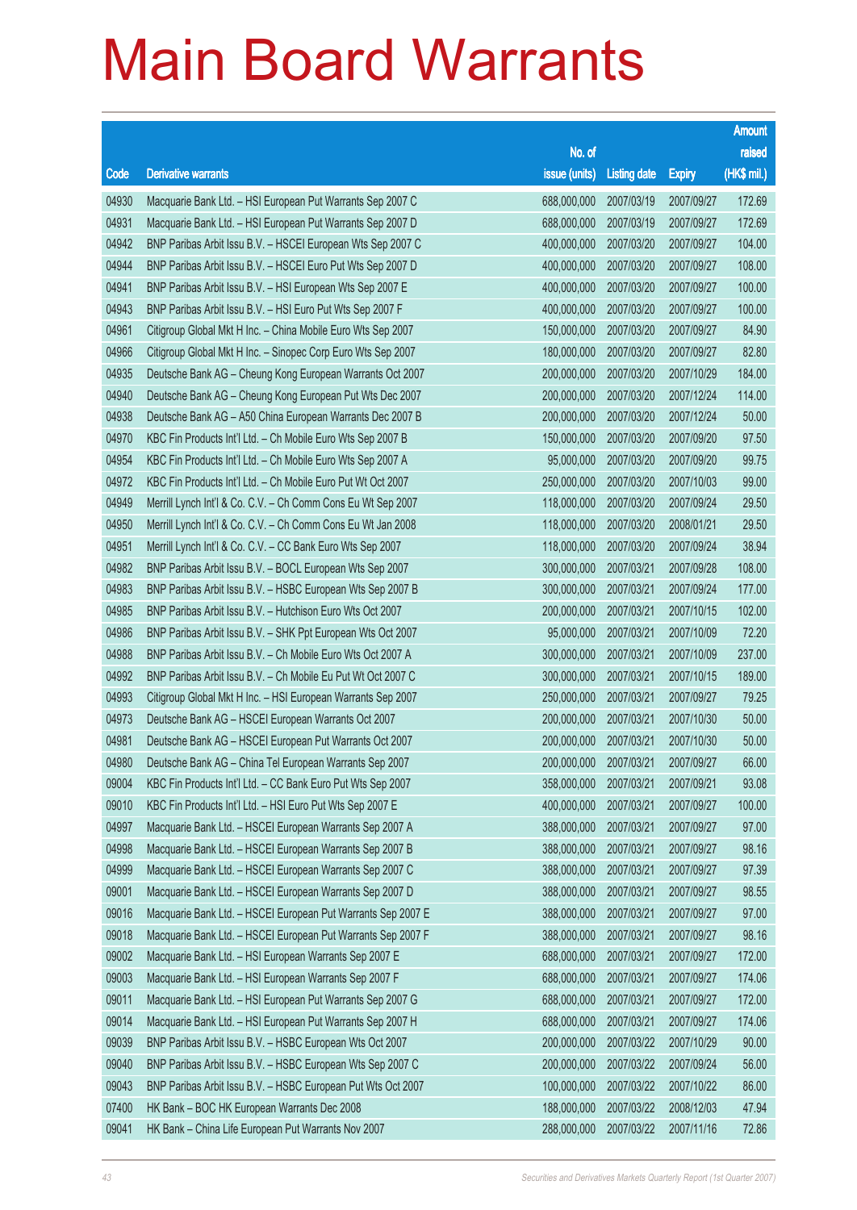# Main Board Warrants

| Code | Derivative warrants | No. of issue (units) | Listing date | Expiry | Amount raised (HK$ mil.) |
|---|---|---|---|---|---|
| 04930 | Macquarie Bank Ltd. – HSI European Put Warrants Sep 2007 C | 688,000,000 | 2007/03/19 | 2007/09/27 | 172.69 |
| 04931 | Macquarie Bank Ltd. – HSI European Put Warrants Sep 2007 D | 688,000,000 | 2007/03/19 | 2007/09/27 | 172.69 |
| 04942 | BNP Paribas Arbit Issu B.V. – HSCEI European Wts Sep 2007 C | 400,000,000 | 2007/03/20 | 2007/09/27 | 104.00 |
| 04944 | BNP Paribas Arbit Issu B.V. – HSCEI Euro Put Wts Sep 2007 D | 400,000,000 | 2007/03/20 | 2007/09/27 | 108.00 |
| 04941 | BNP Paribas Arbit Issu B.V. – HSI European Wts Sep 2007 E | 400,000,000 | 2007/03/20 | 2007/09/27 | 100.00 |
| 04943 | BNP Paribas Arbit Issu B.V. – HSI Euro Put Wts Sep 2007 F | 400,000,000 | 2007/03/20 | 2007/09/27 | 100.00 |
| 04961 | Citigroup Global Mkt H Inc. – China Mobile Euro Wts Sep 2007 | 150,000,000 | 2007/03/20 | 2007/09/27 | 84.90 |
| 04966 | Citigroup Global Mkt H Inc. – Sinopec Corp Euro Wts Sep 2007 | 180,000,000 | 2007/03/20 | 2007/09/27 | 82.80 |
| 04935 | Deutsche Bank AG – Cheung Kong European Warrants Oct 2007 | 200,000,000 | 2007/03/20 | 2007/10/29 | 184.00 |
| 04940 | Deutsche Bank AG – Cheung Kong European Put Wts Dec 2007 | 200,000,000 | 2007/03/20 | 2007/12/24 | 114.00 |
| 04938 | Deutsche Bank AG – A50 China European Warrants Dec 2007 B | 200,000,000 | 2007/03/20 | 2007/12/24 | 50.00 |
| 04970 | KBC Fin Products Int'l Ltd. – Ch Mobile Euro Wts Sep 2007 B | 150,000,000 | 2007/03/20 | 2007/09/20 | 97.50 |
| 04954 | KBC Fin Products Int'l Ltd. – Ch Mobile Euro Wts Sep 2007 A | 95,000,000 | 2007/03/20 | 2007/09/20 | 99.75 |
| 04972 | KBC Fin Products Int'l Ltd. – Ch Mobile Euro Put Wt Oct 2007 | 250,000,000 | 2007/03/20 | 2007/10/03 | 99.00 |
| 04949 | Merrill Lynch Int'l & Co. C.V. – Ch Comm Cons Eu Wt Sep 2007 | 118,000,000 | 2007/03/20 | 2007/09/24 | 29.50 |
| 04950 | Merrill Lynch Int'l & Co. C.V. – Ch Comm Cons Eu Wt Jan 2008 | 118,000,000 | 2007/03/20 | 2008/01/21 | 29.50 |
| 04951 | Merrill Lynch Int'l & Co. C.V. – CC Bank Euro Wts Sep 2007 | 118,000,000 | 2007/03/20 | 2007/09/24 | 38.94 |
| 04982 | BNP Paribas Arbit Issu B.V. – BOCL European Wts Sep 2007 | 300,000,000 | 2007/03/21 | 2007/09/28 | 108.00 |
| 04983 | BNP Paribas Arbit Issu B.V. – HSBC European Wts Sep 2007 B | 300,000,000 | 2007/03/21 | 2007/09/24 | 177.00 |
| 04985 | BNP Paribas Arbit Issu B.V. – Hutchison Euro Wts Oct 2007 | 200,000,000 | 2007/03/21 | 2007/10/15 | 102.00 |
| 04986 | BNP Paribas Arbit Issu B.V. – SHK Ppt European Wts Oct 2007 | 95,000,000 | 2007/03/21 | 2007/10/09 | 72.20 |
| 04988 | BNP Paribas Arbit Issu B.V. – Ch Mobile Euro Wts Oct 2007 A | 300,000,000 | 2007/03/21 | 2007/10/09 | 237.00 |
| 04992 | BNP Paribas Arbit Issu B.V. – Ch Mobile Eu Put Wt Oct 2007 C | 300,000,000 | 2007/03/21 | 2007/10/15 | 189.00 |
| 04993 | Citigroup Global Mkt H Inc. – HSI European Warrants Sep 2007 | 250,000,000 | 2007/03/21 | 2007/09/27 | 79.25 |
| 04973 | Deutsche Bank AG – HSCEI European Warrants Oct 2007 | 200,000,000 | 2007/03/21 | 2007/10/30 | 50.00 |
| 04981 | Deutsche Bank AG – HSCEI European Put Warrants Oct 2007 | 200,000,000 | 2007/03/21 | 2007/10/30 | 50.00 |
| 04980 | Deutsche Bank AG – China Tel European Warrants Sep 2007 | 200,000,000 | 2007/03/21 | 2007/09/27 | 66.00 |
| 09004 | KBC Fin Products Int'l Ltd. – CC Bank Euro Put Wts Sep 2007 | 358,000,000 | 2007/03/21 | 2007/09/21 | 93.08 |
| 09010 | KBC Fin Products Int'l Ltd. – HSI Euro Put Wts Sep 2007 E | 400,000,000 | 2007/03/21 | 2007/09/27 | 100.00 |
| 04997 | Macquarie Bank Ltd. – HSCEI European Warrants Sep 2007 A | 388,000,000 | 2007/03/21 | 2007/09/27 | 97.00 |
| 04998 | Macquarie Bank Ltd. – HSCEI European Warrants Sep 2007 B | 388,000,000 | 2007/03/21 | 2007/09/27 | 98.16 |
| 04999 | Macquarie Bank Ltd. – HSCEI European Warrants Sep 2007 C | 388,000,000 | 2007/03/21 | 2007/09/27 | 97.39 |
| 09001 | Macquarie Bank Ltd. – HSCEI European Warrants Sep 2007 D | 388,000,000 | 2007/03/21 | 2007/09/27 | 98.55 |
| 09016 | Macquarie Bank Ltd. – HSCEI European Put Warrants Sep 2007 E | 388,000,000 | 2007/03/21 | 2007/09/27 | 97.00 |
| 09018 | Macquarie Bank Ltd. – HSCEI European Put Warrants Sep 2007 F | 388,000,000 | 2007/03/21 | 2007/09/27 | 98.16 |
| 09002 | Macquarie Bank Ltd. – HSI European Warrants Sep 2007 E | 688,000,000 | 2007/03/21 | 2007/09/27 | 172.00 |
| 09003 | Macquarie Bank Ltd. – HSI European Warrants Sep 2007 F | 688,000,000 | 2007/03/21 | 2007/09/27 | 174.06 |
| 09011 | Macquarie Bank Ltd. – HSI European Put Warrants Sep 2007 G | 688,000,000 | 2007/03/21 | 2007/09/27 | 172.00 |
| 09014 | Macquarie Bank Ltd. – HSI European Put Warrants Sep 2007 H | 688,000,000 | 2007/03/21 | 2007/09/27 | 174.06 |
| 09039 | BNP Paribas Arbit Issu B.V. – HSBC European Wts Oct 2007 | 200,000,000 | 2007/03/22 | 2007/10/29 | 90.00 |
| 09040 | BNP Paribas Arbit Issu B.V. – HSBC European Wts Sep 2007 C | 200,000,000 | 2007/03/22 | 2007/09/24 | 56.00 |
| 09043 | BNP Paribas Arbit Issu B.V. – HSBC European Put Wts Oct 2007 | 100,000,000 | 2007/03/22 | 2007/10/22 | 86.00 |
| 07400 | HK Bank – BOC HK European Warrants Dec 2008 | 188,000,000 | 2007/03/22 | 2008/12/03 | 47.94 |
| 09041 | HK Bank – China Life European Put Warrants Nov 2007 | 288,000,000 | 2007/03/22 | 2007/11/16 | 72.86 |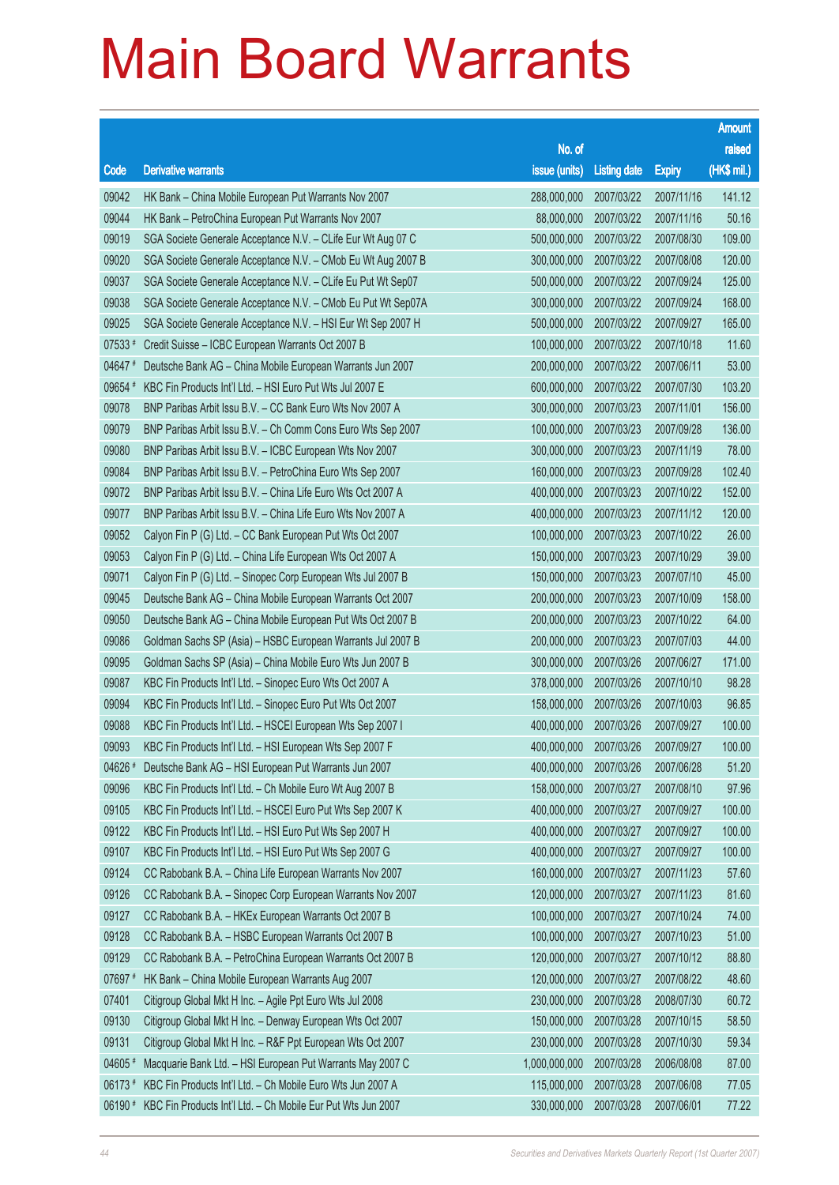# Main Board Warrants

| Code | Derivative warrants | No. of issue (units) | Listing date | Expiry | Amount raised (HK$ mil.) |
|---|---|---|---|---|---|
| 09042 | HK Bank – China Mobile European Put Warrants Nov 2007 | 288,000,000 | 2007/03/22 | 2007/11/16 | 141.12 |
| 09044 | HK Bank – PetroChina European Put Warrants Nov 2007 | 88,000,000 | 2007/03/22 | 2007/11/16 | 50.16 |
| 09019 | SGA Societe Generale Acceptance N.V. – CLife Eur Wt Aug 07 C | 500,000,000 | 2007/03/22 | 2007/08/30 | 109.00 |
| 09020 | SGA Societe Generale Acceptance N.V. – CMob Eu Wt Aug 2007 B | 300,000,000 | 2007/03/22 | 2007/08/08 | 120.00 |
| 09037 | SGA Societe Generale Acceptance N.V. – CLife Eu Put Wt Sep07 | 500,000,000 | 2007/03/22 | 2007/09/24 | 125.00 |
| 09038 | SGA Societe Generale Acceptance N.V. – CMob Eu Put Wt Sep07A | 300,000,000 | 2007/03/22 | 2007/09/24 | 168.00 |
| 09025 | SGA Societe Generale Acceptance N.V. – HSI Eur Wt Sep 2007 H | 500,000,000 | 2007/03/22 | 2007/09/27 | 165.00 |
| 07533 # | Credit Suisse – ICBC European Warrants Oct 2007 B | 100,000,000 | 2007/03/22 | 2007/10/18 | 11.60 |
| 04647 # | Deutsche Bank AG – China Mobile European Warrants Jun 2007 | 200,000,000 | 2007/03/22 | 2007/06/11 | 53.00 |
| 09654 # | KBC Fin Products Int'l Ltd. – HSI Euro Put Wts Jul 2007 E | 600,000,000 | 2007/03/22 | 2007/07/30 | 103.20 |
| 09078 | BNP Paribas Arbit Issu B.V. – CC Bank Euro Wts Nov 2007 A | 300,000,000 | 2007/03/23 | 2007/11/01 | 156.00 |
| 09079 | BNP Paribas Arbit Issu B.V. – Ch Comm Cons Euro Wts Sep 2007 | 100,000,000 | 2007/03/23 | 2007/09/28 | 136.00 |
| 09080 | BNP Paribas Arbit Issu B.V. – ICBC European Wts Nov 2007 | 300,000,000 | 2007/03/23 | 2007/11/19 | 78.00 |
| 09084 | BNP Paribas Arbit Issu B.V. – PetroChina Euro Wts Sep 2007 | 160,000,000 | 2007/03/23 | 2007/09/28 | 102.40 |
| 09072 | BNP Paribas Arbit Issu B.V. – China Life Euro Wts Oct 2007 A | 400,000,000 | 2007/03/23 | 2007/10/22 | 152.00 |
| 09077 | BNP Paribas Arbit Issu B.V. – China Life Euro Wts Nov 2007 A | 400,000,000 | 2007/03/23 | 2007/11/12 | 120.00 |
| 09052 | Calyon Fin P (G) Ltd. – CC Bank European Put Wts Oct 2007 | 100,000,000 | 2007/03/23 | 2007/10/22 | 26.00 |
| 09053 | Calyon Fin P (G) Ltd. – China Life European Wts Oct 2007 A | 150,000,000 | 2007/03/23 | 2007/10/29 | 39.00 |
| 09071 | Calyon Fin P (G) Ltd. – Sinopec Corp European Wts Jul 2007 B | 150,000,000 | 2007/03/23 | 2007/07/10 | 45.00 |
| 09045 | Deutsche Bank AG – China Mobile European Warrants Oct 2007 | 200,000,000 | 2007/03/23 | 2007/10/09 | 158.00 |
| 09050 | Deutsche Bank AG – China Mobile European Put Wts Oct 2007 B | 200,000,000 | 2007/03/23 | 2007/10/22 | 64.00 |
| 09086 | Goldman Sachs SP (Asia) – HSBC European Warrants Jul 2007 B | 200,000,000 | 2007/03/23 | 2007/07/03 | 44.00 |
| 09095 | Goldman Sachs SP (Asia) – China Mobile Euro Wts Jun 2007 B | 300,000,000 | 2007/03/26 | 2007/06/27 | 171.00 |
| 09087 | KBC Fin Products Int'l Ltd. – Sinopec Euro Wts Oct 2007 A | 378,000,000 | 2007/03/26 | 2007/10/10 | 98.28 |
| 09094 | KBC Fin Products Int'l Ltd. – Sinopec Euro Put Wts Oct 2007 | 158,000,000 | 2007/03/26 | 2007/10/03 | 96.85 |
| 09088 | KBC Fin Products Int'l Ltd. – HSCEI European Wts Sep 2007 I | 400,000,000 | 2007/03/26 | 2007/09/27 | 100.00 |
| 09093 | KBC Fin Products Int'l Ltd. – HSI European Wts Sep 2007 F | 400,000,000 | 2007/03/26 | 2007/09/27 | 100.00 |
| 04626 # | Deutsche Bank AG – HSI European Put Warrants Jun 2007 | 400,000,000 | 2007/03/26 | 2007/06/28 | 51.20 |
| 09096 | KBC Fin Products Int'l Ltd. – Ch Mobile Euro Wt Aug 2007 B | 158,000,000 | 2007/03/27 | 2007/08/10 | 97.96 |
| 09105 | KBC Fin Products Int'l Ltd. – HSCEI Euro Put Wts Sep 2007 K | 400,000,000 | 2007/03/27 | 2007/09/27 | 100.00 |
| 09122 | KBC Fin Products Int'l Ltd. – HSI Euro Put Wts Sep 2007 H | 400,000,000 | 2007/03/27 | 2007/09/27 | 100.00 |
| 09107 | KBC Fin Products Int'l Ltd. – HSI Euro Put Wts Sep 2007 G | 400,000,000 | 2007/03/27 | 2007/09/27 | 100.00 |
| 09124 | CC Rabobank B.A. – China Life European Warrants Nov 2007 | 160,000,000 | 2007/03/27 | 2007/11/23 | 57.60 |
| 09126 | CC Rabobank B.A. – Sinopec Corp European Warrants Nov 2007 | 120,000,000 | 2007/03/27 | 2007/11/23 | 81.60 |
| 09127 | CC Rabobank B.A. – HKEx European Warrants Oct 2007 B | 100,000,000 | 2007/03/27 | 2007/10/24 | 74.00 |
| 09128 | CC Rabobank B.A. – HSBC European Warrants Oct 2007 B | 100,000,000 | 2007/03/27 | 2007/10/23 | 51.00 |
| 09129 | CC Rabobank B.A. – PetroChina European Warrants Oct 2007 B | 120,000,000 | 2007/03/27 | 2007/10/12 | 88.80 |
| 07697 # | HK Bank – China Mobile European Warrants Aug 2007 | 120,000,000 | 2007/03/27 | 2007/08/22 | 48.60 |
| 07401 | Citigroup Global Mkt H Inc. – Agile Ppt Euro Wts Jul 2008 | 230,000,000 | 2007/03/28 | 2008/07/30 | 60.72 |
| 09130 | Citigroup Global Mkt H Inc. – Denway European Wts Oct 2007 | 150,000,000 | 2007/03/28 | 2007/10/15 | 58.50 |
| 09131 | Citigroup Global Mkt H Inc. – R&F Ppt European Wts Oct 2007 | 230,000,000 | 2007/03/28 | 2007/10/30 | 59.34 |
| 04605 # | Macquarie Bank Ltd. – HSI European Put Warrants May 2007 C | 1,000,000,000 | 2007/03/28 | 2006/08/08 | 87.00 |
| 06173 # | KBC Fin Products Int'l Ltd. – Ch Mobile Euro Wts Jun 2007 A | 115,000,000 | 2007/03/28 | 2007/06/08 | 77.05 |
| 06190 # | KBC Fin Products Int'l Ltd. – Ch Mobile Eur Put Wts Jun 2007 | 330,000,000 | 2007/03/28 | 2007/06/01 | 77.22 |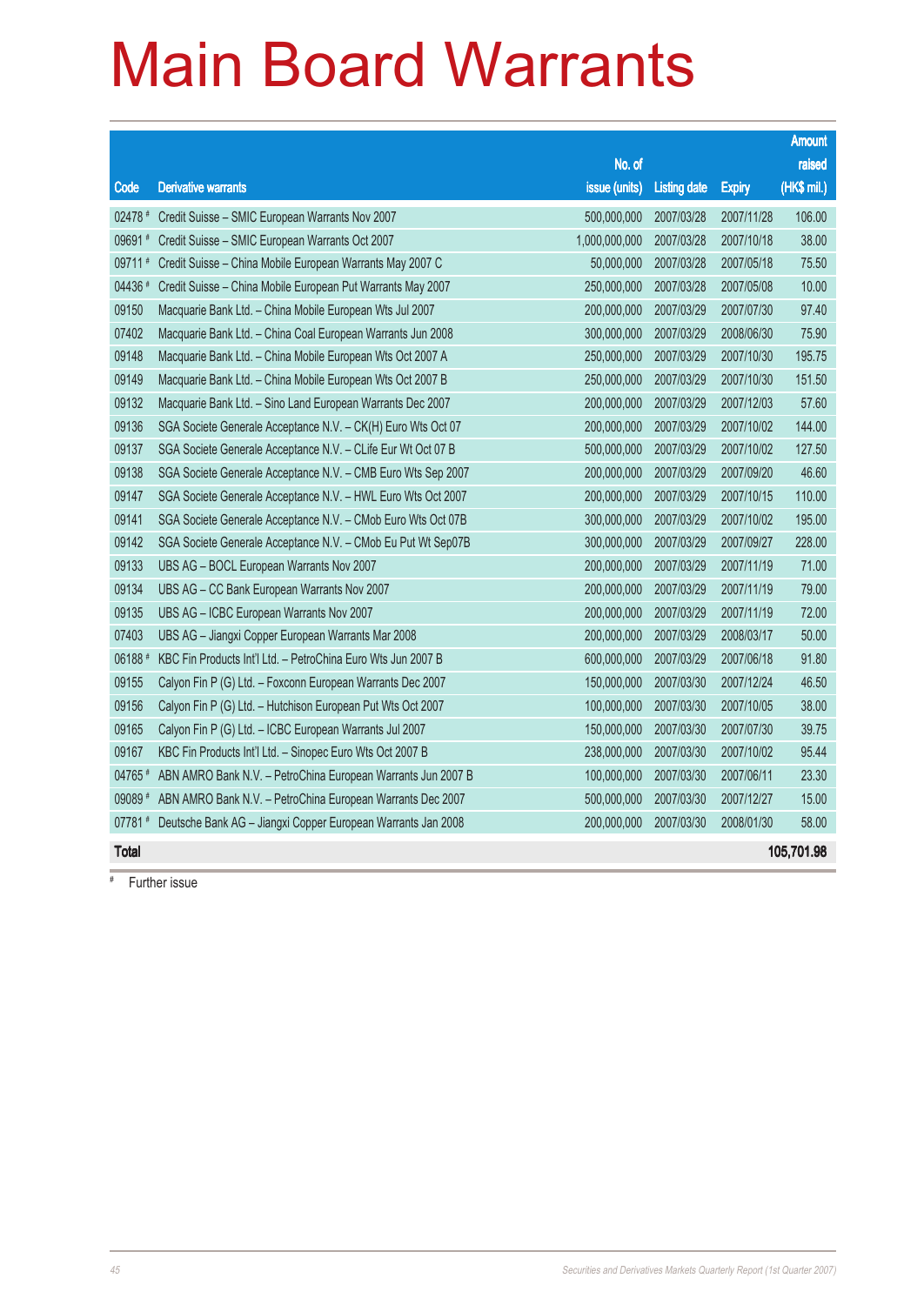# Main Board Warrants

| Code | Derivative warrants | No. of issue (units) | Listing date | Expiry | Amount raised (HK$ mil.) |
|---|---|---|---|---|---|
| 02478 # | Credit Suisse – SMIC European Warrants Nov 2007 | 500,000,000 | 2007/03/28 | 2007/11/28 | 106.00 |
| 09691 # | Credit Suisse – SMIC European Warrants Oct 2007 | 1,000,000,000 | 2007/03/28 | 2007/10/18 | 38.00 |
| 09711 # | Credit Suisse – China Mobile European Warrants May 2007 C | 50,000,000 | 2007/03/28 | 2007/05/18 | 75.50 |
| 04436 # | Credit Suisse – China Mobile European Put Warrants May 2007 | 250,000,000 | 2007/03/28 | 2007/05/08 | 10.00 |
| 09150 | Macquarie Bank Ltd. – China Mobile European Wts Jul 2007 | 200,000,000 | 2007/03/29 | 2007/07/30 | 97.40 |
| 07402 | Macquarie Bank Ltd. – China Coal European Warrants Jun 2008 | 300,000,000 | 2007/03/29 | 2008/06/30 | 75.90 |
| 09148 | Macquarie Bank Ltd. – China Mobile European Wts Oct 2007 A | 250,000,000 | 2007/03/29 | 2007/10/30 | 195.75 |
| 09149 | Macquarie Bank Ltd. – China Mobile European Wts Oct 2007 B | 250,000,000 | 2007/03/29 | 2007/10/30 | 151.50 |
| 09132 | Macquarie Bank Ltd. – Sino Land European Warrants Dec 2007 | 200,000,000 | 2007/03/29 | 2007/12/03 | 57.60 |
| 09136 | SGA Societe Generale Acceptance N.V. – CK(H) Euro Wts Oct 07 | 200,000,000 | 2007/03/29 | 2007/10/02 | 144.00 |
| 09137 | SGA Societe Generale Acceptance N.V. – CLife Eur Wt Oct 07 B | 500,000,000 | 2007/03/29 | 2007/10/02 | 127.50 |
| 09138 | SGA Societe Generale Acceptance N.V. – CMB Euro Wts Sep 2007 | 200,000,000 | 2007/03/29 | 2007/09/20 | 46.60 |
| 09147 | SGA Societe Generale Acceptance N.V. – HWL Euro Wts Oct 2007 | 200,000,000 | 2007/03/29 | 2007/10/15 | 110.00 |
| 09141 | SGA Societe Generale Acceptance N.V. – CMob Euro Wts Oct 07B | 300,000,000 | 2007/03/29 | 2007/10/02 | 195.00 |
| 09142 | SGA Societe Generale Acceptance N.V. – CMob Eu Put Wt Sep07B | 300,000,000 | 2007/03/29 | 2007/09/27 | 228.00 |
| 09133 | UBS AG – BOCL European Warrants Nov 2007 | 200,000,000 | 2007/03/29 | 2007/11/19 | 71.00 |
| 09134 | UBS AG – CC Bank European Warrants Nov 2007 | 200,000,000 | 2007/03/29 | 2007/11/19 | 79.00 |
| 09135 | UBS AG – ICBC European Warrants Nov 2007 | 200,000,000 | 2007/03/29 | 2007/11/19 | 72.00 |
| 07403 | UBS AG – Jiangxi Copper European Warrants Mar 2008 | 200,000,000 | 2007/03/29 | 2008/03/17 | 50.00 |
| 06188 # | KBC Fin Products Int'l Ltd. – PetroChina Euro Wts Jun 2007 B | 600,000,000 | 2007/03/29 | 2007/06/18 | 91.80 |
| 09155 | Calyon Fin P (G) Ltd. – Foxconn European Warrants Dec 2007 | 150,000,000 | 2007/03/30 | 2007/12/24 | 46.50 |
| 09156 | Calyon Fin P (G) Ltd. – Hutchison European Put Wts Oct 2007 | 100,000,000 | 2007/03/30 | 2007/10/05 | 38.00 |
| 09165 | Calyon Fin P (G) Ltd. – ICBC European Warrants Jul 2007 | 150,000,000 | 2007/03/30 | 2007/07/30 | 39.75 |
| 09167 | KBC Fin Products Int'l Ltd. – Sinopec Euro Wts Oct 2007 B | 238,000,000 | 2007/03/30 | 2007/10/02 | 95.44 |
| 04765 # | ABN AMRO Bank N.V. – PetroChina European Warrants Jun 2007 B | 100,000,000 | 2007/03/30 | 2007/06/11 | 23.30 |
| 09089 # | ABN AMRO Bank N.V. – PetroChina European Warrants Dec 2007 | 500,000,000 | 2007/03/30 | 2007/12/27 | 15.00 |
| 07781 # | Deutsche Bank AG – Jiangxi Copper European Warrants Jan 2008 | 200,000,000 | 2007/03/30 | 2008/01/30 | 58.00 |
| **Total** | | | | | **105,701.98** |

# Further issue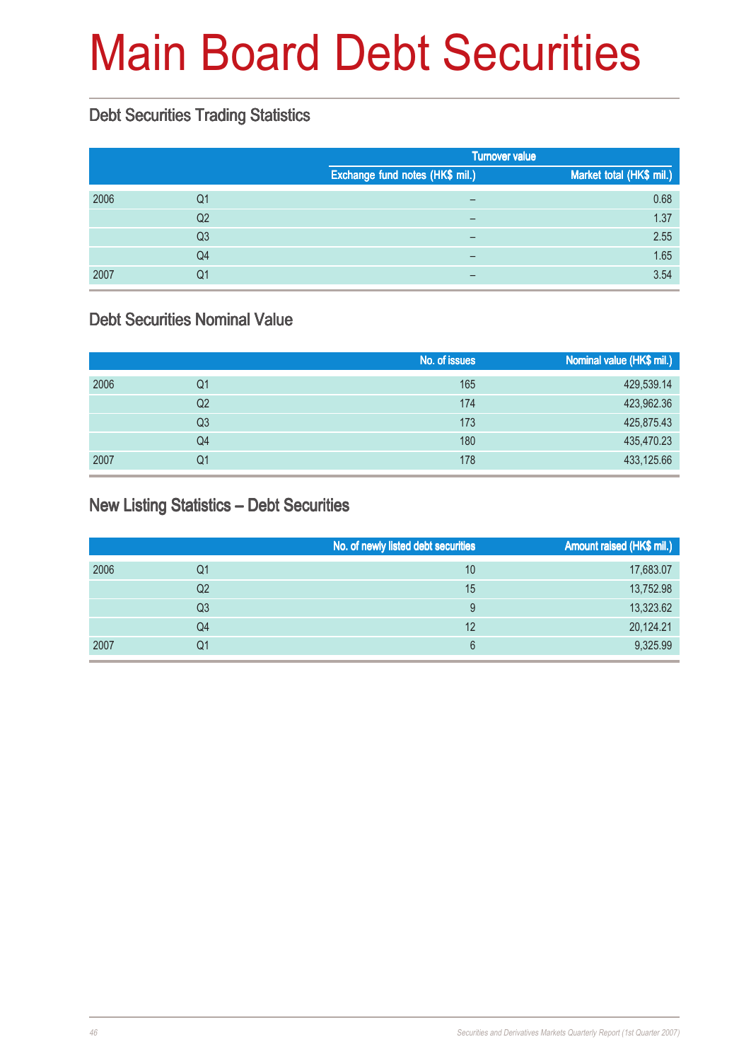# Main Board Debt Securities

## Debt Securities Trading Statistics

| | | Turnover value | |
|---|---|---|---|
| | | Exchange fund notes (HK$ mil.) | Market total (HK$ mil.) |
| 2006 | Q1 | – | 0.68 |
| | Q2 | – | 1.37 |
| | Q3 | – | 2.55 |
| | Q4 | – | 1.65 |
| 2007 | Q1 | – | 3.54 |

## Debt Securities Nominal Value

| | | No. of issues | Nominal value (HK$ mil.) |
|---|---|---|---|
| 2006 | Q1 | 165 | 429,539.14 |
| | Q2 | 174 | 423,962.36 |
| | Q3 | 173 | 425,875.43 |
| | Q4 | 180 | 435,470.23 |
| 2007 | Q1 | 178 | 433,125.66 |

## New Listing Statistics – Debt Securities

| | | No. of newly listed debt securities | Amount raised (HK$ mil.) |
|---|---|---|---|
| 2006 | Q1 | 10 | 17,683.07 |
| | Q2 | 15 | 13,752.98 |
| | Q3 | 9 | 13,323.62 |
| | Q4 | 12 | 20,124.21 |
| 2007 | Q1 | 6 | 9,325.99 |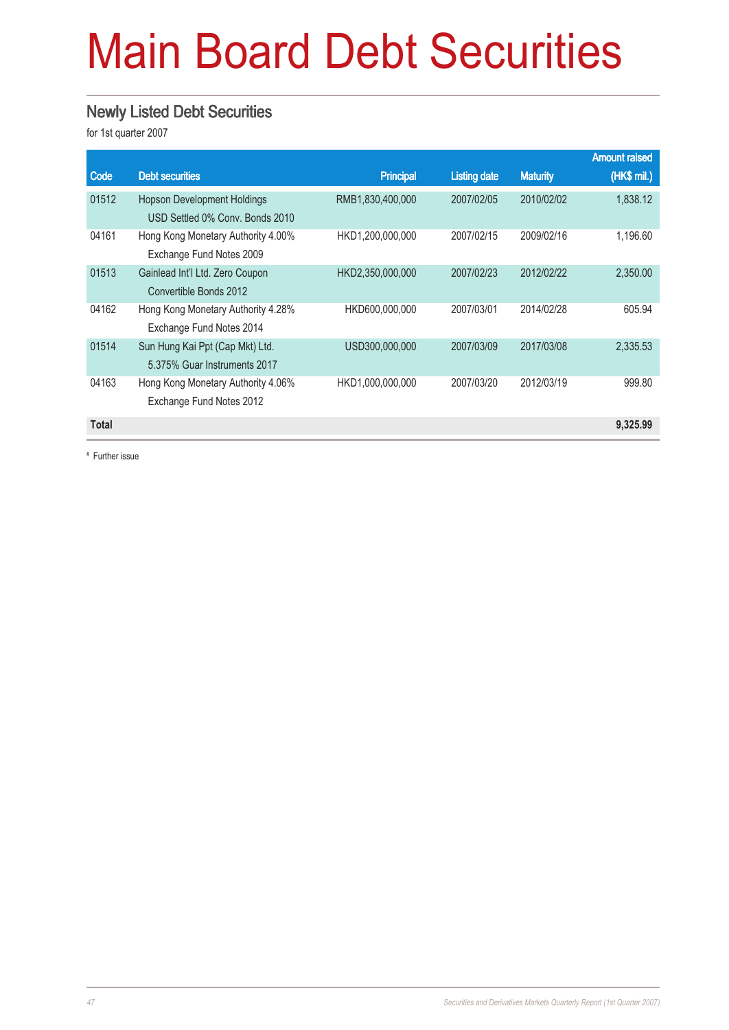# Main Board Debt Securities

## Newly Listed Debt Securities

for 1st quarter 2007

| Code | Debt securities | Principal | Listing date | Maturity | Amount raised (HK$ mil.) |
|---|---|---|---|---|---|
| 01512 | Hopson Development Holdings USD Settled 0% Conv. Bonds 2010 | RMB1,830,400,000 | 2007/02/05 | 2010/02/02 | 1,838.12 |
| 04161 | Hong Kong Monetary Authority 4.00% Exchange Fund Notes 2009 | HKD1,200,000,000 | 2007/02/15 | 2009/02/16 | 1,196.60 |
| 01513 | Gainlead Int'l Ltd. Zero Coupon Convertible Bonds 2012 | HKD2,350,000,000 | 2007/02/23 | 2012/02/22 | 2,350.00 |
| 04162 | Hong Kong Monetary Authority 4.28% Exchange Fund Notes 2014 | HKD600,000,000 | 2007/03/01 | 2014/02/28 | 605.94 |
| 01514 | Sun Hung Kai Ppt (Cap Mkt) Ltd. 5.375% Guar Instruments 2017 | USD300,000,000 | 2007/03/09 | 2017/03/08 | 2,335.53 |
| 04163 | Hong Kong Monetary Authority 4.06% Exchange Fund Notes 2012 | HKD1,000,000,000 | 2007/03/20 | 2012/03/19 | 999.80 |
| **Total** | | | | | **9,325.99** |

# Further issue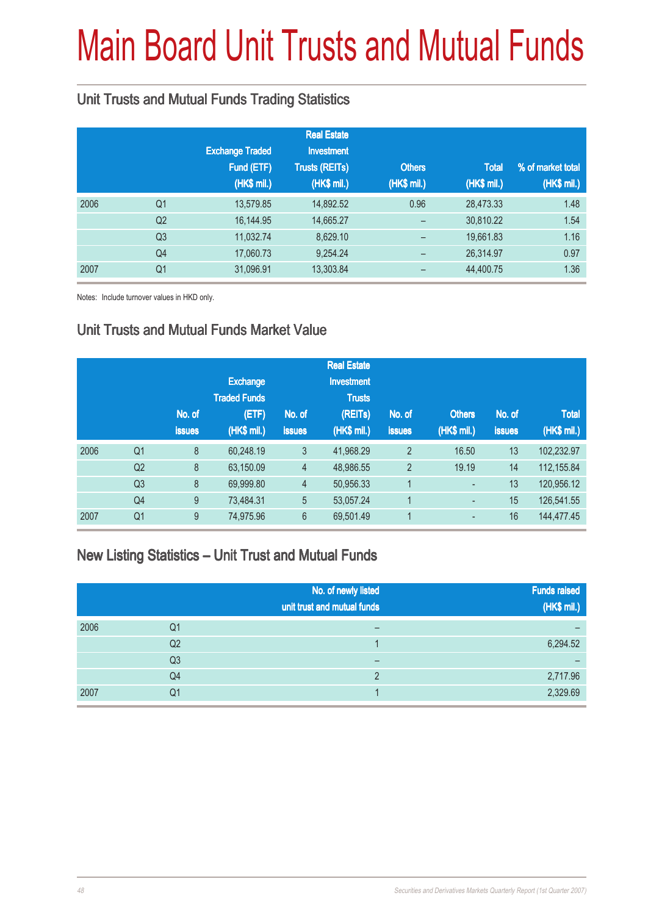# Main Board Unit Trusts and Mutual Funds

## Unit Trusts and Mutual Funds Trading Statistics

| | | Exchange Traded Fund (ETF) (HK$ mil.) | Real Estate Investment Trusts (REITs) (HK$ mil.) | Others (HK$ mil.) | Total (HK$ mil.) | % of market total (HK$ mil.) |
|---|---|---|---|---|---|---|
| 2006 | Q1 | 13,579.85 | 14,892.52 | 0.96 | 28,473.33 | 1.48 |
| | Q2 | 16,144.95 | 14,665.27 | – | 30,810.22 | 1.54 |
| | Q3 | 11,032.74 | 8,629.10 | – | 19,661.83 | 1.16 |
| | Q4 | 17,060.73 | 9,254.24 | – | 26,314.97 | 0.97 |
| 2007 | Q1 | 31,096.91 | 13,303.84 | – | 44,400.75 | 1.36 |

Notes: Include turnover values in HKD only.

## Unit Trusts and Mutual Funds Market Value

| | | No. of issues | Exchange Traded Funds (ETF) (HK$ mil.) | No. of issues | Real Estate Investment Trusts (REITs) (HK$ mil.) | No. of issues | Others (HK$ mil.) | No. of issues | Total (HK$ mil.) |
|---|---|---|---|---|---|---|---|---|---|
| 2006 | Q1 | 8 | 60,248.19 | 3 | 41,968.29 | 2 | 16.50 | 13 | 102,232.97 |
| | Q2 | 8 | 63,150.09 | 4 | 48,986.55 | 2 | 19.19 | 14 | 112,155.84 |
| | Q3 | 8 | 69,999.80 | 4 | 50,956.33 | 1 | - | 13 | 120,956.12 |
| | Q4 | 9 | 73,484.31 | 5 | 53,057.24 | 1 | - | 15 | 126,541.55 |
| 2007 | Q1 | 9 | 74,975.96 | 6 | 69,501.49 | 1 | - | 16 | 144,477.45 |

## New Listing Statistics – Unit Trust and Mutual Funds

| | | No. of newly listed unit trust and mutual funds | Funds raised (HK$ mil.) |
|---|---|---|---|
| 2006 | Q1 | – | – |
| | Q2 | 1 | 6,294.52 |
| | Q3 | – | – |
| | Q4 | 2 | 2,717.96 |
| 2007 | Q1 | 1 | 2,329.69 |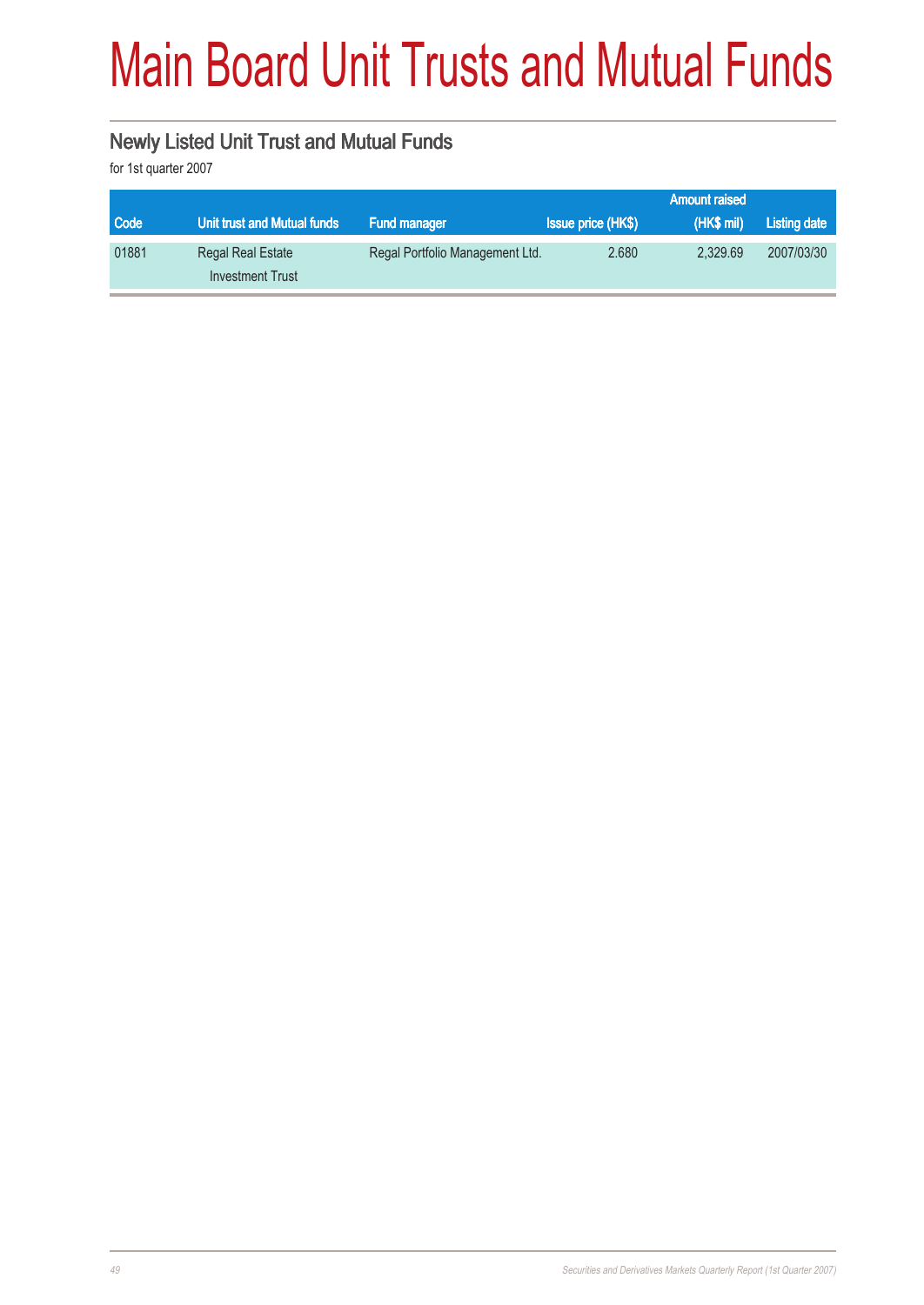# Main Board Unit Trusts and Mutual Funds

## Newly Listed Unit Trust and Mutual Funds

for 1st quarter 2007

| Code | Unit trust and Mutual funds | Fund manager | Issue price (HK$) | Amount raised (HK$ mil) | Listing date |
|---|---|---|---|---|---|
| 01881 | Regal Real Estate Investment Trust | Regal Portfolio Management Ltd. | 2.680 | 2,329.69 | 2007/03/30 |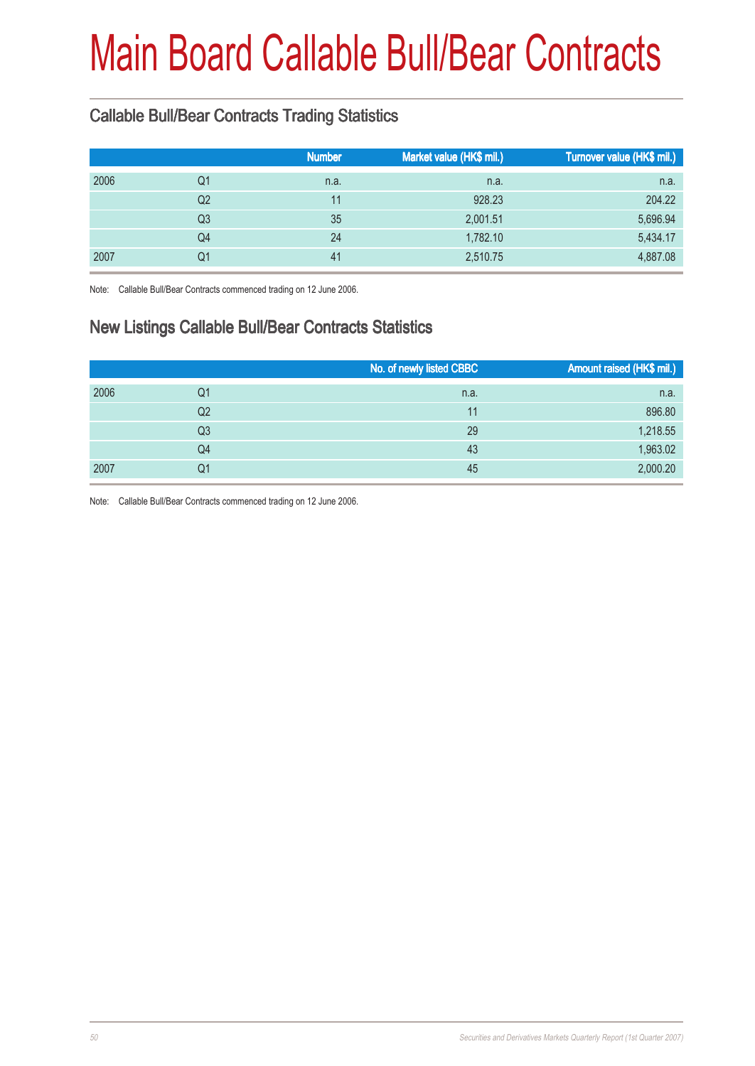# Main Board Callable Bull/Bear Contracts

## Callable Bull/Bear Contracts Trading Statistics

| | | Number | Market value (HK$ mil.) | Turnover value (HK$ mil.) |
|---|---|---|---|---|
| 2006 | Q1 | n.a. | n.a. | n.a. |
| | Q2 | 11 | 928.23 | 204.22 |
| | Q3 | 35 | 2,001.51 | 5,696.94 |
| | Q4 | 24 | 1,782.10 | 5,434.17 |
| 2007 | Q1 | 41 | 2,510.75 | 4,887.08 |

Note: Callable Bull/Bear Contracts commenced trading on 12 June 2006.

## New Listings Callable Bull/Bear Contracts Statistics

| | | No. of newly listed CBBC | Amount raised (HK$ mil.) |
|---|---|---|---|
| 2006 | Q1 | n.a. | n.a. |
| | Q2 | 11 | 896.80 |
| | Q3 | 29 | 1,218.55 |
| | Q4 | 43 | 1,963.02 |
| 2007 | Q1 | 45 | 2,000.20 |

Note: Callable Bull/Bear Contracts commenced trading on 12 June 2006.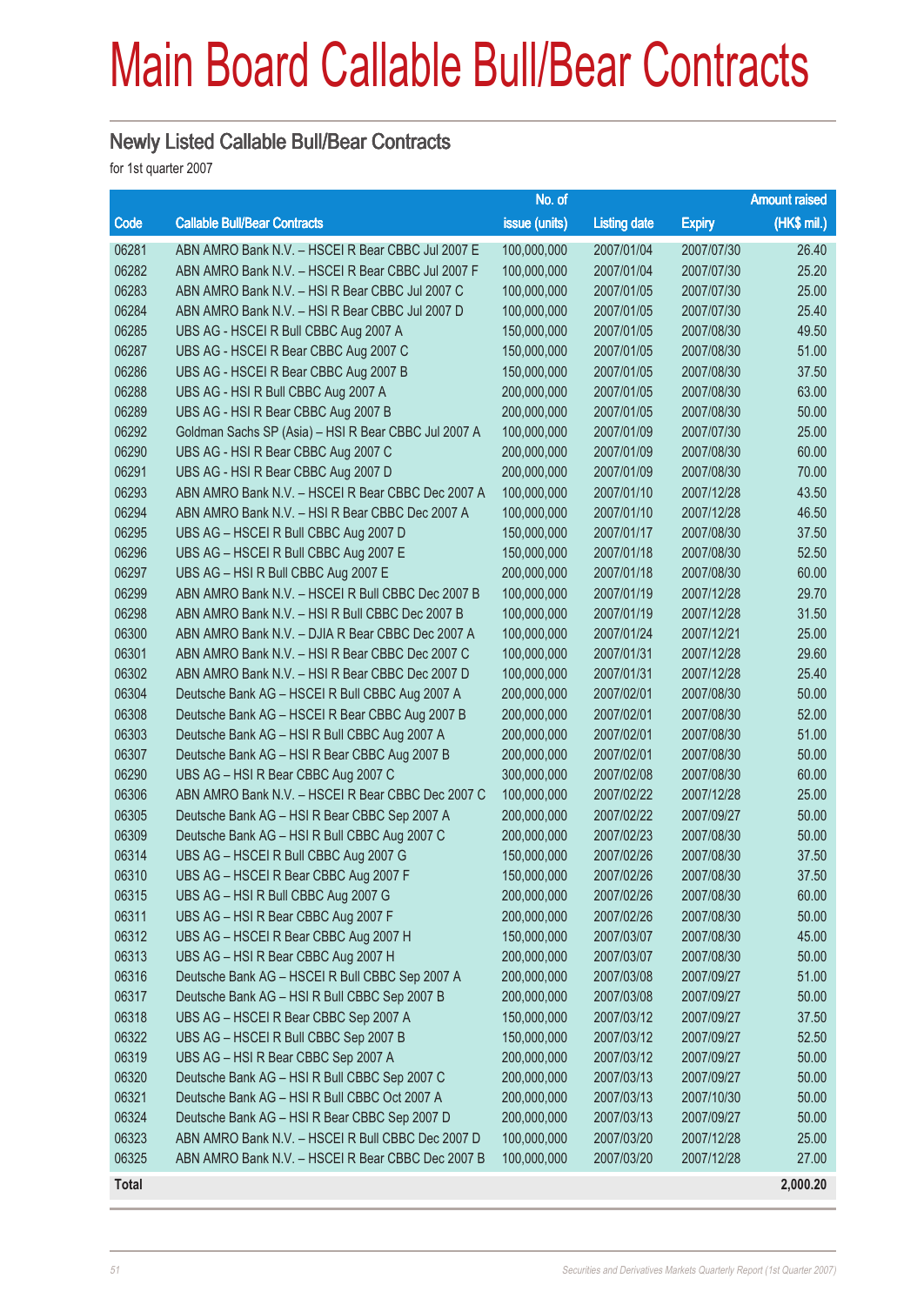# Main Board Callable Bull/Bear Contracts

## Newly Listed Callable Bull/Bear Contracts

for 1st quarter 2007

| Code | Callable Bull/Bear Contracts | No. of issue (units) | Listing date | Expiry | Amount raised (HK$ mil.) |
|---|---|---|---|---|---|
| 06281 | ABN AMRO Bank N.V. – HSCEI R Bear CBBC Jul 2007 E | 100,000,000 | 2007/01/04 | 2007/07/30 | 26.40 |
| 06282 | ABN AMRO Bank N.V. – HSCEI R Bear CBBC Jul 2007 F | 100,000,000 | 2007/01/04 | 2007/07/30 | 25.20 |
| 06283 | ABN AMRO Bank N.V. – HSI R Bear CBBC Jul 2007 C | 100,000,000 | 2007/01/05 | 2007/07/30 | 25.00 |
| 06284 | ABN AMRO Bank N.V. – HSI R Bear CBBC Jul 2007 D | 100,000,000 | 2007/01/05 | 2007/07/30 | 25.40 |
| 06285 | UBS AG - HSCEI R Bull CBBC Aug 2007 A | 150,000,000 | 2007/01/05 | 2007/08/30 | 49.50 |
| 06287 | UBS AG - HSCEI R Bear CBBC Aug 2007 C | 150,000,000 | 2007/01/05 | 2007/08/30 | 51.00 |
| 06286 | UBS AG - HSCEI R Bear CBBC Aug 2007 B | 150,000,000 | 2007/01/05 | 2007/08/30 | 37.50 |
| 06288 | UBS AG - HSI R Bull CBBC Aug 2007 A | 200,000,000 | 2007/01/05 | 2007/08/30 | 63.00 |
| 06289 | UBS AG - HSI R Bear CBBC Aug 2007 B | 200,000,000 | 2007/01/05 | 2007/08/30 | 50.00 |
| 06292 | Goldman Sachs SP (Asia) – HSI R Bear CBBC Jul 2007 A | 100,000,000 | 2007/01/09 | 2007/07/30 | 25.00 |
| 06290 | UBS AG - HSI R Bear CBBC Aug 2007 C | 200,000,000 | 2007/01/09 | 2007/08/30 | 60.00 |
| 06291 | UBS AG - HSI R Bear CBBC Aug 2007 D | 200,000,000 | 2007/01/09 | 2007/08/30 | 70.00 |
| 06293 | ABN AMRO Bank N.V. – HSCEI R Bear CBBC Dec 2007 A | 100,000,000 | 2007/01/10 | 2007/12/28 | 43.50 |
| 06294 | ABN AMRO Bank N.V. – HSI R Bear CBBC Dec 2007 A | 100,000,000 | 2007/01/10 | 2007/12/28 | 46.50 |
| 06295 | UBS AG – HSCEI R Bull CBBC Aug 2007 D | 150,000,000 | 2007/01/17 | 2007/08/30 | 37.50 |
| 06296 | UBS AG – HSCEI R Bull CBBC Aug 2007 E | 150,000,000 | 2007/01/18 | 2007/08/30 | 52.50 |
| 06297 | UBS AG – HSI R Bull CBBC Aug 2007 E | 200,000,000 | 2007/01/18 | 2007/08/30 | 60.00 |
| 06299 | ABN AMRO Bank N.V. – HSCEI R Bull CBBC Dec 2007 B | 100,000,000 | 2007/01/19 | 2007/12/28 | 29.70 |
| 06298 | ABN AMRO Bank N.V. – HSI R Bull CBBC Dec 2007 B | 100,000,000 | 2007/01/19 | 2007/12/28 | 31.50 |
| 06300 | ABN AMRO Bank N.V. – DJIA R Bear CBBC Dec 2007 A | 100,000,000 | 2007/01/24 | 2007/12/21 | 25.00 |
| 06301 | ABN AMRO Bank N.V. – HSI R Bear CBBC Dec 2007 C | 100,000,000 | 2007/01/31 | 2007/12/28 | 29.60 |
| 06302 | ABN AMRO Bank N.V. – HSI R Bear CBBC Dec 2007 D | 100,000,000 | 2007/01/31 | 2007/12/28 | 25.40 |
| 06304 | Deutsche Bank AG – HSCEI R Bull CBBC Aug 2007 A | 200,000,000 | 2007/02/01 | 2007/08/30 | 50.00 |
| 06308 | Deutsche Bank AG – HSCEI R Bear CBBC Aug 2007 B | 200,000,000 | 2007/02/01 | 2007/08/30 | 52.00 |
| 06303 | Deutsche Bank AG – HSI R Bull CBBC Aug 2007 A | 200,000,000 | 2007/02/01 | 2007/08/30 | 51.00 |
| 06307 | Deutsche Bank AG – HSI R Bear CBBC Aug 2007 B | 200,000,000 | 2007/02/01 | 2007/08/30 | 50.00 |
| 06290 | UBS AG – HSI R Bear CBBC Aug 2007 C | 300,000,000 | 2007/02/08 | 2007/08/30 | 60.00 |
| 06306 | ABN AMRO Bank N.V. – HSCEI R Bear CBBC Dec 2007 C | 100,000,000 | 2007/02/22 | 2007/12/28 | 25.00 |
| 06305 | Deutsche Bank AG – HSI R Bear CBBC Sep 2007 A | 200,000,000 | 2007/02/22 | 2007/09/27 | 50.00 |
| 06309 | Deutsche Bank AG – HSI R Bull CBBC Aug 2007 C | 200,000,000 | 2007/02/23 | 2007/08/30 | 50.00 |
| 06314 | UBS AG – HSCEI R Bull CBBC Aug 2007 G | 150,000,000 | 2007/02/26 | 2007/08/30 | 37.50 |
| 06310 | UBS AG – HSCEI R Bear CBBC Aug 2007 F | 150,000,000 | 2007/02/26 | 2007/08/30 | 37.50 |
| 06315 | UBS AG – HSI R Bull CBBC Aug 2007 G | 200,000,000 | 2007/02/26 | 2007/08/30 | 60.00 |
| 06311 | UBS AG – HSI R Bear CBBC Aug 2007 F | 200,000,000 | 2007/02/26 | 2007/08/30 | 50.00 |
| 06312 | UBS AG – HSCEI R Bear CBBC Aug 2007 H | 150,000,000 | 2007/03/07 | 2007/08/30 | 45.00 |
| 06313 | UBS AG – HSI R Bear CBBC Aug 2007 H | 200,000,000 | 2007/03/07 | 2007/08/30 | 50.00 |
| 06316 | Deutsche Bank AG – HSCEI R Bull CBBC Sep 2007 A | 200,000,000 | 2007/03/08 | 2007/09/27 | 51.00 |
| 06317 | Deutsche Bank AG – HSI R Bull CBBC Sep 2007 B | 200,000,000 | 2007/03/08 | 2007/09/27 | 50.00 |
| 06318 | UBS AG – HSCEI R Bear CBBC Sep 2007 A | 150,000,000 | 2007/03/12 | 2007/09/27 | 37.50 |
| 06322 | UBS AG – HSCEI R Bull CBBC Sep 2007 B | 150,000,000 | 2007/03/12 | 2007/09/27 | 52.50 |
| 06319 | UBS AG – HSI R Bear CBBC Sep 2007 A | 200,000,000 | 2007/03/12 | 2007/09/27 | 50.00 |
| 06320 | Deutsche Bank AG – HSI R Bull CBBC Sep 2007 C | 200,000,000 | 2007/03/13 | 2007/09/27 | 50.00 |
| 06321 | Deutsche Bank AG – HSI R Bull CBBC Oct 2007 A | 200,000,000 | 2007/03/13 | 2007/10/30 | 50.00 |
| 06324 | Deutsche Bank AG – HSI R Bear CBBC Sep 2007 D | 200,000,000 | 2007/03/13 | 2007/09/27 | 50.00 |
| 06323 | ABN AMRO Bank N.V. – HSCEI R Bull CBBC Dec 2007 D | 100,000,000 | 2007/03/20 | 2007/12/28 | 25.00 |
| 06325 | ABN AMRO Bank N.V. – HSCEI R Bear CBBC Dec 2007 B | 100,000,000 | 2007/03/20 | 2007/12/28 | 27.00 |
| **Total** | | | | | **2,000.20** |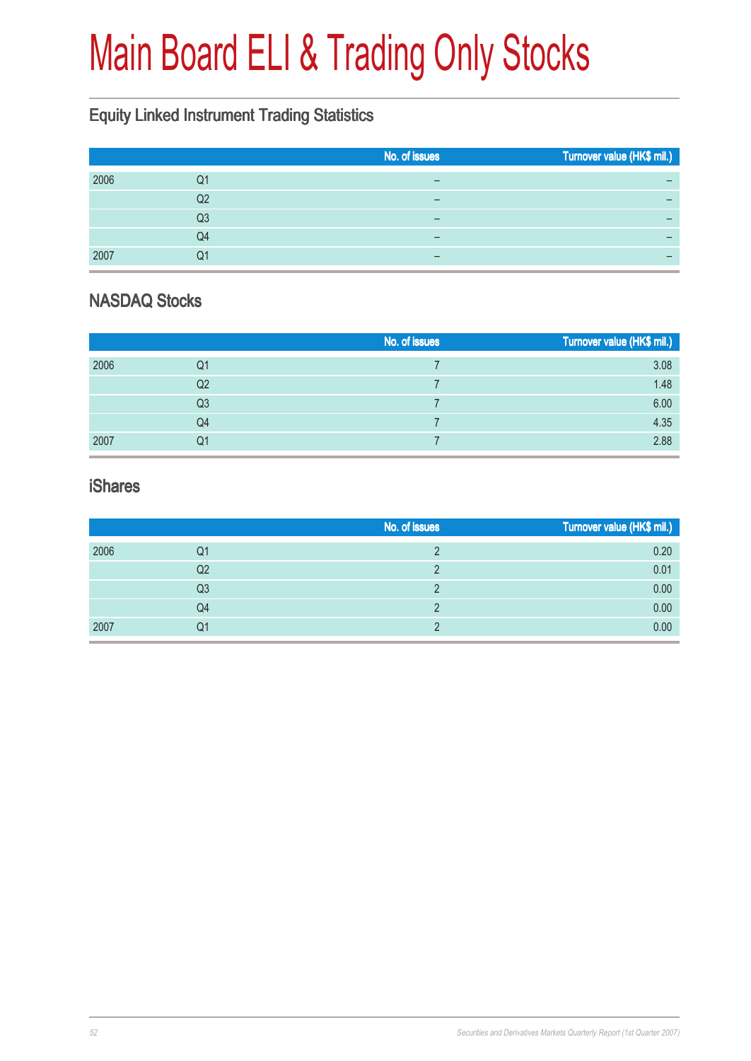# Main Board ELI & Trading Only Stocks

## Equity Linked Instrument Trading Statistics

| | | No. of issues | Turnover value (HK$ mil.) |
|---|---|---|---|
| 2006 | Q1 | – | – |
| | Q2 | – | – |
| | Q3 | – | – |
| | Q4 | – | – |
| 2007 | Q1 | – | – |

## NASDAQ Stocks

| | | No. of issues | Turnover value (HK$ mil.) |
|---|---|---|---|
| 2006 | Q1 | 7 | 3.08 |
| | Q2 | 7 | 1.48 |
| | Q3 | 7 | 6.00 |
| | Q4 | 7 | 4.35 |
| 2007 | Q1 | 7 | 2.88 |

## iShares

| | | No. of issues | Turnover value (HK$ mil.) |
|---|---|---|---|
| 2006 | Q1 | 2 | 0.20 |
| | Q2 | 2 | 0.01 |
| | Q3 | 2 | 0.00 |
| | Q4 | 2 | 0.00 |
| 2007 | Q1 | 2 | 0.00 |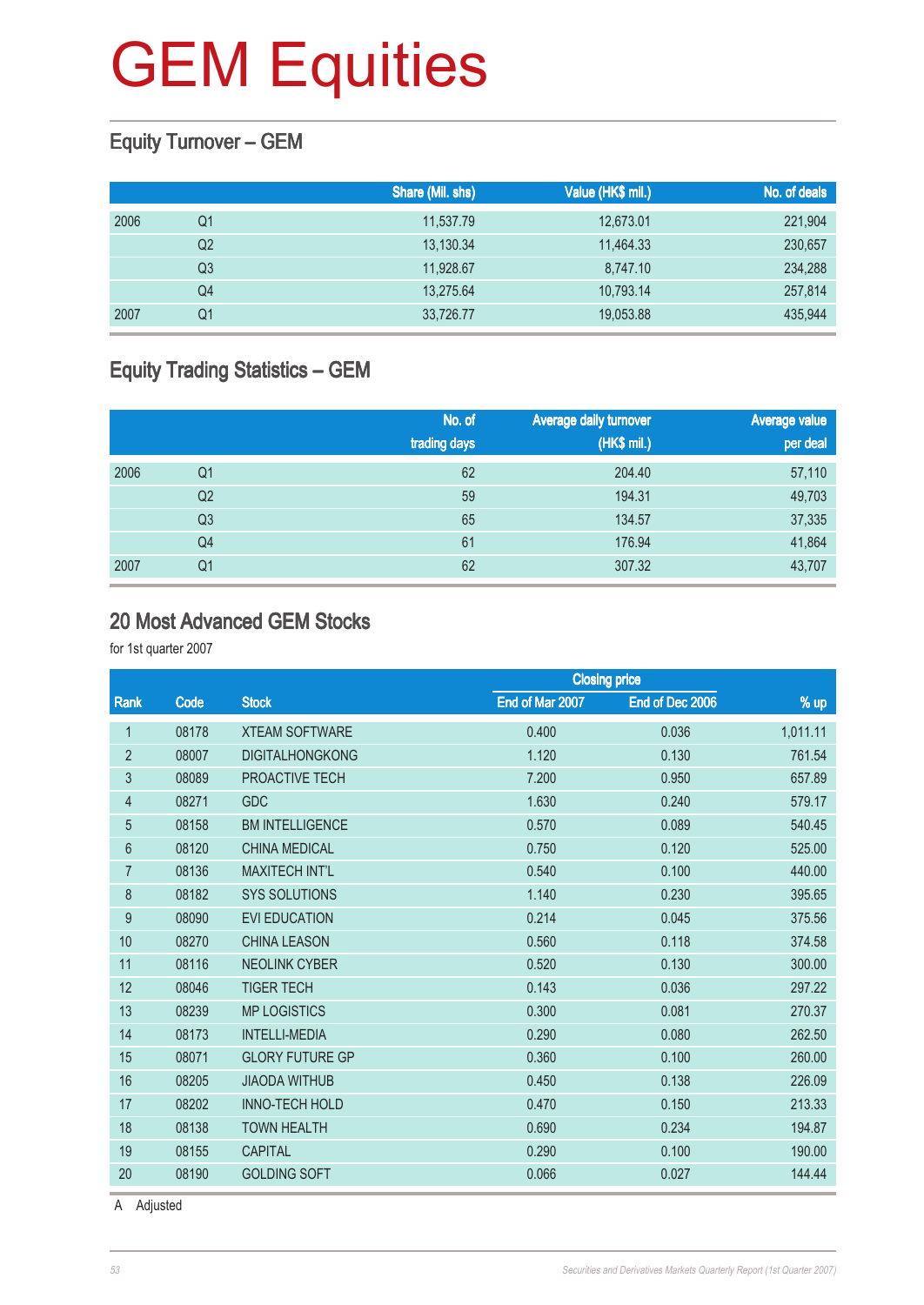# GEM Equities

## Equity Turnover – GEM

| | | Share (Mil. shs) | Value (HK$ mil.) | No. of deals |
|---|---|---|---|---|
| 2006 | Q1 | 11,537.79 | 12,673.01 | 221,904 |
| | Q2 | 13,130.34 | 11,464.33 | 230,657 |
| | Q3 | 11,928.67 | 8,747.10 | 234,288 |
| | Q4 | 13,275.64 | 10,793.14 | 257,814 |
| 2007 | Q1 | 33,726.77 | 19,053.88 | 435,944 |

## Equity Trading Statistics – GEM

| | | No. of trading days | Average daily turnover (HK$ mil.) | Average value per deal |
|---|---|---|---|---|
| 2006 | Q1 | 62 | 204.40 | 57,110 |
| | Q2 | 59 | 194.31 | 49,703 |
| | Q3 | 65 | 134.57 | 37,335 |
| | Q4 | 61 | 176.94 | 41,864 |
| 2007 | Q1 | 62 | 307.32 | 43,707 |

## 20 Most Advanced GEM Stocks

for 1st quarter 2007

| | | | Closing price | | |
|---|---|---|---|---|---|
| Rank | Code | Stock | End of Mar 2007 | End of Dec 2006 | % up |
| 1 | 08178 | XTEAM SOFTWARE | 0.400 | 0.036 | 1,011.11 |
| 2 | 08007 | DIGITALHONGKONG | 1.120 | 0.130 | 761.54 |
| 3 | 08089 | PROACTIVE TECH | 7.200 | 0.950 | 657.89 |
| 4 | 08271 | GDC | 1.630 | 0.240 | 579.17 |
| 5 | 08158 | BM INTELLIGENCE | 0.570 | 0.089 | 540.45 |
| 6 | 08120 | CHINA MEDICAL | 0.750 | 0.120 | 525.00 |
| 7 | 08136 | MAXITECH INT'L | 0.540 | 0.100 | 440.00 |
| 8 | 08182 | SYS SOLUTIONS | 1.140 | 0.230 | 395.65 |
| 9 | 08090 | EVI EDUCATION | 0.214 | 0.045 | 375.56 |
| 10 | 08270 | CHINA LEASON | 0.560 | 0.118 | 374.58 |
| 11 | 08116 | NEOLINK CYBER | 0.520 | 0.130 | 300.00 |
| 12 | 08046 | TIGER TECH | 0.143 | 0.036 | 297.22 |
| 13 | 08239 | MP LOGISTICS | 0.300 | 0.081 | 270.37 |
| 14 | 08173 | INTELLI-MEDIA | 0.290 | 0.080 | 262.50 |
| 15 | 08071 | GLORY FUTURE GP | 0.360 | 0.100 | 260.00 |
| 16 | 08205 | JIAODA WITHUB | 0.450 | 0.138 | 226.09 |
| 17 | 08202 | INNO-TECH HOLD | 0.470 | 0.150 | 213.33 |
| 18 | 08138 | TOWN HEALTH | 0.690 | 0.234 | 194.87 |
| 19 | 08155 | CAPITAL | 0.290 | 0.100 | 190.00 |
| 20 | 08190 | GOLDING SOFT | 0.066 | 0.027 | 144.44 |

A Adjusted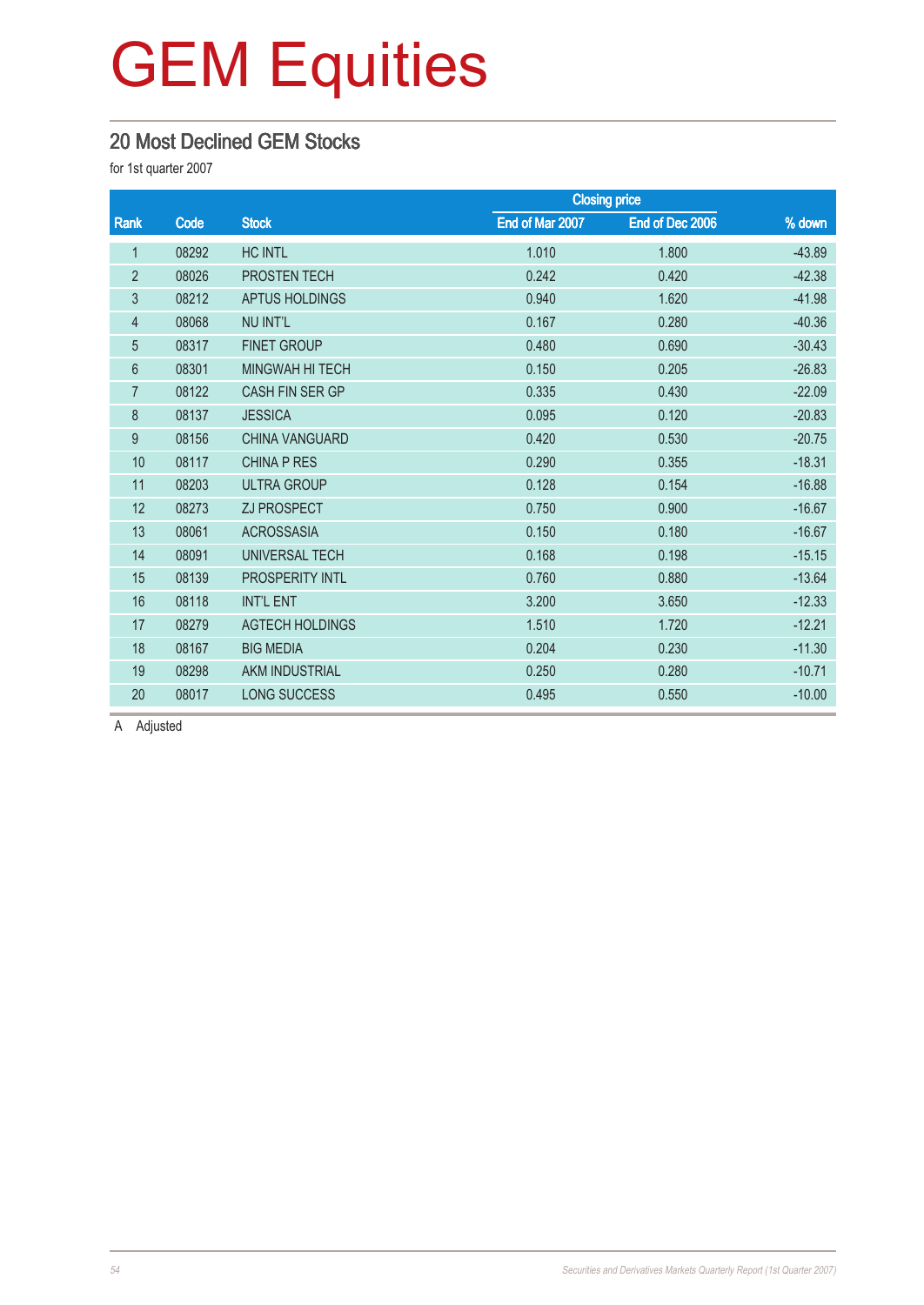# GEM Equities

## 20 Most Declined GEM Stocks

for 1st quarter 2007

| Rank | Code | Stock | Closing price | | % down |
|---|---|---|---|---|---|
| | | | End of Mar 2007 | End of Dec 2006 | |
| 1 | 08292 | HC INTL | 1.010 | 1.800 | -43.89 |
| 2 | 08026 | PROSTEN TECH | 0.242 | 0.420 | -42.38 |
| 3 | 08212 | APTUS HOLDINGS | 0.940 | 1.620 | -41.98 |
| 4 | 08068 | NU INT'L | 0.167 | 0.280 | -40.36 |
| 5 | 08317 | FINET GROUP | 0.480 | 0.690 | -30.43 |
| 6 | 08301 | MINGWAH HI TECH | 0.150 | 0.205 | -26.83 |
| 7 | 08122 | CASH FIN SER GP | 0.335 | 0.430 | -22.09 |
| 8 | 08137 | JESSICA | 0.095 | 0.120 | -20.83 |
| 9 | 08156 | CHINA VANGUARD | 0.420 | 0.530 | -20.75 |
| 10 | 08117 | CHINA P RES | 0.290 | 0.355 | -18.31 |
| 11 | 08203 | ULTRA GROUP | 0.128 | 0.154 | -16.88 |
| 12 | 08273 | ZJ PROSPECT | 0.750 | 0.900 | -16.67 |
| 13 | 08061 | ACROSSASIA | 0.150 | 0.180 | -16.67 |
| 14 | 08091 | UNIVERSAL TECH | 0.168 | 0.198 | -15.15 |
| 15 | 08139 | PROSPERITY INTL | 0.760 | 0.880 | -13.64 |
| 16 | 08118 | INT'L ENT | 3.200 | 3.650 | -12.33 |
| 17 | 08279 | AGTECH HOLDINGS | 1.510 | 1.720 | -12.21 |
| 18 | 08167 | BIG MEDIA | 0.204 | 0.230 | -11.30 |
| 19 | 08298 | AKM INDUSTRIAL | 0.250 | 0.280 | -10.71 |
| 20 | 08017 | LONG SUCCESS | 0.495 | 0.550 | -10.00 |

A Adjusted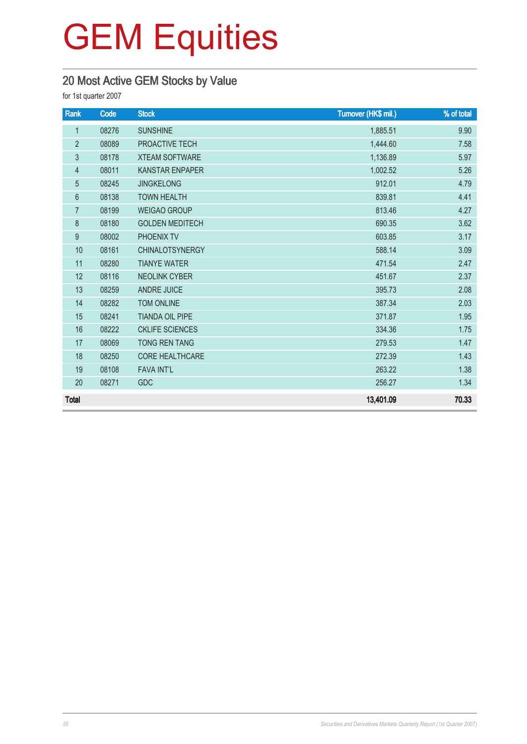# GEM Equities

## 20 Most Active GEM Stocks by Value

for 1st quarter 2007

| Rank | Code | Stock | Turnover (HK$ mil.) | % of total |
|---|---|---|---|---|
| 1 | 08276 | SUNSHINE | 1,885.51 | 9.90 |
| 2 | 08089 | PROACTIVE TECH | 1,444.60 | 7.58 |
| 3 | 08178 | XTEAM SOFTWARE | 1,136.89 | 5.97 |
| 4 | 08011 | KANSTAR ENPAPER | 1,002.52 | 5.26 |
| 5 | 08245 | JINGKELONG | 912.01 | 4.79 |
| 6 | 08138 | TOWN HEALTH | 839.81 | 4.41 |
| 7 | 08199 | WEIGAO GROUP | 813.46 | 4.27 |
| 8 | 08180 | GOLDEN MEDITECH | 690.35 | 3.62 |
| 9 | 08002 | PHOENIX TV | 603.85 | 3.17 |
| 10 | 08161 | CHINALOTSYNERGY | 588.14 | 3.09 |
| 11 | 08280 | TIANYE WATER | 471.54 | 2.47 |
| 12 | 08116 | NEOLINK CYBER | 451.67 | 2.37 |
| 13 | 08259 | ANDRE JUICE | 395.73 | 2.08 |
| 14 | 08282 | TOM ONLINE | 387.34 | 2.03 |
| 15 | 08241 | TIANDA OIL PIPE | 371.87 | 1.95 |
| 16 | 08222 | CKLIFE SCIENCES | 334.36 | 1.75 |
| 17 | 08069 | TONG REN TANG | 279.53 | 1.47 |
| 18 | 08250 | CORE HEALTHCARE | 272.39 | 1.43 |
| 19 | 08108 | FAVA INT'L | 263.22 | 1.38 |
| 20 | 08271 | GDC | 256.27 | 1.34 |
| **Total** | | | **13,401.09** | **70.33** |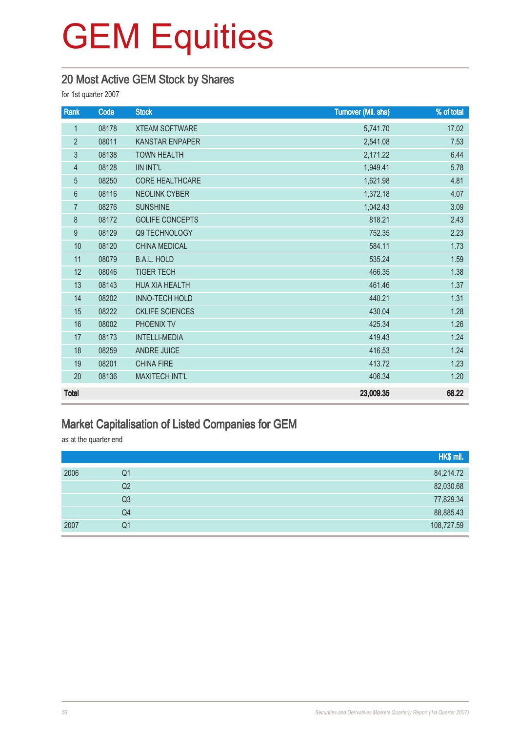# GEM Equities

## 20 Most Active GEM Stock by Shares

for 1st quarter 2007

| Rank | Code | Stock | Turnover (Mil. shs) | % of total |
|---|---|---|---|---|
| 1 | 08178 | XTEAM SOFTWARE | 5,741.70 | 17.02 |
| 2 | 08011 | KANSTAR ENPAPER | 2,541.08 | 7.53 |
| 3 | 08138 | TOWN HEALTH | 2,171.22 | 6.44 |
| 4 | 08128 | IIN INT'L | 1,949.41 | 5.78 |
| 5 | 08250 | CORE HEALTHCARE | 1,621.98 | 4.81 |
| 6 | 08116 | NEOLINK CYBER | 1,372.18 | 4.07 |
| 7 | 08276 | SUNSHINE | 1,042.43 | 3.09 |
| 8 | 08172 | GOLIFE CONCEPTS | 818.21 | 2.43 |
| 9 | 08129 | Q9 TECHNOLOGY | 752.35 | 2.23 |
| 10 | 08120 | CHINA MEDICAL | 584.11 | 1.73 |
| 11 | 08079 | B.A.L. HOLD | 535.24 | 1.59 |
| 12 | 08046 | TIGER TECH | 466.35 | 1.38 |
| 13 | 08143 | HUA XIA HEALTH | 461.46 | 1.37 |
| 14 | 08202 | INNO-TECH HOLD | 440.21 | 1.31 |
| 15 | 08222 | CKLIFE SCIENCES | 430.04 | 1.28 |
| 16 | 08002 | PHOENIX TV | 425.34 | 1.26 |
| 17 | 08173 | INTELLI-MEDIA | 419.43 | 1.24 |
| 18 | 08259 | ANDRE JUICE | 416.53 | 1.24 |
| 19 | 08201 | CHINA FIRE | 413.72 | 1.23 |
| 20 | 08136 | MAXITECH INT'L | 406.34 | 1.20 |
| **Total** | | | **23,009.35** | **68.22** |

## Market Capitalisation of Listed Companies for GEM

as at the quarter end

| | | HK$ mil. |
|---|---|---|
| 2006 | Q1 | 84,214.72 |
| | Q2 | 82,030.68 |
| | Q3 | 77,829.34 |
| | Q4 | 88,885.43 |
| 2007 | Q1 | 108,727.59 |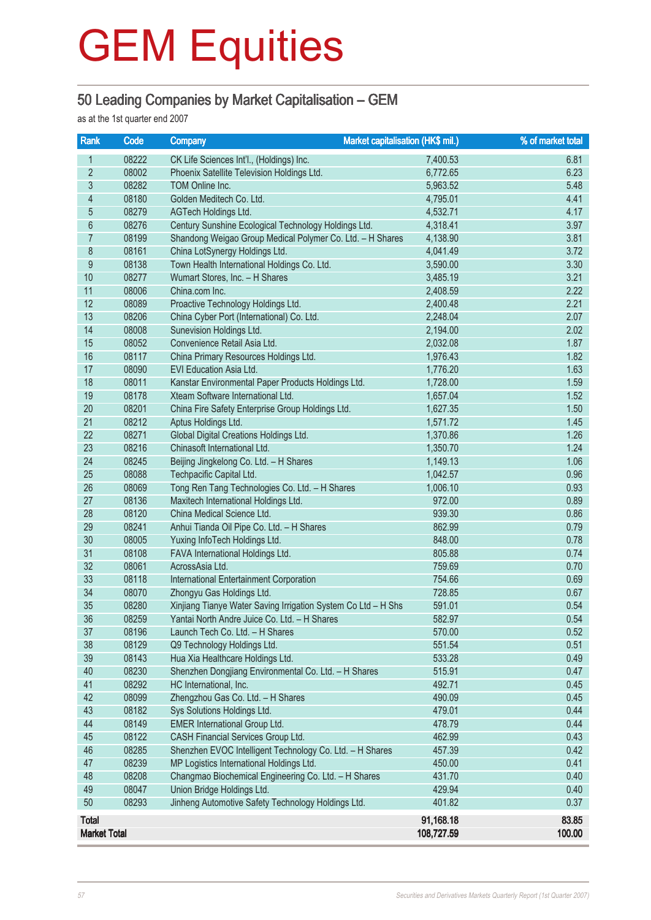# GEM Equities

## 50 Leading Companies by Market Capitalisation – GEM

as at the 1st quarter end 2007

| Rank | Code | Company | Market capitalisation (HK$ mil.) | % of market total |
|---|---|---|---|---|
| 1 | 08222 | CK Life Sciences Int'l., (Holdings) Inc. | 7,400.53 | 6.81 |
| 2 | 08002 | Phoenix Satellite Television Holdings Ltd. | 6,772.65 | 6.23 |
| 3 | 08282 | TOM Online Inc. | 5,963.52 | 5.48 |
| 4 | 08180 | Golden Meditech Co. Ltd. | 4,795.01 | 4.41 |
| 5 | 08279 | AGTech Holdings Ltd. | 4,532.71 | 4.17 |
| 6 | 08276 | Century Sunshine Ecological Technology Holdings Ltd. | 4,318.41 | 3.97 |
| 7 | 08199 | Shandong Weigao Group Medical Polymer Co. Ltd. – H Shares | 4,138.90 | 3.81 |
| 8 | 08161 | China LotSynergy Holdings Ltd. | 4,041.49 | 3.72 |
| 9 | 08138 | Town Health International Holdings Co. Ltd. | 3,590.00 | 3.30 |
| 10 | 08277 | Wumart Stores, Inc. – H Shares | 3,485.19 | 3.21 |
| 11 | 08006 | China.com Inc. | 2,408.59 | 2.22 |
| 12 | 08089 | Proactive Technology Holdings Ltd. | 2,400.48 | 2.21 |
| 13 | 08206 | China Cyber Port (International) Co. Ltd. | 2,248.04 | 2.07 |
| 14 | 08008 | Sunevision Holdings Ltd. | 2,194.00 | 2.02 |
| 15 | 08052 | Convenience Retail Asia Ltd. | 2,032.08 | 1.87 |
| 16 | 08117 | China Primary Resources Holdings Ltd. | 1,976.43 | 1.82 |
| 17 | 08090 | EVI Education Asia Ltd. | 1,776.20 | 1.63 |
| 18 | 08011 | Kanstar Environmental Paper Products Holdings Ltd. | 1,728.00 | 1.59 |
| 19 | 08178 | Xteam Software International Ltd. | 1,657.04 | 1.52 |
| 20 | 08201 | China Fire Safety Enterprise Group Holdings Ltd. | 1,627.35 | 1.50 |
| 21 | 08212 | Aptus Holdings Ltd. | 1,571.72 | 1.45 |
| 22 | 08271 | Global Digital Creations Holdings Ltd. | 1,370.86 | 1.26 |
| 23 | 08216 | Chinasoft International Ltd. | 1,350.70 | 1.24 |
| 24 | 08245 | Beijing Jingkelong Co. Ltd. – H Shares | 1,149.13 | 1.06 |
| 25 | 08088 | Techpacific Capital Ltd. | 1,042.57 | 0.96 |
| 26 | 08069 | Tong Ren Tang Technologies Co. Ltd. – H Shares | 1,006.10 | 0.93 |
| 27 | 08136 | Maxitech International Holdings Ltd. | 972.00 | 0.89 |
| 28 | 08120 | China Medical Science Ltd. | 939.30 | 0.86 |
| 29 | 08241 | Anhui Tianda Oil Pipe Co. Ltd. – H Shares | 862.99 | 0.79 |
| 30 | 08005 | Yuxing InfoTech Holdings Ltd. | 848.00 | 0.78 |
| 31 | 08108 | FAVA International Holdings Ltd. | 805.88 | 0.74 |
| 32 | 08061 | AcrossAsia Ltd. | 759.69 | 0.70 |
| 33 | 08118 | International Entertainment Corporation | 754.66 | 0.69 |
| 34 | 08070 | Zhongyu Gas Holdings Ltd. | 728.85 | 0.67 |
| 35 | 08280 | Xinjiang Tianye Water Saving Irrigation System Co Ltd – H Shs | 591.01 | 0.54 |
| 36 | 08259 | Yantai North Andre Juice Co. Ltd. – H Shares | 582.97 | 0.54 |
| 37 | 08196 | Launch Tech Co. Ltd. – H Shares | 570.00 | 0.52 |
| 38 | 08129 | Q9 Technology Holdings Ltd. | 551.54 | 0.51 |
| 39 | 08143 | Hua Xia Healthcare Holdings Ltd. | 533.28 | 0.49 |
| 40 | 08230 | Shenzhen Dongjiang Environmental Co. Ltd. – H Shares | 515.91 | 0.47 |
| 41 | 08292 | HC International, Inc. | 492.71 | 0.45 |
| 42 | 08099 | Zhengzhou Gas Co. Ltd. – H Shares | 490.09 | 0.45 |
| 43 | 08182 | Sys Solutions Holdings Ltd. | 479.01 | 0.44 |
| 44 | 08149 | EMER International Group Ltd. | 478.79 | 0.44 |
| 45 | 08122 | CASH Financial Services Group Ltd. | 462.99 | 0.43 |
| 46 | 08285 | Shenzhen EVOC Intelligent Technology Co. Ltd. – H Shares | 457.39 | 0.42 |
| 47 | 08239 | MP Logistics International Holdings Ltd. | 450.00 | 0.41 |
| 48 | 08208 | Changmao Biochemical Engineering Co. Ltd. – H Shares | 431.70 | 0.40 |
| 49 | 08047 | Union Bridge Holdings Ltd. | 429.94 | 0.40 |
| 50 | 08293 | Jinheng Automotive Safety Technology Holdings Ltd. | 401.82 | 0.37 |
| **Total** | | | **91,168.18** | **83.85** |
| **Market Total** | | | **108,727.59** | **100.00** |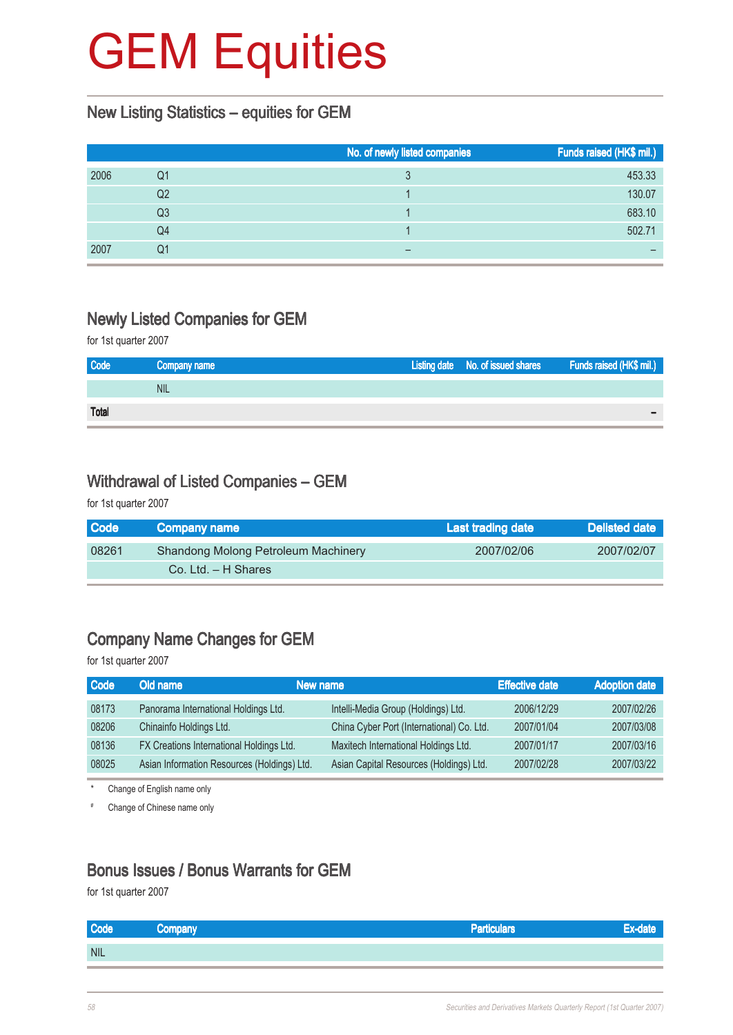# GEM Equities

## New Listing Statistics – equities for GEM

| | | No. of newly listed companies | Funds raised (HK$ mil.) |
|---|---|---|---|
| 2006 | Q1 | 3 | 453.33 |
| | Q2 | 1 | 130.07 |
| | Q3 | 1 | 683.10 |
| | Q4 | 1 | 502.71 |
| 2007 | Q1 | – | – |

## Newly Listed Companies for GEM

for 1st quarter 2007

| Code | Company name | Listing date | No. of issued shares | Funds raised (HK$ mil.) |
|---|---|---|---|---|
| | NIL | | | |
| **Total** | | | | **–** |

## Withdrawal of Listed Companies – GEM

for 1st quarter 2007

| Code | Company name | Last trading date | Delisted date |
|---|---|---|---|
| 08261 | Shandong Molong Petroleum Machinery Co. Ltd. – H Shares | 2007/02/06 | 2007/02/07 |

## Company Name Changes for GEM

for 1st quarter 2007

| Code | Old name | New name | Effective date | Adoption date |
|---|---|---|---|---|
| 08173 | Panorama International Holdings Ltd. | Intelli-Media Group (Holdings) Ltd. | 2006/12/29 | 2007/02/26 |
| 08206 | Chinainfo Holdings Ltd. | China Cyber Port (International) Co. Ltd. | 2007/01/04 | 2007/03/08 |
| 08136 | FX Creations International Holdings Ltd. | Maxitech International Holdings Ltd. | 2007/01/17 | 2007/03/16 |
| 08025 | Asian Information Resources (Holdings) Ltd. | Asian Capital Resources (Holdings) Ltd. | 2007/02/28 | 2007/03/22 |

\* Change of English name only

\# Change of Chinese name only

## Bonus Issues / Bonus Warrants for GEM

for 1st quarter 2007

| Code | Company | Particulars | Ex-date |
|---|---|---|---|
| NIL | | | |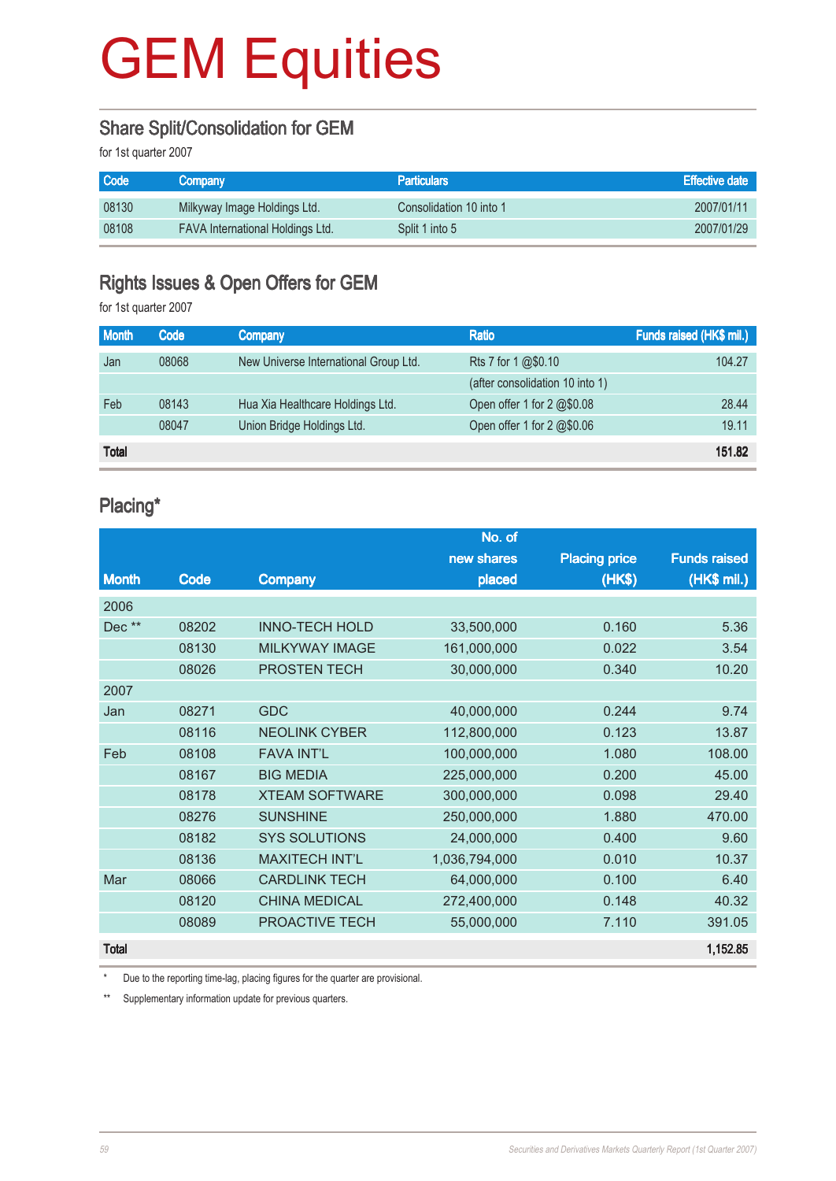# GEM Equities

## Share Split/Consolidation for GEM

for 1st quarter 2007

| Code | Company | Particulars | Effective date |
|---|---|---|---|
| 08130 | Milkyway Image Holdings Ltd. | Consolidation 10 into 1 | 2007/01/11 |
| 08108 | FAVA International Holdings Ltd. | Split 1 into 5 | 2007/01/29 |

## Rights Issues & Open Offers for GEM

for 1st quarter 2007

| Month | Code | Company | Ratio | Funds raised (HK$ mil.) |
|---|---|---|---|---|
| Jan | 08068 | New Universe International Group Ltd. | Rts 7 for 1 @$0.10 | 104.27 |
| | | | (after consolidation 10 into 1) | |
| Feb | 08143 | Hua Xia Healthcare Holdings Ltd. | Open offer 1 for 2 @$0.08 | 28.44 |
| | 08047 | Union Bridge Holdings Ltd. | Open offer 1 for 2 @$0.06 | 19.11 |
| **Total** | | | | **151.82** |

## Placing*

| Month | Code | Company | No. of new shares placed | Placing price (HK$) | Funds raised (HK$ mil.) |
|---|---|---|---|---|---|
| 2006 | | | | | |
| Dec ** | 08202 | INNO-TECH HOLD | 33,500,000 | 0.160 | 5.36 |
| | 08130 | MILKYWAY IMAGE | 161,000,000 | 0.022 | 3.54 |
| | 08026 | PROSTEN TECH | 30,000,000 | 0.340 | 10.20 |
| 2007 | | | | | |
| Jan | 08271 | GDC | 40,000,000 | 0.244 | 9.74 |
| | 08116 | NEOLINK CYBER | 112,800,000 | 0.123 | 13.87 |
| Feb | 08108 | FAVA INT'L | 100,000,000 | 1.080 | 108.00 |
| | 08167 | BIG MEDIA | 225,000,000 | 0.200 | 45.00 |
| | 08178 | XTEAM SOFTWARE | 300,000,000 | 0.098 | 29.40 |
| | 08276 | SUNSHINE | 250,000,000 | 1.880 | 470.00 |
| | 08182 | SYS SOLUTIONS | 24,000,000 | 0.400 | 9.60 |
| | 08136 | MAXITECH INT'L | 1,036,794,000 | 0.010 | 10.37 |
| Mar | 08066 | CARDLINK TECH | 64,000,000 | 0.100 | 6.40 |
| | 08120 | CHINA MEDICAL | 272,400,000 | 0.148 | 40.32 |
| | 08089 | PROACTIVE TECH | 55,000,000 | 7.110 | 391.05 |
| **Total** | | | | | **1,152.85** |

\* Due to the reporting time-lag, placing figures for the quarter are provisional.

** Supplementary information update for previous quarters.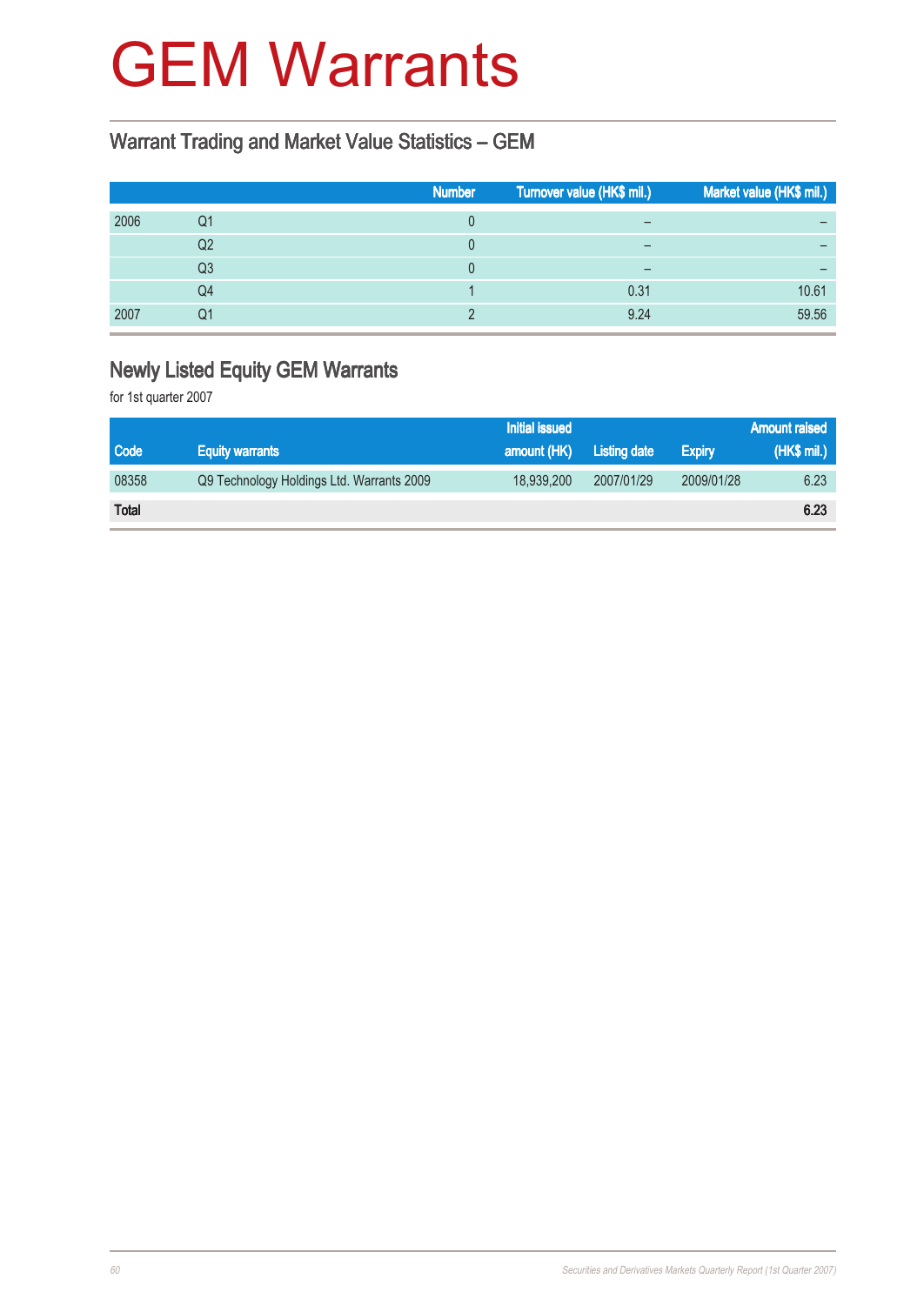# GEM Warrants

## Warrant Trading and Market Value Statistics – GEM

| | | Number | Turnover value (HK$ mil.) | Market value (HK$ mil.) |
|---|---|---|---|---|
| 2006 | Q1 | 0 | – | – |
| | Q2 | 0 | – | – |
| | Q3 | 0 | – | – |
| | Q4 | 1 | 0.31 | 10.61 |
| 2007 | Q1 | 2 | 9.24 | 59.56 |

## Newly Listed Equity GEM Warrants

for 1st quarter 2007

| Code | Equity warrants | Initial issued amount (HK) | Listing date | Expiry | Amount raised (HK$ mil.) |
|---|---|---|---|---|---|
| 08358 | Q9 Technology Holdings Ltd. Warrants 2009 | 18,939,200 | 2007/01/29 | 2009/01/28 | 6.23 |
| **Total** | | | | | **6.23** |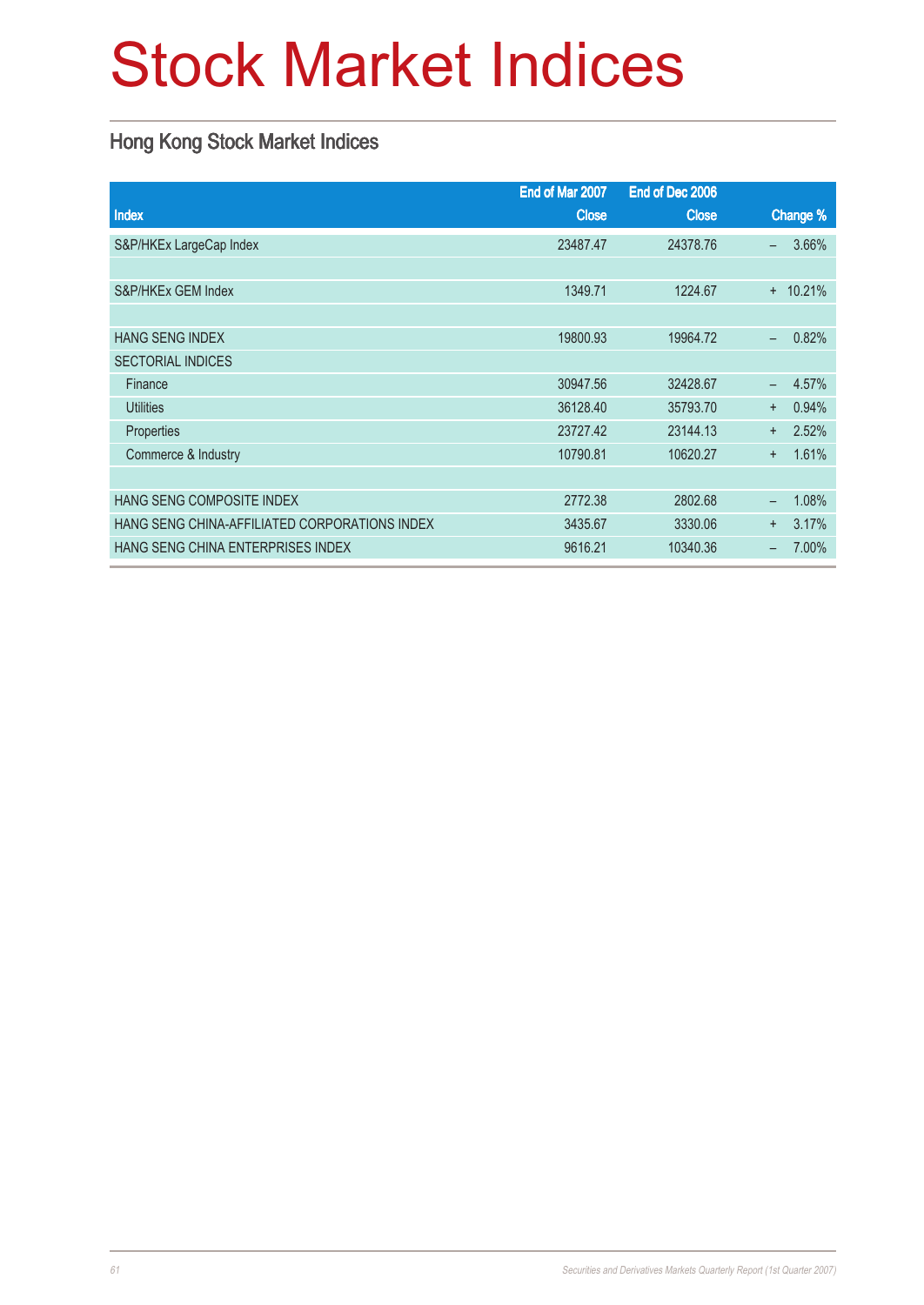# Stock Market Indices

## Hong Kong Stock Market Indices

| Index | End of Mar 2007 Close | End of Dec 2006 Close | Change % |
|---|---|---|---|
| S&P/HKEx LargeCap Index | 23487.47 | 24378.76 | – 3.66% |
| | | | |
| S&P/HKEx GEM Index | 1349.71 | 1224.67 | + 10.21% |
| | | | |
| HANG SENG INDEX | 19800.93 | 19964.72 | – 0.82% |
| SECTORIAL INDICES | | | |
| Finance | 30947.56 | 32428.67 | – 4.57% |
| Utilities | 36128.40 | 35793.70 | + 0.94% |
| Properties | 23727.42 | 23144.13 | + 2.52% |
| Commerce & Industry | 10790.81 | 10620.27 | + 1.61% |
| | | | |
| HANG SENG COMPOSITE INDEX | 2772.38 | 2802.68 | – 1.08% |
| HANG SENG CHINA-AFFILIATED CORPORATIONS INDEX | 3435.67 | 3330.06 | + 3.17% |
| HANG SENG CHINA ENTERPRISES INDEX | 9616.21 | 10340.36 | – 7.00% |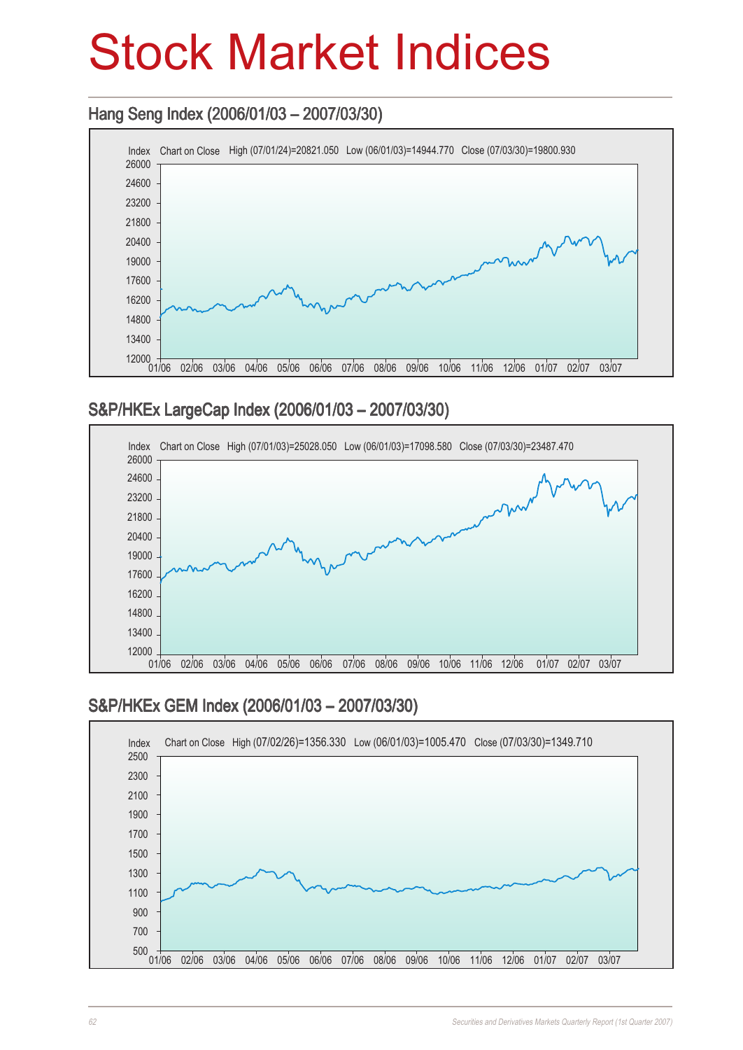# Stock Market Indices

## Hang Seng Index (2006/01/03 – 2007/03/30)

Index Chart on Close High (07/01/24)=20821.050 Low (06/01/03)=14944.770 Close (07/03/30)=19800.930

## S&P/HKEx LargeCap Index (2006/01/03 – 2007/03/30)

Index Chart on Close High (07/01/03)=25028.050 Low (06/01/03)=17098.580 Close (07/03/30)=23487.470

## S&P/HKEx GEM Index (2006/01/03 – 2007/03/30)

Index Chart on Close High (07/02/26)=1356.330 Low (06/01/03)=1005.470 Close (07/03/30)=1349.710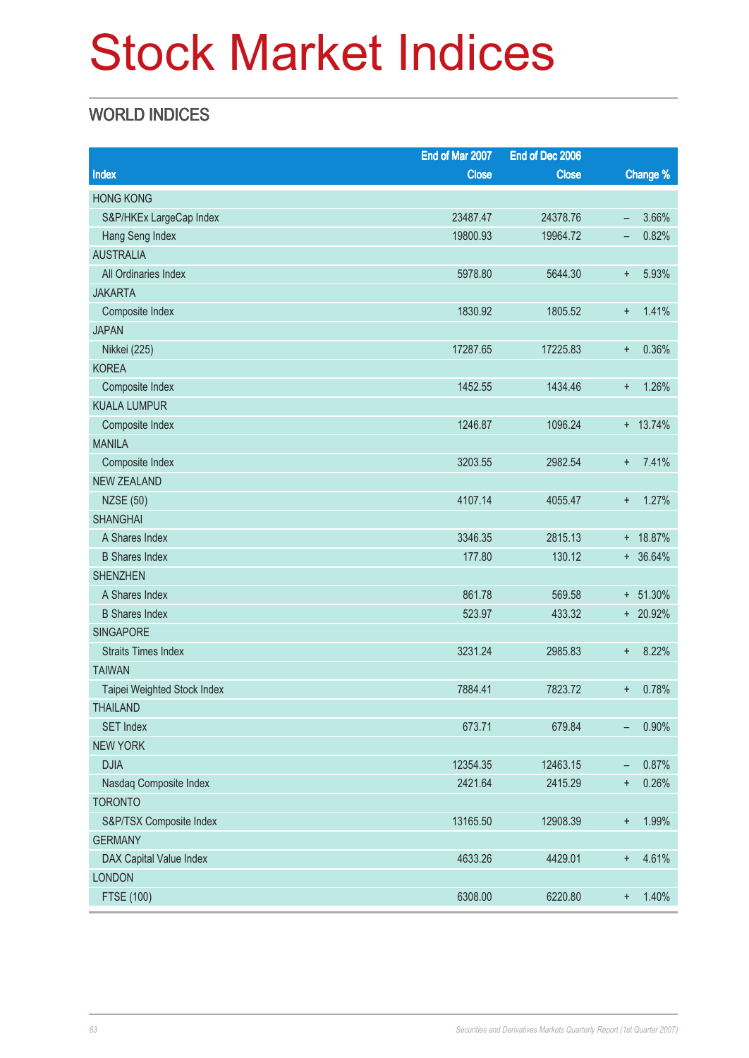# Stock Market Indices

## WORLD INDICES

| Index | End of Mar 2007 Close | End of Dec 2006 Close | Change % |
|---|---|---|---|
| HONG KONG | | | |
| S&P/HKEx LargeCap Index | 23487.47 | 24378.76 | – 3.66% |
| Hang Seng Index | 19800.93 | 19964.72 | – 0.82% |
| AUSTRALIA | | | |
| All Ordinaries Index | 5978.80 | 5644.30 | + 5.93% |
| JAKARTA | | | |
| Composite Index | 1830.92 | 1805.52 | + 1.41% |
| JAPAN | | | |
| Nikkei (225) | 17287.65 | 17225.83 | + 0.36% |
| KOREA | | | |
| Composite Index | 1452.55 | 1434.46 | + 1.26% |
| KUALA LUMPUR | | | |
| Composite Index | 1246.87 | 1096.24 | + 13.74% |
| MANILA | | | |
| Composite Index | 3203.55 | 2982.54 | + 7.41% |
| NEW ZEALAND | | | |
| NZSE (50) | 4107.14 | 4055.47 | + 1.27% |
| SHANGHAI | | | |
| A Shares Index | 3346.35 | 2815.13 | + 18.87% |
| B Shares Index | 177.80 | 130.12 | + 36.64% |
| SHENZHEN | | | |
| A Shares Index | 861.78 | 569.58 | + 51.30% |
| B Shares Index | 523.97 | 433.32 | + 20.92% |
| SINGAPORE | | | |
| Straits Times Index | 3231.24 | 2985.83 | + 8.22% |
| TAIWAN | | | |
| Taipei Weighted Stock Index | 7884.41 | 7823.72 | + 0.78% |
| THAILAND | | | |
| SET Index | 673.71 | 679.84 | – 0.90% |
| NEW YORK | | | |
| DJIA | 12354.35 | 12463.15 | – 0.87% |
| Nasdaq Composite Index | 2421.64 | 2415.29 | + 0.26% |
| TORONTO | | | |
| S&P/TSX Composite Index | 13165.50 | 12908.39 | + 1.99% |
| GERMANY | | | |
| DAX Capital Value Index | 4633.26 | 4429.01 | + 4.61% |
| LONDON | | | |
| FTSE (100) | 6308.00 | 6220.80 | + 1.40% |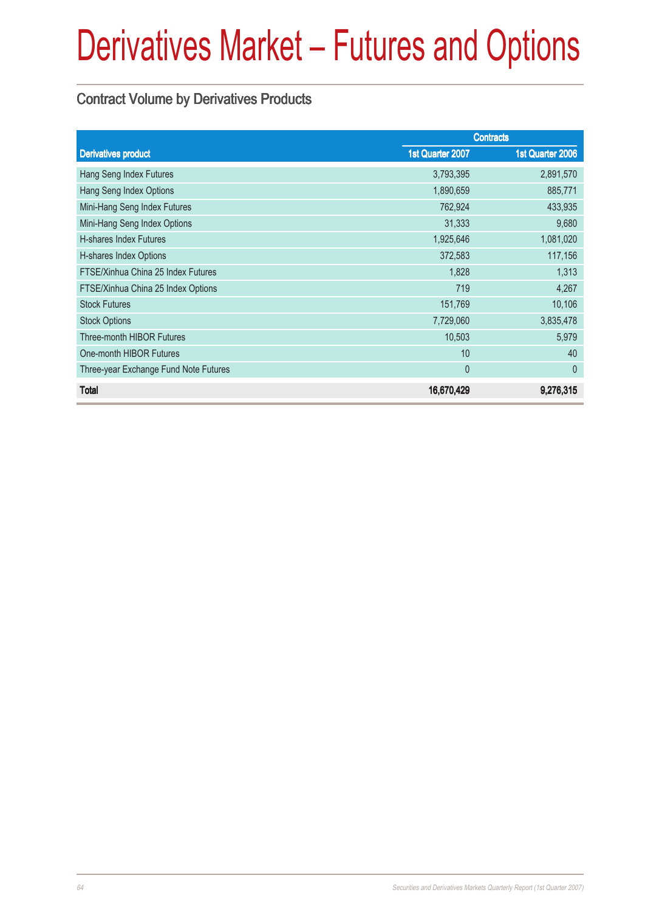# Derivatives Market – Futures and Options

## Contract Volume by Derivatives Products

| Derivatives product | Contracts | |
|---|---|---|
| | 1st Quarter 2007 | 1st Quarter 2006 |
| Hang Seng Index Futures | 3,793,395 | 2,891,570 |
| Hang Seng Index Options | 1,890,659 | 885,771 |
| Mini-Hang Seng Index Futures | 762,924 | 433,935 |
| Mini-Hang Seng Index Options | 31,333 | 9,680 |
| H-shares Index Futures | 1,925,646 | 1,081,020 |
| H-shares Index Options | 372,583 | 117,156 |
| FTSE/Xinhua China 25 Index Futures | 1,828 | 1,313 |
| FTSE/Xinhua China 25 Index Options | 719 | 4,267 |
| Stock Futures | 151,769 | 10,106 |
| Stock Options | 7,729,060 | 3,835,478 |
| Three-month HIBOR Futures | 10,503 | 5,979 |
| One-month HIBOR Futures | 10 | 40 |
| Three-year Exchange Fund Note Futures | 0 | 0 |
| **Total** | **16,670,429** | **9,276,315** |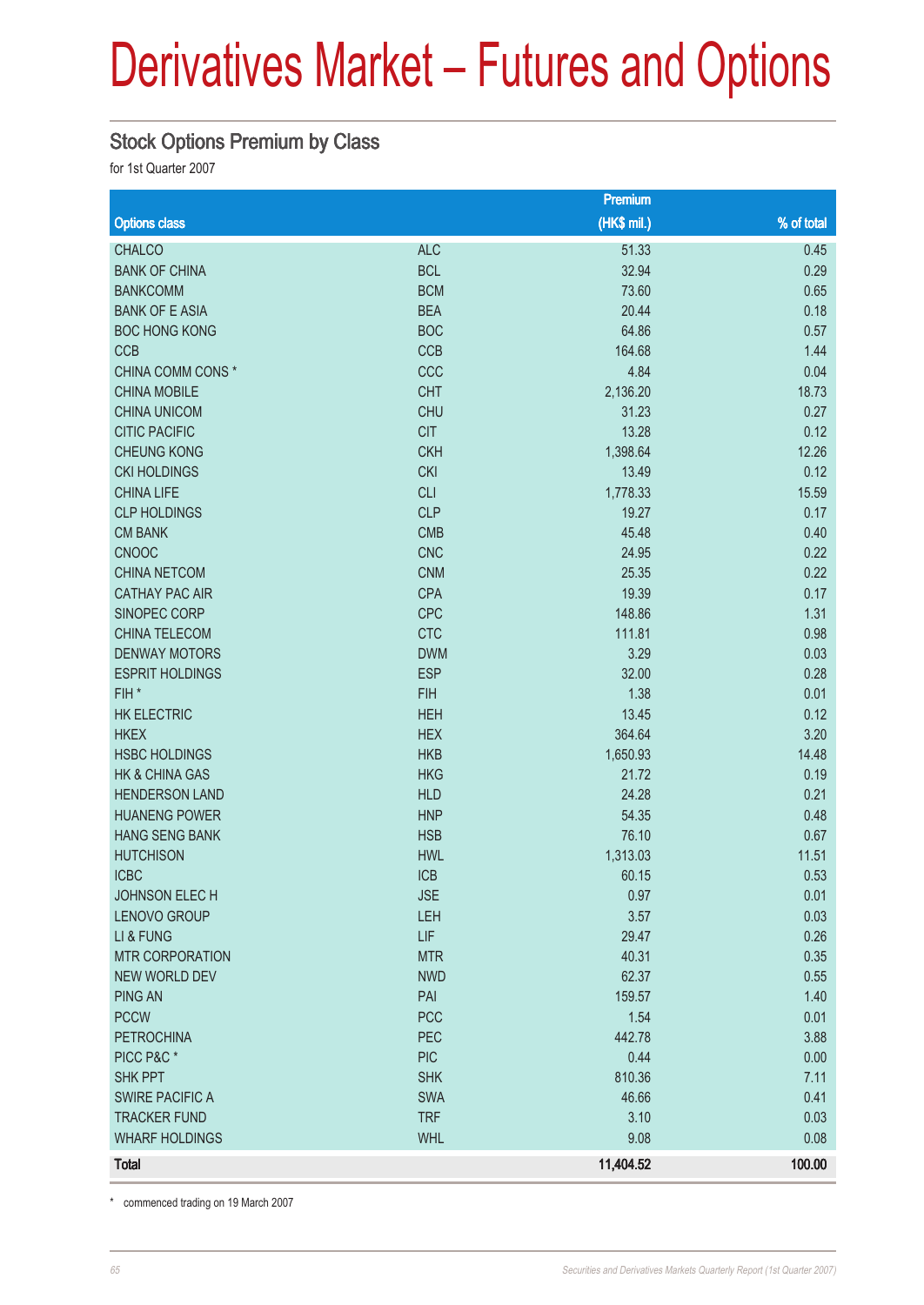# Derivatives Market – Futures and Options

## Stock Options Premium by Class

for 1st Quarter 2007

| Options class | | Premium (HK$ mil.) | % of total |
|---|---|---|---|
| CHALCO | ALC | 51.33 | 0.45 |
| BANK OF CHINA | BCL | 32.94 | 0.29 |
| BANKCOMM | BCM | 73.60 | 0.65 |
| BANK OF E ASIA | BEA | 20.44 | 0.18 |
| BOC HONG KONG | BOC | 64.86 | 0.57 |
| CCB | CCB | 164.68 | 1.44 |
| CHINA COMM CONS * | CCC | 4.84 | 0.04 |
| CHINA MOBILE | CHT | 2,136.20 | 18.73 |
| CHINA UNICOM | CHU | 31.23 | 0.27 |
| CITIC PACIFIC | CIT | 13.28 | 0.12 |
| CHEUNG KONG | CKH | 1,398.64 | 12.26 |
| CKI HOLDINGS | CKI | 13.49 | 0.12 |
| CHINA LIFE | CLI | 1,778.33 | 15.59 |
| CLP HOLDINGS | CLP | 19.27 | 0.17 |
| CM BANK | CMB | 45.48 | 0.40 |
| CNOOC | CNC | 24.95 | 0.22 |
| CHINA NETCOM | CNM | 25.35 | 0.22 |
| CATHAY PAC AIR | CPA | 19.39 | 0.17 |
| SINOPEC CORP | CPC | 148.86 | 1.31 |
| CHINA TELECOM | CTC | 111.81 | 0.98 |
| DENWAY MOTORS | DWM | 3.29 | 0.03 |
| ESPRIT HOLDINGS | ESP | 32.00 | 0.28 |
| FIH * | FIH | 1.38 | 0.01 |
| HK ELECTRIC | HEH | 13.45 | 0.12 |
| HKEX | HEX | 364.64 | 3.20 |
| HSBC HOLDINGS | HKB | 1,650.93 | 14.48 |
| HK & CHINA GAS | HKG | 21.72 | 0.19 |
| HENDERSON LAND | HLD | 24.28 | 0.21 |
| HUANENG POWER | HNP | 54.35 | 0.48 |
| HANG SENG BANK | HSB | 76.10 | 0.67 |
| HUTCHISON | HWL | 1,313.03 | 11.51 |
| ICBC | ICB | 60.15 | 0.53 |
| JOHNSON ELEC H | JSE | 0.97 | 0.01 |
| LENOVO GROUP | LEH | 3.57 | 0.03 |
| LI & FUNG | LIF | 29.47 | 0.26 |
| MTR CORPORATION | MTR | 40.31 | 0.35 |
| NEW WORLD DEV | NWD | 62.37 | 0.55 |
| PING AN | PAI | 159.57 | 1.40 |
| PCCW | PCC | 1.54 | 0.01 |
| PETROCHINA | PEC | 442.78 | 3.88 |
| PICC P&C * | PIC | 0.44 | 0.00 |
| SHK PPT | SHK | 810.36 | 7.11 |
| SWIRE PACIFIC A | SWA | 46.66 | 0.41 |
| TRACKER FUND | TRF | 3.10 | 0.03 |
| WHARF HOLDINGS | WHL | 9.08 | 0.08 |
| **Total** | | **11,404.52** | **100.00** |

\* commenced trading on 19 March 2007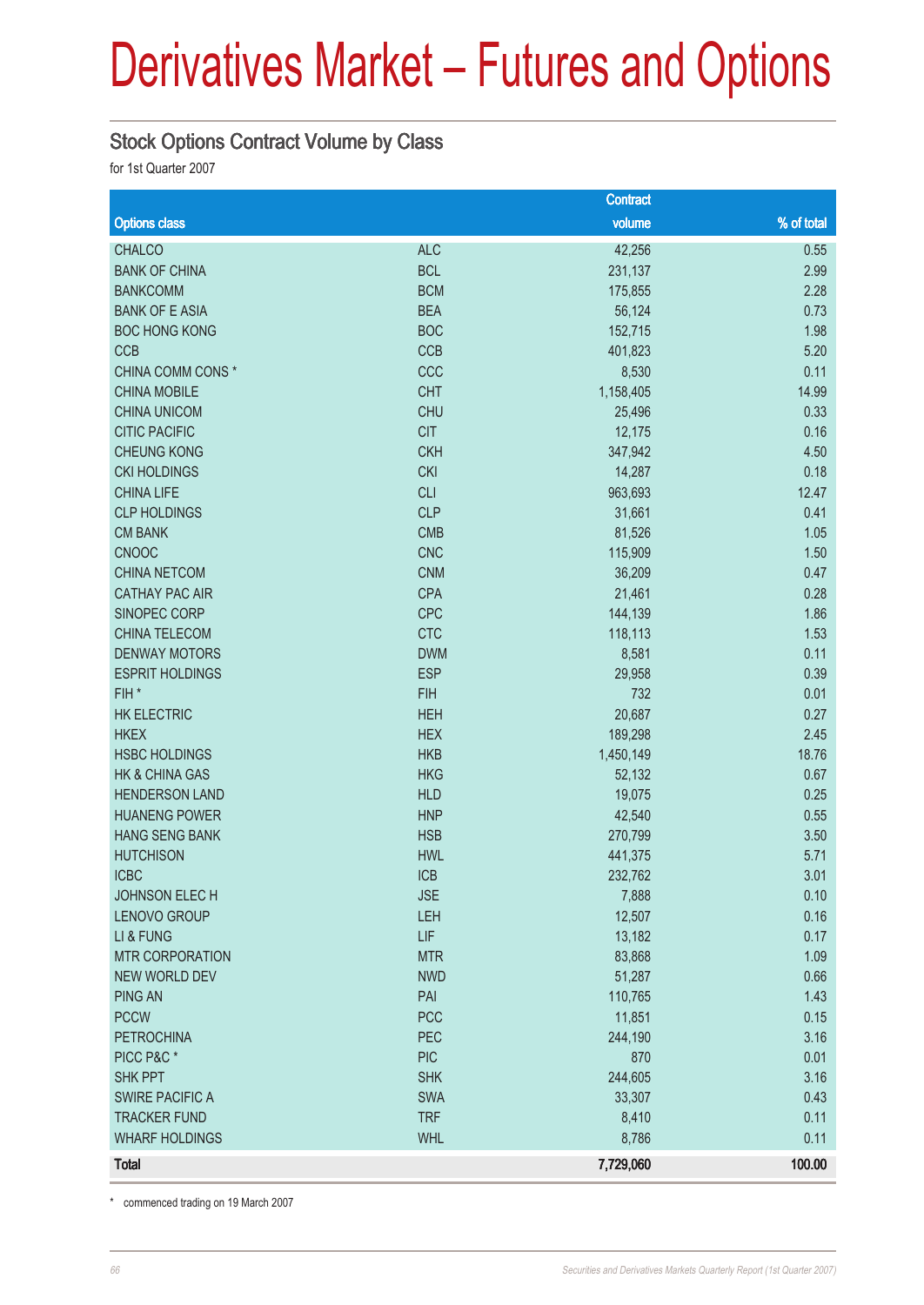# Derivatives Market – Futures and Options

## Stock Options Contract Volume by Class

for 1st Quarter 2007

| Options class | | Contract volume | % of total |
|---|---|---|---|
| CHALCO | ALC | 42,256 | 0.55 |
| BANK OF CHINA | BCL | 231,137 | 2.99 |
| BANKCOMM | BCM | 175,855 | 2.28 |
| BANK OF E ASIA | BEA | 56,124 | 0.73 |
| BOC HONG KONG | BOC | 152,715 | 1.98 |
| CCB | CCB | 401,823 | 5.20 |
| CHINA COMM CONS * | CCC | 8,530 | 0.11 |
| CHINA MOBILE | CHT | 1,158,405 | 14.99 |
| CHINA UNICOM | CHU | 25,496 | 0.33 |
| CITIC PACIFIC | CIT | 12,175 | 0.16 |
| CHEUNG KONG | CKH | 347,942 | 4.50 |
| CKI HOLDINGS | CKI | 14,287 | 0.18 |
| CHINA LIFE | CLI | 963,693 | 12.47 |
| CLP HOLDINGS | CLP | 31,661 | 0.41 |
| CM BANK | CMB | 81,526 | 1.05 |
| CNOOC | CNC | 115,909 | 1.50 |
| CHINA NETCOM | CNM | 36,209 | 0.47 |
| CATHAY PAC AIR | CPA | 21,461 | 0.28 |
| SINOPEC CORP | CPC | 144,139 | 1.86 |
| CHINA TELECOM | CTC | 118,113 | 1.53 |
| DENWAY MOTORS | DWM | 8,581 | 0.11 |
| ESPRIT HOLDINGS | ESP | 29,958 | 0.39 |
| FIH * | FIH | 732 | 0.01 |
| HK ELECTRIC | HEH | 20,687 | 0.27 |
| HKEX | HEX | 189,298 | 2.45 |
| HSBC HOLDINGS | HKB | 1,450,149 | 18.76 |
| HK & CHINA GAS | HKG | 52,132 | 0.67 |
| HENDERSON LAND | HLD | 19,075 | 0.25 |
| HUANENG POWER | HNP | 42,540 | 0.55 |
| HANG SENG BANK | HSB | 270,799 | 3.50 |
| HUTCHISON | HWL | 441,375 | 5.71 |
| ICBC | ICB | 232,762 | 3.01 |
| JOHNSON ELEC H | JSE | 7,888 | 0.10 |
| LENOVO GROUP | LEH | 12,507 | 0.16 |
| LI & FUNG | LIF | 13,182 | 0.17 |
| MTR CORPORATION | MTR | 83,868 | 1.09 |
| NEW WORLD DEV | NWD | 51,287 | 0.66 |
| PING AN | PAI | 110,765 | 1.43 |
| PCCW | PCC | 11,851 | 0.15 |
| PETROCHINA | PEC | 244,190 | 3.16 |
| PICC P&C * | PIC | 870 | 0.01 |
| SHK PPT | SHK | 244,605 | 3.16 |
| SWIRE PACIFIC A | SWA | 33,307 | 0.43 |
| TRACKER FUND | TRF | 8,410 | 0.11 |
| WHARF HOLDINGS | WHL | 8,786 | 0.11 |
| **Total** | | **7,729,060** | **100.00** |

\* commenced trading on 19 March 2007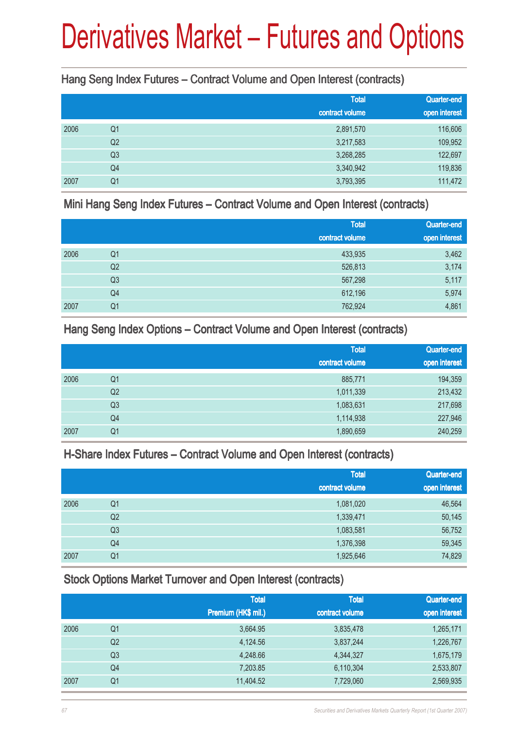# Derivatives Market – Futures and Options

## Hang Seng Index Futures – Contract Volume and Open Interest (contracts)

| | | Total contract volume | Quarter-end open interest |
|---|---|---|---|
| 2006 | Q1 | 2,891,570 | 116,606 |
| | Q2 | 3,217,583 | 109,952 |
| | Q3 | 3,268,285 | 122,697 |
| | Q4 | 3,340,942 | 119,836 |
| 2007 | Q1 | 3,793,395 | 111,472 |

## Mini Hang Seng Index Futures – Contract Volume and Open Interest (contracts)

| | | Total contract volume | Quarter-end open interest |
|---|---|---|---|
| 2006 | Q1 | 433,935 | 3,462 |
| | Q2 | 526,813 | 3,174 |
| | Q3 | 567,298 | 5,117 |
| | Q4 | 612,196 | 5,974 |
| 2007 | Q1 | 762,924 | 4,861 |

## Hang Seng Index Options – Contract Volume and Open Interest (contracts)

| | | Total contract volume | Quarter-end open interest |
|---|---|---|---|
| 2006 | Q1 | 885,771 | 194,359 |
| | Q2 | 1,011,339 | 213,432 |
| | Q3 | 1,083,631 | 217,698 |
| | Q4 | 1,114,938 | 227,946 |
| 2007 | Q1 | 1,890,659 | 240,259 |

## H-Share Index Futures – Contract Volume and Open Interest (contracts)

| | | Total contract volume | Quarter-end open interest |
|---|---|---|---|
| 2006 | Q1 | 1,081,020 | 46,564 |
| | Q2 | 1,339,471 | 50,145 |
| | Q3 | 1,083,581 | 56,752 |
| | Q4 | 1,376,398 | 59,345 |
| 2007 | Q1 | 1,925,646 | 74,829 |

## Stock Options Market Turnover and Open Interest (contracts)

| | | Total Premium (HK$ mil.) | Total contract volume | Quarter-end open interest |
|---|---|---|---|---|
| 2006 | Q1 | 3,664.95 | 3,835,478 | 1,265,171 |
| | Q2 | 4,124.56 | 3,837,244 | 1,226,767 |
| | Q3 | 4,248.66 | 4,344,327 | 1,675,179 |
| | Q4 | 7,203.85 | 6,110,304 | 2,533,807 |
| 2007 | Q1 | 11,404.52 | 7,729,060 | 2,569,935 |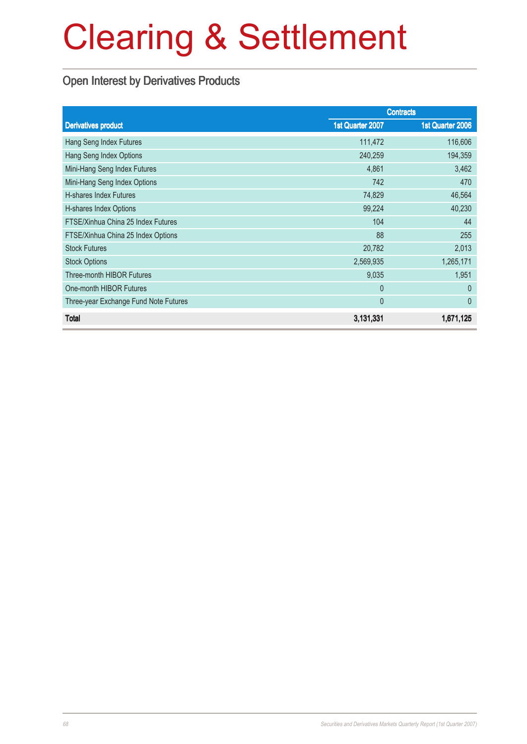# Clearing & Settlement

## Open Interest by Derivatives Products

| | Contracts | |
|---|---|---|
| **Derivatives product** | **1st Quarter 2007** | **1st Quarter 2006** |
| Hang Seng Index Futures | 111,472 | 116,606 |
| Hang Seng Index Options | 240,259 | 194,359 |
| Mini-Hang Seng Index Futures | 4,861 | 3,462 |
| Mini-Hang Seng Index Options | 742 | 470 |
| H-shares Index Futures | 74,829 | 46,564 |
| H-shares Index Options | 99,224 | 40,230 |
| FTSE/Xinhua China 25 Index Futures | 104 | 44 |
| FTSE/Xinhua China 25 Index Options | 88 | 255 |
| Stock Futures | 20,782 | 2,013 |
| Stock Options | 2,569,935 | 1,265,171 |
| Three-month HIBOR Futures | 9,035 | 1,951 |
| One-month HIBOR Futures | 0 | 0 |
| Three-year Exchange Fund Note Futures | 0 | 0 |
| **Total** | **3,131,331** | **1,671,125** |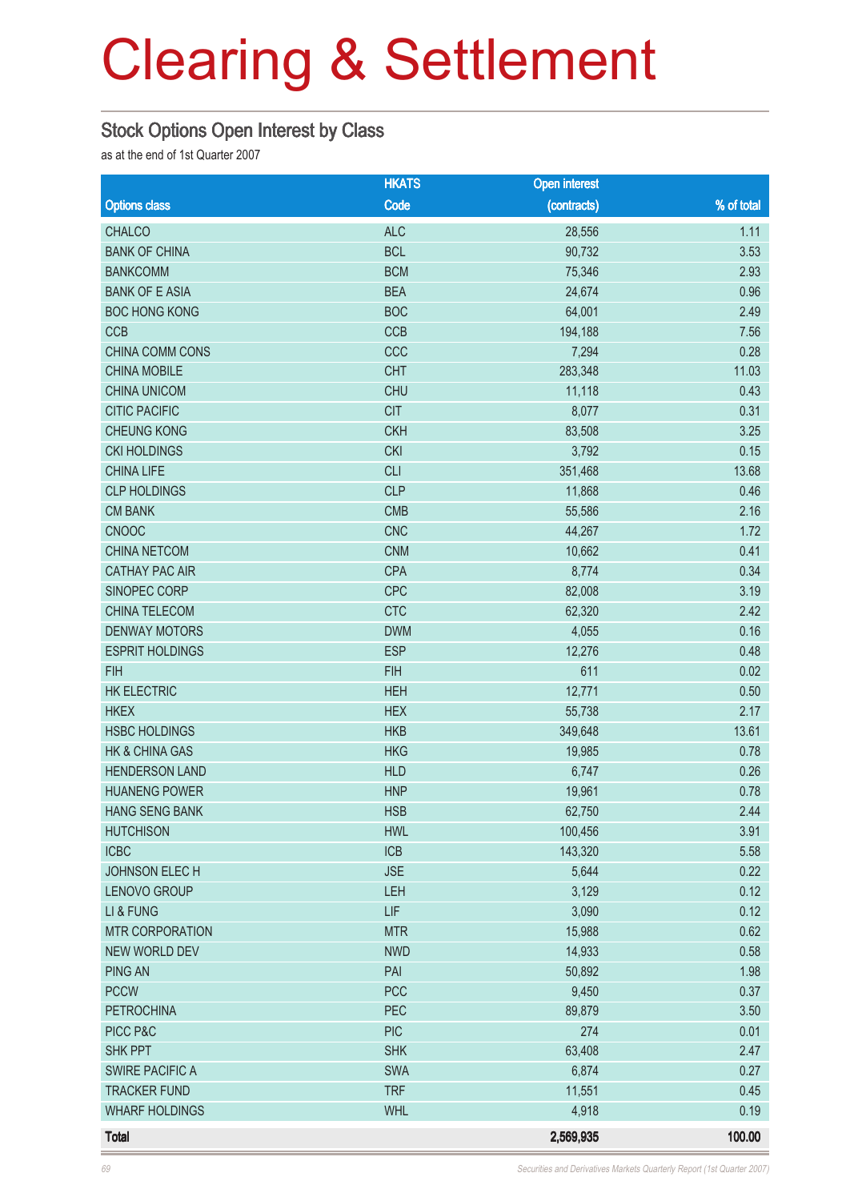# Clearing & Settlement

## Stock Options Open Interest by Class

as at the end of 1st Quarter 2007

| Options class | HKATS Code | Open interest (contracts) | % of total |
|---|---|---|---|
| CHALCO | ALC | 28,556 | 1.11 |
| BANK OF CHINA | BCL | 90,732 | 3.53 |
| BANKCOMM | BCM | 75,346 | 2.93 |
| BANK OF E ASIA | BEA | 24,674 | 0.96 |
| BOC HONG KONG | BOC | 64,001 | 2.49 |
| CCB | CCB | 194,188 | 7.56 |
| CHINA COMM CONS | CCC | 7,294 | 0.28 |
| CHINA MOBILE | CHT | 283,348 | 11.03 |
| CHINA UNICOM | CHU | 11,118 | 0.43 |
| CITIC PACIFIC | CIT | 8,077 | 0.31 |
| CHEUNG KONG | CKH | 83,508 | 3.25 |
| CKI HOLDINGS | CKI | 3,792 | 0.15 |
| CHINA LIFE | CLI | 351,468 | 13.68 |
| CLP HOLDINGS | CLP | 11,868 | 0.46 |
| CM BANK | CMB | 55,586 | 2.16 |
| CNOOC | CNC | 44,267 | 1.72 |
| CHINA NETCOM | CNM | 10,662 | 0.41 |
| CATHAY PAC AIR | CPA | 8,774 | 0.34 |
| SINOPEC CORP | CPC | 82,008 | 3.19 |
| CHINA TELECOM | CTC | 62,320 | 2.42 |
| DENWAY MOTORS | DWM | 4,055 | 0.16 |
| ESPRIT HOLDINGS | ESP | 12,276 | 0.48 |
| FIH | FIH | 611 | 0.02 |
| HK ELECTRIC | HEH | 12,771 | 0.50 |
| HKEX | HEX | 55,738 | 2.17 |
| HSBC HOLDINGS | HKB | 349,648 | 13.61 |
| HK & CHINA GAS | HKG | 19,985 | 0.78 |
| HENDERSON LAND | HLD | 6,747 | 0.26 |
| HUANENG POWER | HNP | 19,961 | 0.78 |
| HANG SENG BANK | HSB | 62,750 | 2.44 |
| HUTCHISON | HWL | 100,456 | 3.91 |
| ICBC | ICB | 143,320 | 5.58 |
| JOHNSON ELEC H | JSE | 5,644 | 0.22 |
| LENOVO GROUP | LEH | 3,129 | 0.12 |
| LI & FUNG | LIF | 3,090 | 0.12 |
| MTR CORPORATION | MTR | 15,988 | 0.62 |
| NEW WORLD DEV | NWD | 14,933 | 0.58 |
| PING AN | PAI | 50,892 | 1.98 |
| PCCW | PCC | 9,450 | 0.37 |
| PETROCHINA | PEC | 89,879 | 3.50 |
| PICC P&C | PIC | 274 | 0.01 |
| SHK PPT | SHK | 63,408 | 2.47 |
| SWIRE PACIFIC A | SWA | 6,874 | 0.27 |
| TRACKER FUND | TRF | 11,551 | 0.45 |
| WHARF HOLDINGS | WHL | 4,918 | 0.19 |
| **Total** | | **2,569,935** | **100.00** |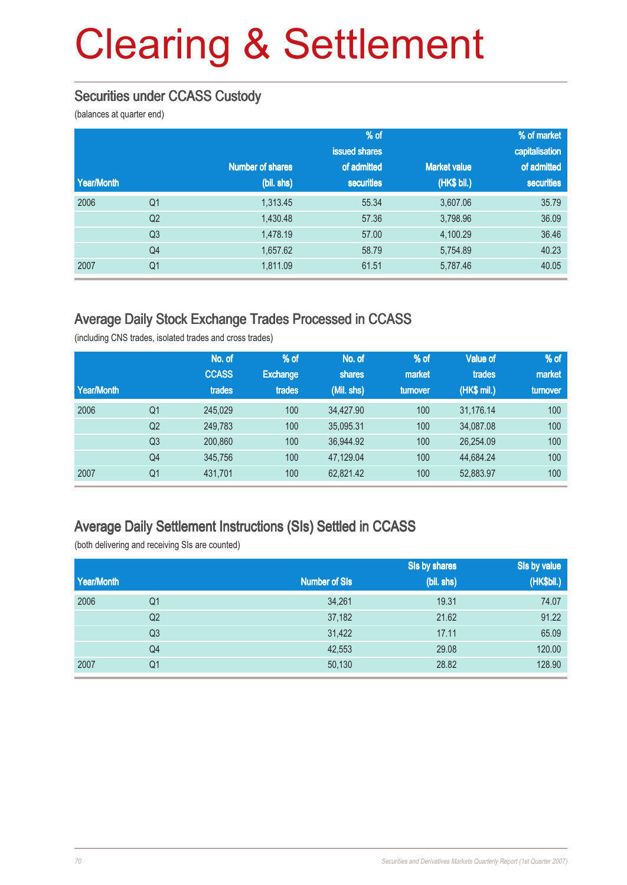# Clearing & Settlement

## Securities under CCASS Custody

(balances at quarter end)

| Year/Month | | Number of shares (bil. shs) | % of issued shares of admitted securities | Market value (HK$ bil.) | % of market capitalisation of admitted securities |
|---|---|---|---|---|---|
| 2006 | Q1 | 1,313.45 | 55.34 | 3,607.06 | 35.79 |
| | Q2 | 1,430.48 | 57.36 | 3,798.96 | 36.09 |
| | Q3 | 1,478.19 | 57.00 | 4,100.29 | 36.46 |
| | Q4 | 1,657.62 | 58.79 | 5,754.89 | 40.23 |
| 2007 | Q1 | 1,811.09 | 61.51 | 5,787.46 | 40.05 |

## Average Daily Stock Exchange Trades Processed in CCASS

(including CNS trades, isolated trades and cross trades)

| Year/Month | | No. of CCASS trades | % of Exchange trades | No. of shares (Mil. shs) | % of market turnover | Value of trades (HK$ mil.) | % of market turnover |
|---|---|---|---|---|---|---|---|
| 2006 | Q1 | 245,029 | 100 | 34,427.90 | 100 | 31,176.14 | 100 |
| | Q2 | 249,783 | 100 | 35,095.31 | 100 | 34,087.08 | 100 |
| | Q3 | 200,860 | 100 | 36,944.92 | 100 | 26,254.09 | 100 |
| | Q4 | 345,756 | 100 | 47,129.04 | 100 | 44,684.24 | 100 |
| 2007 | Q1 | 431,701 | 100 | 62,821.42 | 100 | 52,883.97 | 100 |

## Average Daily Settlement Instructions (SIs) Settled in CCASS

(both delivering and receiving SIs are counted)

| Year/Month | | Number of SIs | SIs by shares (bil. shs) | SIs by value (HK$bil.) |
|---|---|---|---|---|
| 2006 | Q1 | 34,261 | 19.31 | 74.07 |
| | Q2 | 37,182 | 21.62 | 91.22 |
| | Q3 | 31,422 | 17.11 | 65.09 |
| | Q4 | 42,553 | 29.08 | 120.00 |
| 2007 | Q1 | 50,130 | 28.82 | 128.90 |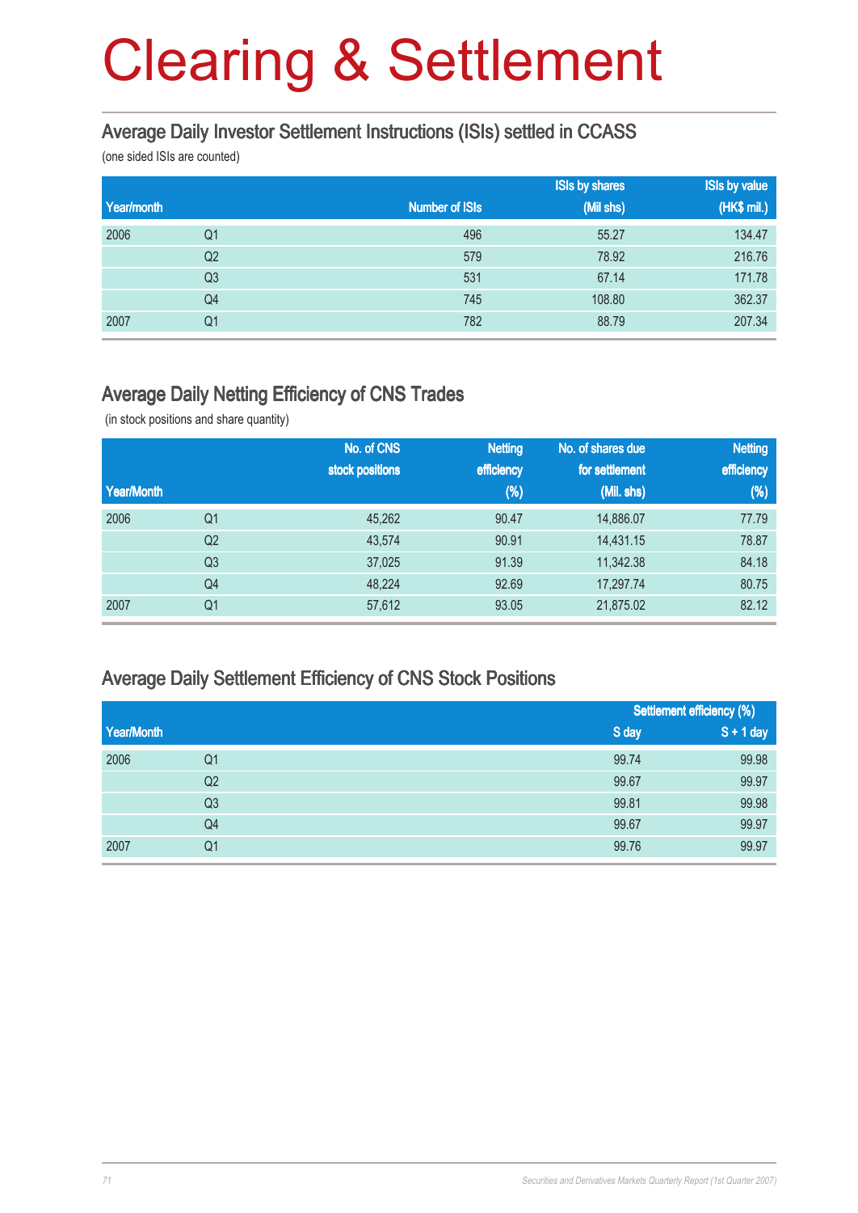# Clearing & Settlement

## Average Daily Investor Settlement Instructions (ISIs) settled in CCASS

(one sided ISIs are counted)

| Year/month | | Number of ISIs | ISIs by shares (Mil shs) | ISIs by value (HK$ mil.) |
|---|---|---|---|---|
| 2006 | Q1 | 496 | 55.27 | 134.47 |
| | Q2 | 579 | 78.92 | 216.76 |
| | Q3 | 531 | 67.14 | 171.78 |
| | Q4 | 745 | 108.80 | 362.37 |
| 2007 | Q1 | 782 | 88.79 | 207.34 |

## Average Daily Netting Efficiency of CNS Trades

(in stock positions and share quantity)

| Year/Month | | No. of CNS stock positions | Netting efficiency (%) | No. of shares due for settlement (Mil. shs) | Netting efficiency (%) |
|---|---|---|---|---|---|
| 2006 | Q1 | 45,262 | 90.47 | 14,886.07 | 77.79 |
| | Q2 | 43,574 | 90.91 | 14,431.15 | 78.87 |
| | Q3 | 37,025 | 91.39 | 11,342.38 | 84.18 |
| | Q4 | 48,224 | 92.69 | 17,297.74 | 80.75 |
| 2007 | Q1 | 57,612 | 93.05 | 21,875.02 | 82.12 |

## Average Daily Settlement Efficiency of CNS Stock Positions

| Year/Month | | Settlement efficiency (%) | |
|---|---|---|---|
| | | S day | S + 1 day |
| 2006 | Q1 | 99.74 | 99.98 |
| | Q2 | 99.67 | 99.97 |
| | Q3 | 99.81 | 99.98 |
| | Q4 | 99.67 | 99.97 |
| 2007 | Q1 | 99.76 | 99.97 |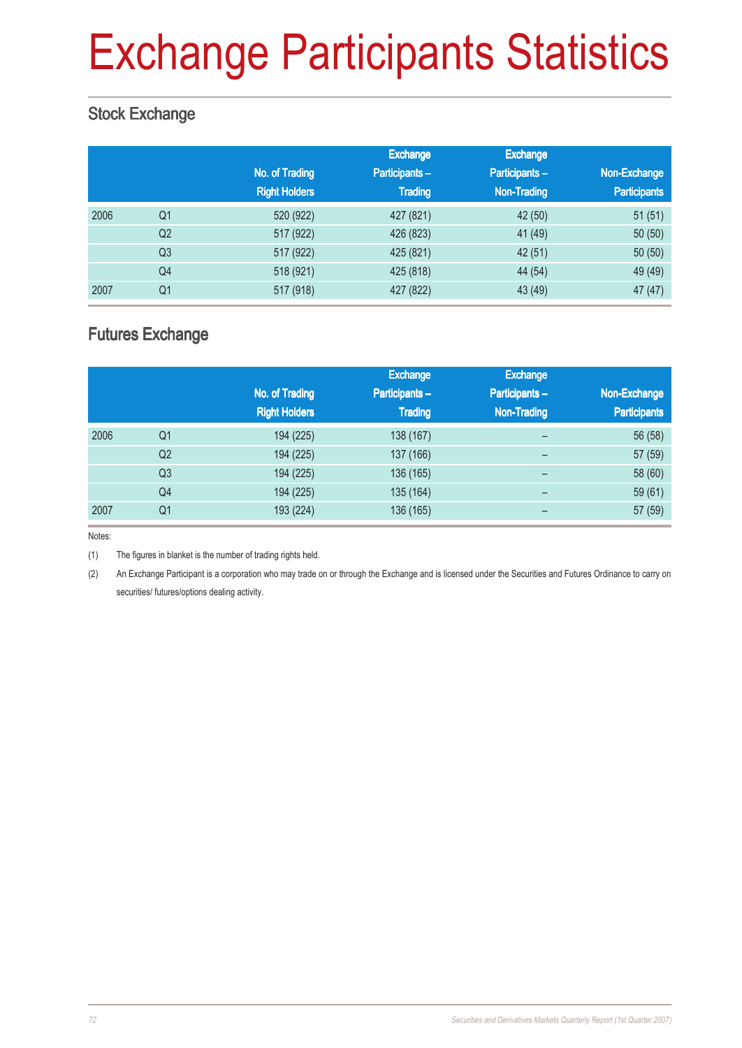# Exchange Participants Statistics

## Stock Exchange

| | | No. of Trading Right Holders | Exchange Participants – Trading | Exchange Participants – Non-Trading | Non-Exchange Participants |
|---|---|---|---|---|---|
| 2006 | Q1 | 520 (922) | 427 (821) | 42 (50) | 51 (51) |
| | Q2 | 517 (922) | 426 (823) | 41 (49) | 50 (50) |
| | Q3 | 517 (922) | 425 (821) | 42 (51) | 50 (50) |
| | Q4 | 518 (921) | 425 (818) | 44 (54) | 49 (49) |
| 2007 | Q1 | 517 (918) | 427 (822) | 43 (49) | 47 (47) |

## Futures Exchange

| | | No. of Trading Right Holders | Exchange Participants – Trading | Exchange Participants – Non-Trading | Non-Exchange Participants |
|---|---|---|---|---|---|
| 2006 | Q1 | 194 (225) | 138 (167) | – | 56 (58) |
| | Q2 | 194 (225) | 137 (166) | – | 57 (59) |
| | Q3 | 194 (225) | 136 (165) | – | 58 (60) |
| | Q4 | 194 (225) | 135 (164) | – | 59 (61) |
| 2007 | Q1 | 193 (224) | 136 (165) | – | 57 (59) |

Notes:

(1) The figures in blanket is the number of trading rights held.

(2) An Exchange Participant is a corporation who may trade on or through the Exchange and is licensed under the Securities and Futures Ordinance to carry on securities/ futures/options dealing activity.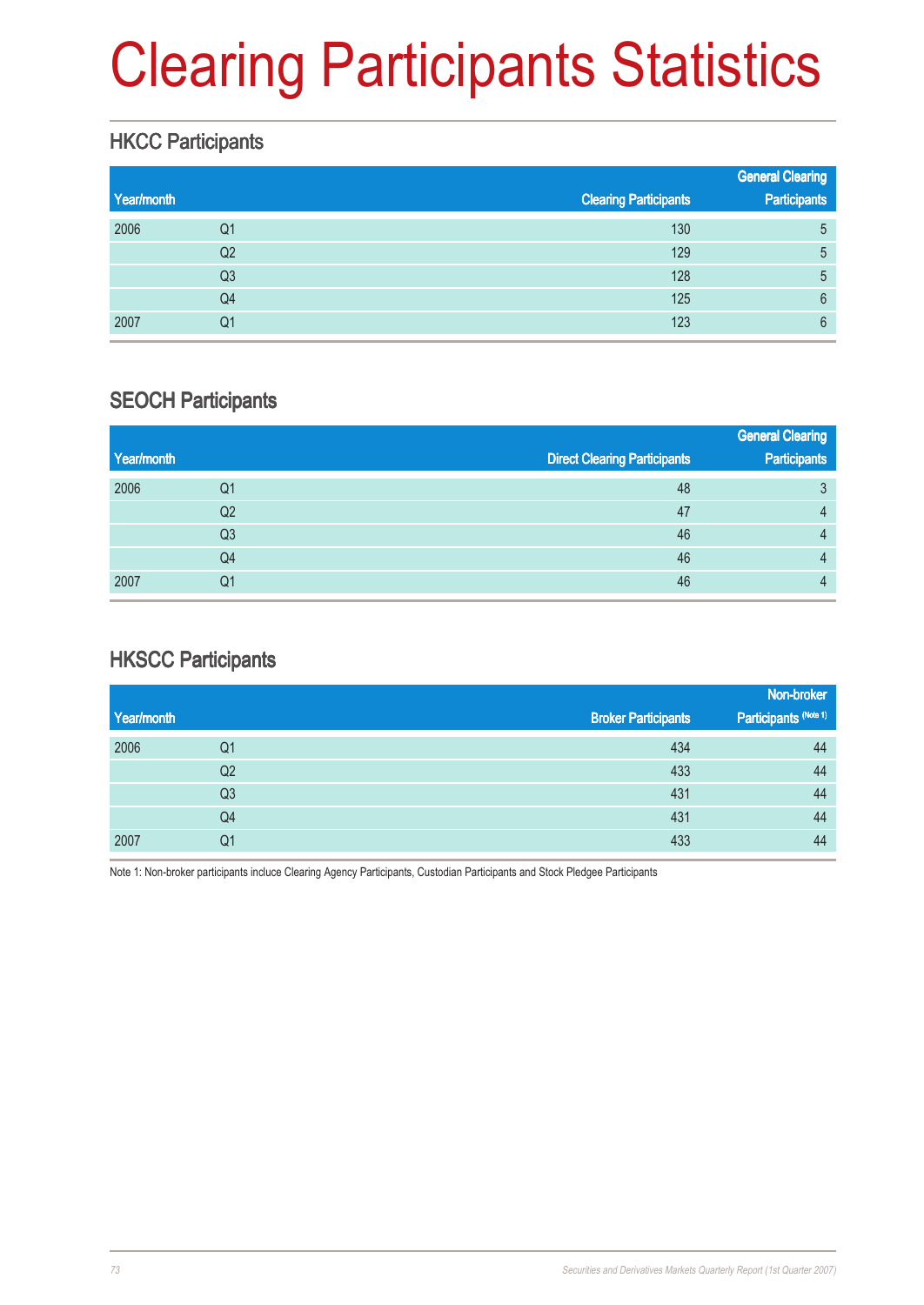# Clearing Participants Statistics

## HKCC Participants

| Year/month | | Clearing Participants | General Clearing Participants |
|---|---|---|---|
| 2006 | Q1 | 130 | 5 |
| | Q2 | 129 | 5 |
| | Q3 | 128 | 5 |
| | Q4 | 125 | 6 |
| 2007 | Q1 | 123 | 6 |

## SEOCH Participants

| Year/month | | Direct Clearing Participants | General Clearing Participants |
|---|---|---|---|
| 2006 | Q1 | 48 | 3 |
| | Q2 | 47 | 4 |
| | Q3 | 46 | 4 |
| | Q4 | 46 | 4 |
| 2007 | Q1 | 46 | 4 |

## HKSCC Participants

| Year/month | | Broker Participants | Non-broker Participants (Note 1) |
|---|---|---|---|
| 2006 | Q1 | 434 | 44 |
| | Q2 | 433 | 44 |
| | Q3 | 431 | 44 |
| | Q4 | 431 | 44 |
| 2007 | Q1 | 433 | 44 |

Note 1: Non-broker participants incluce Clearing Agency Participants, Custodian Participants and Stock Pledgee Participants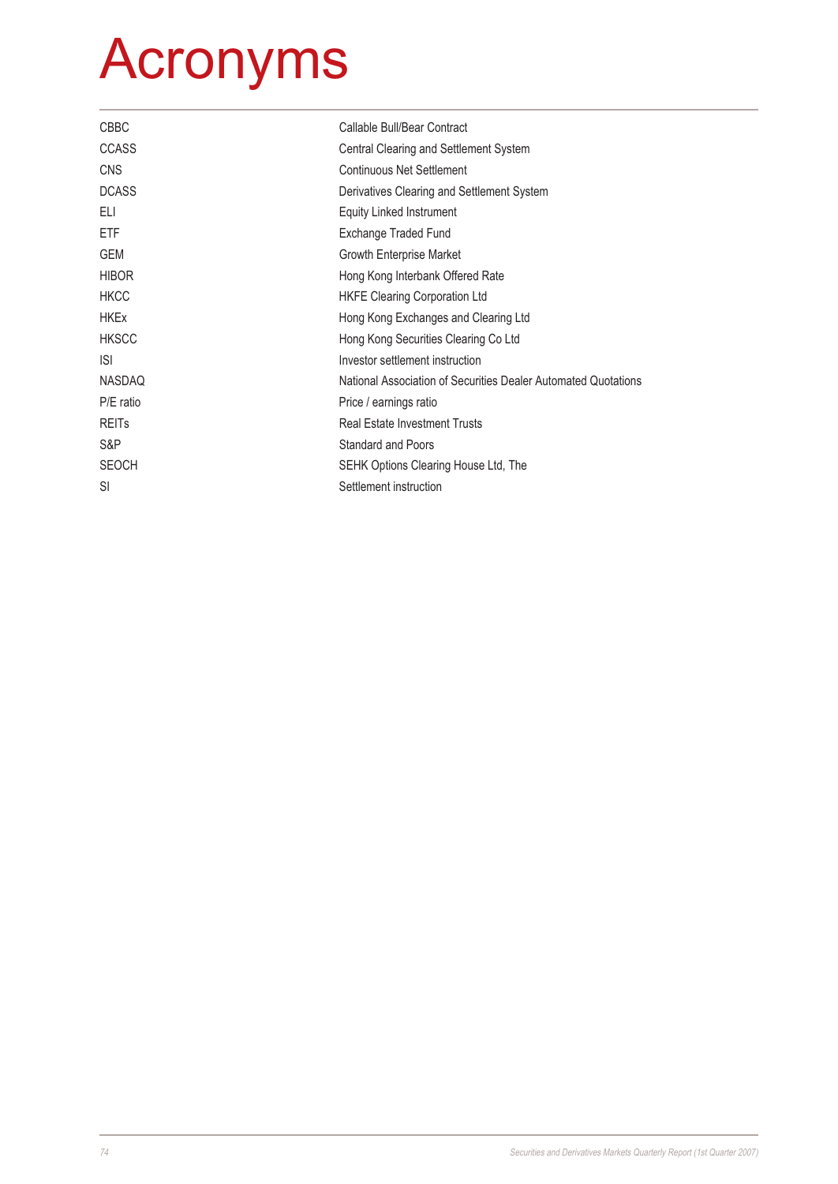# Acronyms

| | |
|---|---|
| CBBC | Callable Bull/Bear Contract |
| CCASS | Central Clearing and Settlement System |
| CNS | Continuous Net Settlement |
| DCASS | Derivatives Clearing and Settlement System |
| ELI | Equity Linked Instrument |
| ETF | Exchange Traded Fund |
| GEM | Growth Enterprise Market |
| HIBOR | Hong Kong Interbank Offered Rate |
| HKCC | HKFE Clearing Corporation Ltd |
| HKEx | Hong Kong Exchanges and Clearing Ltd |
| HKSCC | Hong Kong Securities Clearing Co Ltd |
| ISI | Investor settlement instruction |
| NASDAQ | National Association of Securities Dealer Automated Quotations |
| P/E ratio | Price / earnings ratio |
| REITs | Real Estate Investment Trusts |
| S&P | Standard and Poors |
| SEOCH | SEHK Options Clearing House Ltd, The |
| SI | Settlement instruction |